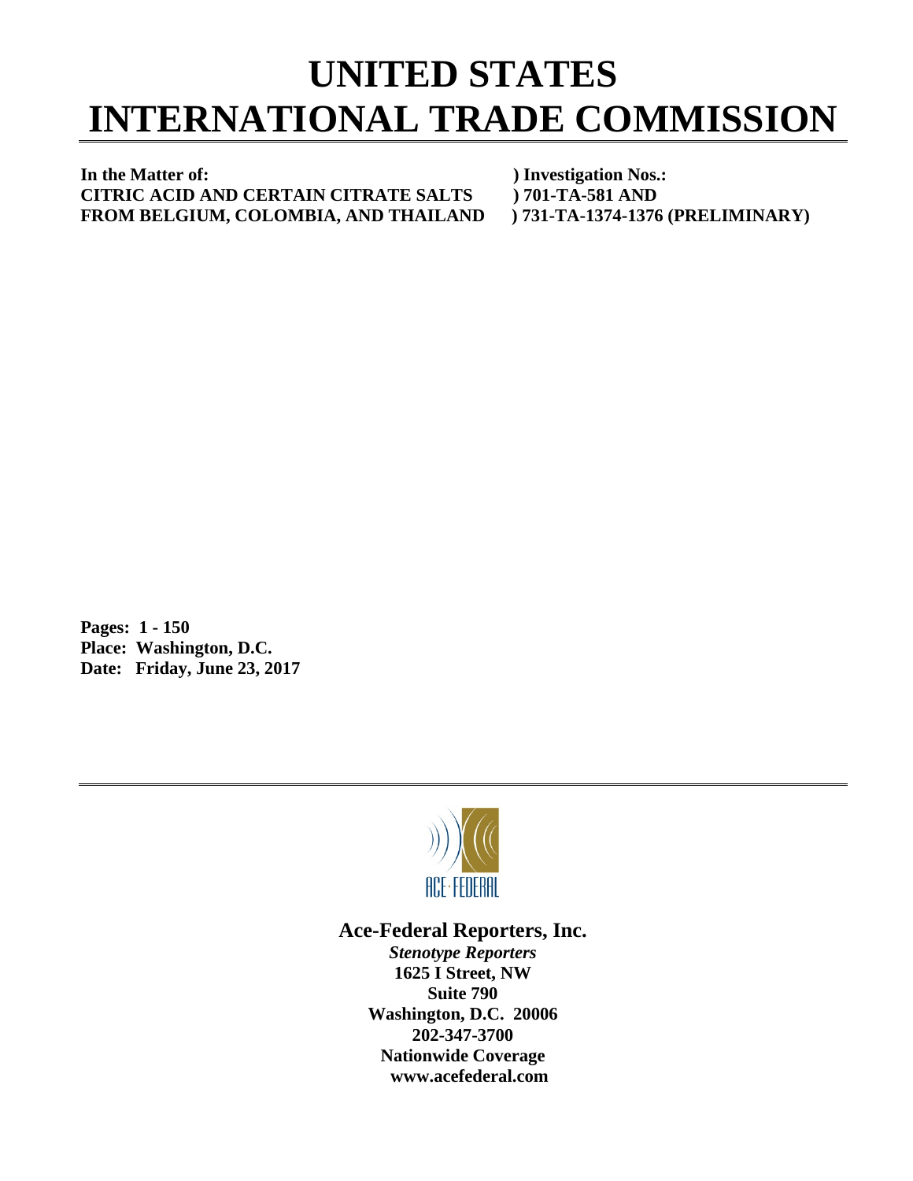# UNITED STATES INTERNATIONAL TRADE COMMISSION

**In the Matter of:** ) **Investigation Nos.:**
**CITRIC ACID AND CERTAIN CITRATE SALTS** ) **701-TA-581 AND**
**FROM BELGIUM, COLOMBIA, AND THAILAND** ) **731-TA-1374-1376 (PRELIMINARY)**

**Pages: 1 - 150**
**Place: Washington, D.C.**
**Date: Friday, June 23, 2017**

ACE·FEDERAL

**Ace-Federal Reporters, Inc.**
***Stenotype Reporters***
**1625 I Street, NW**
**Suite 790**
**Washington, D.C. 20006**
**202-347-3700**
**Nationwide Coverage**
**www.acefederal.com**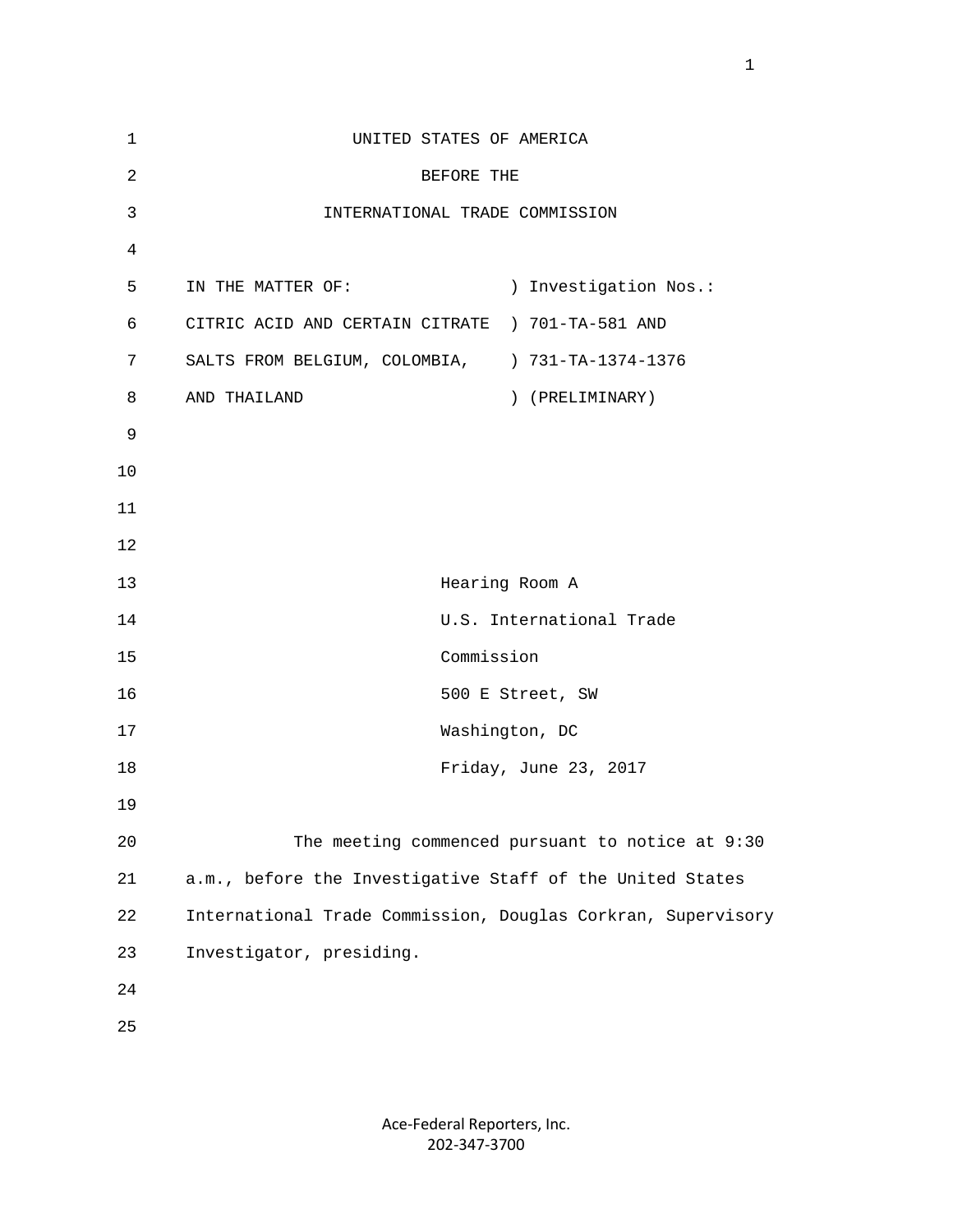UNITED STATES OF AMERICA

BEFORE THE

INTERNATIONAL TRADE COMMISSION

| | |
|---|---|
| IN THE MATTER OF: | ) Investigation Nos.: |
| CITRIC ACID AND CERTAIN CITRATE | ) 701-TA-581 AND |
| SALTS FROM BELGIUM, COLOMBIA, | ) 731-TA-1374-1376 |
| AND THAILAND | ) (PRELIMINARY) |

Hearing Room A
U.S. International Trade
Commission
500 E Street, SW
Washington, DC
Friday, June 23, 2017

The meeting commenced pursuant to notice at 9:30 a.m., before the Investigative Staff of the United States International Trade Commission, Douglas Corkran, Supervisory Investigator, presiding.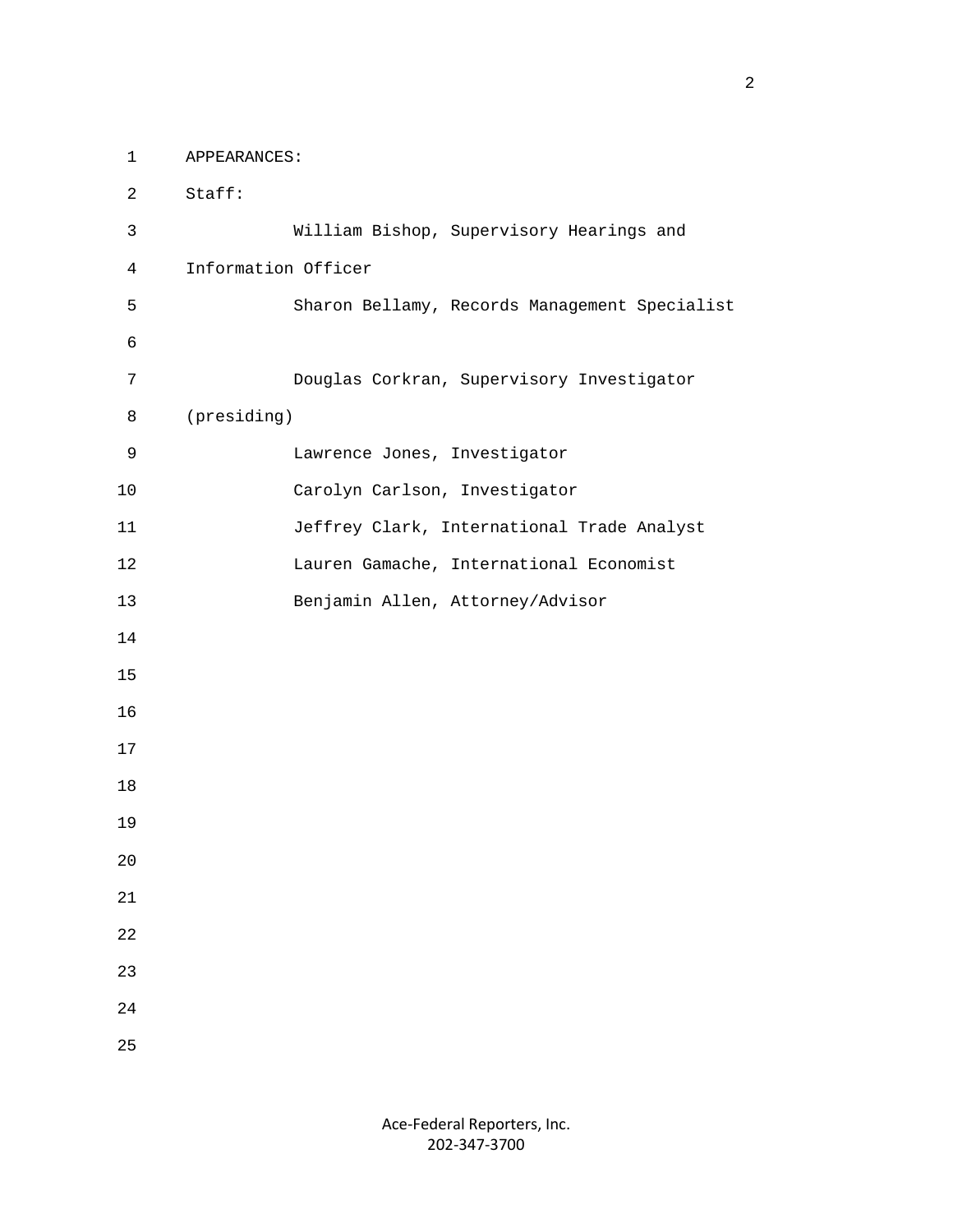APPEARANCES:

Staff:

William Bishop, Supervisory Hearings and Information Officer

Sharon Bellamy, Records Management Specialist

Douglas Corkran, Supervisory Investigator (presiding)

Lawrence Jones, Investigator

Carolyn Carlson, Investigator

Jeffrey Clark, International Trade Analyst

Lauren Gamache, International Economist

Benjamin Allen, Attorney/Advisor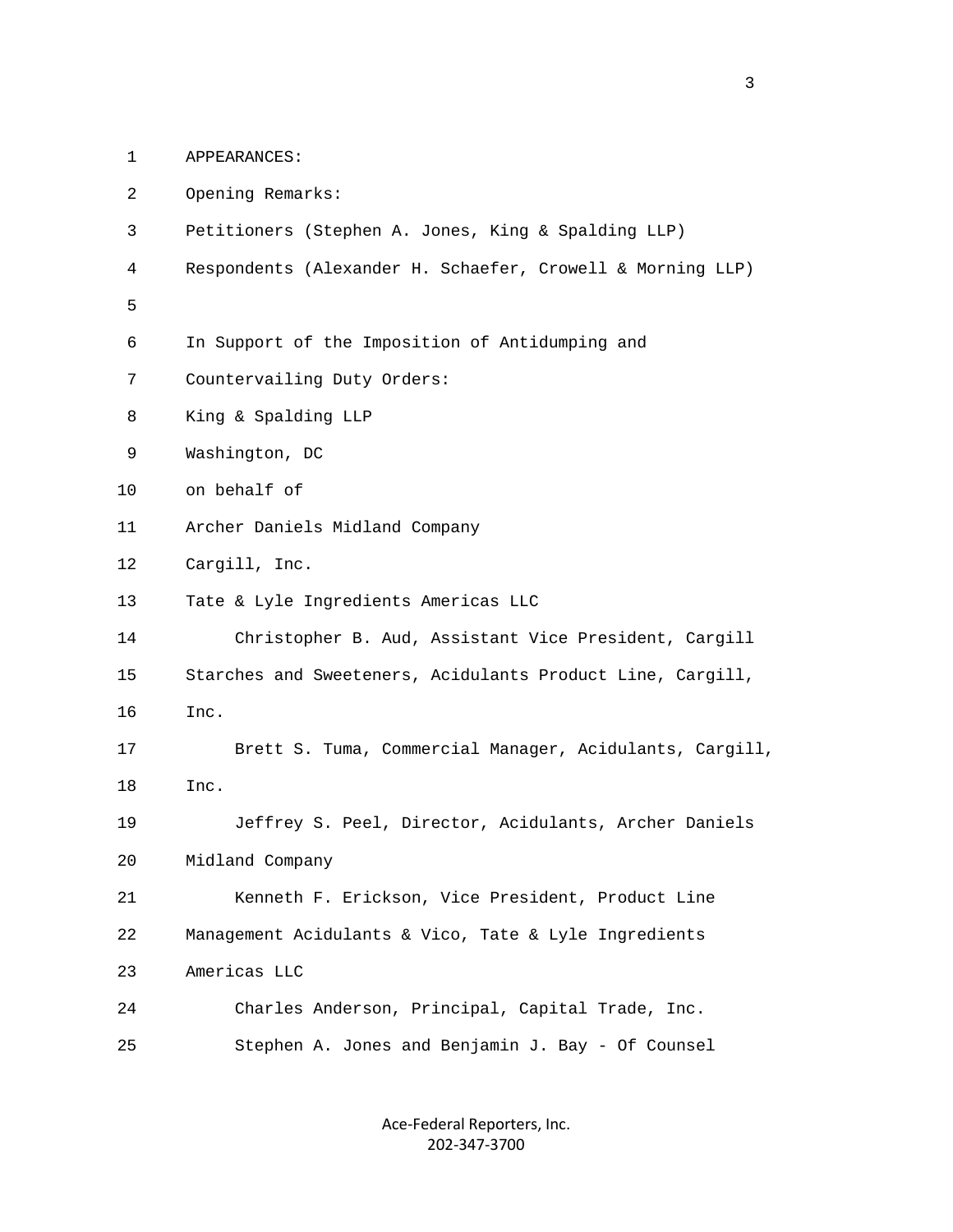1 APPEARANCES:

2 Opening Remarks:

3 Petitioners (Stephen A. Jones, King & Spalding LLP)

4 Respondents (Alexander H. Schaefer, Crowell & Morning LLP)

5

6 In Support of the Imposition of Antidumping and

7 Countervailing Duty Orders:

8 King & Spalding LLP

9 Washington, DC

10 on behalf of

11 Archer Daniels Midland Company

12 Cargill, Inc.

13 Tate & Lyle Ingredients Americas LLC

14 Christopher B. Aud, Assistant Vice President, Cargill

15 Starches and Sweeteners, Acidulants Product Line, Cargill,

16 Inc.

17 Brett S. Tuma, Commercial Manager, Acidulants, Cargill,

18 Inc.

19 Jeffrey S. Peel, Director, Acidulants, Archer Daniels

20 Midland Company

21 Kenneth F. Erickson, Vice President, Product Line

22 Management Acidulants & Vico, Tate & Lyle Ingredients

23 Americas LLC

24 Charles Anderson, Principal, Capital Trade, Inc.

25 Stephen A. Jones and Benjamin J. Bay - Of Counsel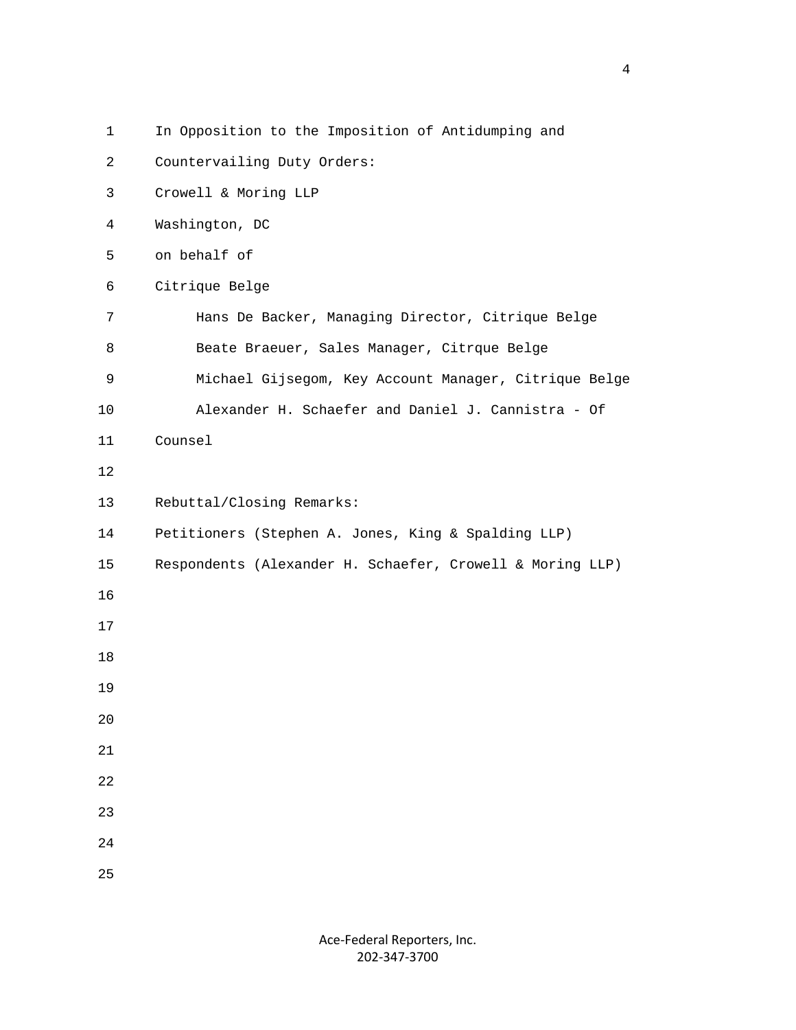In Opposition to the Imposition of Antidumping and Countervailing Duty Orders:

Crowell & Moring LLP
Washington, DC
on behalf of
Citrique Belge

Hans De Backer, Managing Director, Citrique Belge
Beate Braeuer, Sales Manager, Citrque Belge
Michael Gijsegom, Key Account Manager, Citrique Belge
Alexander H. Schaefer and Daniel J. Cannistra - Of Counsel

Rebuttal/Closing Remarks:
Petitioners (Stephen A. Jones, King & Spalding LLP)
Respondents (Alexander H. Schaefer, Crowell & Moring LLP)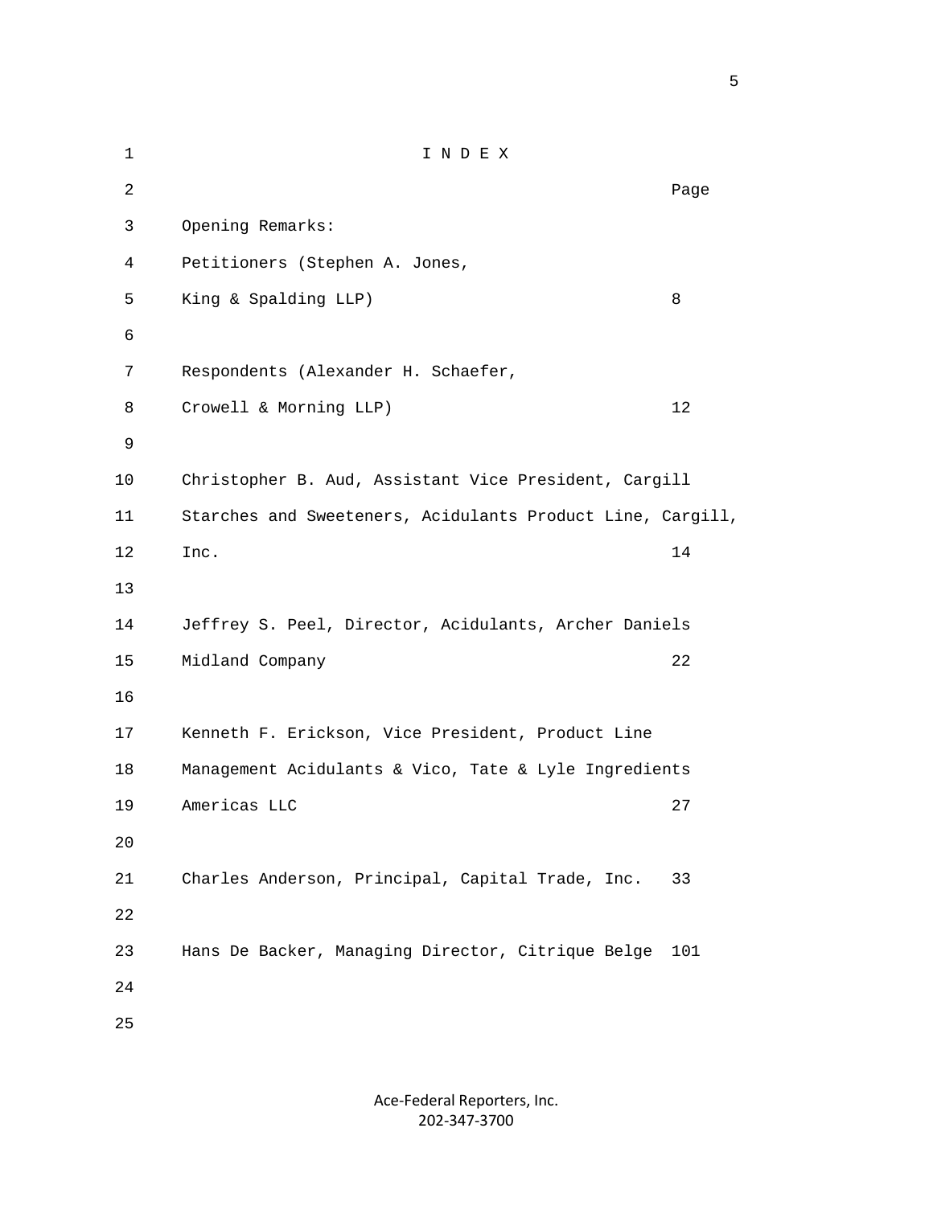# I N D E X

| | Page |
|---|---|
| Opening Remarks: | |
| Petitioners (Stephen A. Jones, King & Spalding LLP) | 8 |
| Respondents (Alexander H. Schaefer, Crowell & Morning LLP) | 12 |
| Christopher B. Aud, Assistant Vice President, Cargill Starches and Sweeteners, Acidulants Product Line, Cargill, Inc. | 14 |
| Jeffrey S. Peel, Director, Acidulants, Archer Daniels Midland Company | 22 |
| Kenneth F. Erickson, Vice President, Product Line Management Acidulants & Vico, Tate & Lyle Ingredients Americas LLC | 27 |
| Charles Anderson, Principal, Capital Trade, Inc. | 33 |
| Hans De Backer, Managing Director, Citrique Belge | 101 |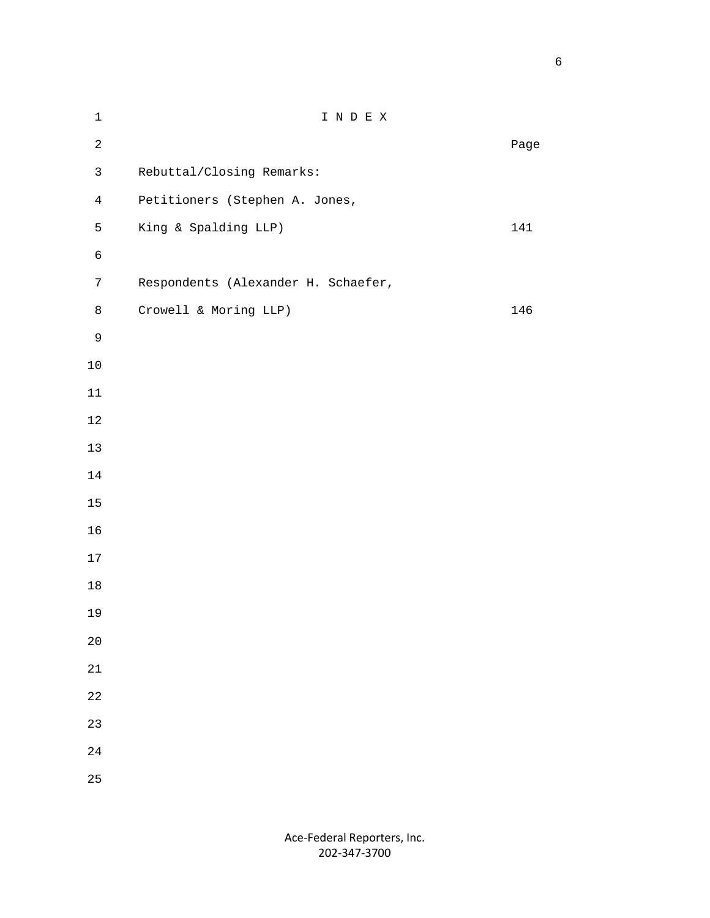# I N D E X

| | Page |
|---|---|
| Rebuttal/Closing Remarks: | |
| Petitioners (Stephen A. Jones, King & Spalding LLP) | 141 |
| Respondents (Alexander H. Schaefer, Crowell & Moring LLP) | 146 |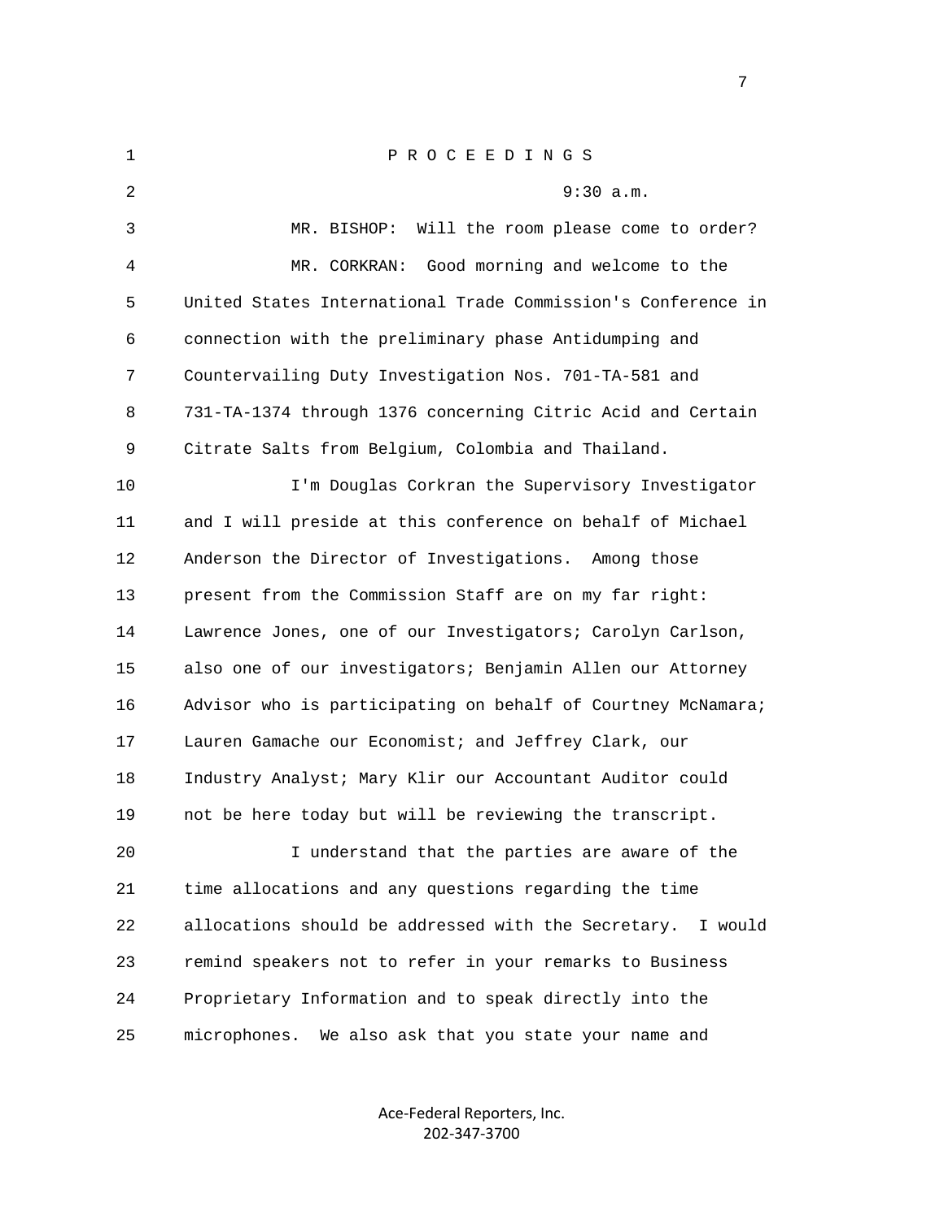P R O C E E D I N G S

9:30 a.m.

MR. BISHOP: Will the room please come to order?

MR. CORKRAN: Good morning and welcome to the United States International Trade Commission's Conference in connection with the preliminary phase Antidumping and Countervailing Duty Investigation Nos. 701-TA-581 and 731-TA-1374 through 1376 concerning Citric Acid and Certain Citrate Salts from Belgium, Colombia and Thailand.

I'm Douglas Corkran the Supervisory Investigator and I will preside at this conference on behalf of Michael Anderson the Director of Investigations. Among those present from the Commission Staff are on my far right: Lawrence Jones, one of our Investigators; Carolyn Carlson, also one of our investigators; Benjamin Allen our Attorney Advisor who is participating on behalf of Courtney McNamara; Lauren Gamache our Economist; and Jeffrey Clark, our Industry Analyst; Mary Klir our Accountant Auditor could not be here today but will be reviewing the transcript.

I understand that the parties are aware of the time allocations and any questions regarding the time allocations should be addressed with the Secretary. I would remind speakers not to refer in your remarks to Business Proprietary Information and to speak directly into the microphones. We also ask that you state your name and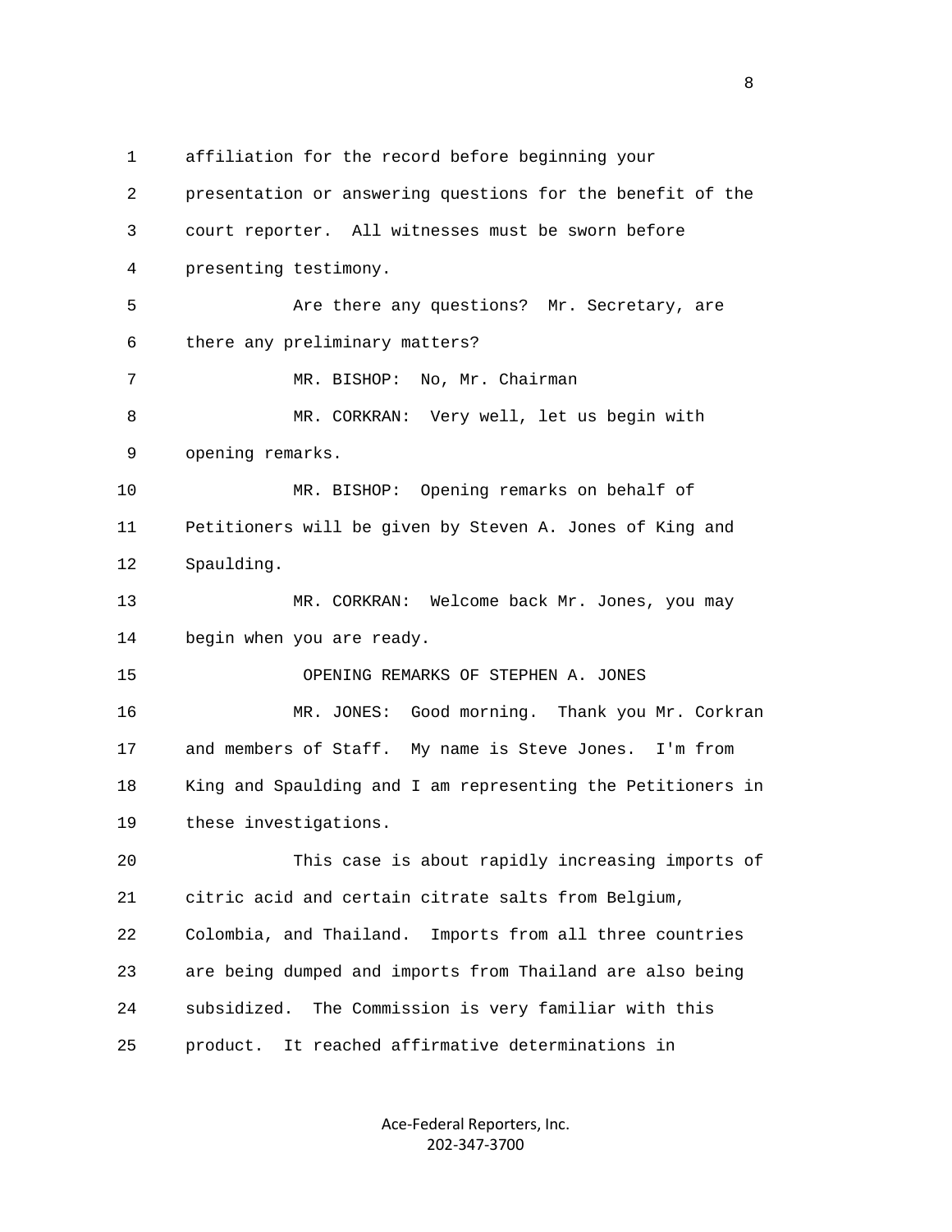affiliation for the record before beginning your presentation or answering questions for the benefit of the court reporter. All witnesses must be sworn before presenting testimony.

Are there any questions? Mr. Secretary, are there any preliminary matters?

MR. BISHOP: No, Mr. Chairman

MR. CORKRAN: Very well, let us begin with opening remarks.

MR. BISHOP: Opening remarks on behalf of Petitioners will be given by Steven A. Jones of King and Spaulding.

MR. CORKRAN: Welcome back Mr. Jones, you may begin when you are ready.

OPENING REMARKS OF STEPHEN A. JONES

MR. JONES: Good morning. Thank you Mr. Corkran and members of Staff. My name is Steve Jones. I'm from King and Spaulding and I am representing the Petitioners in these investigations.

This case is about rapidly increasing imports of citric acid and certain citrate salts from Belgium, Colombia, and Thailand. Imports from all three countries are being dumped and imports from Thailand are also being subsidized. The Commission is very familiar with this product. It reached affirmative determinations in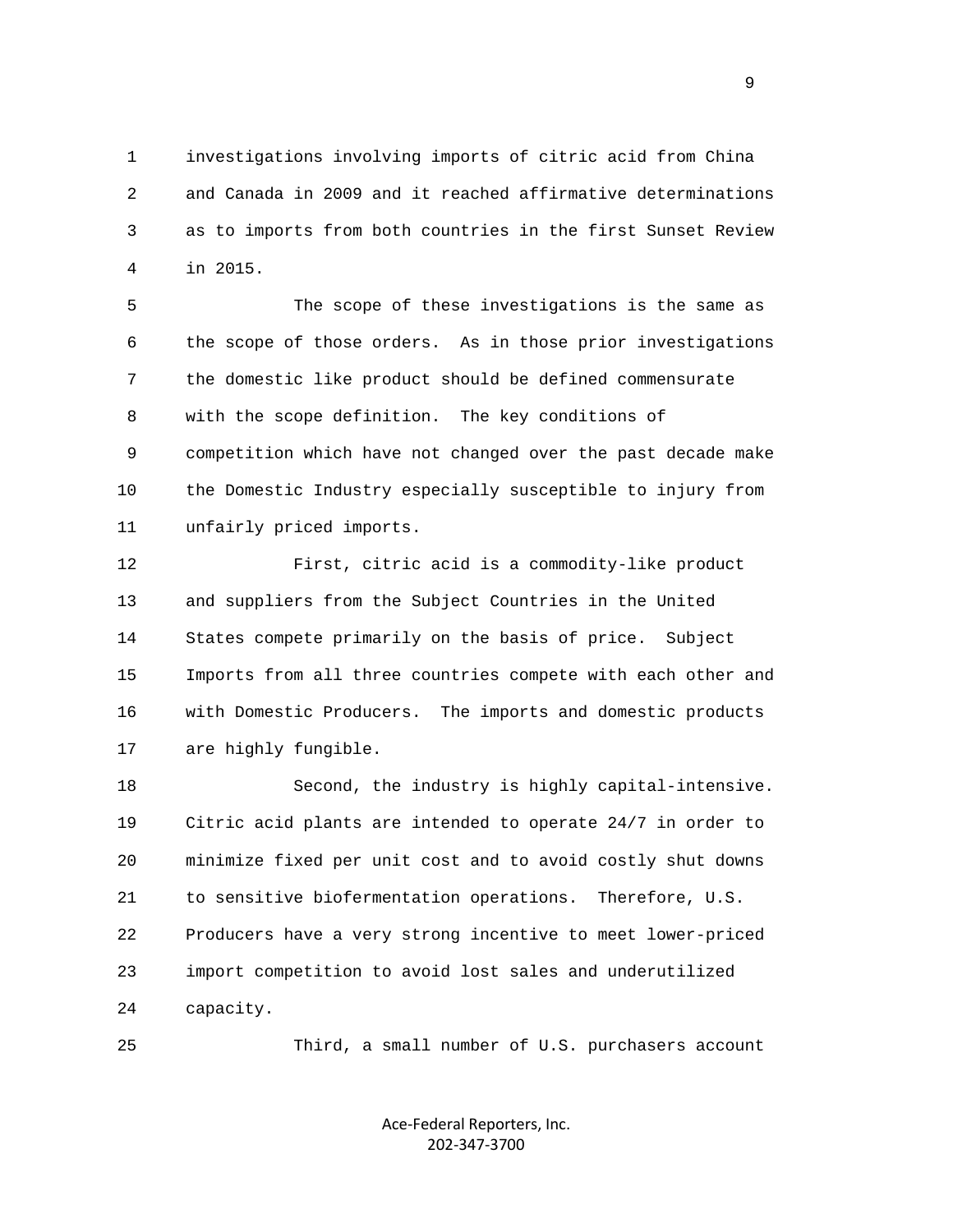investigations involving imports of citric acid from China and Canada in 2009 and it reached affirmative determinations as to imports from both countries in the first Sunset Review in 2015.

The scope of these investigations is the same as the scope of those orders. As in those prior investigations the domestic like product should be defined commensurate with the scope definition. The key conditions of competition which have not changed over the past decade make the Domestic Industry especially susceptible to injury from unfairly priced imports.

First, citric acid is a commodity-like product and suppliers from the Subject Countries in the United States compete primarily on the basis of price. Subject Imports from all three countries compete with each other and with Domestic Producers. The imports and domestic products are highly fungible.

Second, the industry is highly capital-intensive. Citric acid plants are intended to operate 24/7 in order to minimize fixed per unit cost and to avoid costly shut downs to sensitive biofermentation operations. Therefore, U.S. Producers have a very strong incentive to meet lower-priced import competition to avoid lost sales and underutilized capacity.

Third, a small number of U.S. purchasers account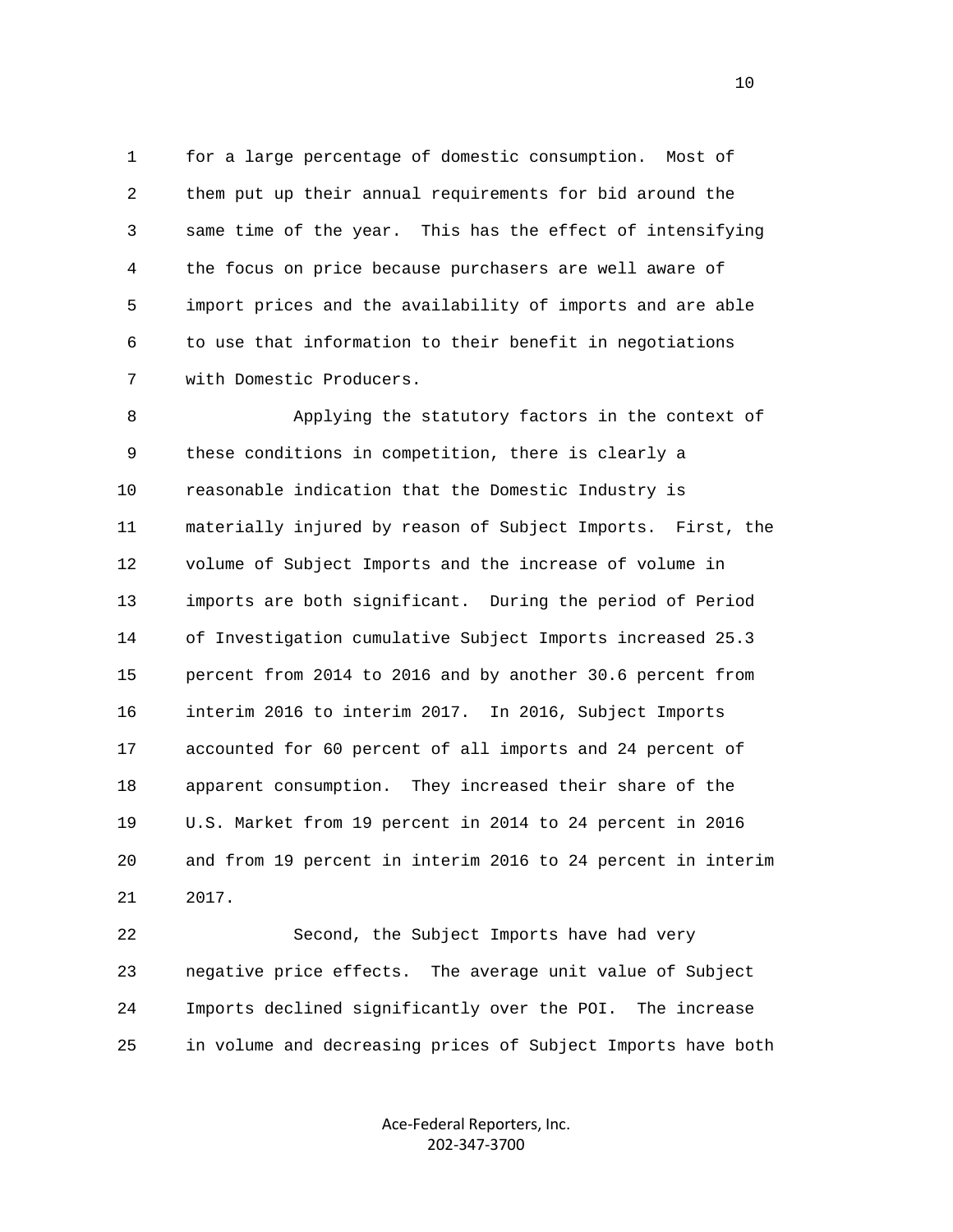for a large percentage of domestic consumption. Most of them put up their annual requirements for bid around the same time of the year. This has the effect of intensifying the focus on price because purchasers are well aware of import prices and the availability of imports and are able to use that information to their benefit in negotiations with Domestic Producers.

Applying the statutory factors in the context of these conditions in competition, there is clearly a reasonable indication that the Domestic Industry is materially injured by reason of Subject Imports. First, the volume of Subject Imports and the increase of volume in imports are both significant. During the period of Period of Investigation cumulative Subject Imports increased 25.3 percent from 2014 to 2016 and by another 30.6 percent from interim 2016 to interim 2017. In 2016, Subject Imports accounted for 60 percent of all imports and 24 percent of apparent consumption. They increased their share of the U.S. Market from 19 percent in 2014 to 24 percent in 2016 and from 19 percent in interim 2016 to 24 percent in interim 2017.

Second, the Subject Imports have had very negative price effects. The average unit value of Subject Imports declined significantly over the POI. The increase in volume and decreasing prices of Subject Imports have both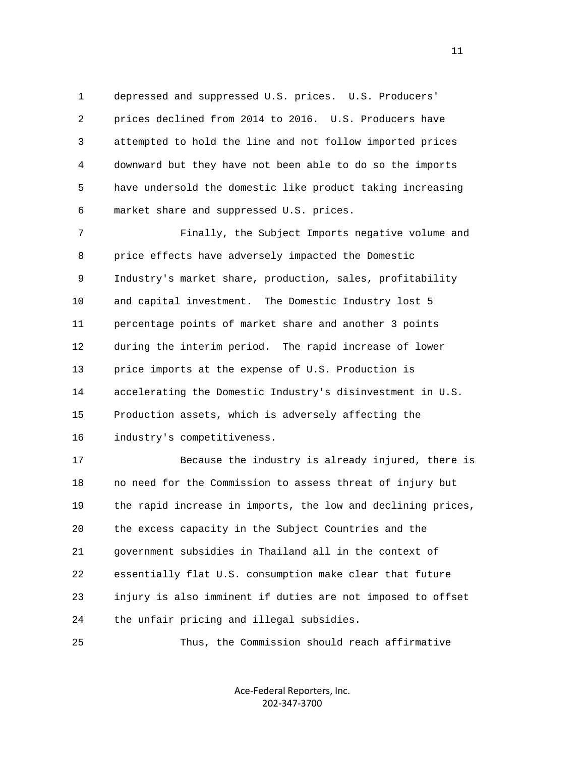depressed and suppressed U.S. prices. U.S. Producers' prices declined from 2014 to 2016. U.S. Producers have attempted to hold the line and not follow imported prices downward but they have not been able to do so the imports have undersold the domestic like product taking increasing market share and suppressed U.S. prices.

Finally, the Subject Imports negative volume and price effects have adversely impacted the Domestic Industry's market share, production, sales, profitability and capital investment. The Domestic Industry lost 5 percentage points of market share and another 3 points during the interim period. The rapid increase of lower price imports at the expense of U.S. Production is accelerating the Domestic Industry's disinvestment in U.S. Production assets, which is adversely affecting the industry's competitiveness.

Because the industry is already injured, there is no need for the Commission to assess threat of injury but the rapid increase in imports, the low and declining prices, the excess capacity in the Subject Countries and the government subsidies in Thailand all in the context of essentially flat U.S. consumption make clear that future injury is also imminent if duties are not imposed to offset the unfair pricing and illegal subsidies.

Thus, the Commission should reach affirmative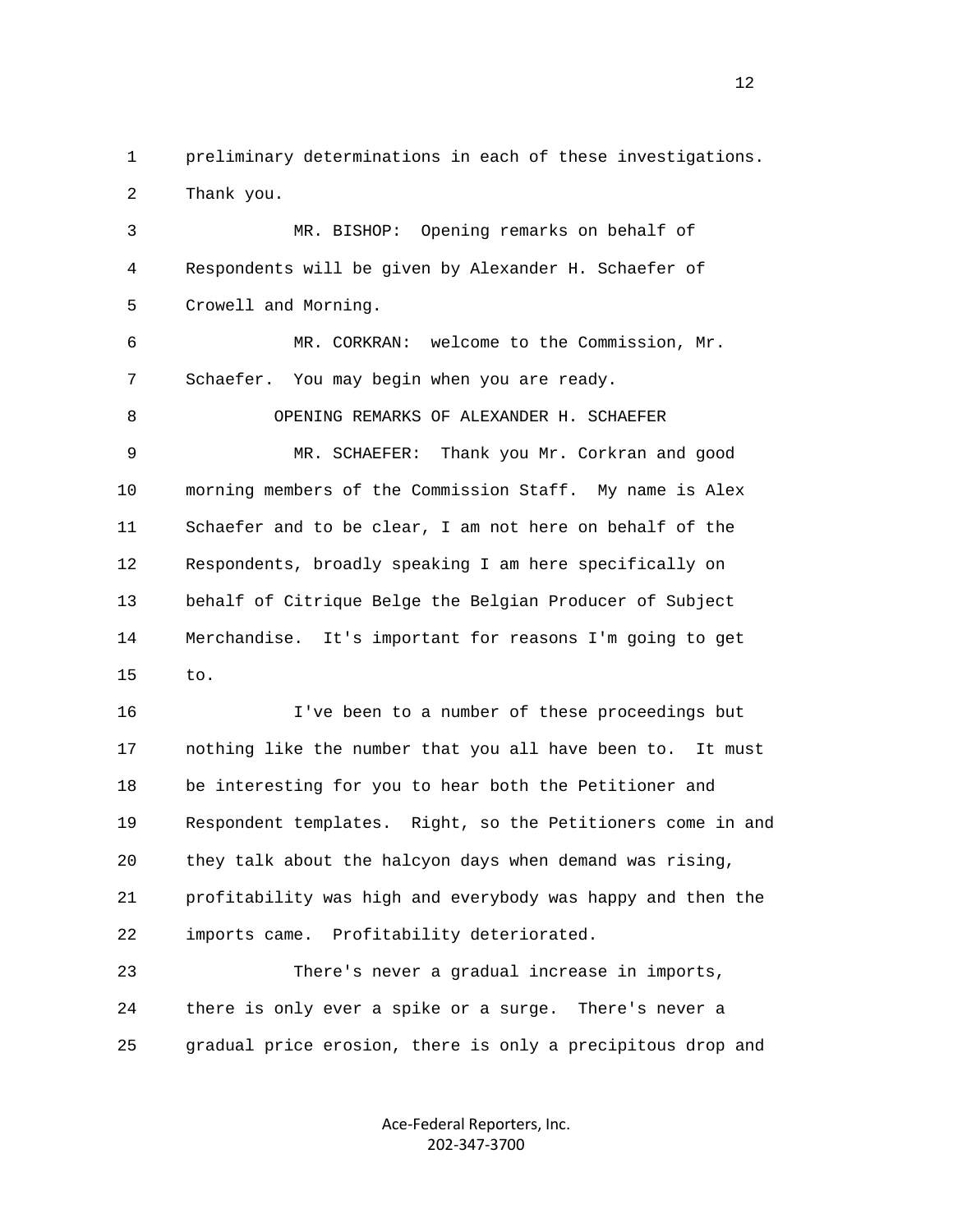preliminary determinations in each of these investigations. Thank you.

MR. BISHOP: Opening remarks on behalf of Respondents will be given by Alexander H. Schaefer of Crowell and Morning.

MR. CORKRAN: welcome to the Commission, Mr. Schaefer. You may begin when you are ready.

OPENING REMARKS OF ALEXANDER H. SCHAEFER

MR. SCHAEFER: Thank you Mr. Corkran and good morning members of the Commission Staff. My name is Alex Schaefer and to be clear, I am not here on behalf of the Respondents, broadly speaking I am here specifically on behalf of Citrique Belge the Belgian Producer of Subject Merchandise. It's important for reasons I'm going to get to.

I've been to a number of these proceedings but nothing like the number that you all have been to. It must be interesting for you to hear both the Petitioner and Respondent templates. Right, so the Petitioners come in and they talk about the halcyon days when demand was rising, profitability was high and everybody was happy and then the imports came. Profitability deteriorated.

There's never a gradual increase in imports, there is only ever a spike or a surge. There's never a gradual price erosion, there is only a precipitous drop and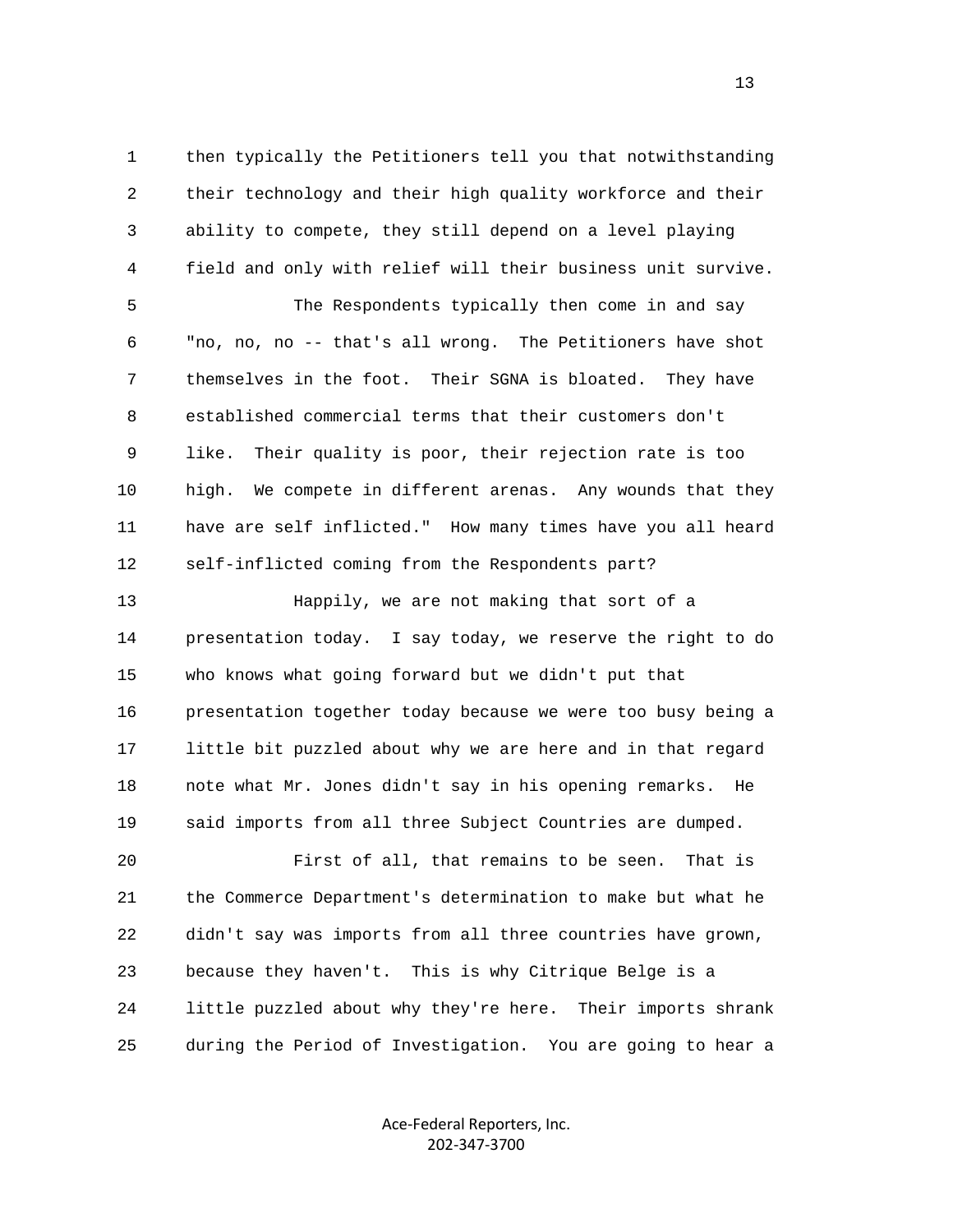then typically the Petitioners tell you that notwithstanding their technology and their high quality workforce and their ability to compete, they still depend on a level playing field and only with relief will their business unit survive.

The Respondents typically then come in and say "no, no, no -- that's all wrong. The Petitioners have shot themselves in the foot. Their SGNA is bloated. They have established commercial terms that their customers don't like. Their quality is poor, their rejection rate is too high. We compete in different arenas. Any wounds that they have are self inflicted." How many times have you all heard self-inflicted coming from the Respondents part?

Happily, we are not making that sort of a presentation today. I say today, we reserve the right to do who knows what going forward but we didn't put that presentation together today because we were too busy being a little bit puzzled about why we are here and in that regard note what Mr. Jones didn't say in his opening remarks. He said imports from all three Subject Countries are dumped.

First of all, that remains to be seen. That is the Commerce Department's determination to make but what he didn't say was imports from all three countries have grown, because they haven't. This is why Citrique Belge is a little puzzled about why they're here. Their imports shrank during the Period of Investigation. You are going to hear a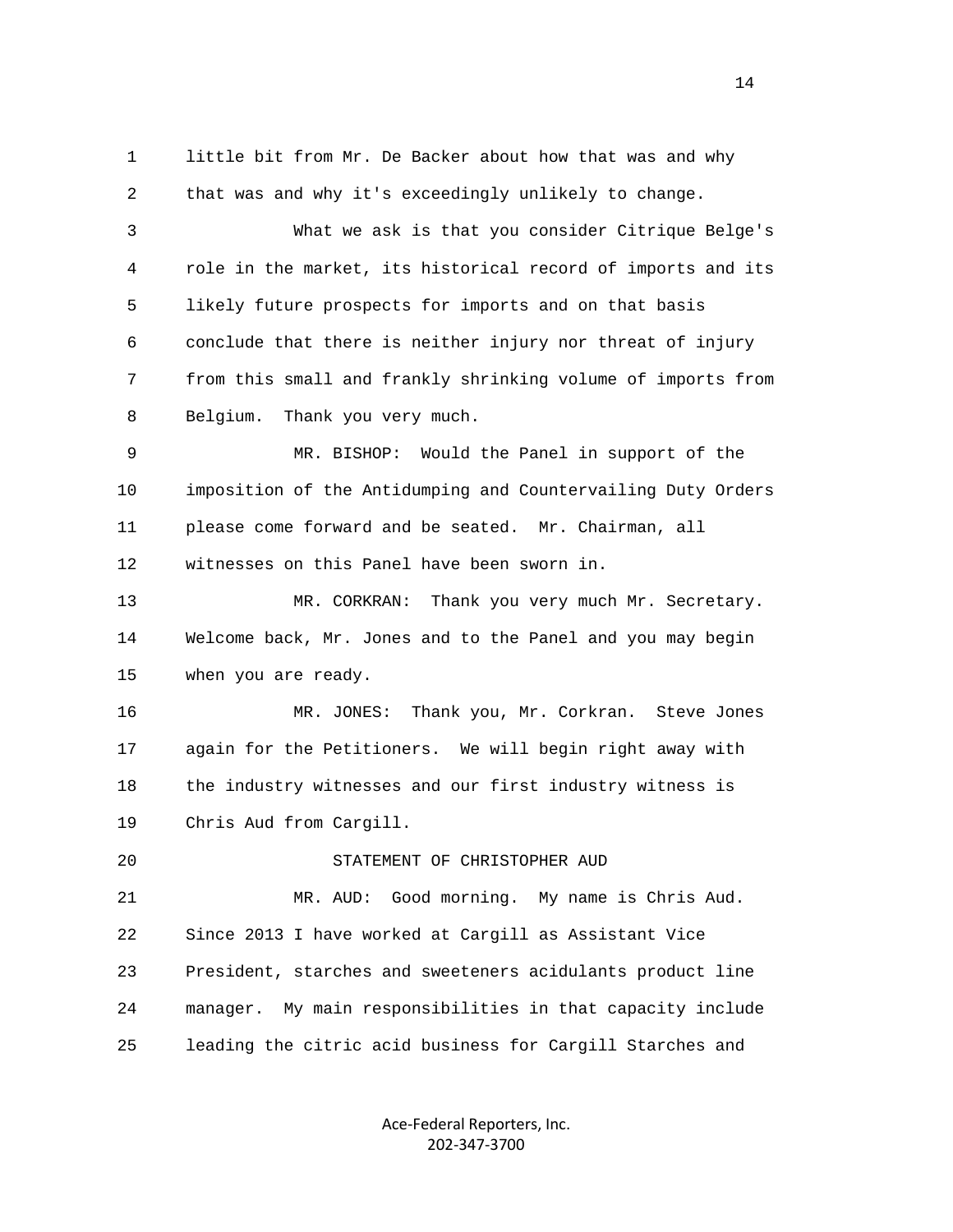little bit from Mr. De Backer about how that was and why that was and why it's exceedingly unlikely to change.

What we ask is that you consider Citrique Belge's role in the market, its historical record of imports and its likely future prospects for imports and on that basis conclude that there is neither injury nor threat of injury from this small and frankly shrinking volume of imports from Belgium. Thank you very much.

MR. BISHOP: Would the Panel in support of the imposition of the Antidumping and Countervailing Duty Orders please come forward and be seated. Mr. Chairman, all witnesses on this Panel have been sworn in.

MR. CORKRAN: Thank you very much Mr. Secretary. Welcome back, Mr. Jones and to the Panel and you may begin when you are ready.

MR. JONES: Thank you, Mr. Corkran. Steve Jones again for the Petitioners. We will begin right away with the industry witnesses and our first industry witness is Chris Aud from Cargill.

STATEMENT OF CHRISTOPHER AUD

MR. AUD: Good morning. My name is Chris Aud. Since 2013 I have worked at Cargill as Assistant Vice President, starches and sweeteners acidulants product line manager. My main responsibilities in that capacity include leading the citric acid business for Cargill Starches and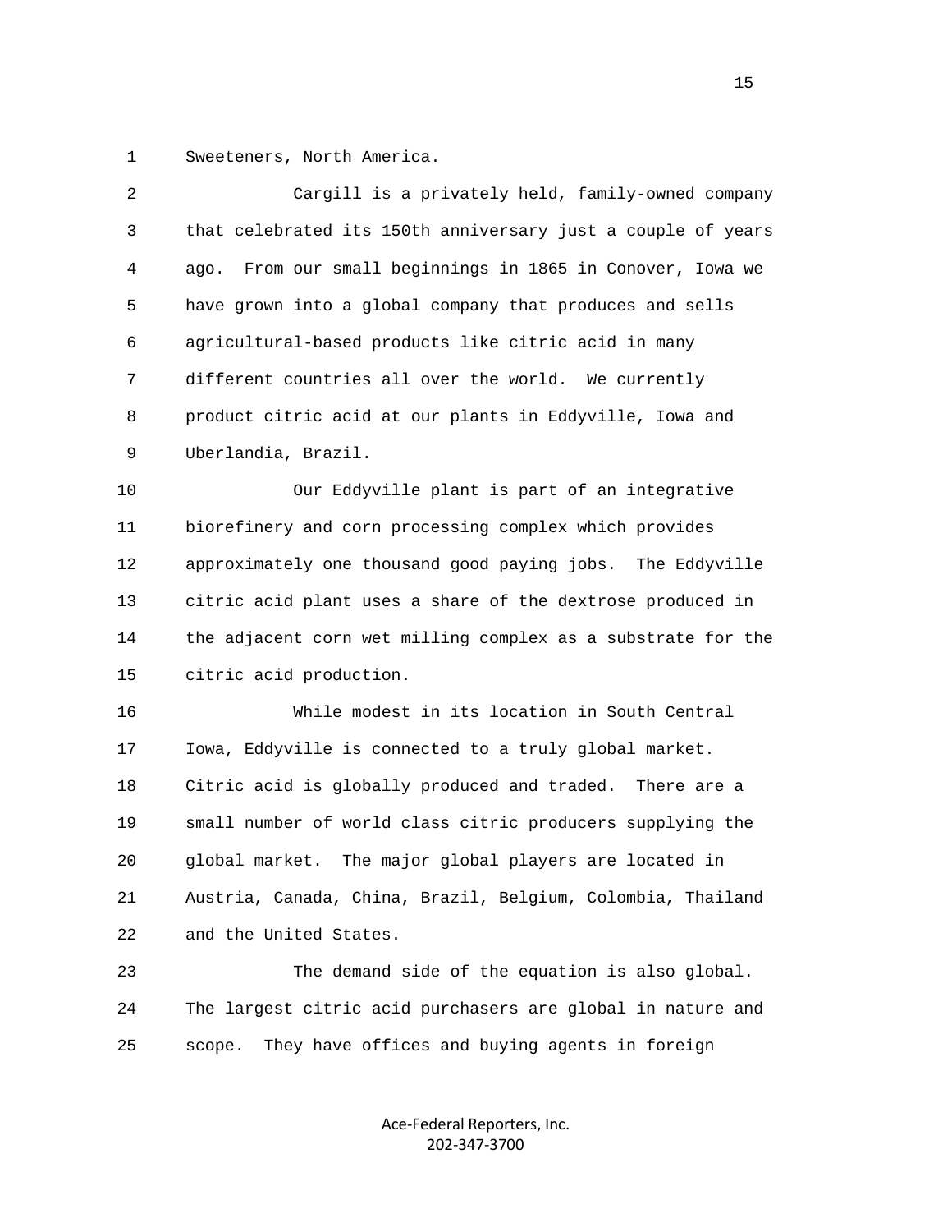Sweeteners, North America.

Cargill is a privately held, family-owned company that celebrated its 150th anniversary just a couple of years ago. From our small beginnings in 1865 in Conover, Iowa we have grown into a global company that produces and sells agricultural-based products like citric acid in many different countries all over the world. We currently product citric acid at our plants in Eddyville, Iowa and Uberlandia, Brazil.

Our Eddyville plant is part of an integrative biorefinery and corn processing complex which provides approximately one thousand good paying jobs. The Eddyville citric acid plant uses a share of the dextrose produced in the adjacent corn wet milling complex as a substrate for the citric acid production.

While modest in its location in South Central Iowa, Eddyville is connected to a truly global market. Citric acid is globally produced and traded. There are a small number of world class citric producers supplying the global market. The major global players are located in Austria, Canada, China, Brazil, Belgium, Colombia, Thailand and the United States.

The demand side of the equation is also global. The largest citric acid purchasers are global in nature and scope. They have offices and buying agents in foreign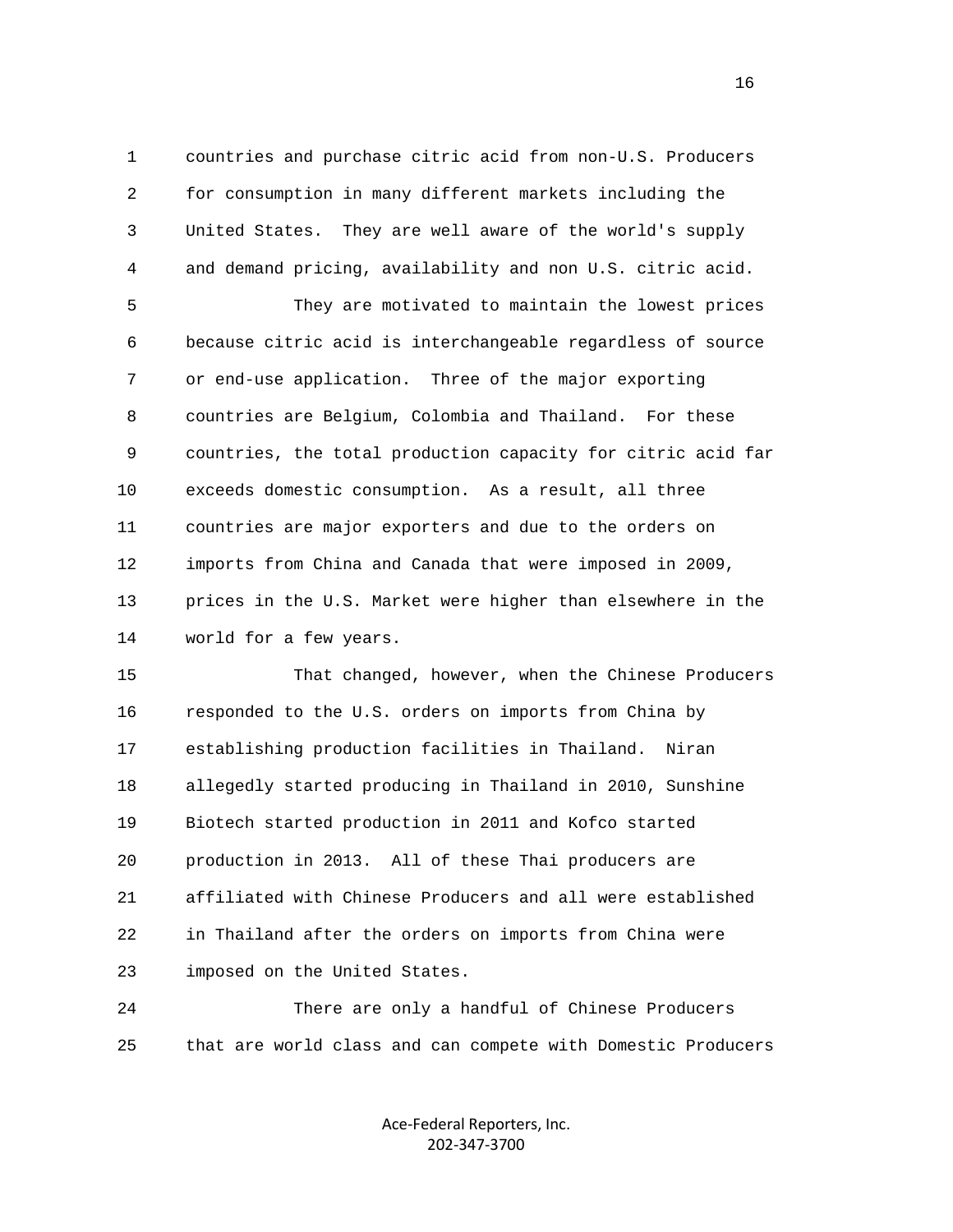countries and purchase citric acid from non-U.S. Producers for consumption in many different markets including the United States. They are well aware of the world's supply and demand pricing, availability and non U.S. citric acid.

They are motivated to maintain the lowest prices because citric acid is interchangeable regardless of source or end-use application. Three of the major exporting countries are Belgium, Colombia and Thailand. For these countries, the total production capacity for citric acid far exceeds domestic consumption. As a result, all three countries are major exporters and due to the orders on imports from China and Canada that were imposed in 2009, prices in the U.S. Market were higher than elsewhere in the world for a few years.

That changed, however, when the Chinese Producers responded to the U.S. orders on imports from China by establishing production facilities in Thailand. Niran allegedly started producing in Thailand in 2010, Sunshine Biotech started production in 2011 and Kofco started production in 2013. All of these Thai producers are affiliated with Chinese Producers and all were established in Thailand after the orders on imports from China were imposed on the United States.

There are only a handful of Chinese Producers that are world class and can compete with Domestic Producers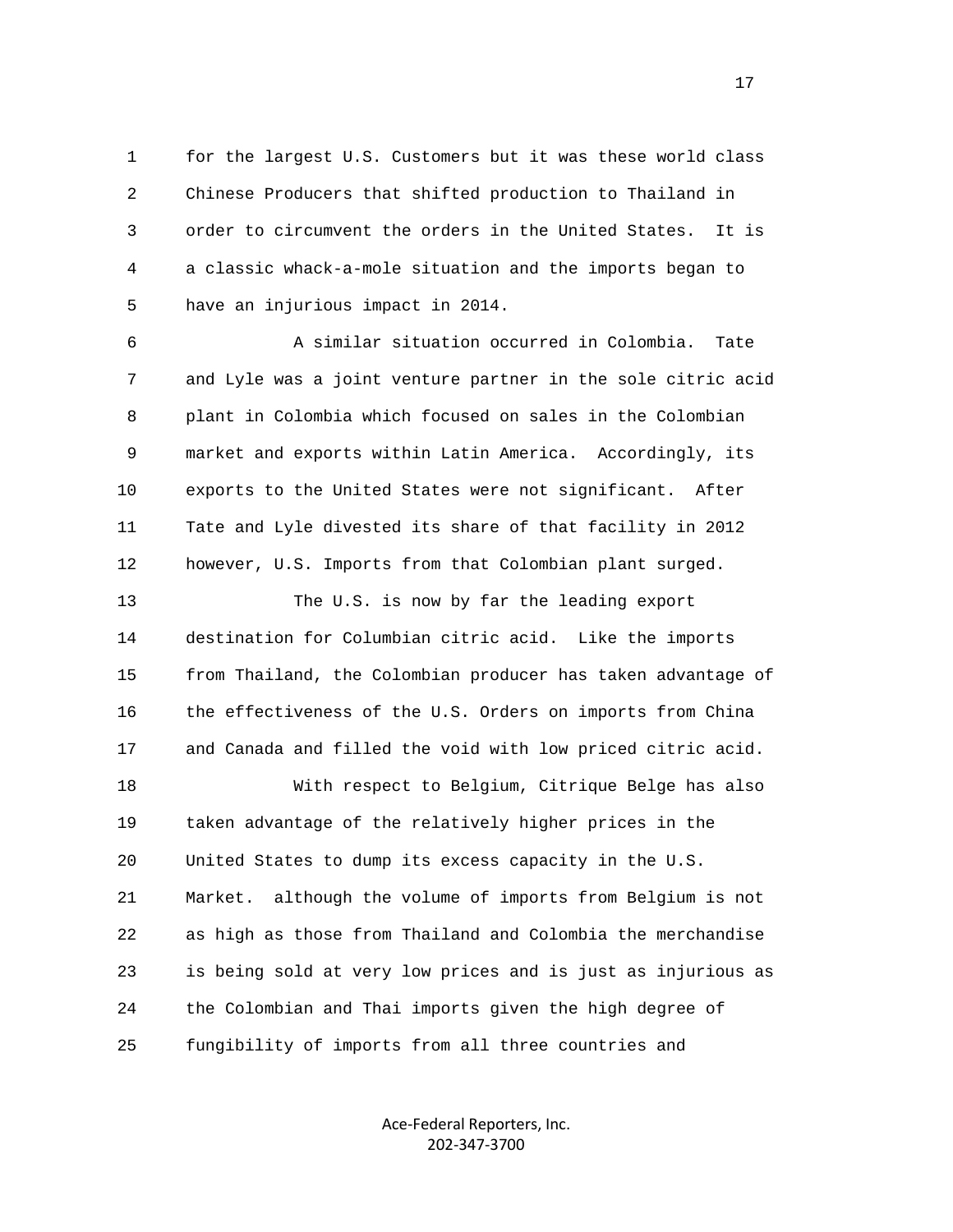for the largest U.S. Customers but it was these world class Chinese Producers that shifted production to Thailand in order to circumvent the orders in the United States. It is a classic whack-a-mole situation and the imports began to have an injurious impact in 2014.

A similar situation occurred in Colombia. Tate and Lyle was a joint venture partner in the sole citric acid plant in Colombia which focused on sales in the Colombian market and exports within Latin America. Accordingly, its exports to the United States were not significant. After Tate and Lyle divested its share of that facility in 2012 however, U.S. Imports from that Colombian plant surged.

The U.S. is now by far the leading export destination for Columbian citric acid. Like the imports from Thailand, the Colombian producer has taken advantage of the effectiveness of the U.S. Orders on imports from China and Canada and filled the void with low priced citric acid.

With respect to Belgium, Citrique Belge has also taken advantage of the relatively higher prices in the United States to dump its excess capacity in the U.S. Market. although the volume of imports from Belgium is not as high as those from Thailand and Colombia the merchandise is being sold at very low prices and is just as injurious as the Colombian and Thai imports given the high degree of fungibility of imports from all three countries and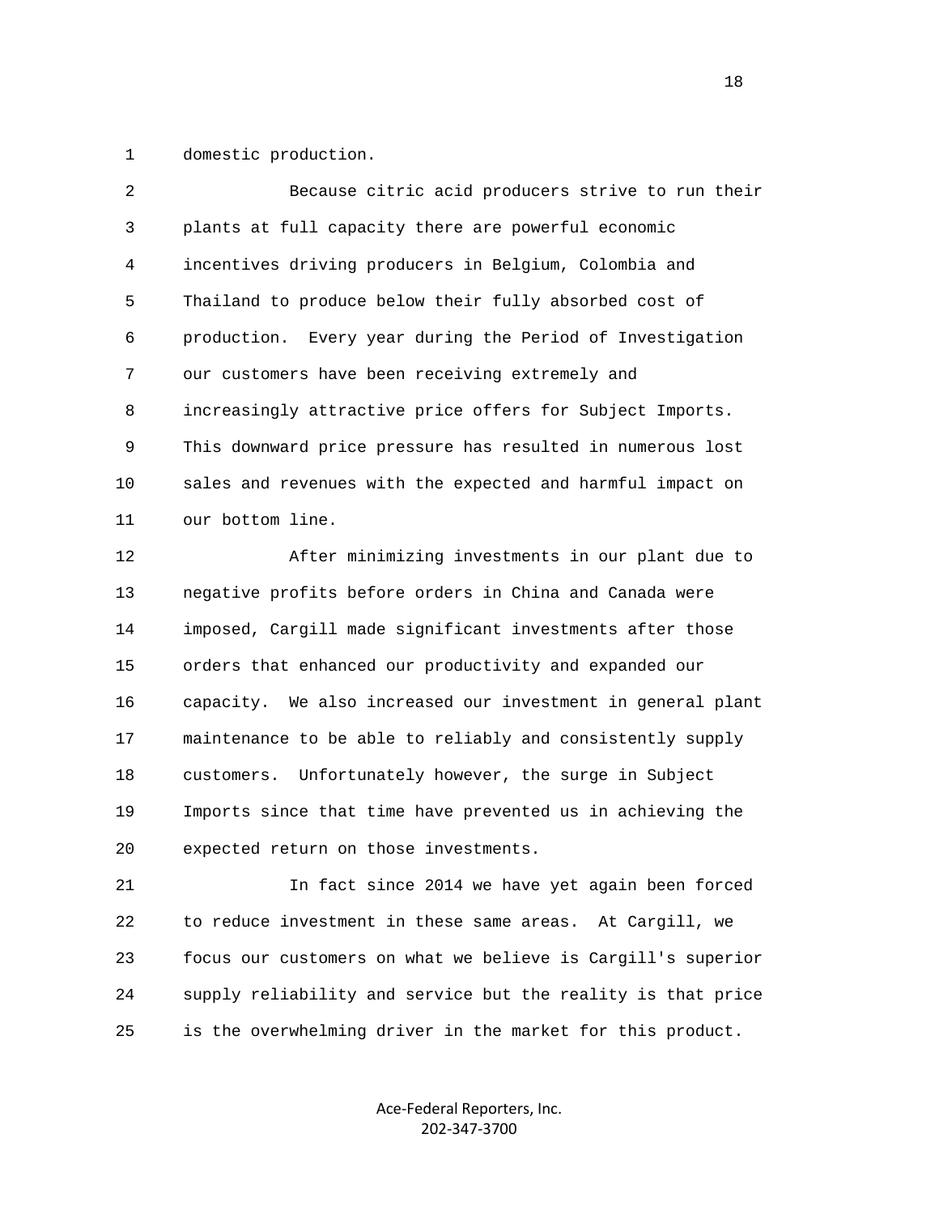domestic production.

Because citric acid producers strive to run their plants at full capacity there are powerful economic incentives driving producers in Belgium, Colombia and Thailand to produce below their fully absorbed cost of production. Every year during the Period of Investigation our customers have been receiving extremely and increasingly attractive price offers for Subject Imports. This downward price pressure has resulted in numerous lost sales and revenues with the expected and harmful impact on our bottom line.

After minimizing investments in our plant due to negative profits before orders in China and Canada were imposed, Cargill made significant investments after those orders that enhanced our productivity and expanded our capacity. We also increased our investment in general plant maintenance to be able to reliably and consistently supply customers. Unfortunately however, the surge in Subject Imports since that time have prevented us in achieving the expected return on those investments.

In fact since 2014 we have yet again been forced to reduce investment in these same areas. At Cargill, we focus our customers on what we believe is Cargill's superior supply reliability and service but the reality is that price is the overwhelming driver in the market for this product.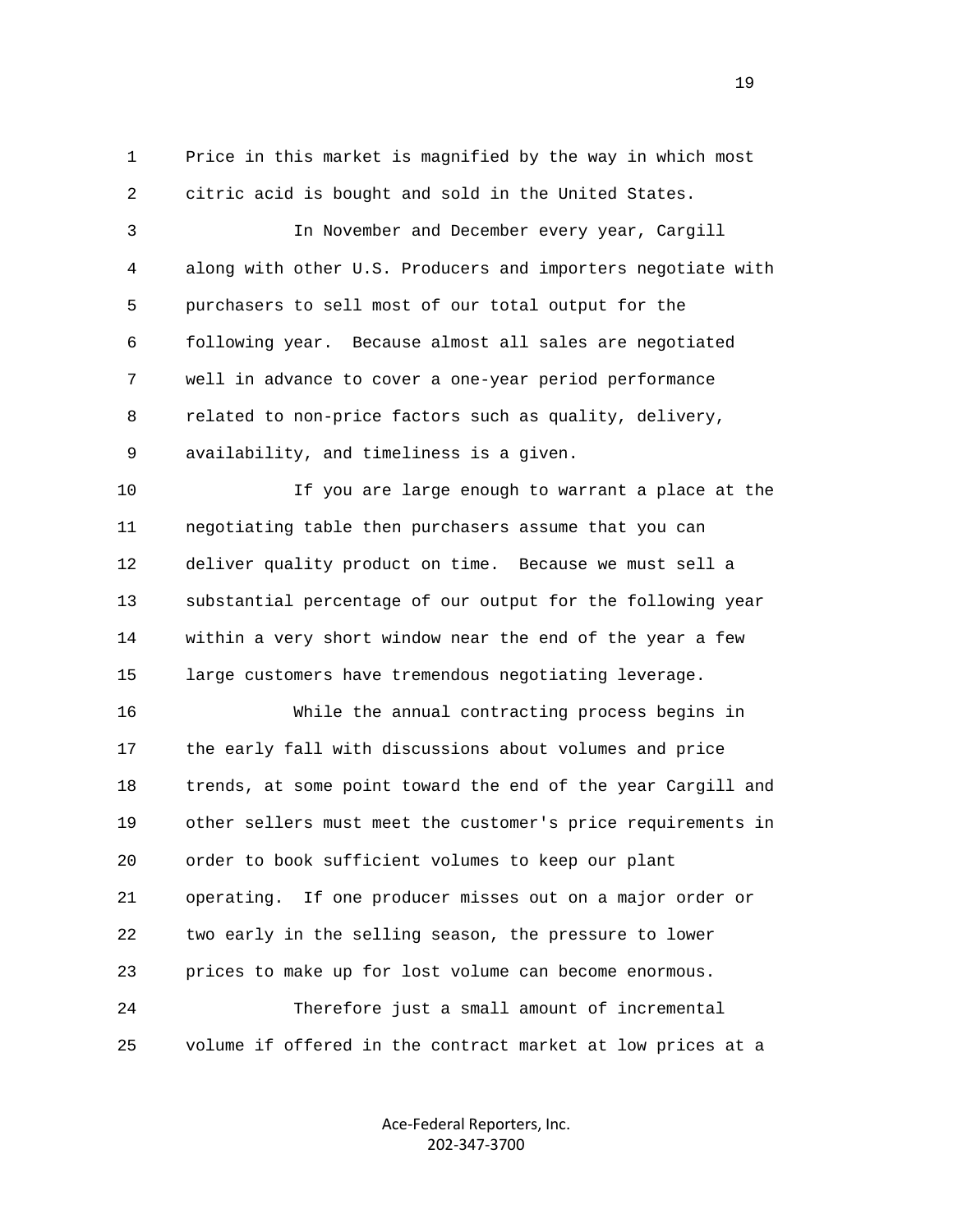Price in this market is magnified by the way in which most citric acid is bought and sold in the United States.

In November and December every year, Cargill along with other U.S. Producers and importers negotiate with purchasers to sell most of our total output for the following year. Because almost all sales are negotiated well in advance to cover a one-year period performance related to non-price factors such as quality, delivery, availability, and timeliness is a given.

If you are large enough to warrant a place at the negotiating table then purchasers assume that you can deliver quality product on time. Because we must sell a substantial percentage of our output for the following year within a very short window near the end of the year a few large customers have tremendous negotiating leverage.

While the annual contracting process begins in the early fall with discussions about volumes and price trends, at some point toward the end of the year Cargill and other sellers must meet the customer's price requirements in order to book sufficient volumes to keep our plant operating. If one producer misses out on a major order or two early in the selling season, the pressure to lower prices to make up for lost volume can become enormous.

Therefore just a small amount of incremental volume if offered in the contract market at low prices at a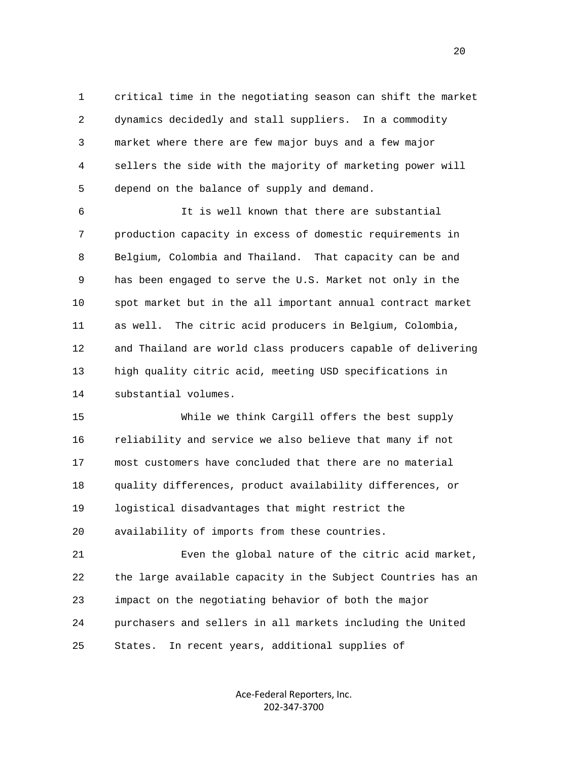critical time in the negotiating season can shift the market dynamics decidedly and stall suppliers. In a commodity market where there are few major buys and a few major sellers the side with the majority of marketing power will depend on the balance of supply and demand.

It is well known that there are substantial production capacity in excess of domestic requirements in Belgium, Colombia and Thailand. That capacity can be and has been engaged to serve the U.S. Market not only in the spot market but in the all important annual contract market as well. The citric acid producers in Belgium, Colombia, and Thailand are world class producers capable of delivering high quality citric acid, meeting USD specifications in substantial volumes.

While we think Cargill offers the best supply reliability and service we also believe that many if not most customers have concluded that there are no material quality differences, product availability differences, or logistical disadvantages that might restrict the availability of imports from these countries.

Even the global nature of the citric acid market, the large available capacity in the Subject Countries has an impact on the negotiating behavior of both the major purchasers and sellers in all markets including the United States. In recent years, additional supplies of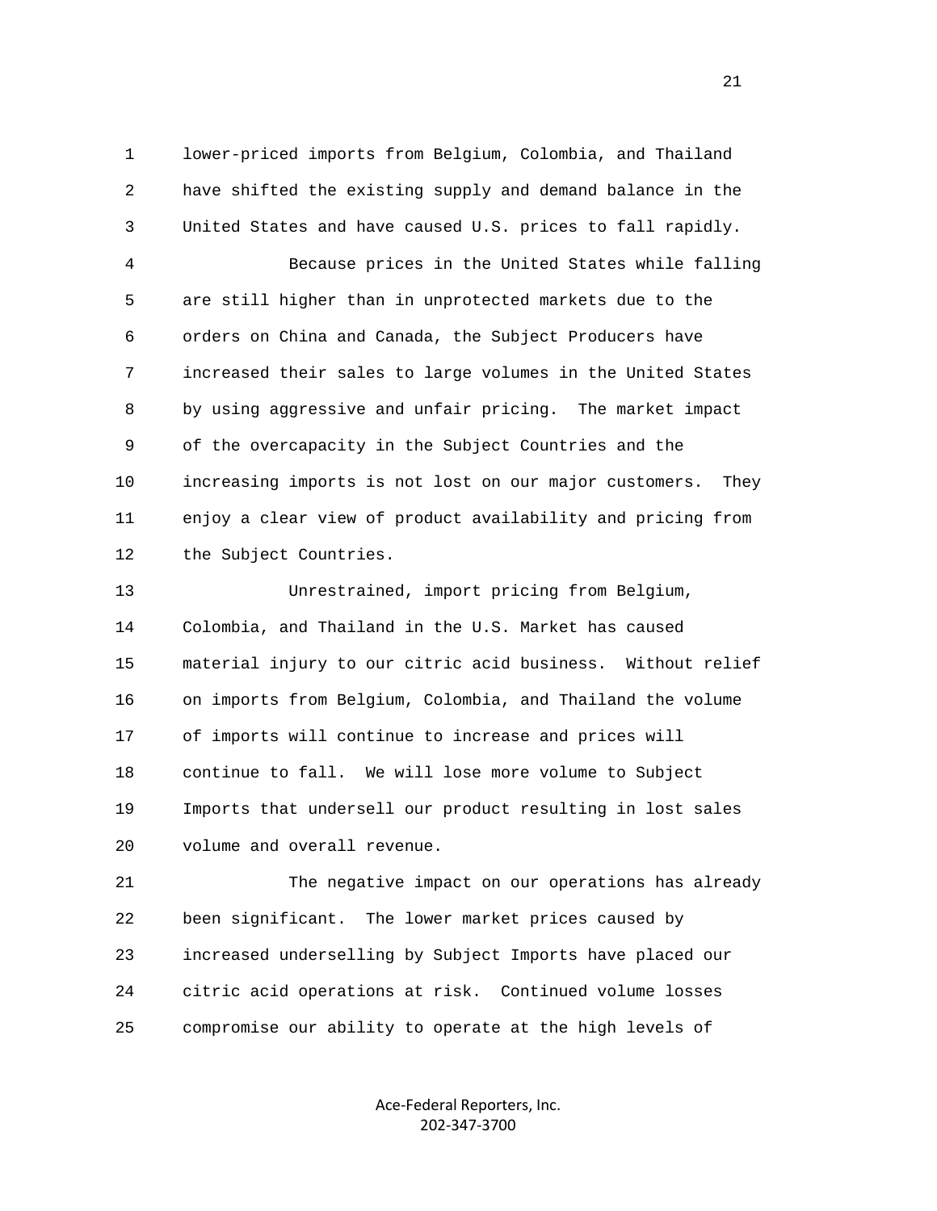lower-priced imports from Belgium, Colombia, and Thailand have shifted the existing supply and demand balance in the United States and have caused U.S. prices to fall rapidly.

Because prices in the United States while falling are still higher than in unprotected markets due to the orders on China and Canada, the Subject Producers have increased their sales to large volumes in the United States by using aggressive and unfair pricing. The market impact of the overcapacity in the Subject Countries and the increasing imports is not lost on our major customers. They enjoy a clear view of product availability and pricing from the Subject Countries.

Unrestrained, import pricing from Belgium, Colombia, and Thailand in the U.S. Market has caused material injury to our citric acid business. Without relief on imports from Belgium, Colombia, and Thailand the volume of imports will continue to increase and prices will continue to fall. We will lose more volume to Subject Imports that undersell our product resulting in lost sales volume and overall revenue.

The negative impact on our operations has already been significant. The lower market prices caused by increased underselling by Subject Imports have placed our citric acid operations at risk. Continued volume losses compromise our ability to operate at the high levels of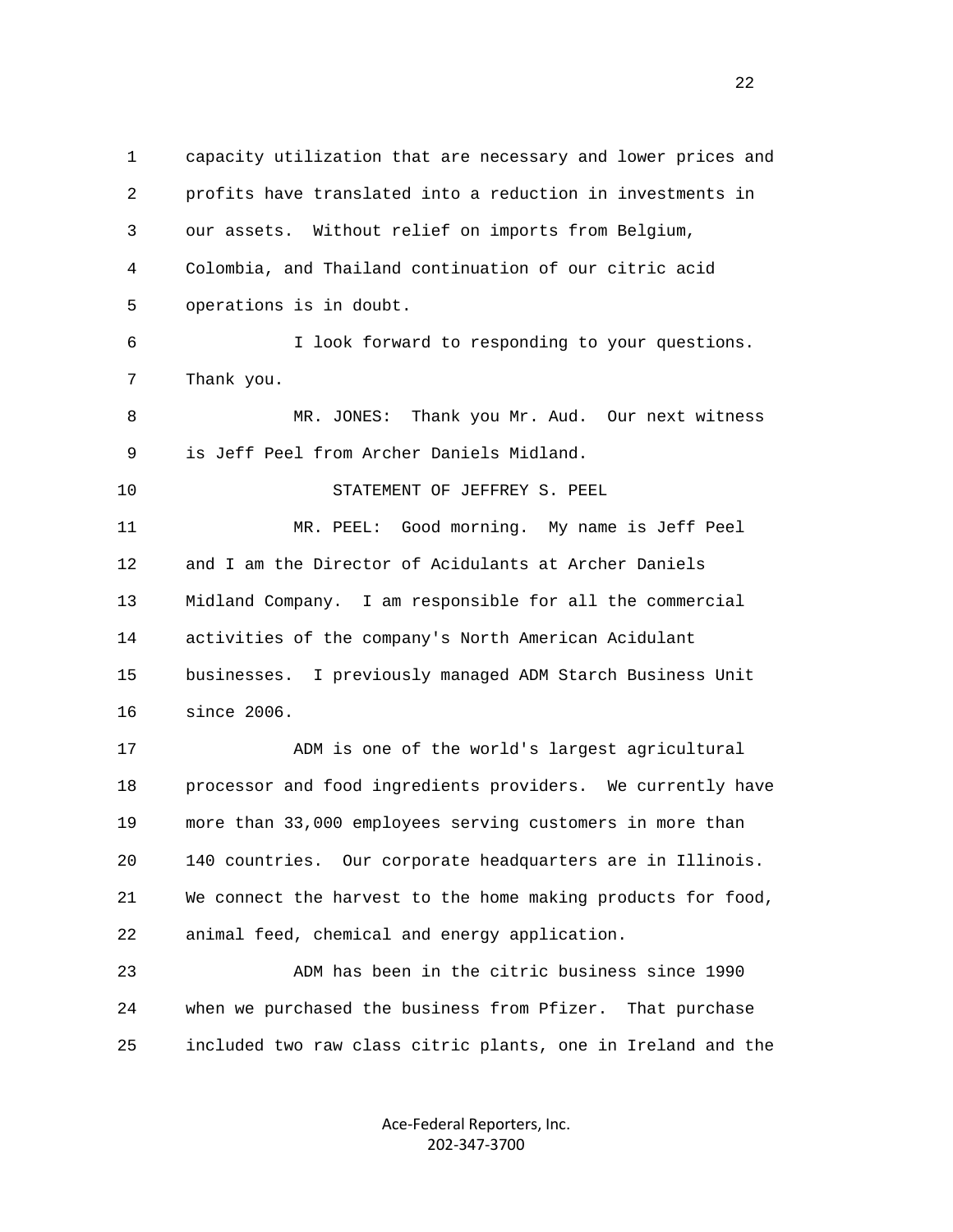capacity utilization that are necessary and lower prices and profits have translated into a reduction in investments in our assets. Without relief on imports from Belgium, Colombia, and Thailand continuation of our citric acid operations is in doubt.

I look forward to responding to your questions. Thank you.

MR. JONES: Thank you Mr. Aud. Our next witness is Jeff Peel from Archer Daniels Midland.

STATEMENT OF JEFFREY S. PEEL

MR. PEEL: Good morning. My name is Jeff Peel and I am the Director of Acidulants at Archer Daniels Midland Company. I am responsible for all the commercial activities of the company's North American Acidulant businesses. I previously managed ADM Starch Business Unit since 2006.

ADM is one of the world's largest agricultural processor and food ingredients providers. We currently have more than 33,000 employees serving customers in more than 140 countries. Our corporate headquarters are in Illinois. We connect the harvest to the home making products for food, animal feed, chemical and energy application.

ADM has been in the citric business since 1990 when we purchased the business from Pfizer. That purchase included two raw class citric plants, one in Ireland and the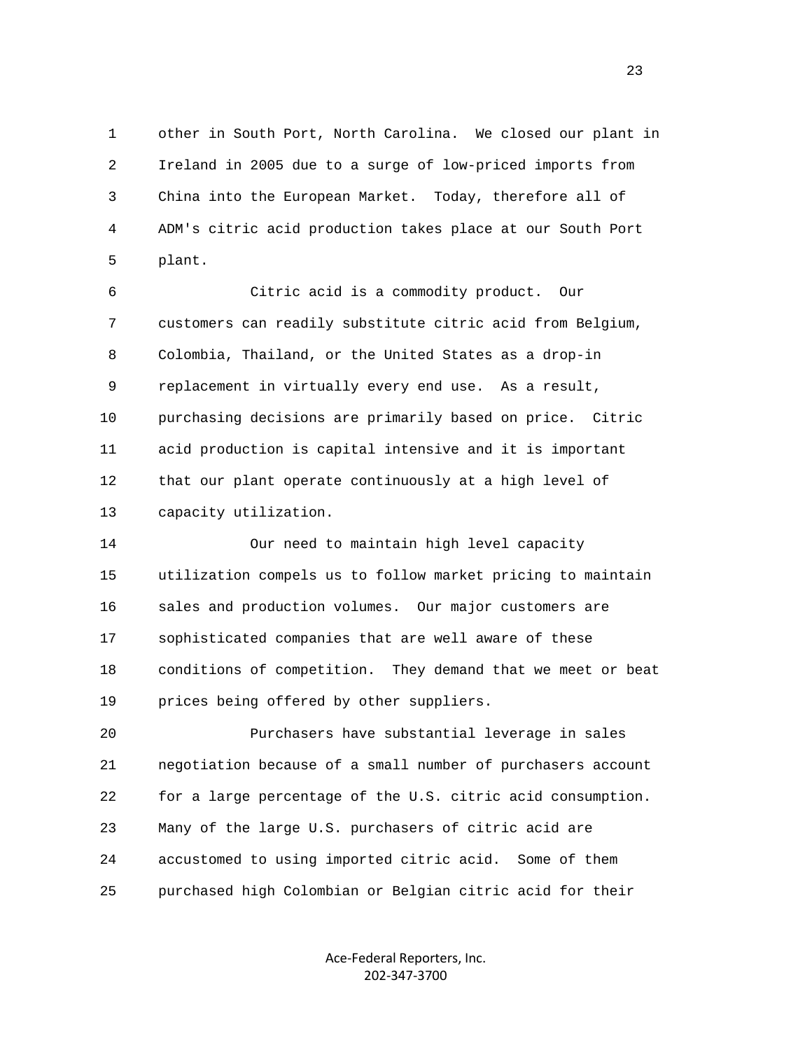other in South Port, North Carolina. We closed our plant in Ireland in 2005 due to a surge of low-priced imports from China into the European Market. Today, therefore all of ADM's citric acid production takes place at our South Port plant.

Citric acid is a commodity product. Our customers can readily substitute citric acid from Belgium, Colombia, Thailand, or the United States as a drop-in replacement in virtually every end use. As a result, purchasing decisions are primarily based on price. Citric acid production is capital intensive and it is important that our plant operate continuously at a high level of capacity utilization.

Our need to maintain high level capacity utilization compels us to follow market pricing to maintain sales and production volumes. Our major customers are sophisticated companies that are well aware of these conditions of competition. They demand that we meet or beat prices being offered by other suppliers.

Purchasers have substantial leverage in sales negotiation because of a small number of purchasers account for a large percentage of the U.S. citric acid consumption. Many of the large U.S. purchasers of citric acid are accustomed to using imported citric acid. Some of them purchased high Colombian or Belgian citric acid for their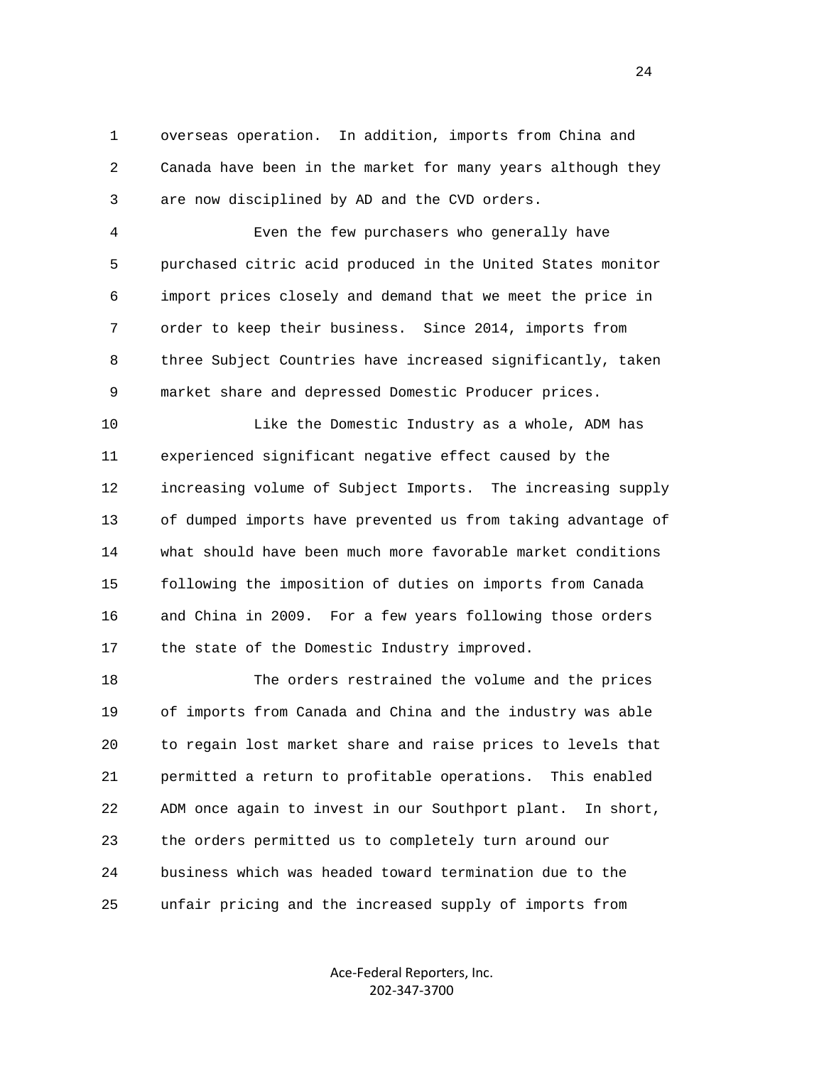overseas operation. In addition, imports from China and Canada have been in the market for many years although they are now disciplined by AD and the CVD orders.

Even the few purchasers who generally have purchased citric acid produced in the United States monitor import prices closely and demand that we meet the price in order to keep their business. Since 2014, imports from three Subject Countries have increased significantly, taken market share and depressed Domestic Producer prices.

Like the Domestic Industry as a whole, ADM has experienced significant negative effect caused by the increasing volume of Subject Imports. The increasing supply of dumped imports have prevented us from taking advantage of what should have been much more favorable market conditions following the imposition of duties on imports from Canada and China in 2009. For a few years following those orders the state of the Domestic Industry improved.

The orders restrained the volume and the prices of imports from Canada and China and the industry was able to regain lost market share and raise prices to levels that permitted a return to profitable operations. This enabled ADM once again to invest in our Southport plant. In short, the orders permitted us to completely turn around our business which was headed toward termination due to the unfair pricing and the increased supply of imports from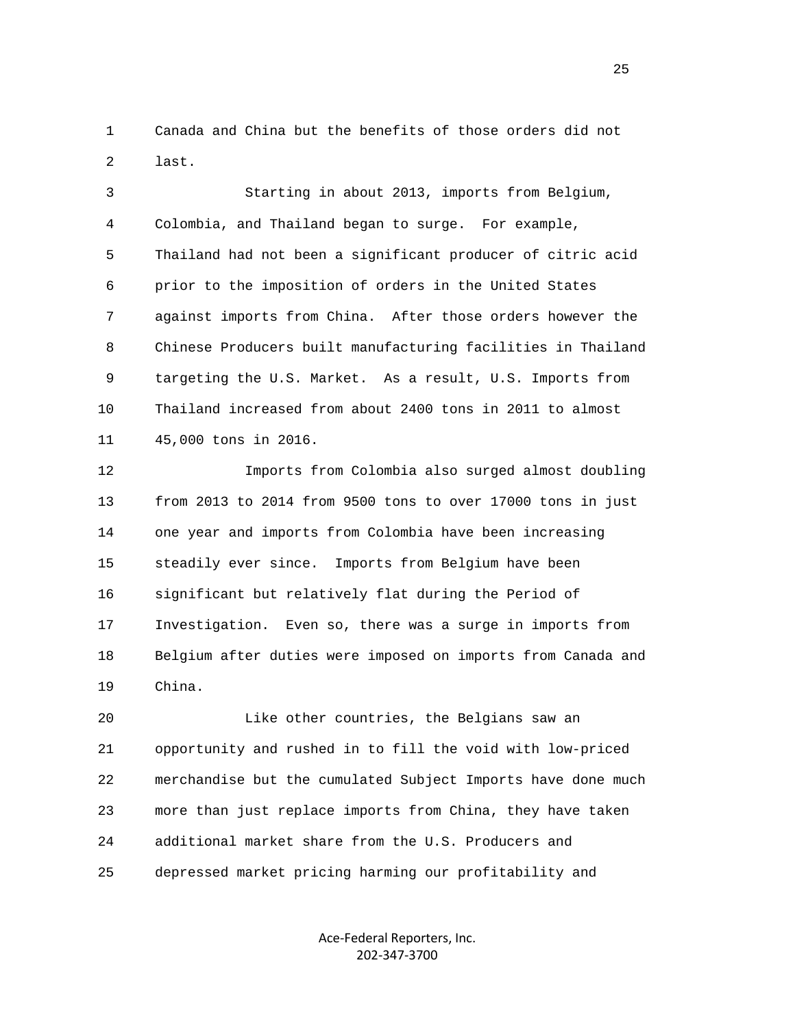Canada and China but the benefits of those orders did not last.

Starting in about 2013, imports from Belgium, Colombia, and Thailand began to surge. For example, Thailand had not been a significant producer of citric acid prior to the imposition of orders in the United States against imports from China. After those orders however the Chinese Producers built manufacturing facilities in Thailand targeting the U.S. Market. As a result, U.S. Imports from Thailand increased from about 2400 tons in 2011 to almost 45,000 tons in 2016.

Imports from Colombia also surged almost doubling from 2013 to 2014 from 9500 tons to over 17000 tons in just one year and imports from Colombia have been increasing steadily ever since. Imports from Belgium have been significant but relatively flat during the Period of Investigation. Even so, there was a surge in imports from Belgium after duties were imposed on imports from Canada and China.

Like other countries, the Belgians saw an opportunity and rushed in to fill the void with low-priced merchandise but the cumulated Subject Imports have done much more than just replace imports from China, they have taken additional market share from the U.S. Producers and depressed market pricing harming our profitability and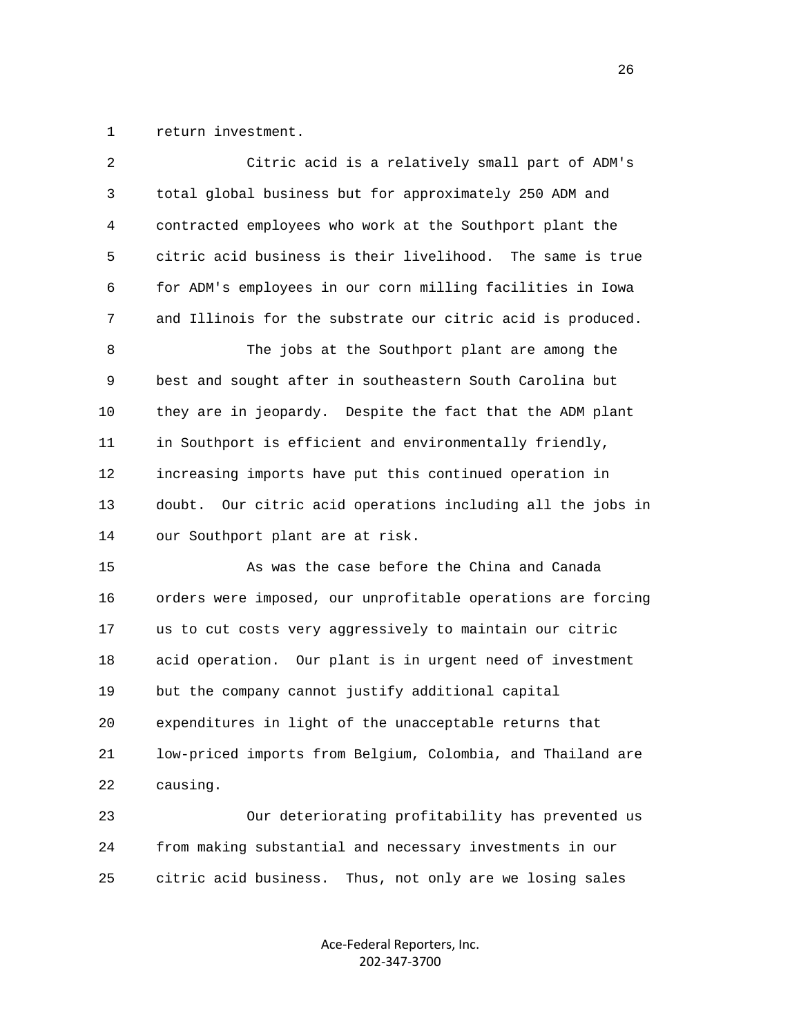return investment.

Citric acid is a relatively small part of ADM's total global business but for approximately 250 ADM and contracted employees who work at the Southport plant the citric acid business is their livelihood. The same is true for ADM's employees in our corn milling facilities in Iowa and Illinois for the substrate our citric acid is produced.

The jobs at the Southport plant are among the best and sought after in southeastern South Carolina but they are in jeopardy. Despite the fact that the ADM plant in Southport is efficient and environmentally friendly, increasing imports have put this continued operation in doubt. Our citric acid operations including all the jobs in our Southport plant are at risk.

As was the case before the China and Canada orders were imposed, our unprofitable operations are forcing us to cut costs very aggressively to maintain our citric acid operation. Our plant is in urgent need of investment but the company cannot justify additional capital expenditures in light of the unacceptable returns that low-priced imports from Belgium, Colombia, and Thailand are causing.

Our deteriorating profitability has prevented us from making substantial and necessary investments in our citric acid business. Thus, not only are we losing sales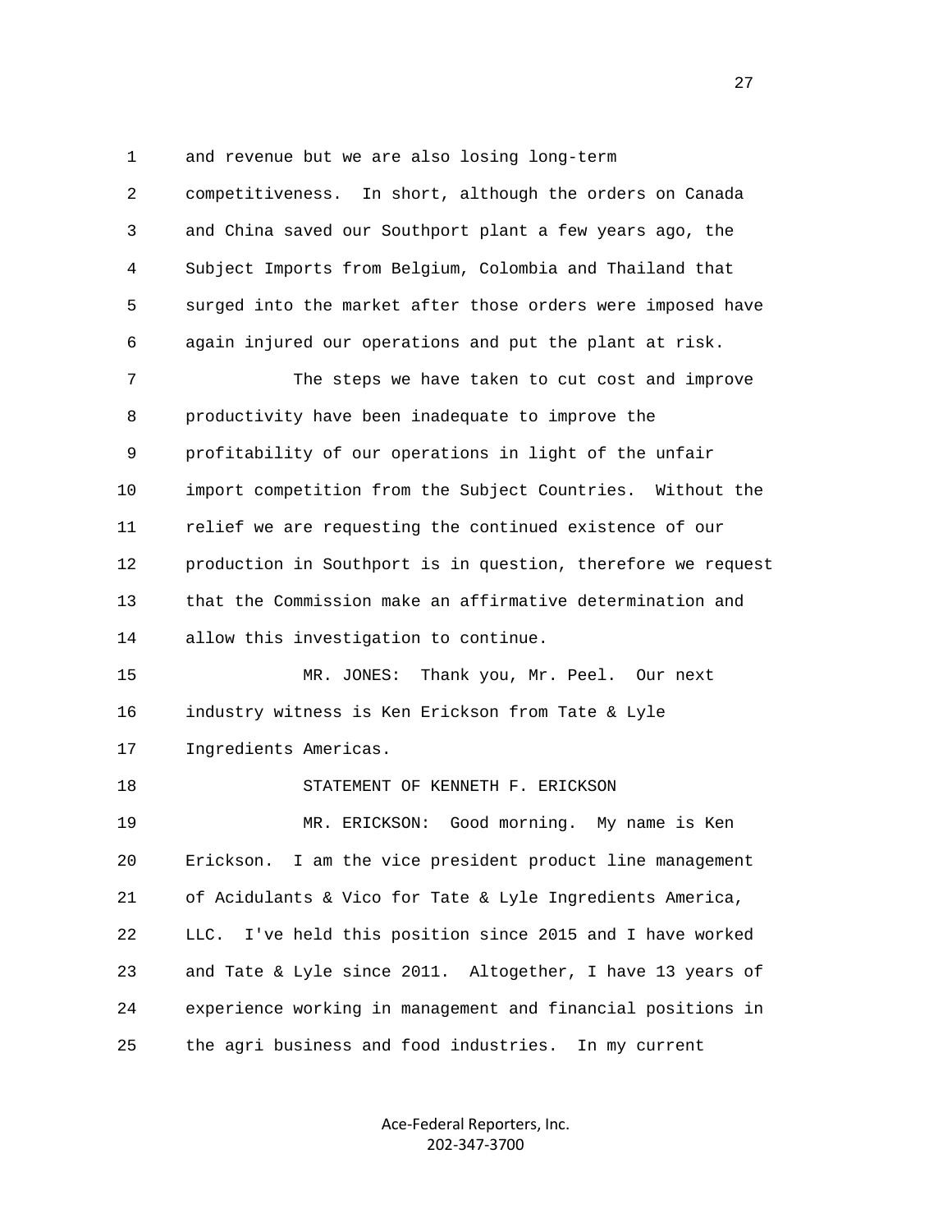1 and revenue but we are also losing long-term

2 competitiveness. In short, although the orders on Canada

3 and China saved our Southport plant a few years ago, the

4 Subject Imports from Belgium, Colombia and Thailand that

5 surged into the market after those orders were imposed have

6 again injured our operations and put the plant at risk.

7 The steps we have taken to cut cost and improve

8 productivity have been inadequate to improve the

9 profitability of our operations in light of the unfair

10 import competition from the Subject Countries. Without the

11 relief we are requesting the continued existence of our

12 production in Southport is in question, therefore we request

13 that the Commission make an affirmative determination and

14 allow this investigation to continue.

15 MR. JONES: Thank you, Mr. Peel. Our next

16 industry witness is Ken Erickson from Tate & Lyle

17 Ingredients Americas.

18 STATEMENT OF KENNETH F. ERICKSON

19 MR. ERICKSON: Good morning. My name is Ken

20 Erickson. I am the vice president product line management

21 of Acidulants & Vico for Tate & Lyle Ingredients America,

22 LLC. I've held this position since 2015 and I have worked

23 and Tate & Lyle since 2011. Altogether, I have 13 years of

24 experience working in management and financial positions in

25 the agri business and food industries. In my current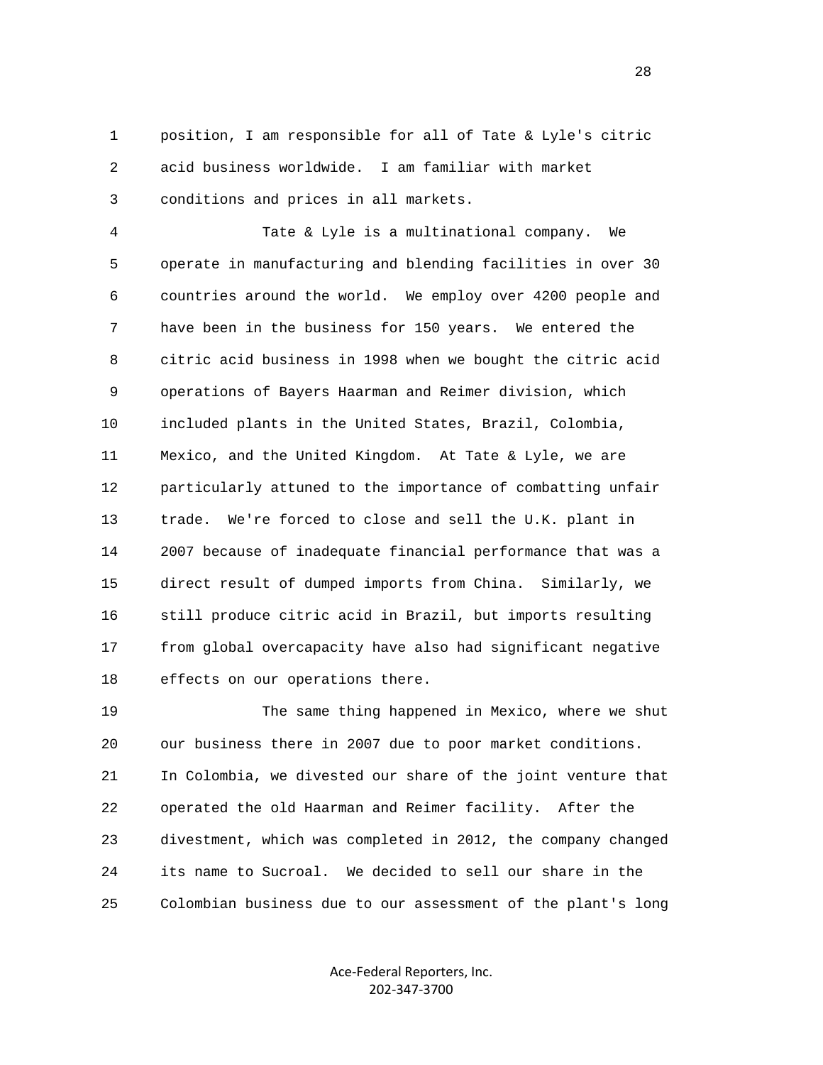position, I am responsible for all of Tate & Lyle's citric acid business worldwide. I am familiar with market conditions and prices in all markets.

Tate & Lyle is a multinational company. We operate in manufacturing and blending facilities in over 30 countries around the world. We employ over 4200 people and have been in the business for 150 years. We entered the citric acid business in 1998 when we bought the citric acid operations of Bayers Haarman and Reimer division, which included plants in the United States, Brazil, Colombia, Mexico, and the United Kingdom. At Tate & Lyle, we are particularly attuned to the importance of combatting unfair trade. We're forced to close and sell the U.K. plant in 2007 because of inadequate financial performance that was a direct result of dumped imports from China. Similarly, we still produce citric acid in Brazil, but imports resulting from global overcapacity have also had significant negative effects on our operations there.

The same thing happened in Mexico, where we shut our business there in 2007 due to poor market conditions. In Colombia, we divested our share of the joint venture that operated the old Haarman and Reimer facility. After the divestment, which was completed in 2012, the company changed its name to Sucroal. We decided to sell our share in the Colombian business due to our assessment of the plant's long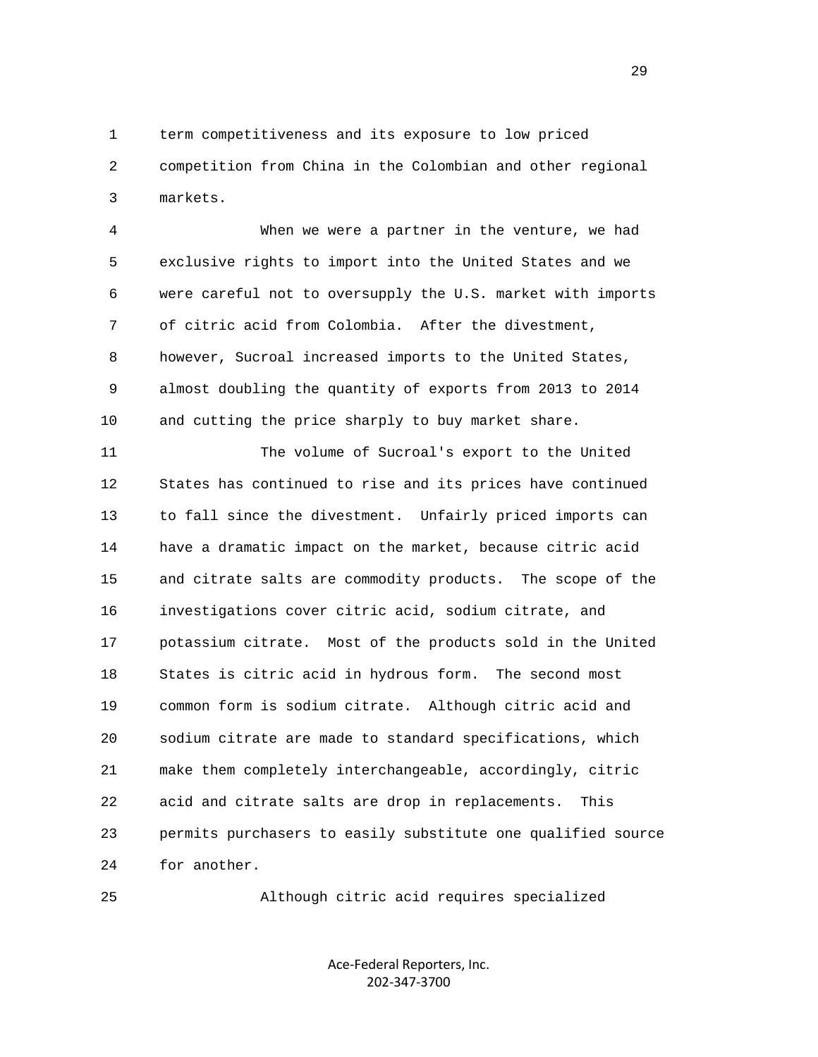term competitiveness and its exposure to low priced competition from China in the Colombian and other regional markets.

When we were a partner in the venture, we had exclusive rights to import into the United States and we were careful not to oversupply the U.S. market with imports of citric acid from Colombia. After the divestment, however, Sucroal increased imports to the United States, almost doubling the quantity of exports from 2013 to 2014 and cutting the price sharply to buy market share.

The volume of Sucroal's export to the United States has continued to rise and its prices have continued to fall since the divestment. Unfairly priced imports can have a dramatic impact on the market, because citric acid and citrate salts are commodity products. The scope of the investigations cover citric acid, sodium citrate, and potassium citrate. Most of the products sold in the United States is citric acid in hydrous form. The second most common form is sodium citrate. Although citric acid and sodium citrate are made to standard specifications, which make them completely interchangeable, accordingly, citric acid and citrate salts are drop in replacements. This permits purchasers to easily substitute one qualified source for another.

Although citric acid requires specialized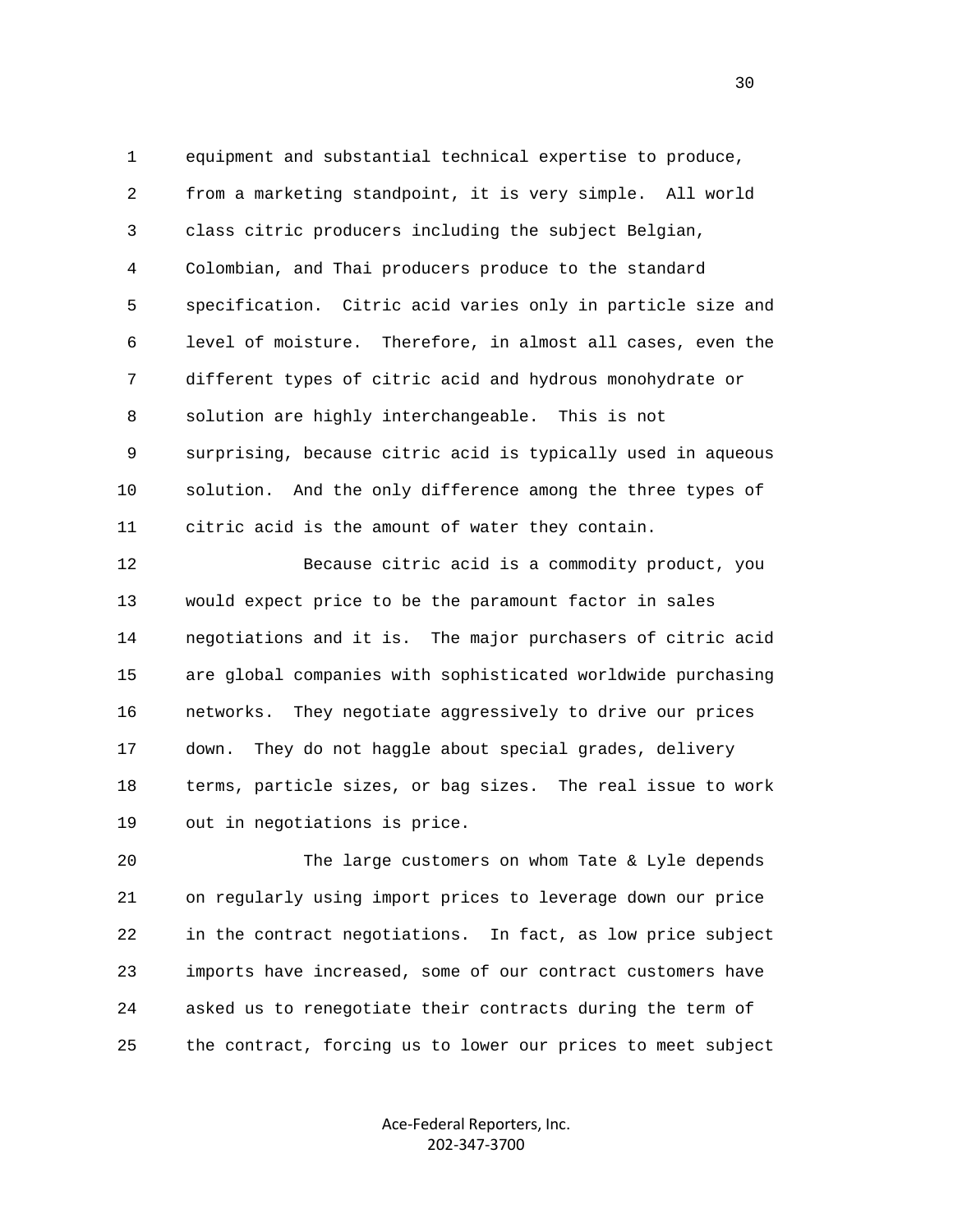equipment and substantial technical expertise to produce, from a marketing standpoint, it is very simple. All world class citric producers including the subject Belgian, Colombian, and Thai producers produce to the standard specification. Citric acid varies only in particle size and level of moisture. Therefore, in almost all cases, even the different types of citric acid and hydrous monohydrate or solution are highly interchangeable. This is not surprising, because citric acid is typically used in aqueous solution. And the only difference among the three types of citric acid is the amount of water they contain.

Because citric acid is a commodity product, you would expect price to be the paramount factor in sales negotiations and it is. The major purchasers of citric acid are global companies with sophisticated worldwide purchasing networks. They negotiate aggressively to drive our prices down. They do not haggle about special grades, delivery terms, particle sizes, or bag sizes. The real issue to work out in negotiations is price.

The large customers on whom Tate & Lyle depends on regularly using import prices to leverage down our price in the contract negotiations. In fact, as low price subject imports have increased, some of our contract customers have asked us to renegotiate their contracts during the term of the contract, forcing us to lower our prices to meet subject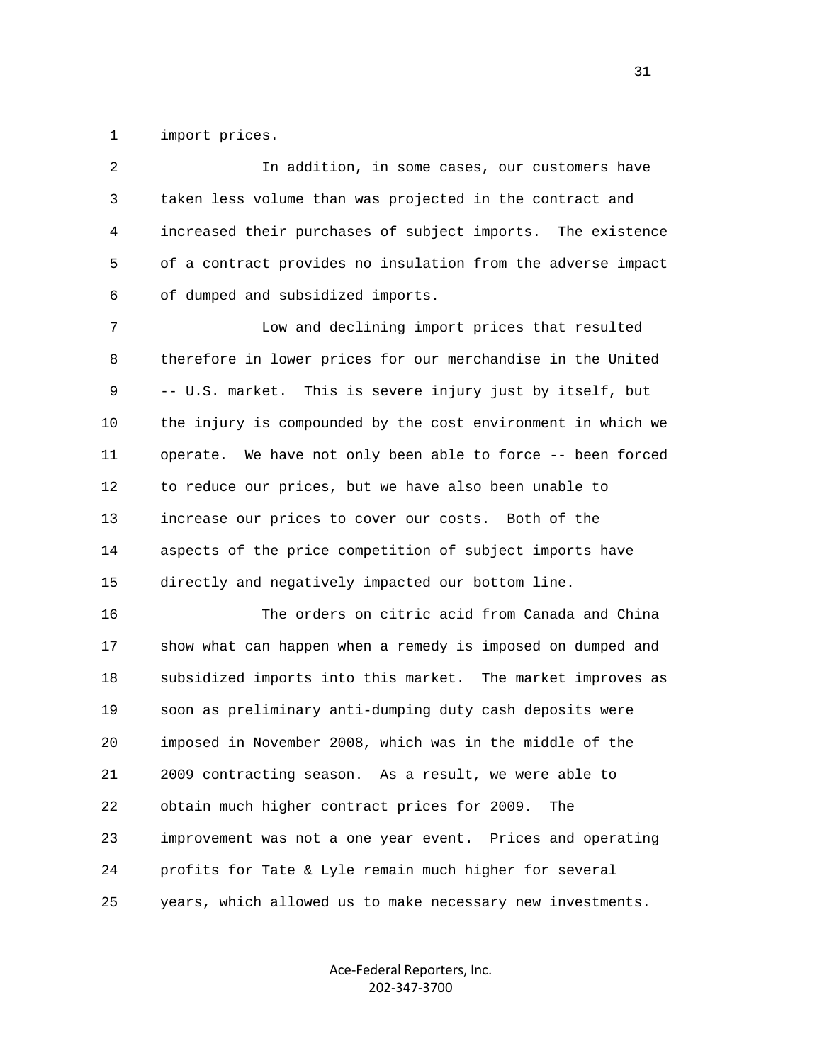1 import prices.

2 In addition, in some cases, our customers have
3 taken less volume than was projected in the contract and
4 increased their purchases of subject imports. The existence
5 of a contract provides no insulation from the adverse impact
6 of dumped and subsidized imports.

7 Low and declining import prices that resulted
8 therefore in lower prices for our merchandise in the United
9 -- U.S. market. This is severe injury just by itself, but
10 the injury is compounded by the cost environment in which we
11 operate. We have not only been able to force -- been forced
12 to reduce our prices, but we have also been unable to
13 increase our prices to cover our costs. Both of the
14 aspects of the price competition of subject imports have
15 directly and negatively impacted our bottom line.

16 The orders on citric acid from Canada and China
17 show what can happen when a remedy is imposed on dumped and
18 subsidized imports into this market. The market improves as
19 soon as preliminary anti-dumping duty cash deposits were
20 imposed in November 2008, which was in the middle of the
21 2009 contracting season. As a result, we were able to
22 obtain much higher contract prices for 2009. The
23 improvement was not a one year event. Prices and operating
24 profits for Tate & Lyle remain much higher for several
25 years, which allowed us to make necessary new investments.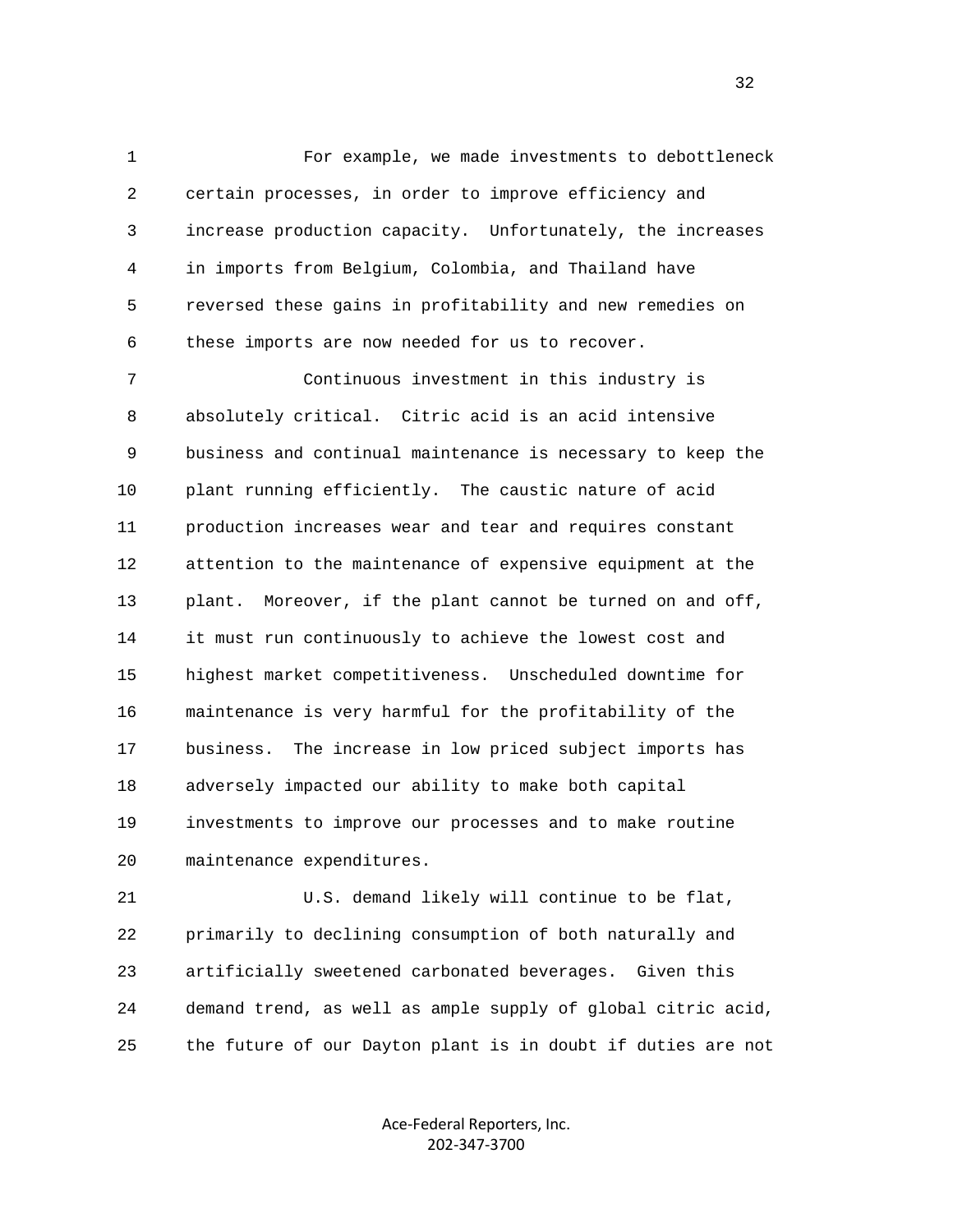For example, we made investments to debottleneck certain processes, in order to improve efficiency and increase production capacity. Unfortunately, the increases in imports from Belgium, Colombia, and Thailand have reversed these gains in profitability and new remedies on these imports are now needed for us to recover.

Continuous investment in this industry is absolutely critical. Citric acid is an acid intensive business and continual maintenance is necessary to keep the plant running efficiently. The caustic nature of acid production increases wear and tear and requires constant attention to the maintenance of expensive equipment at the plant. Moreover, if the plant cannot be turned on and off, it must run continuously to achieve the lowest cost and highest market competitiveness. Unscheduled downtime for maintenance is very harmful for the profitability of the business. The increase in low priced subject imports has adversely impacted our ability to make both capital investments to improve our processes and to make routine maintenance expenditures.

U.S. demand likely will continue to be flat, primarily to declining consumption of both naturally and artificially sweetened carbonated beverages. Given this demand trend, as well as ample supply of global citric acid, the future of our Dayton plant is in doubt if duties are not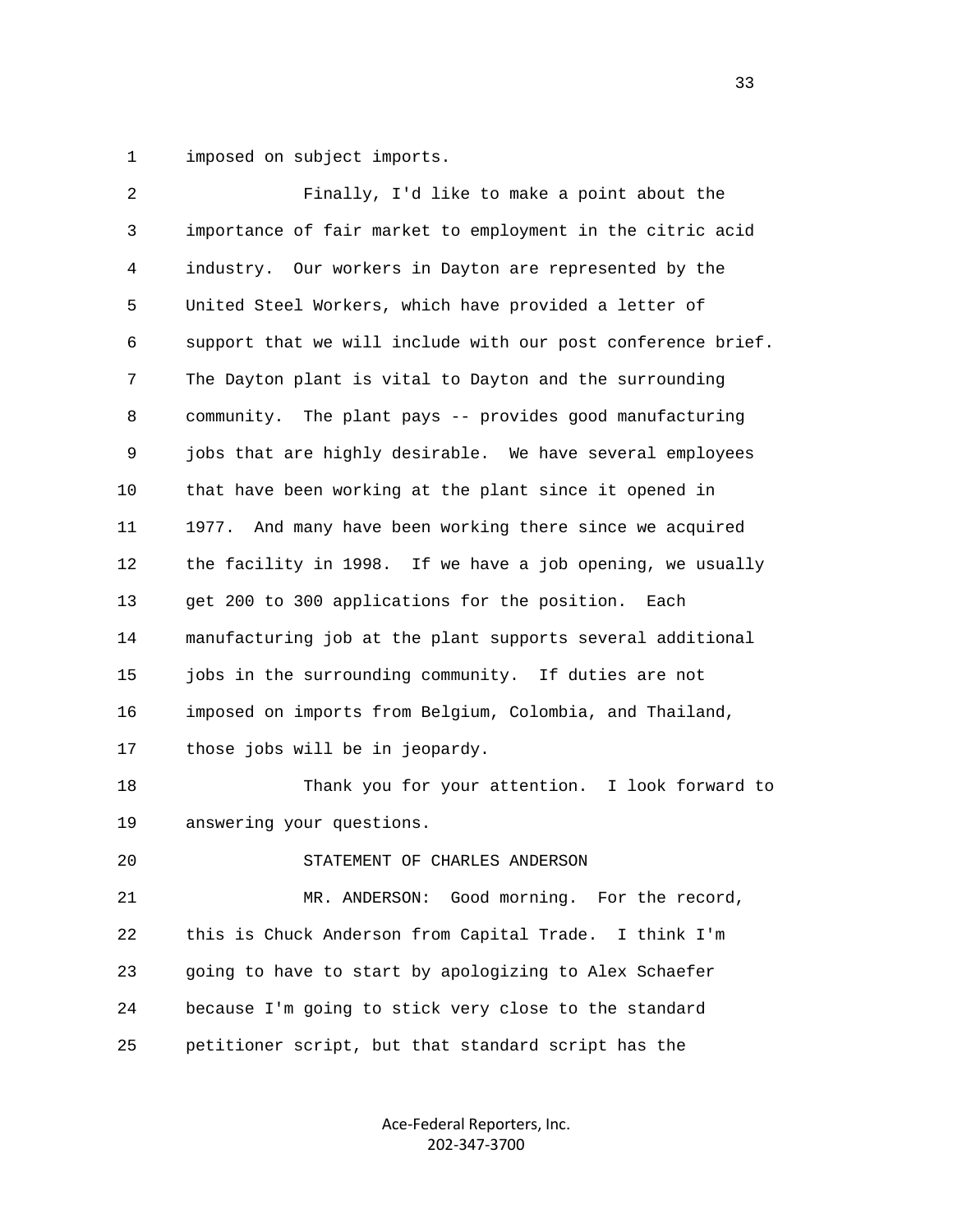1 imposed on subject imports.

2 Finally, I'd like to make a point about the

3 importance of fair market to employment in the citric acid

4 industry. Our workers in Dayton are represented by the

5 United Steel Workers, which have provided a letter of

6 support that we will include with our post conference brief.

7 The Dayton plant is vital to Dayton and the surrounding

8 community. The plant pays -- provides good manufacturing

9 jobs that are highly desirable. We have several employees

10 that have been working at the plant since it opened in

11 1977. And many have been working there since we acquired

12 the facility in 1998. If we have a job opening, we usually

13 get 200 to 300 applications for the position. Each

14 manufacturing job at the plant supports several additional

15 jobs in the surrounding community. If duties are not

16 imposed on imports from Belgium, Colombia, and Thailand,

17 those jobs will be in jeopardy.

18 Thank you for your attention. I look forward to

19 answering your questions.

20 STATEMENT OF CHARLES ANDERSON

21 MR. ANDERSON: Good morning. For the record,

22 this is Chuck Anderson from Capital Trade. I think I'm

23 going to have to start by apologizing to Alex Schaefer

24 because I'm going to stick very close to the standard

25 petitioner script, but that standard script has the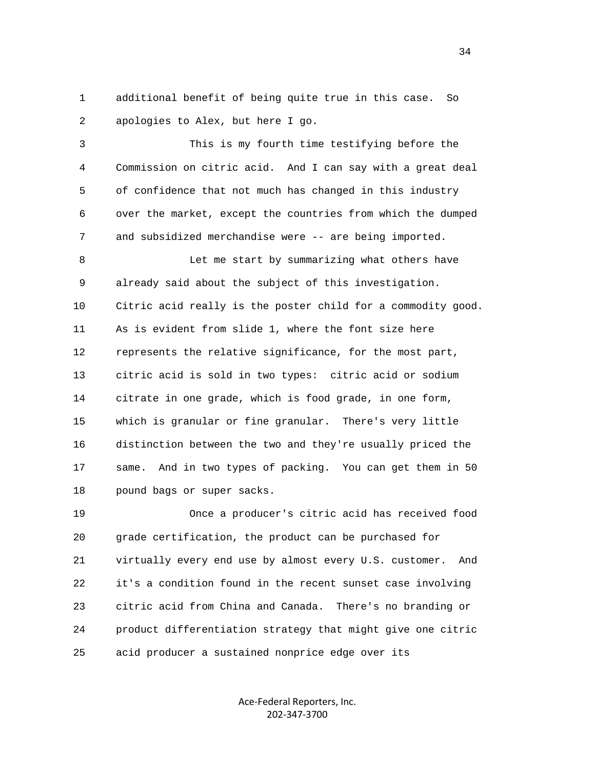additional benefit of being quite true in this case. So apologies to Alex, but here I go.

This is my fourth time testifying before the Commission on citric acid. And I can say with a great deal of confidence that not much has changed in this industry over the market, except the countries from which the dumped and subsidized merchandise were -- are being imported.

Let me start by summarizing what others have already said about the subject of this investigation. Citric acid really is the poster child for a commodity good. As is evident from slide 1, where the font size here represents the relative significance, for the most part, citric acid is sold in two types: citric acid or sodium citrate in one grade, which is food grade, in one form, which is granular or fine granular. There's very little distinction between the two and they're usually priced the same. And in two types of packing. You can get them in 50 pound bags or super sacks.

Once a producer's citric acid has received food grade certification, the product can be purchased for virtually every end use by almost every U.S. customer. And it's a condition found in the recent sunset case involving citric acid from China and Canada. There's no branding or product differentiation strategy that might give one citric acid producer a sustained nonprice edge over its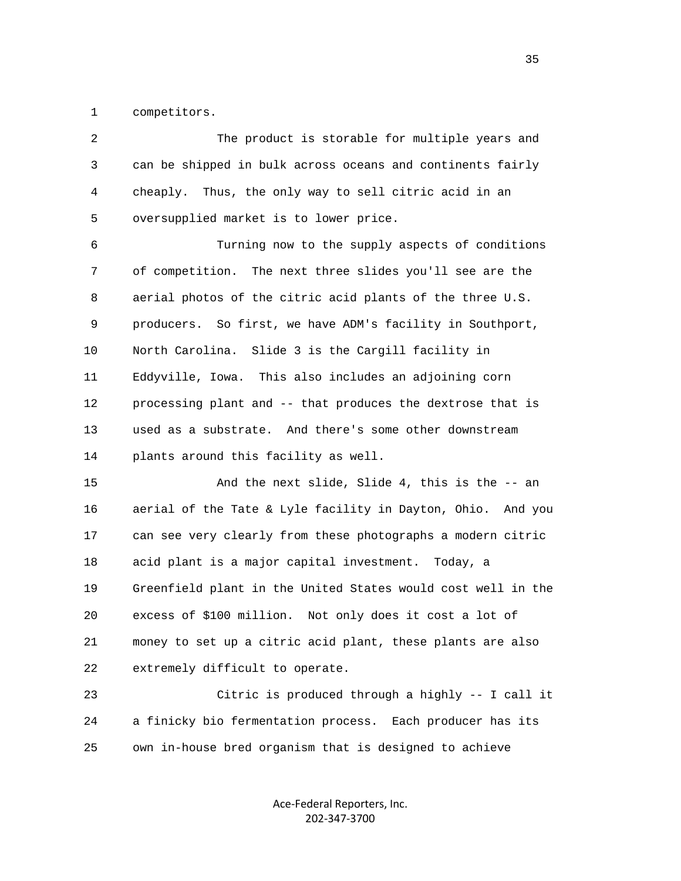competitors.

The product is storable for multiple years and can be shipped in bulk across oceans and continents fairly cheaply. Thus, the only way to sell citric acid in an oversupplied market is to lower price.

Turning now to the supply aspects of conditions of competition. The next three slides you'll see are the aerial photos of the citric acid plants of the three U.S. producers. So first, we have ADM's facility in Southport, North Carolina. Slide 3 is the Cargill facility in Eddyville, Iowa. This also includes an adjoining corn processing plant and -- that produces the dextrose that is used as a substrate. And there's some other downstream plants around this facility as well.

And the next slide, Slide 4, this is the -- an aerial of the Tate & Lyle facility in Dayton, Ohio. And you can see very clearly from these photographs a modern citric acid plant is a major capital investment. Today, a Greenfield plant in the United States would cost well in the excess of $100 million. Not only does it cost a lot of money to set up a citric acid plant, these plants are also extremely difficult to operate.

Citric is produced through a highly -- I call it a finicky bio fermentation process. Each producer has its own in-house bred organism that is designed to achieve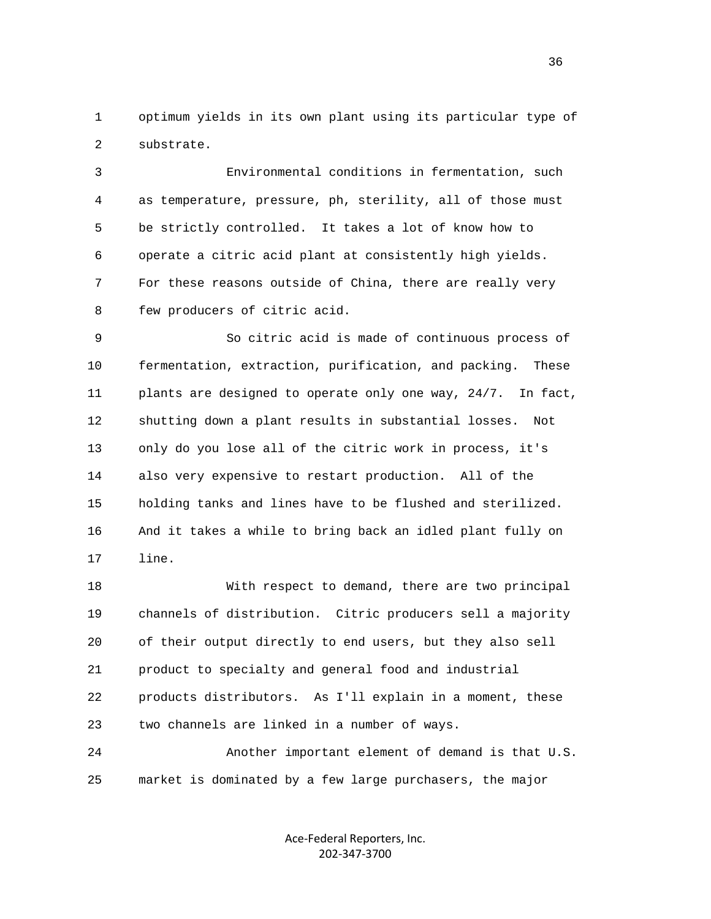optimum yields in its own plant using its particular type of substrate.

Environmental conditions in fermentation, such as temperature, pressure, ph, sterility, all of those must be strictly controlled. It takes a lot of know how to operate a citric acid plant at consistently high yields. For these reasons outside of China, there are really very few producers of citric acid.

So citric acid is made of continuous process of fermentation, extraction, purification, and packing. These plants are designed to operate only one way, 24/7. In fact, shutting down a plant results in substantial losses. Not only do you lose all of the citric work in process, it's also very expensive to restart production. All of the holding tanks and lines have to be flushed and sterilized. And it takes a while to bring back an idled plant fully on line.

With respect to demand, there are two principal channels of distribution. Citric producers sell a majority of their output directly to end users, but they also sell product to specialty and general food and industrial products distributors. As I'll explain in a moment, these two channels are linked in a number of ways.

Another important element of demand is that U.S. market is dominated by a few large purchasers, the major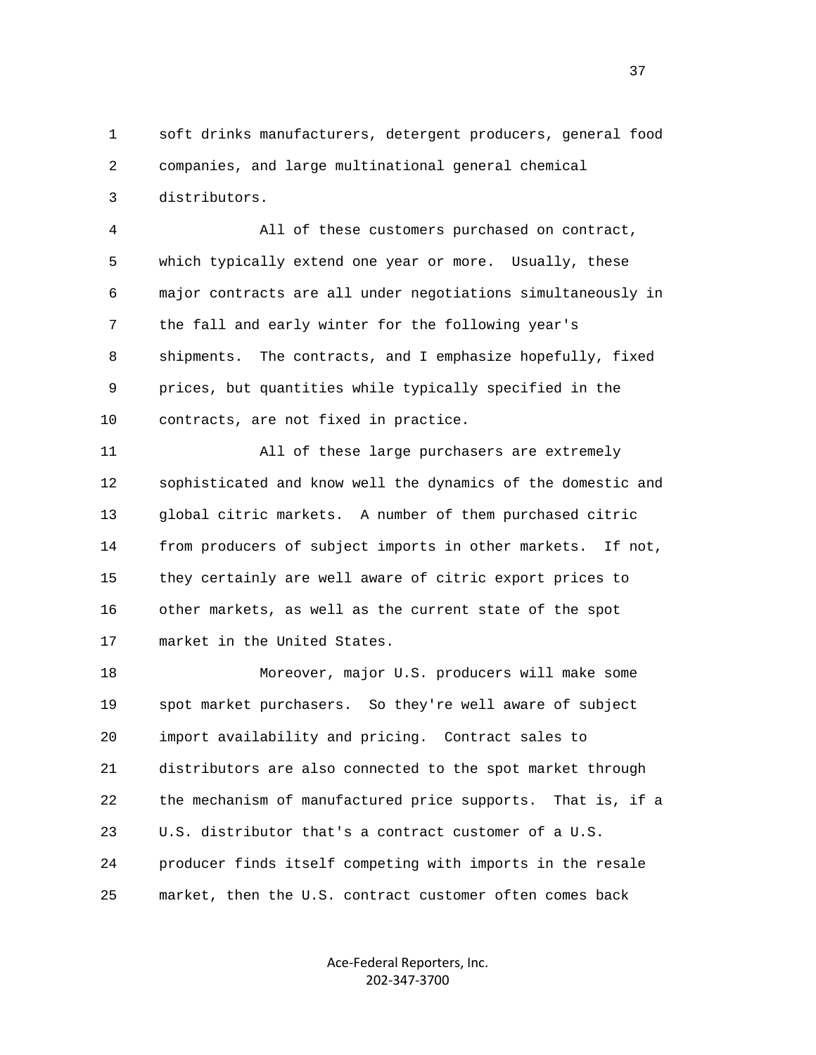soft drinks manufacturers, detergent producers, general food companies, and large multinational general chemical distributors.

All of these customers purchased on contract, which typically extend one year or more. Usually, these major contracts are all under negotiations simultaneously in the fall and early winter for the following year's shipments. The contracts, and I emphasize hopefully, fixed prices, but quantities while typically specified in the contracts, are not fixed in practice.

All of these large purchasers are extremely sophisticated and know well the dynamics of the domestic and global citric markets. A number of them purchased citric from producers of subject imports in other markets. If not, they certainly are well aware of citric export prices to other markets, as well as the current state of the spot market in the United States.

Moreover, major U.S. producers will make some spot market purchasers. So they're well aware of subject import availability and pricing. Contract sales to distributors are also connected to the spot market through the mechanism of manufactured price supports. That is, if a U.S. distributor that's a contract customer of a U.S. producer finds itself competing with imports in the resale market, then the U.S. contract customer often comes back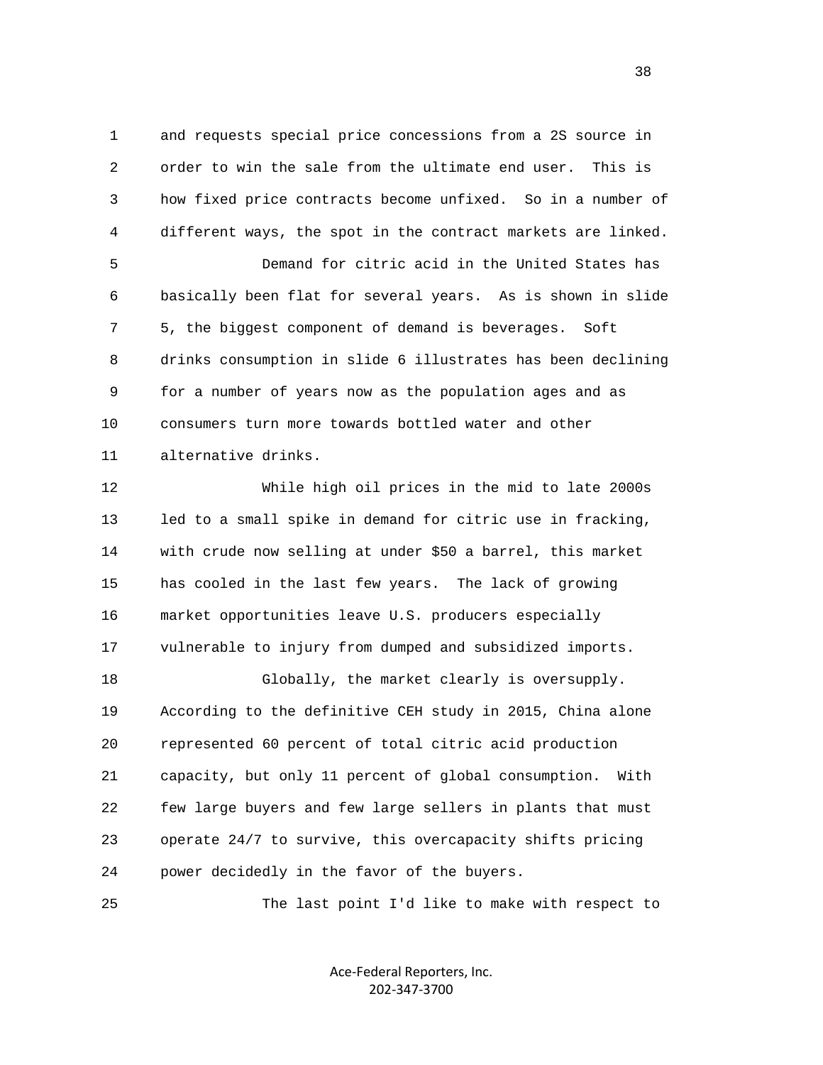and requests special price concessions from a 2S source in order to win the sale from the ultimate end user. This is how fixed price contracts become unfixed. So in a number of different ways, the spot in the contract markets are linked.

Demand for citric acid in the United States has basically been flat for several years. As is shown in slide 5, the biggest component of demand is beverages. Soft drinks consumption in slide 6 illustrates has been declining for a number of years now as the population ages and as consumers turn more towards bottled water and other alternative drinks.

While high oil prices in the mid to late 2000s led to a small spike in demand for citric use in fracking, with crude now selling at under $50 a barrel, this market has cooled in the last few years. The lack of growing market opportunities leave U.S. producers especially vulnerable to injury from dumped and subsidized imports.

Globally, the market clearly is oversupply. According to the definitive CEH study in 2015, China alone represented 60 percent of total citric acid production capacity, but only 11 percent of global consumption. With few large buyers and few large sellers in plants that must operate 24/7 to survive, this overcapacity shifts pricing power decidedly in the favor of the buyers.

The last point I'd like to make with respect to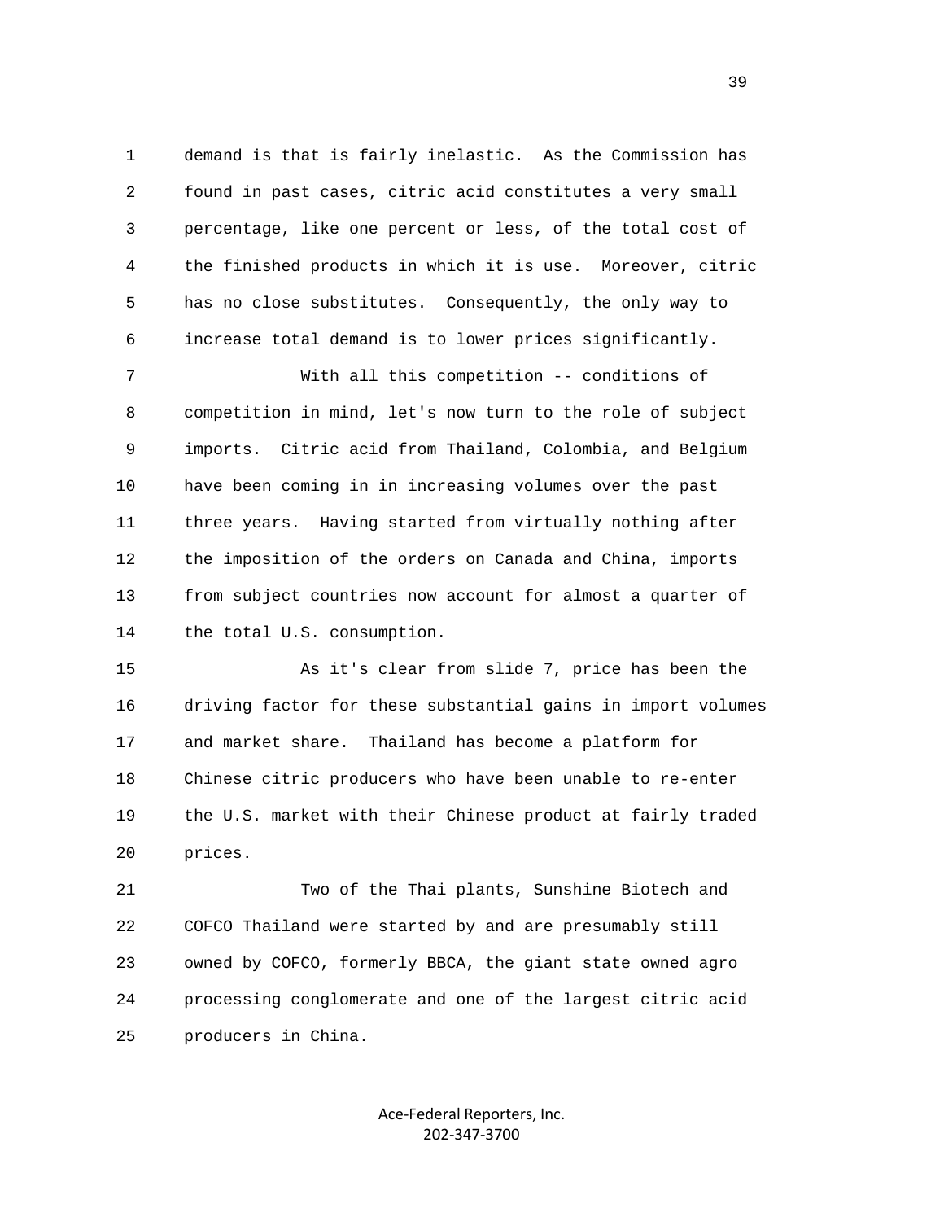1 demand is that is fairly inelastic. As the Commission has
2 found in past cases, citric acid constitutes a very small
3 percentage, like one percent or less, of the total cost of
4 the finished products in which it is use. Moreover, citric
5 has no close substitutes. Consequently, the only way to
6 increase total demand is to lower prices significantly.

7 With all this competition -- conditions of
8 competition in mind, let's now turn to the role of subject
9 imports. Citric acid from Thailand, Colombia, and Belgium
10 have been coming in in increasing volumes over the past
11 three years. Having started from virtually nothing after
12 the imposition of the orders on Canada and China, imports
13 from subject countries now account for almost a quarter of
14 the total U.S. consumption.

15 As it's clear from slide 7, price has been the
16 driving factor for these substantial gains in import volumes
17 and market share. Thailand has become a platform for
18 Chinese citric producers who have been unable to re-enter
19 the U.S. market with their Chinese product at fairly traded
20 prices.

21 Two of the Thai plants, Sunshine Biotech and
22 COFCO Thailand were started by and are presumably still
23 owned by COFCO, formerly BBCA, the giant state owned agro
24 processing conglomerate and one of the largest citric acid
25 producers in China.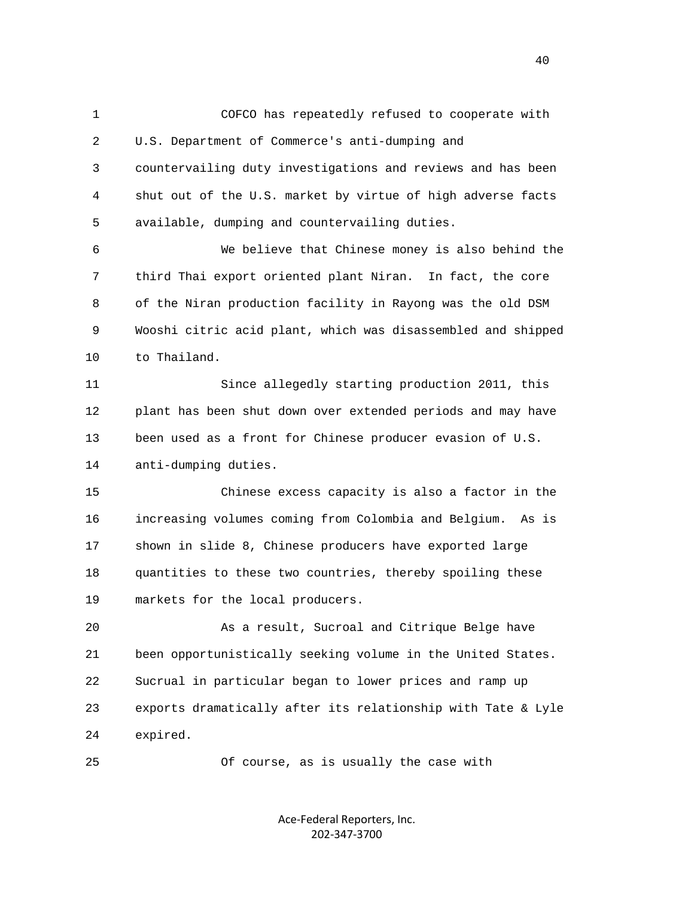COFCO has repeatedly refused to cooperate with U.S. Department of Commerce's anti-dumping and countervailing duty investigations and reviews and has been shut out of the U.S. market by virtue of high adverse facts available, dumping and countervailing duties.

We believe that Chinese money is also behind the third Thai export oriented plant Niran. In fact, the core of the Niran production facility in Rayong was the old DSM Wooshi citric acid plant, which was disassembled and shipped to Thailand.

Since allegedly starting production 2011, this plant has been shut down over extended periods and may have been used as a front for Chinese producer evasion of U.S. anti-dumping duties.

Chinese excess capacity is also a factor in the increasing volumes coming from Colombia and Belgium. As is shown in slide 8, Chinese producers have exported large quantities to these two countries, thereby spoiling these markets for the local producers.

As a result, Sucroal and Citrique Belge have been opportunistically seeking volume in the United States. Sucrual in particular began to lower prices and ramp up exports dramatically after its relationship with Tate & Lyle expired.

Of course, as is usually the case with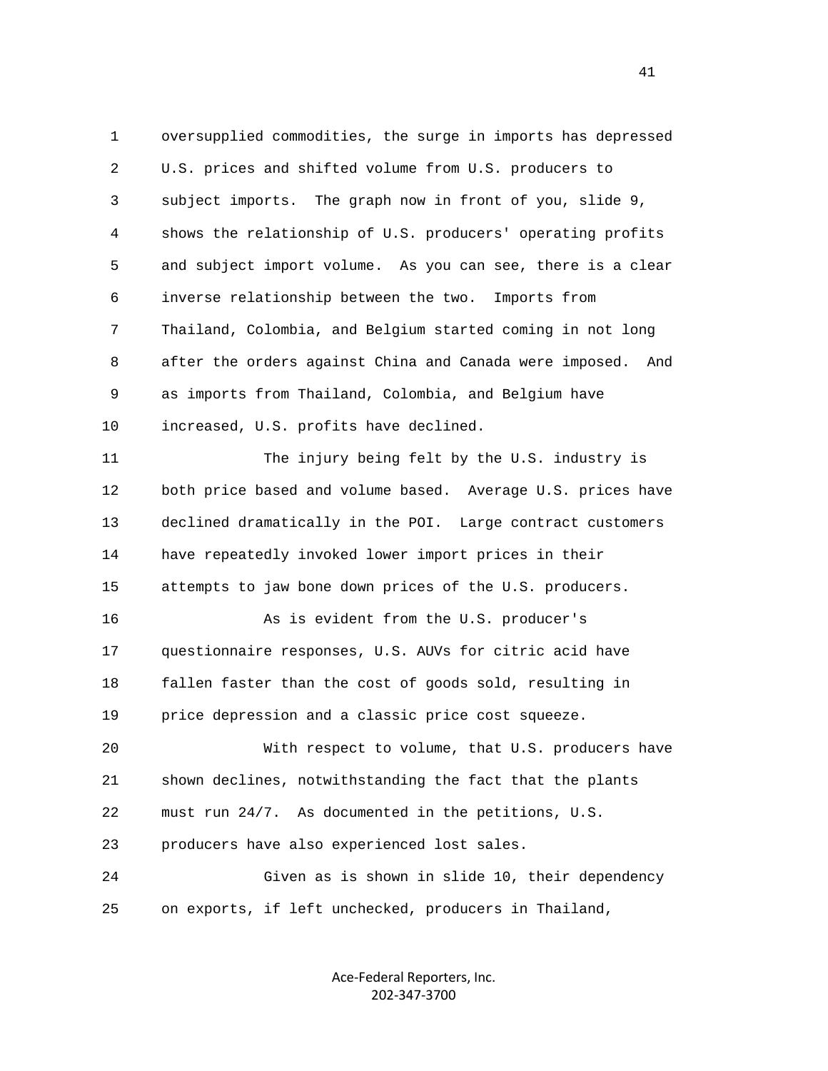oversupplied commodities, the surge in imports has depressed U.S. prices and shifted volume from U.S. producers to subject imports. The graph now in front of you, slide 9, shows the relationship of U.S. producers' operating profits and subject import volume. As you can see, there is a clear inverse relationship between the two. Imports from Thailand, Colombia, and Belgium started coming in not long after the orders against China and Canada were imposed. And as imports from Thailand, Colombia, and Belgium have increased, U.S. profits have declined.

The injury being felt by the U.S. industry is both price based and volume based. Average U.S. prices have declined dramatically in the POI. Large contract customers have repeatedly invoked lower import prices in their attempts to jaw bone down prices of the U.S. producers.

As is evident from the U.S. producer's questionnaire responses, U.S. AUVs for citric acid have fallen faster than the cost of goods sold, resulting in price depression and a classic price cost squeeze.

With respect to volume, that U.S. producers have shown declines, notwithstanding the fact that the plants must run 24/7. As documented in the petitions, U.S. producers have also experienced lost sales.

Given as is shown in slide 10, their dependency on exports, if left unchecked, producers in Thailand,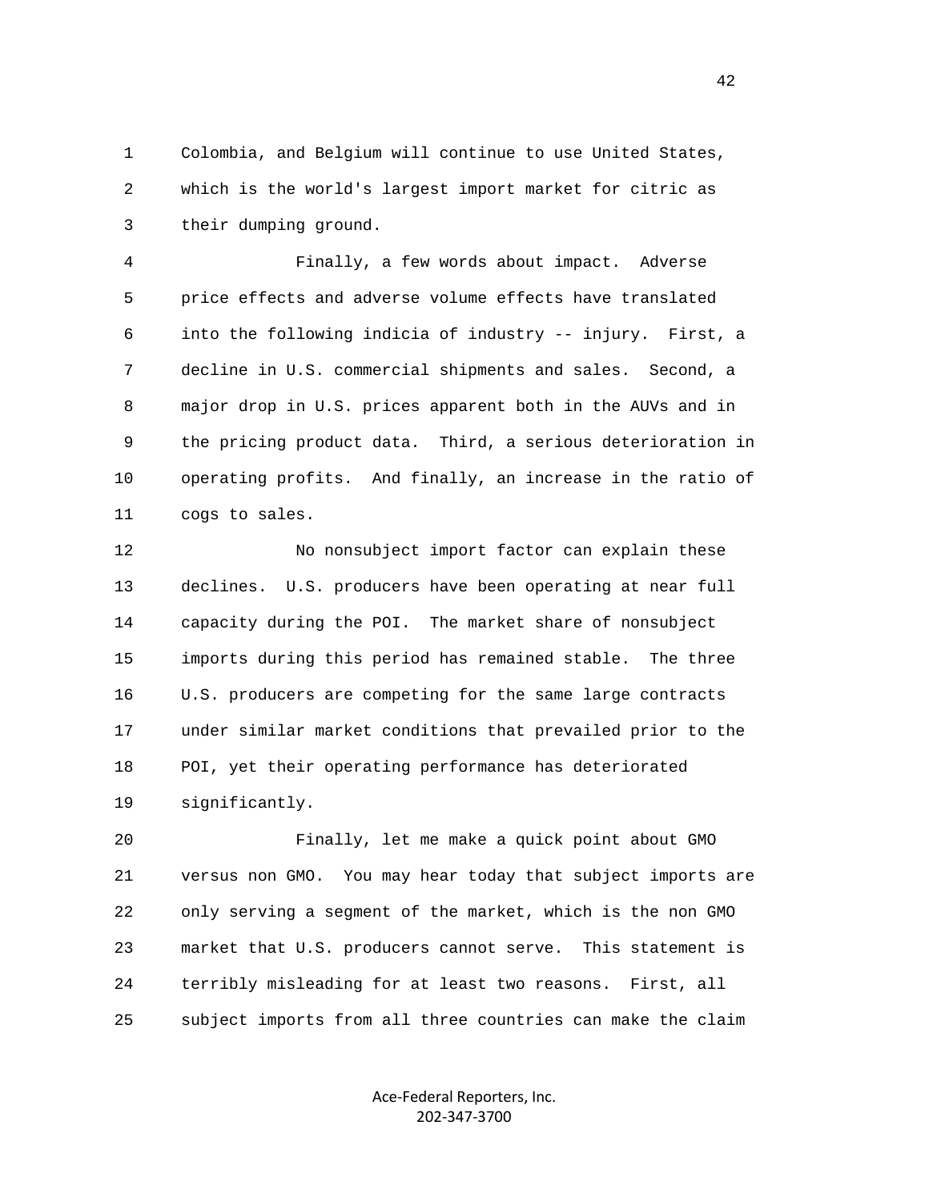1 Colombia, and Belgium will continue to use United States,
2 which is the world's largest import market for citric as
3 their dumping ground.

4 Finally, a few words about impact. Adverse
5 price effects and adverse volume effects have translated
6 into the following indicia of industry -- injury. First, a
7 decline in U.S. commercial shipments and sales. Second, a
8 major drop in U.S. prices apparent both in the AUVs and in
9 the pricing product data. Third, a serious deterioration in
10 operating profits. And finally, an increase in the ratio of
11 cogs to sales.

12 No nonsubject import factor can explain these
13 declines. U.S. producers have been operating at near full
14 capacity during the POI. The market share of nonsubject
15 imports during this period has remained stable. The three
16 U.S. producers are competing for the same large contracts
17 under similar market conditions that prevailed prior to the
18 POI, yet their operating performance has deteriorated
19 significantly.

20 Finally, let me make a quick point about GMO
21 versus non GMO. You may hear today that subject imports are
22 only serving a segment of the market, which is the non GMO
23 market that U.S. producers cannot serve. This statement is
24 terribly misleading for at least two reasons. First, all
25 subject imports from all three countries can make the claim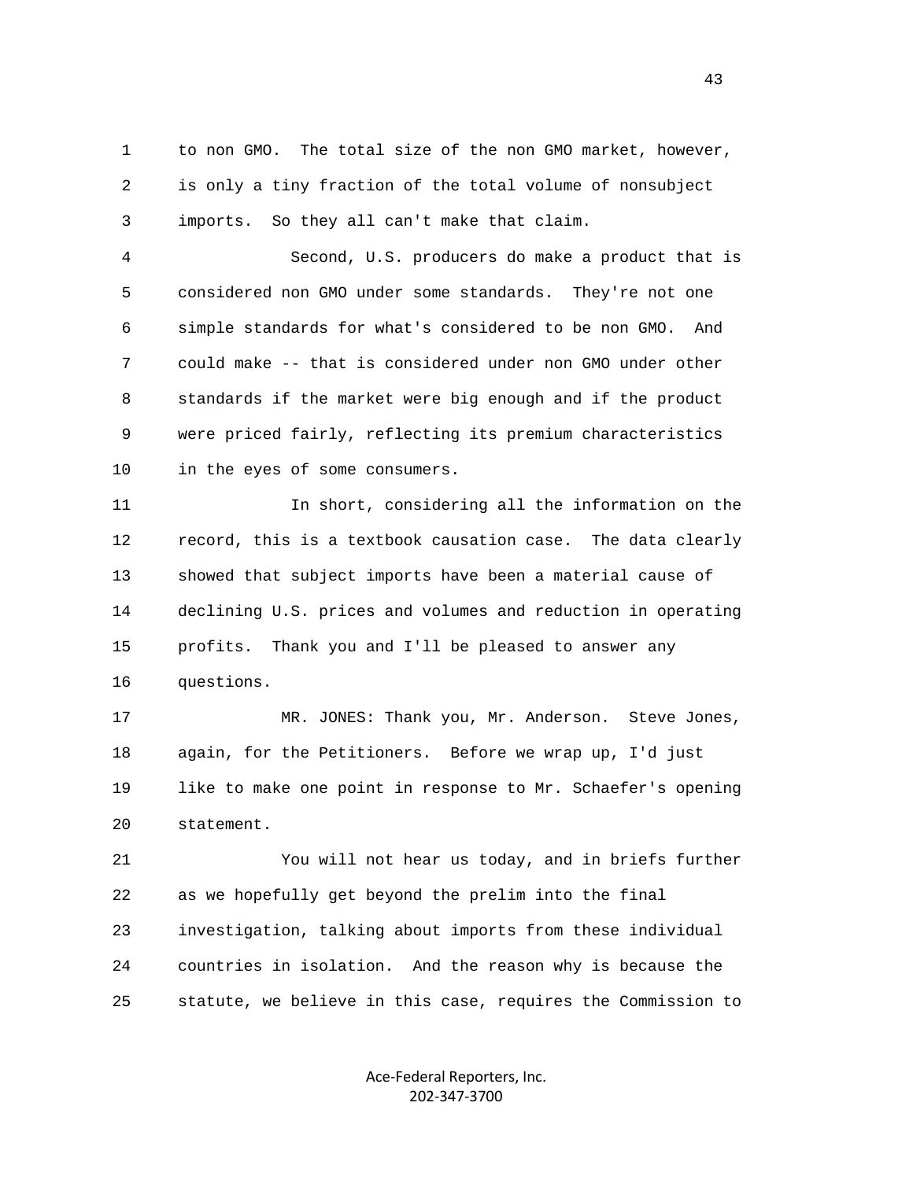to non GMO. The total size of the non GMO market, however, is only a tiny fraction of the total volume of nonsubject imports. So they all can't make that claim.

Second, U.S. producers do make a product that is considered non GMO under some standards. They're not one simple standards for what's considered to be non GMO. And could make -- that is considered under non GMO under other standards if the market were big enough and if the product were priced fairly, reflecting its premium characteristics in the eyes of some consumers.

In short, considering all the information on the record, this is a textbook causation case. The data clearly showed that subject imports have been a material cause of declining U.S. prices and volumes and reduction in operating profits. Thank you and I'll be pleased to answer any questions.

MR. JONES: Thank you, Mr. Anderson. Steve Jones, again, for the Petitioners. Before we wrap up, I'd just like to make one point in response to Mr. Schaefer's opening statement.

You will not hear us today, and in briefs further as we hopefully get beyond the prelim into the final investigation, talking about imports from these individual countries in isolation. And the reason why is because the statute, we believe in this case, requires the Commission to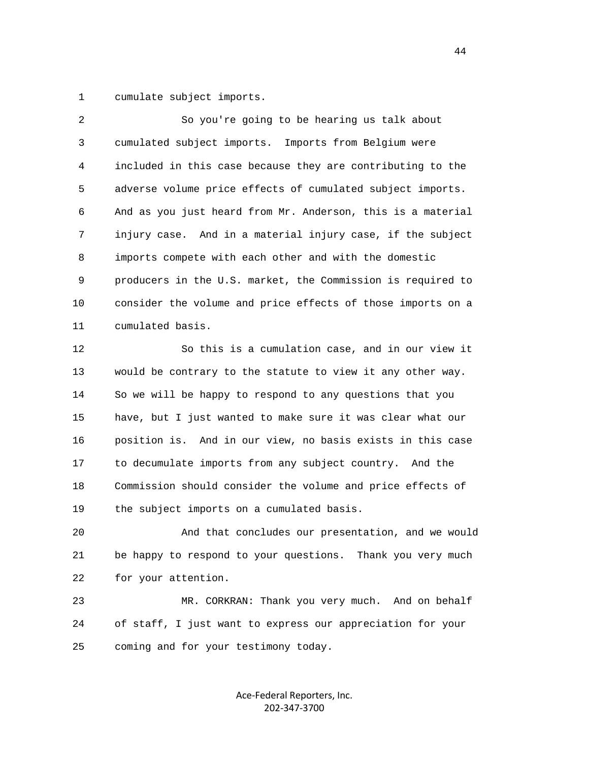cumulate subject imports.

So you're going to be hearing us talk about cumulated subject imports. Imports from Belgium were included in this case because they are contributing to the adverse volume price effects of cumulated subject imports. And as you just heard from Mr. Anderson, this is a material injury case. And in a material injury case, if the subject imports compete with each other and with the domestic producers in the U.S. market, the Commission is required to consider the volume and price effects of those imports on a cumulated basis.

So this is a cumulation case, and in our view it would be contrary to the statute to view it any other way. So we will be happy to respond to any questions that you have, but I just wanted to make sure it was clear what our position is. And in our view, no basis exists in this case to decumulate imports from any subject country. And the Commission should consider the volume and price effects of the subject imports on a cumulated basis.

And that concludes our presentation, and we would be happy to respond to your questions. Thank you very much for your attention.

MR. CORKRAN: Thank you very much. And on behalf of staff, I just want to express our appreciation for your coming and for your testimony today.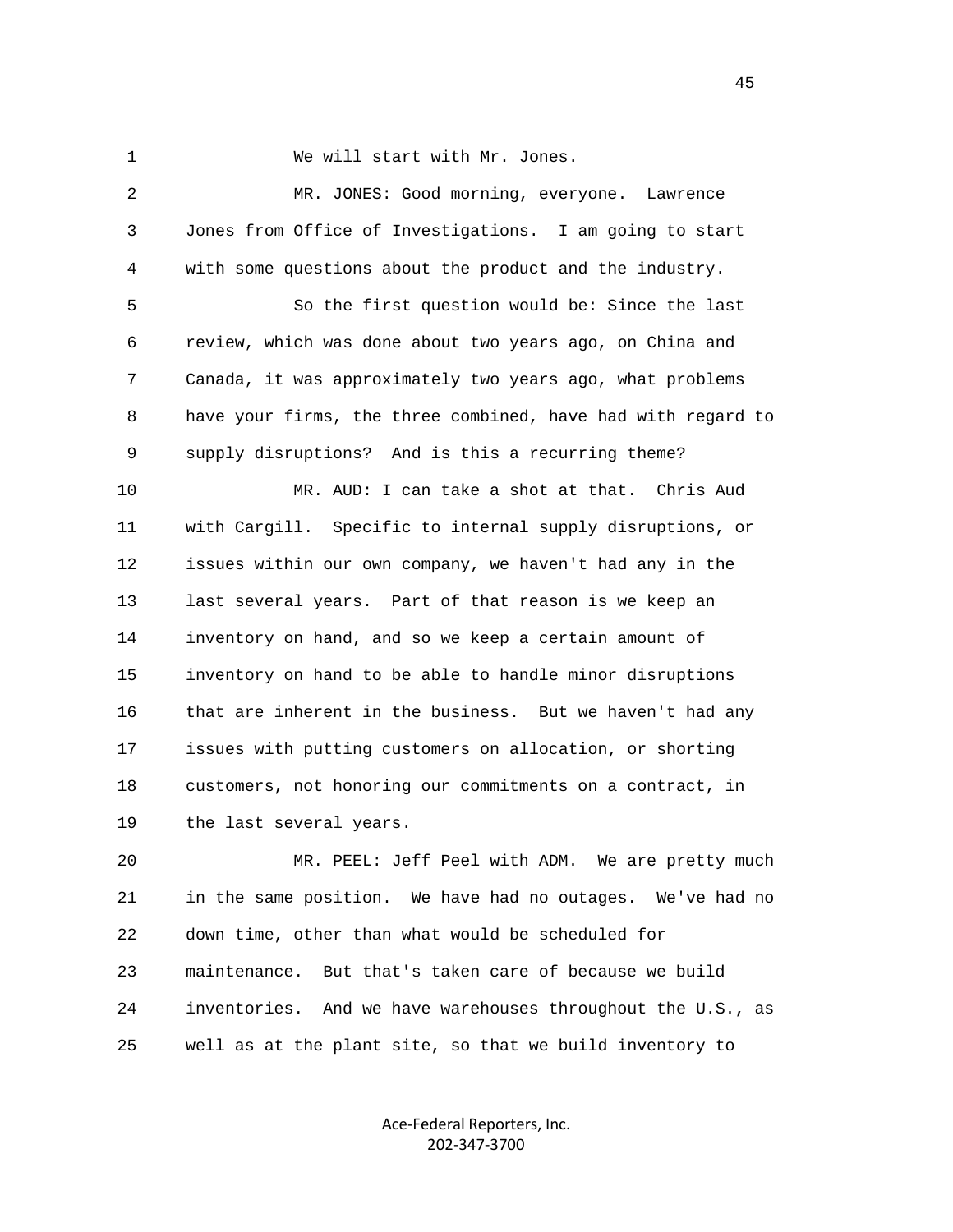1 We will start with Mr. Jones.

2 MR. JONES: Good morning, everyone. Lawrence

3 Jones from Office of Investigations. I am going to start

4 with some questions about the product and the industry.

5 So the first question would be: Since the last

6 review, which was done about two years ago, on China and

7 Canada, it was approximately two years ago, what problems

8 have your firms, the three combined, have had with regard to

9 supply disruptions? And is this a recurring theme?

10 MR. AUD: I can take a shot at that. Chris Aud

11 with Cargill. Specific to internal supply disruptions, or

12 issues within our own company, we haven't had any in the

13 last several years. Part of that reason is we keep an

14 inventory on hand, and so we keep a certain amount of

15 inventory on hand to be able to handle minor disruptions

16 that are inherent in the business. But we haven't had any

17 issues with putting customers on allocation, or shorting

18 customers, not honoring our commitments on a contract, in

19 the last several years.

20 MR. PEEL: Jeff Peel with ADM. We are pretty much

21 in the same position. We have had no outages. We've had no

22 down time, other than what would be scheduled for

23 maintenance. But that's taken care of because we build

24 inventories. And we have warehouses throughout the U.S., as

25 well as at the plant site, so that we build inventory to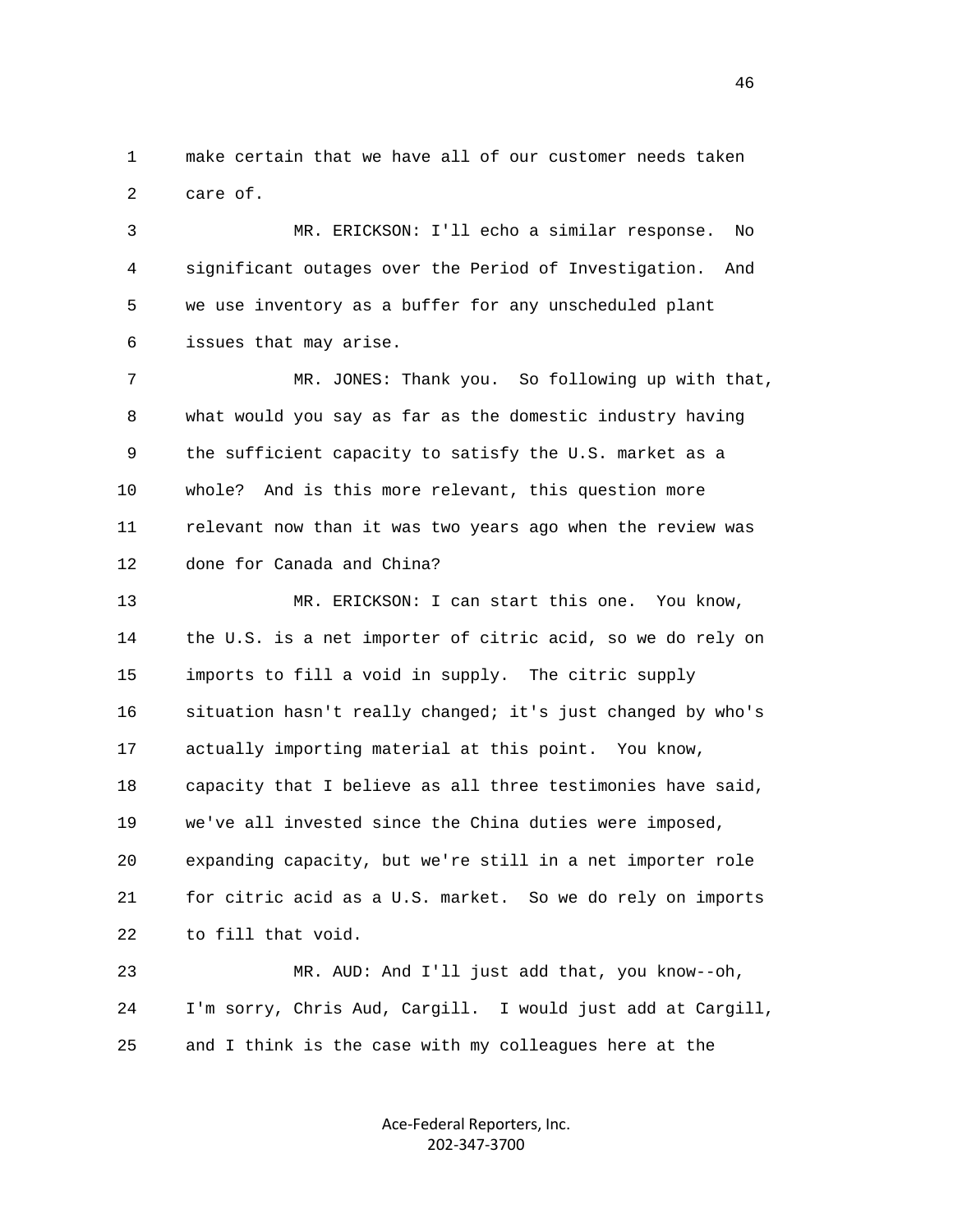make certain that we have all of our customer needs taken care of.

MR. ERICKSON: I'll echo a similar response. No significant outages over the Period of Investigation. And we use inventory as a buffer for any unscheduled plant issues that may arise.

MR. JONES: Thank you. So following up with that, what would you say as far as the domestic industry having the sufficient capacity to satisfy the U.S. market as a whole? And is this more relevant, this question more relevant now than it was two years ago when the review was done for Canada and China?

MR. ERICKSON: I can start this one. You know, the U.S. is a net importer of citric acid, so we do rely on imports to fill a void in supply. The citric supply situation hasn't really changed; it's just changed by who's actually importing material at this point. You know, capacity that I believe as all three testimonies have said, we've all invested since the China duties were imposed, expanding capacity, but we're still in a net importer role for citric acid as a U.S. market. So we do rely on imports to fill that void.

MR. AUD: And I'll just add that, you know--oh, I'm sorry, Chris Aud, Cargill. I would just add at Cargill, and I think is the case with my colleagues here at the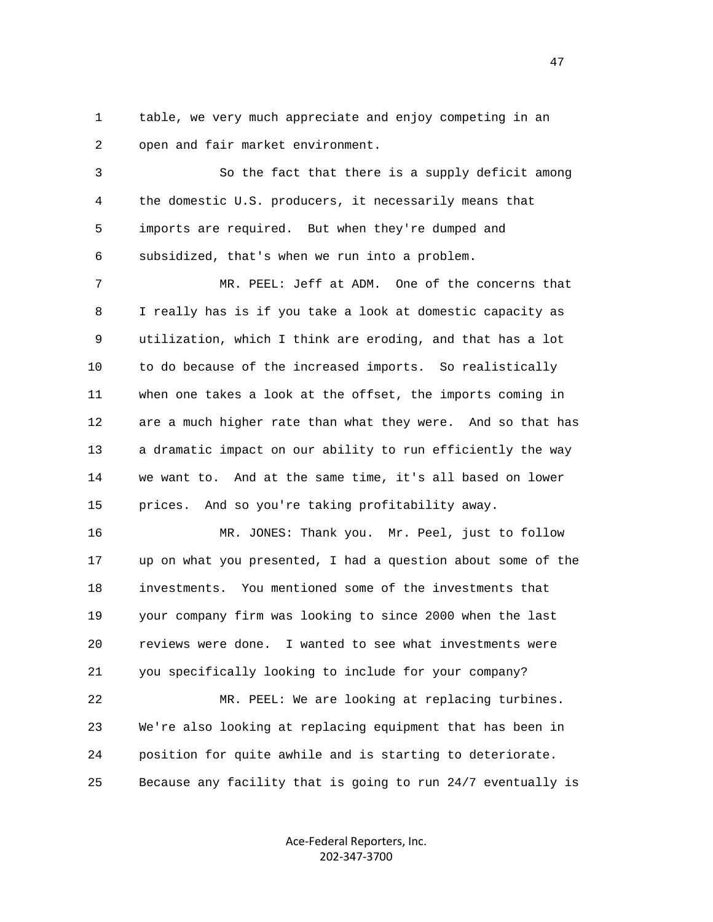1 table, we very much appreciate and enjoy competing in an
2 open and fair market environment.

3 So the fact that there is a supply deficit among
4 the domestic U.S. producers, it necessarily means that
5 imports are required. But when they're dumped and
6 subsidized, that's when we run into a problem.

7 MR. PEEL: Jeff at ADM. One of the concerns that
8 I really has is if you take a look at domestic capacity as
9 utilization, which I think are eroding, and that has a lot
10 to do because of the increased imports. So realistically
11 when one takes a look at the offset, the imports coming in
12 are a much higher rate than what they were. And so that has
13 a dramatic impact on our ability to run efficiently the way
14 we want to. And at the same time, it's all based on lower
15 prices. And so you're taking profitability away.

16 MR. JONES: Thank you. Mr. Peel, just to follow
17 up on what you presented, I had a question about some of the
18 investments. You mentioned some of the investments that
19 your company firm was looking to since 2000 when the last
20 reviews were done. I wanted to see what investments were
21 you specifically looking to include for your company?

22 MR. PEEL: We are looking at replacing turbines.
23 We're also looking at replacing equipment that has been in
24 position for quite awhile and is starting to deteriorate.
25 Because any facility that is going to run 24/7 eventually is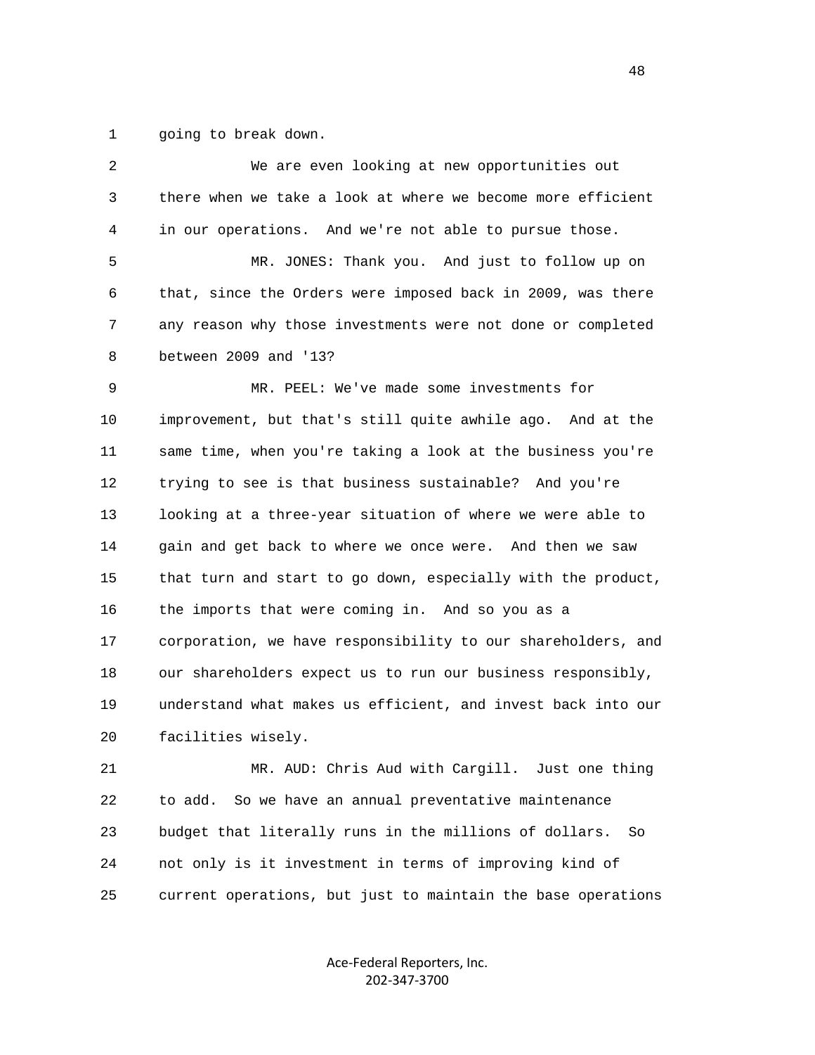going to break down.

We are even looking at new opportunities out there when we take a look at where we become more efficient in our operations. And we're not able to pursue those.

MR. JONES: Thank you. And just to follow up on that, since the Orders were imposed back in 2009, was there any reason why those investments were not done or completed between 2009 and '13?

MR. PEEL: We've made some investments for improvement, but that's still quite awhile ago. And at the same time, when you're taking a look at the business you're trying to see is that business sustainable? And you're looking at a three-year situation of where we were able to gain and get back to where we once were. And then we saw that turn and start to go down, especially with the product, the imports that were coming in. And so you as a corporation, we have responsibility to our shareholders, and our shareholders expect us to run our business responsibly, understand what makes us efficient, and invest back into our facilities wisely.

MR. AUD: Chris Aud with Cargill. Just one thing to add. So we have an annual preventative maintenance budget that literally runs in the millions of dollars. So not only is it investment in terms of improving kind of current operations, but just to maintain the base operations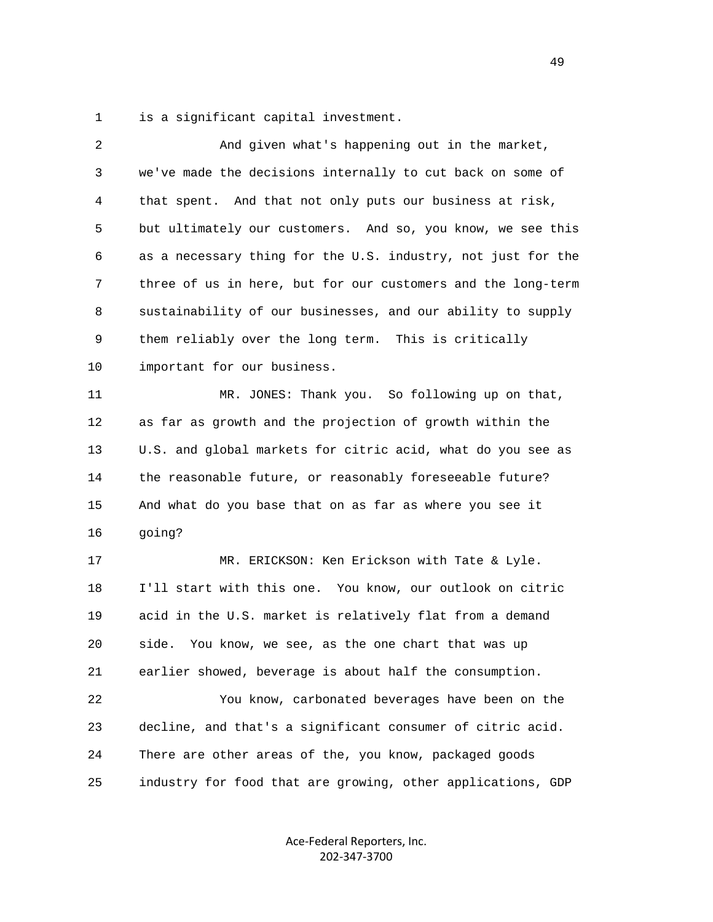1 is a significant capital investment.

2 And given what's happening out in the market,
3 we've made the decisions internally to cut back on some of
4 that spent. And that not only puts our business at risk,
5 but ultimately our customers. And so, you know, we see this
6 as a necessary thing for the U.S. industry, not just for the
7 three of us in here, but for our customers and the long-term
8 sustainability of our businesses, and our ability to supply
9 them reliably over the long term. This is critically
10 important for our business.

11 MR. JONES: Thank you. So following up on that,
12 as far as growth and the projection of growth within the
13 U.S. and global markets for citric acid, what do you see as
14 the reasonable future, or reasonably foreseeable future?
15 And what do you base that on as far as where you see it
16 going?

17 MR. ERICKSON: Ken Erickson with Tate & Lyle.
18 I'll start with this one. You know, our outlook on citric
19 acid in the U.S. market is relatively flat from a demand
20 side. You know, we see, as the one chart that was up
21 earlier showed, beverage is about half the consumption.

22 You know, carbonated beverages have been on the
23 decline, and that's a significant consumer of citric acid.
24 There are other areas of the, you know, packaged goods
25 industry for food that are growing, other applications, GDP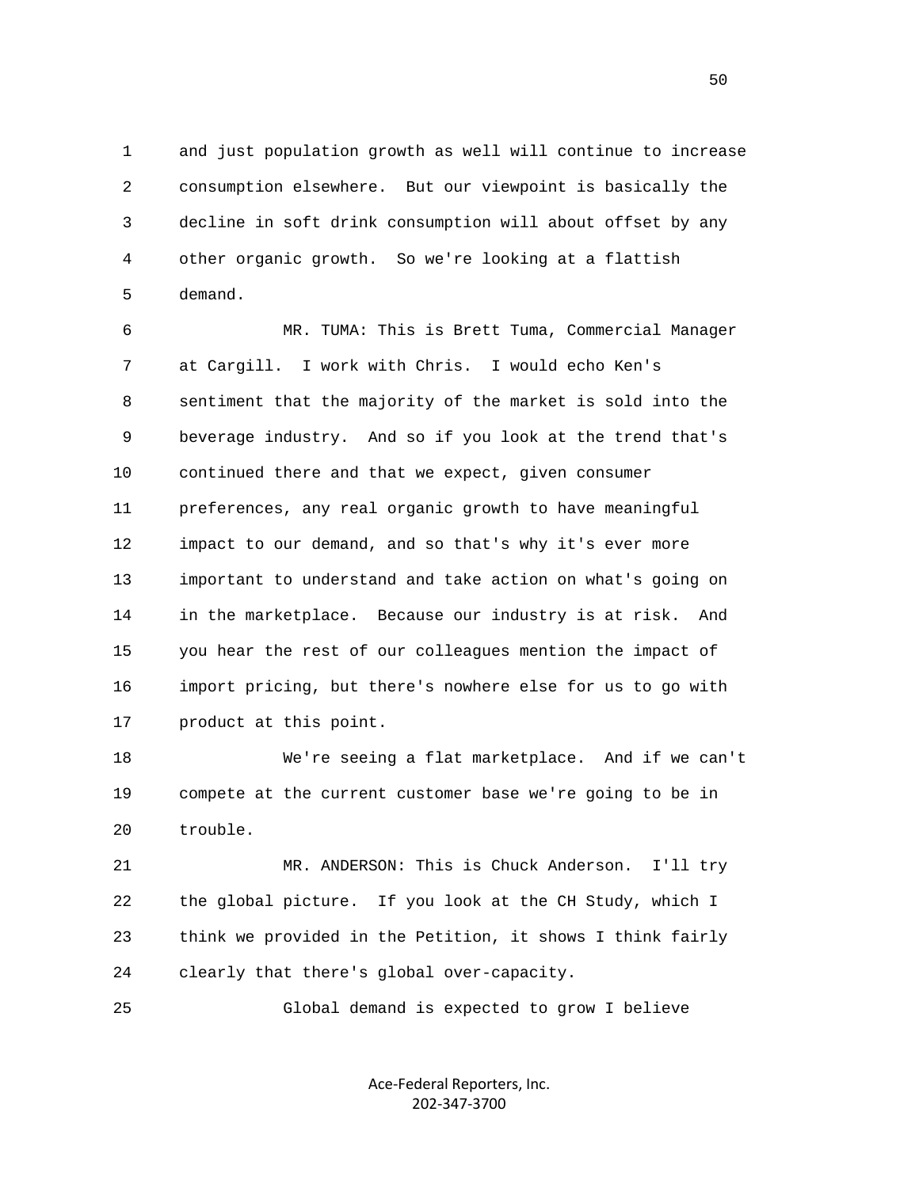1 and just population growth as well will continue to increase
2 consumption elsewhere. But our viewpoint is basically the
3 decline in soft drink consumption will about offset by any
4 other organic growth. So we're looking at a flattish
5 demand.

6 MR. TUMA: This is Brett Tuma, Commercial Manager
7 at Cargill. I work with Chris. I would echo Ken's
8 sentiment that the majority of the market is sold into the
9 beverage industry. And so if you look at the trend that's
10 continued there and that we expect, given consumer
11 preferences, any real organic growth to have meaningful
12 impact to our demand, and so that's why it's ever more
13 important to understand and take action on what's going on
14 in the marketplace. Because our industry is at risk. And
15 you hear the rest of our colleagues mention the impact of
16 import pricing, but there's nowhere else for us to go with
17 product at this point.

18 We're seeing a flat marketplace. And if we can't
19 compete at the current customer base we're going to be in
20 trouble.

21 MR. ANDERSON: This is Chuck Anderson. I'll try
22 the global picture. If you look at the CH Study, which I
23 think we provided in the Petition, it shows I think fairly
24 clearly that there's global over-capacity.

25 Global demand is expected to grow I believe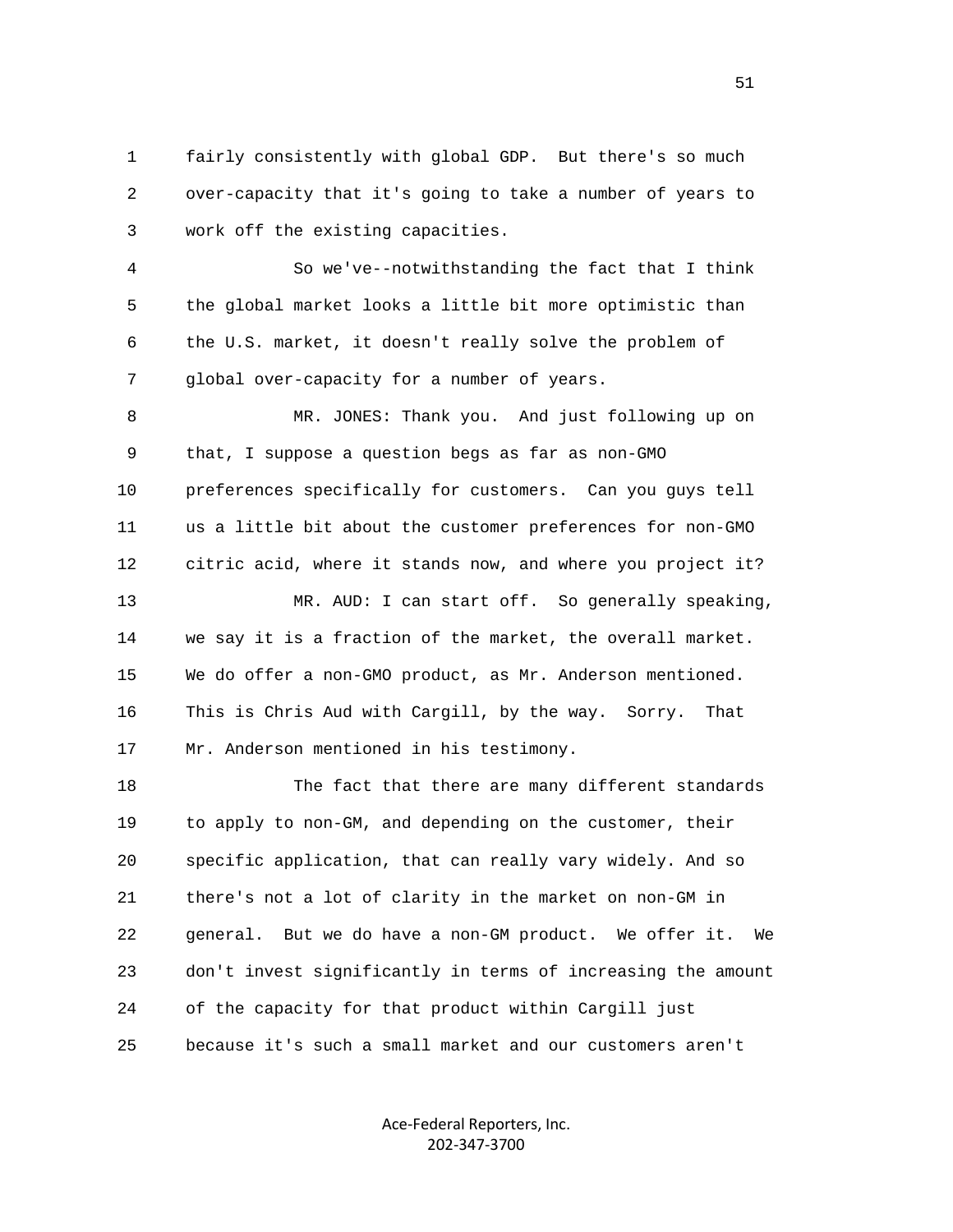1 fairly consistently with global GDP. But there's so much
2 over-capacity that it's going to take a number of years to
3 work off the existing capacities.

4 So we've--notwithstanding the fact that I think
5 the global market looks a little bit more optimistic than
6 the U.S. market, it doesn't really solve the problem of
7 global over-capacity for a number of years.

8 MR. JONES: Thank you. And just following up on
9 that, I suppose a question begs as far as non-GMO
10 preferences specifically for customers. Can you guys tell
11 us a little bit about the customer preferences for non-GMO
12 citric acid, where it stands now, and where you project it?

13 MR. AUD: I can start off. So generally speaking,
14 we say it is a fraction of the market, the overall market.
15 We do offer a non-GMO product, as Mr. Anderson mentioned.
16 This is Chris Aud with Cargill, by the way. Sorry. That
17 Mr. Anderson mentioned in his testimony.

18 The fact that there are many different standards
19 to apply to non-GM, and depending on the customer, their
20 specific application, that can really vary widely. And so
21 there's not a lot of clarity in the market on non-GM in
22 general. But we do have a non-GM product. We offer it. We
23 don't invest significantly in terms of increasing the amount
24 of the capacity for that product within Cargill just
25 because it's such a small market and our customers aren't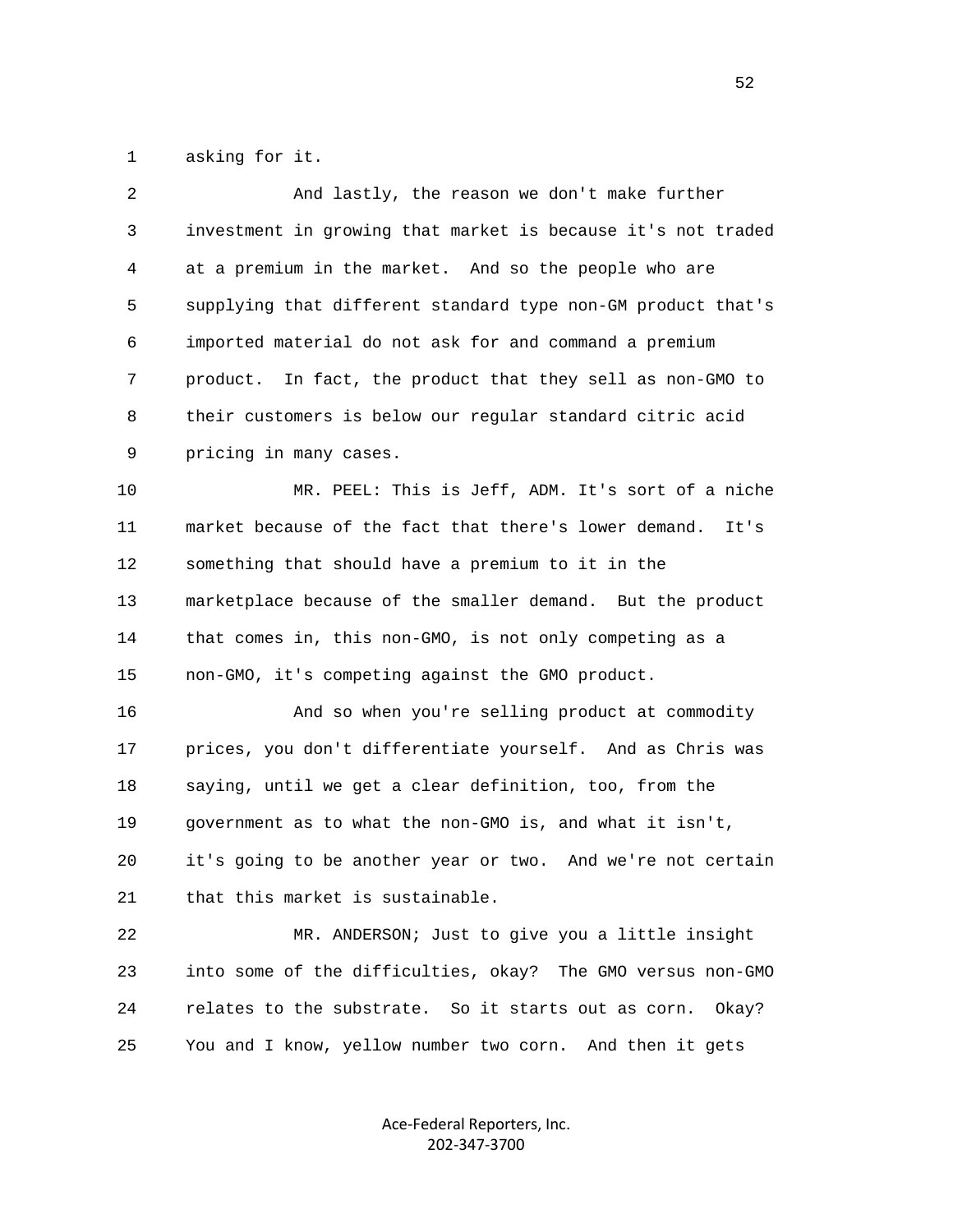asking for it.

And lastly, the reason we don't make further investment in growing that market is because it's not traded at a premium in the market. And so the people who are supplying that different standard type non-GM product that's imported material do not ask for and command a premium product. In fact, the product that they sell as non-GMO to their customers is below our regular standard citric acid pricing in many cases.

MR. PEEL: This is Jeff, ADM. It's sort of a niche market because of the fact that there's lower demand. It's something that should have a premium to it in the marketplace because of the smaller demand. But the product that comes in, this non-GMO, is not only competing as a non-GMO, it's competing against the GMO product.

And so when you're selling product at commodity prices, you don't differentiate yourself. And as Chris was saying, until we get a clear definition, too, from the government as to what the non-GMO is, and what it isn't, it's going to be another year or two. And we're not certain that this market is sustainable.

MR. ANDERSON; Just to give you a little insight into some of the difficulties, okay? The GMO versus non-GMO relates to the substrate. So it starts out as corn. Okay? You and I know, yellow number two corn. And then it gets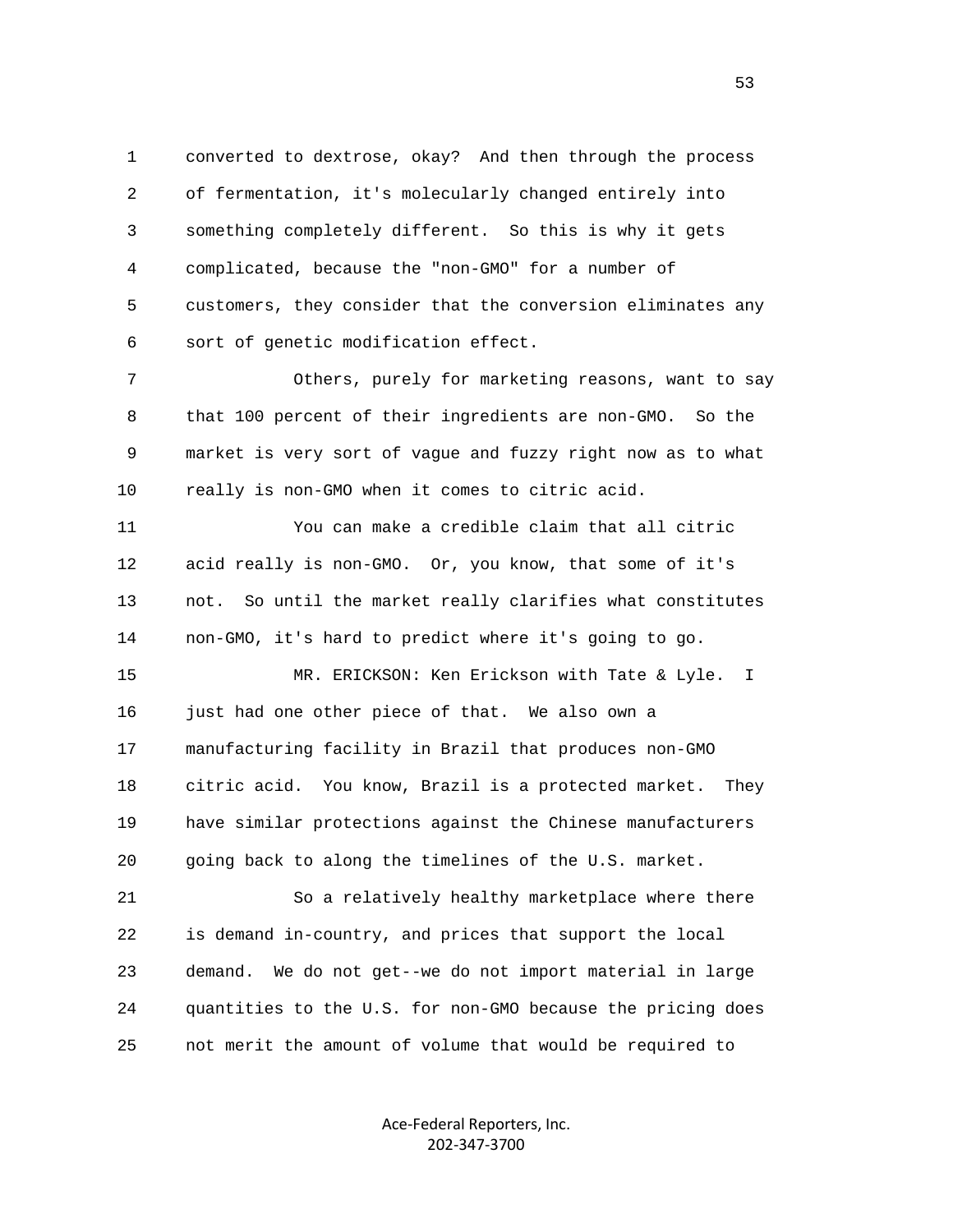converted to dextrose, okay? And then through the process of fermentation, it's molecularly changed entirely into something completely different. So this is why it gets complicated, because the "non-GMO" for a number of customers, they consider that the conversion eliminates any sort of genetic modification effect.

Others, purely for marketing reasons, want to say that 100 percent of their ingredients are non-GMO. So the market is very sort of vague and fuzzy right now as to what really is non-GMO when it comes to citric acid.

You can make a credible claim that all citric acid really is non-GMO. Or, you know, that some of it's not. So until the market really clarifies what constitutes non-GMO, it's hard to predict where it's going to go.

MR. ERICKSON: Ken Erickson with Tate & Lyle. I just had one other piece of that. We also own a manufacturing facility in Brazil that produces non-GMO citric acid. You know, Brazil is a protected market. They have similar protections against the Chinese manufacturers going back to along the timelines of the U.S. market.

So a relatively healthy marketplace where there is demand in-country, and prices that support the local demand. We do not get--we do not import material in large quantities to the U.S. for non-GMO because the pricing does not merit the amount of volume that would be required to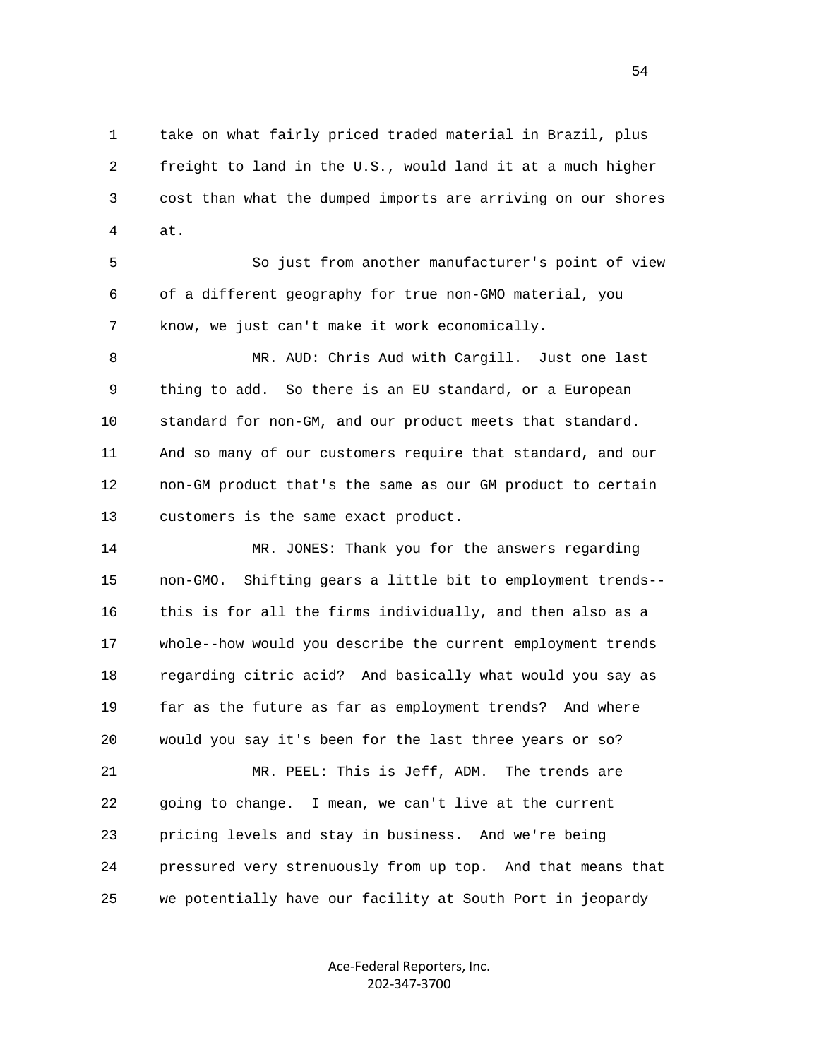take on what fairly priced traded material in Brazil, plus freight to land in the U.S., would land it at a much higher cost than what the dumped imports are arriving on our shores at.

So just from another manufacturer's point of view of a different geography for true non-GMO material, you know, we just can't make it work economically.

MR. AUD: Chris Aud with Cargill. Just one last thing to add. So there is an EU standard, or a European standard for non-GM, and our product meets that standard. And so many of our customers require that standard, and our non-GM product that's the same as our GM product to certain customers is the same exact product.

MR. JONES: Thank you for the answers regarding non-GMO. Shifting gears a little bit to employment trends--this is for all the firms individually, and then also as a whole--how would you describe the current employment trends regarding citric acid? And basically what would you say as far as the future as far as employment trends? And where would you say it's been for the last three years or so?

MR. PEEL: This is Jeff, ADM. The trends are going to change. I mean, we can't live at the current pricing levels and stay in business. And we're being pressured very strenuously from up top. And that means that we potentially have our facility at South Port in jeopardy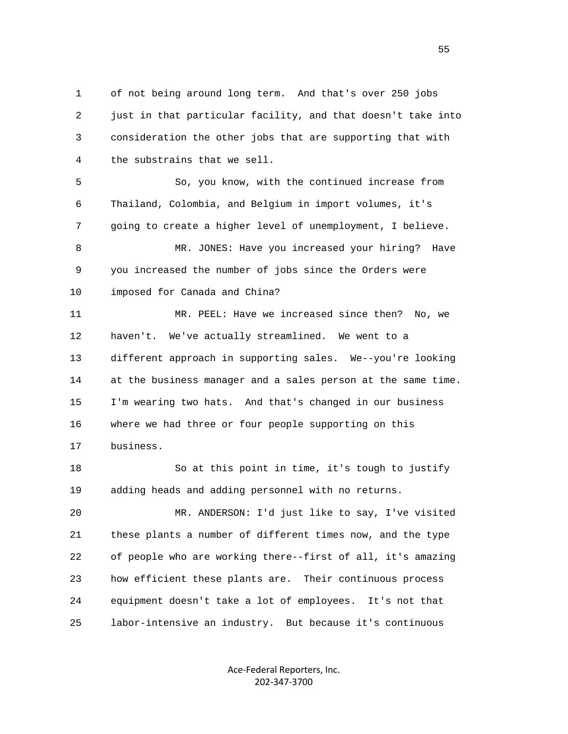1 of not being around long term. And that's over 250 jobs
2 just in that particular facility, and that doesn't take into
3 consideration the other jobs that are supporting that with
4 the substrains that we sell.

5 So, you know, with the continued increase from
6 Thailand, Colombia, and Belgium in import volumes, it's
7 going to create a higher level of unemployment, I believe.

8 MR. JONES: Have you increased your hiring? Have
9 you increased the number of jobs since the Orders were
10 imposed for Canada and China?

11 MR. PEEL: Have we increased since then? No, we
12 haven't. We've actually streamlined. We went to a
13 different approach in supporting sales. We--you're looking
14 at the business manager and a sales person at the same time.
15 I'm wearing two hats. And that's changed in our business
16 where we had three or four people supporting on this
17 business.

18 So at this point in time, it's tough to justify
19 adding heads and adding personnel with no returns.

20 MR. ANDERSON: I'd just like to say, I've visited
21 these plants a number of different times now, and the type
22 of people who are working there--first of all, it's amazing
23 how efficient these plants are. Their continuous process
24 equipment doesn't take a lot of employees. It's not that
25 labor-intensive an industry. But because it's continuous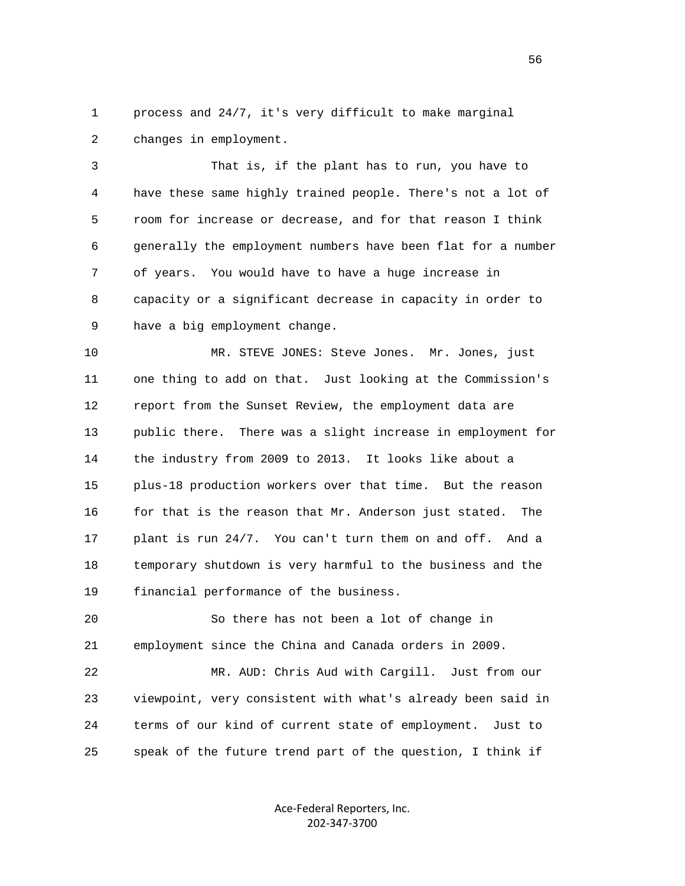process and 24/7, it's very difficult to make marginal changes in employment.

That is, if the plant has to run, you have to have these same highly trained people. There's not a lot of room for increase or decrease, and for that reason I think generally the employment numbers have been flat for a number of years. You would have to have a huge increase in capacity or a significant decrease in capacity in order to have a big employment change.

MR. STEVE JONES: Steve Jones. Mr. Jones, just one thing to add on that. Just looking at the Commission's report from the Sunset Review, the employment data are public there. There was a slight increase in employment for the industry from 2009 to 2013. It looks like about a plus-18 production workers over that time. But the reason for that is the reason that Mr. Anderson just stated. The plant is run 24/7. You can't turn them on and off. And a temporary shutdown is very harmful to the business and the financial performance of the business.

So there has not been a lot of change in employment since the China and Canada orders in 2009.

MR. AUD: Chris Aud with Cargill. Just from our viewpoint, very consistent with what's already been said in terms of our kind of current state of employment. Just to speak of the future trend part of the question, I think if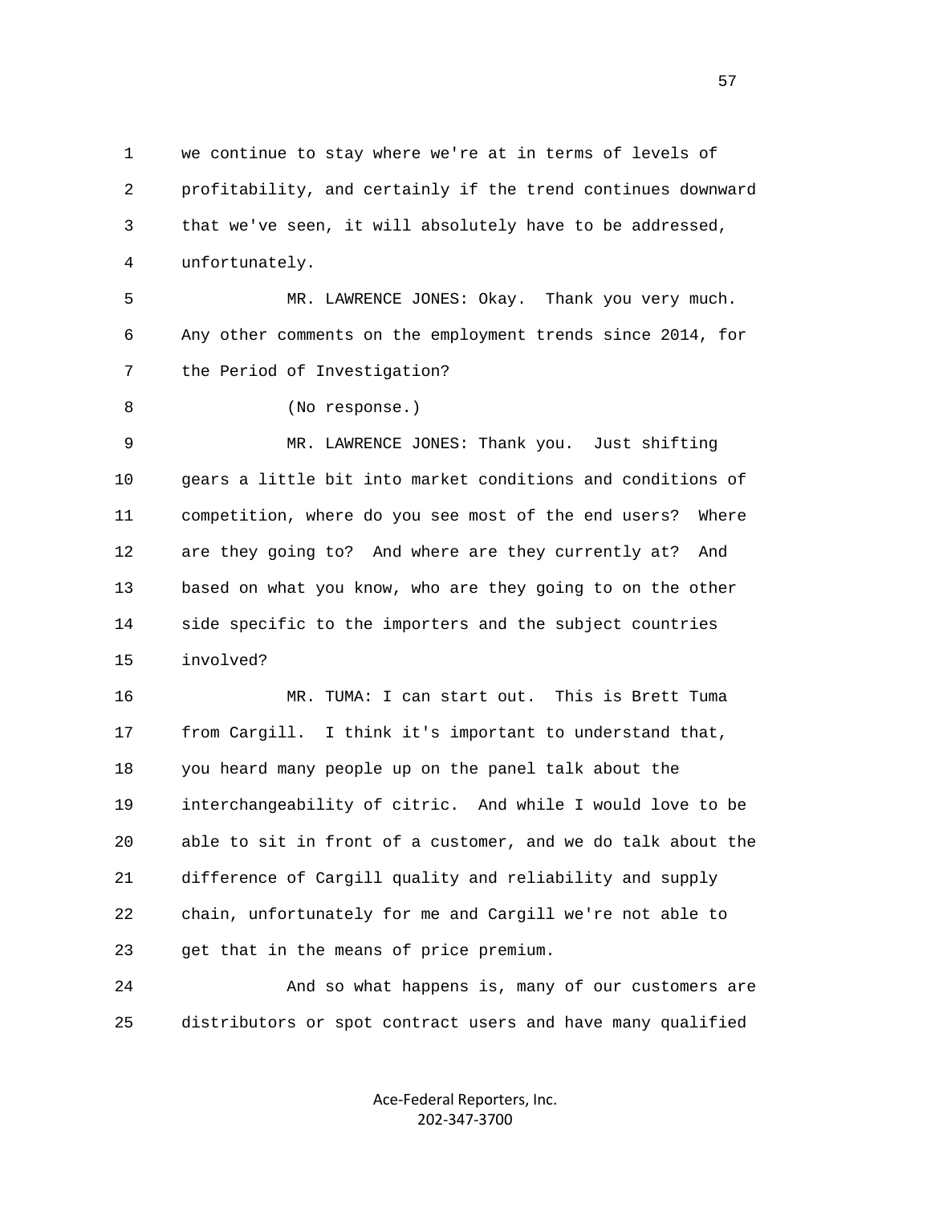1 we continue to stay where we're at in terms of levels of
2 profitability, and certainly if the trend continues downward
3 that we've seen, it will absolutely have to be addressed,
4 unfortunately.

5 MR. LAWRENCE JONES: Okay. Thank you very much.
6 Any other comments on the employment trends since 2014, for
7 the Period of Investigation?

8 (No response.)

9 MR. LAWRENCE JONES: Thank you. Just shifting
10 gears a little bit into market conditions and conditions of
11 competition, where do you see most of the end users? Where
12 are they going to? And where are they currently at? And
13 based on what you know, who are they going to on the other
14 side specific to the importers and the subject countries
15 involved?

16 MR. TUMA: I can start out. This is Brett Tuma
17 from Cargill. I think it's important to understand that,
18 you heard many people up on the panel talk about the
19 interchangeability of citric. And while I would love to be
20 able to sit in front of a customer, and we do talk about the
21 difference of Cargill quality and reliability and supply
22 chain, unfortunately for me and Cargill we're not able to
23 get that in the means of price premium.

24 And so what happens is, many of our customers are
25 distributors or spot contract users and have many qualified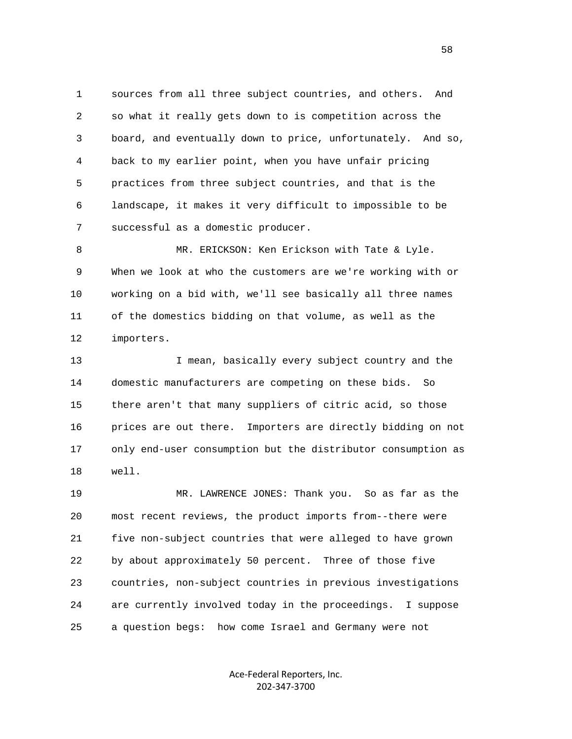sources from all three subject countries, and others. And so what it really gets down to is competition across the board, and eventually down to price, unfortunately. And so, back to my earlier point, when you have unfair pricing practices from three subject countries, and that is the landscape, it makes it very difficult to impossible to be successful as a domestic producer.

MR. ERICKSON: Ken Erickson with Tate & Lyle. When we look at who the customers are we're working with or working on a bid with, we'll see basically all three names of the domestics bidding on that volume, as well as the importers.

I mean, basically every subject country and the domestic manufacturers are competing on these bids. So there aren't that many suppliers of citric acid, so those prices are out there. Importers are directly bidding on not only end-user consumption but the distributor consumption as well.

MR. LAWRENCE JONES: Thank you. So as far as the most recent reviews, the product imports from--there were five non-subject countries that were alleged to have grown by about approximately 50 percent. Three of those five countries, non-subject countries in previous investigations are currently involved today in the proceedings. I suppose a question begs: how come Israel and Germany were not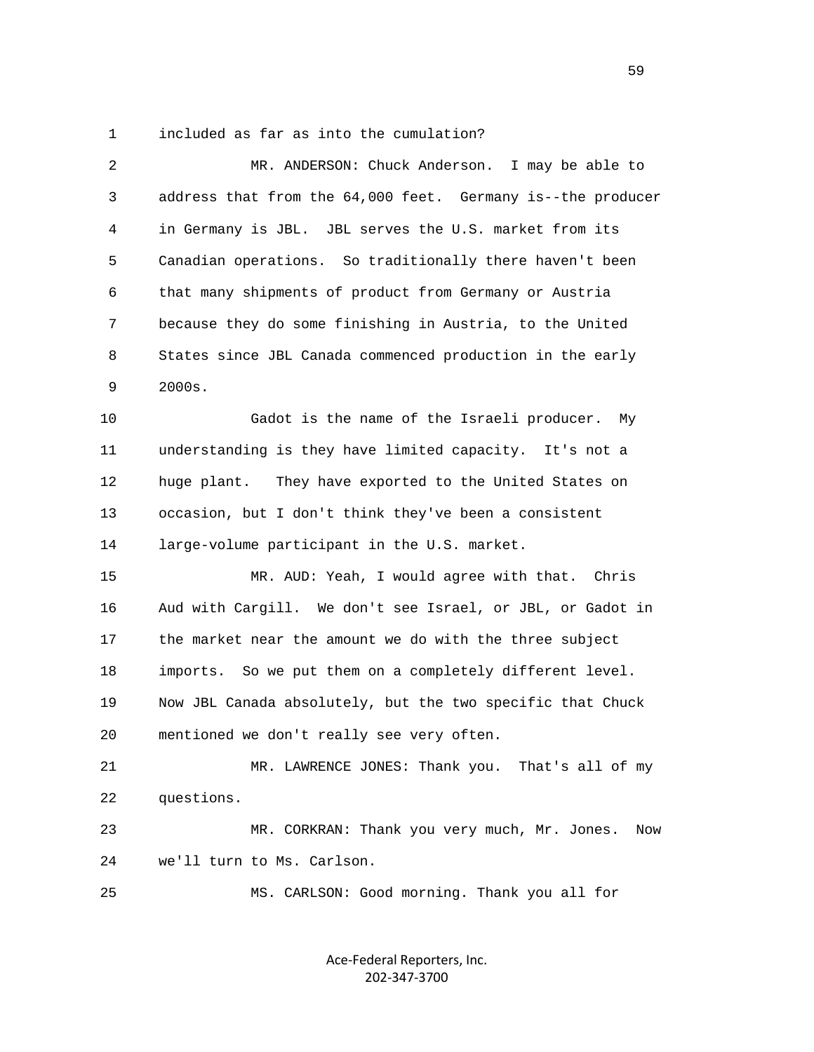included as far as into the cumulation?

MR. ANDERSON: Chuck Anderson. I may be able to address that from the 64,000 feet. Germany is--the producer in Germany is JBL. JBL serves the U.S. market from its Canadian operations. So traditionally there haven't been that many shipments of product from Germany or Austria because they do some finishing in Austria, to the United States since JBL Canada commenced production in the early 2000s.

Gadot is the name of the Israeli producer. My understanding is they have limited capacity. It's not a huge plant. They have exported to the United States on occasion, but I don't think they've been a consistent large-volume participant in the U.S. market.

MR. AUD: Yeah, I would agree with that. Chris Aud with Cargill. We don't see Israel, or JBL, or Gadot in the market near the amount we do with the three subject imports. So we put them on a completely different level. Now JBL Canada absolutely, but the two specific that Chuck mentioned we don't really see very often.

MR. LAWRENCE JONES: Thank you. That's all of my questions.

MR. CORKRAN: Thank you very much, Mr. Jones. Now we'll turn to Ms. Carlson.

MS. CARLSON: Good morning. Thank you all for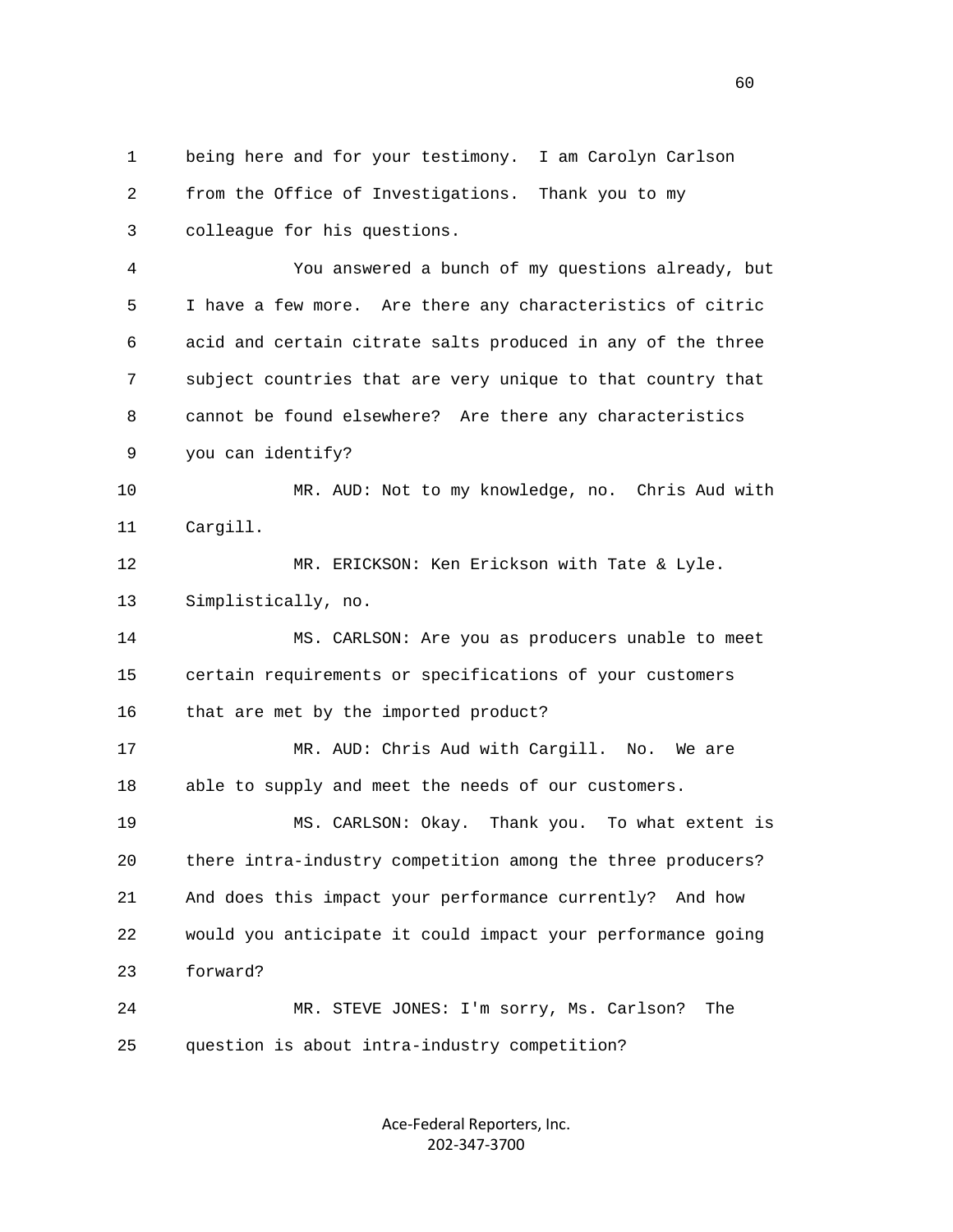being here and for your testimony. I am Carolyn Carlson from the Office of Investigations. Thank you to my colleague for his questions.

You answered a bunch of my questions already, but I have a few more. Are there any characteristics of citric acid and certain citrate salts produced in any of the three subject countries that are very unique to that country that cannot be found elsewhere? Are there any characteristics you can identify?

MR. AUD: Not to my knowledge, no. Chris Aud with Cargill.

MR. ERICKSON: Ken Erickson with Tate & Lyle. Simplistically, no.

MS. CARLSON: Are you as producers unable to meet certain requirements or specifications of your customers that are met by the imported product?

MR. AUD: Chris Aud with Cargill. No. We are able to supply and meet the needs of our customers.

MS. CARLSON: Okay. Thank you. To what extent is there intra-industry competition among the three producers? And does this impact your performance currently? And how would you anticipate it could impact your performance going forward?

MR. STEVE JONES: I'm sorry, Ms. Carlson? The question is about intra-industry competition?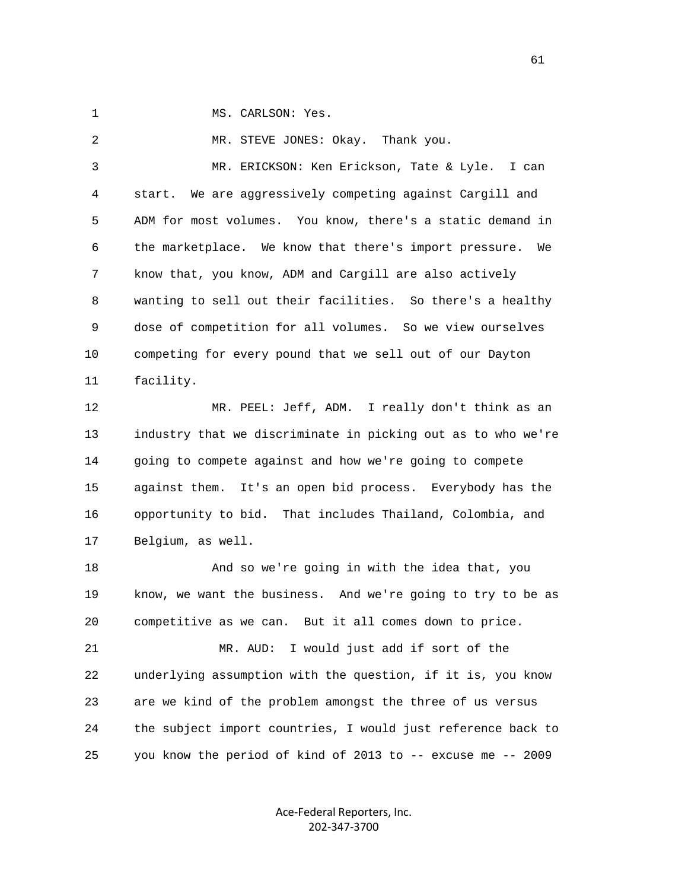1 MS. CARLSON: Yes.

2 MR. STEVE JONES: Okay. Thank you.

3 MR. ERICKSON: Ken Erickson, Tate & Lyle. I can
4 start. We are aggressively competing against Cargill and
5 ADM for most volumes. You know, there's a static demand in
6 the marketplace. We know that there's import pressure. We
7 know that, you know, ADM and Cargill are also actively
8 wanting to sell out their facilities. So there's a healthy
9 dose of competition for all volumes. So we view ourselves
10 competing for every pound that we sell out of our Dayton
11 facility.

12 MR. PEEL: Jeff, ADM. I really don't think as an
13 industry that we discriminate in picking out as to who we're
14 going to compete against and how we're going to compete
15 against them. It's an open bid process. Everybody has the
16 opportunity to bid. That includes Thailand, Colombia, and
17 Belgium, as well.

18 And so we're going in with the idea that, you
19 know, we want the business. And we're going to try to be as
20 competitive as we can. But it all comes down to price.

21 MR. AUD: I would just add if sort of the
22 underlying assumption with the question, if it is, you know
23 are we kind of the problem amongst the three of us versus
24 the subject import countries, I would just reference back to
25 you know the period of kind of 2013 to -- excuse me -- 2009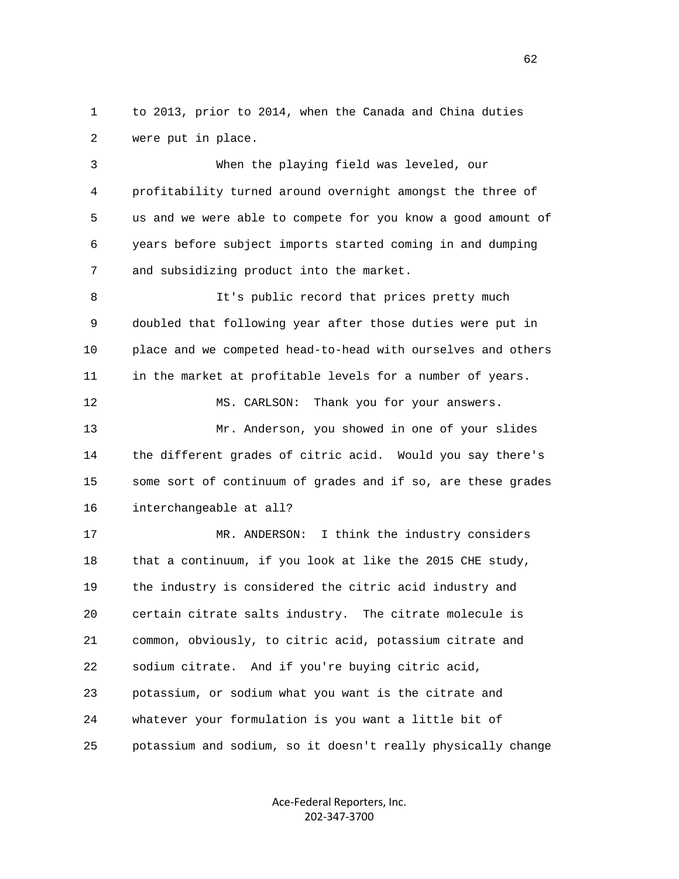to 2013, prior to 2014, when the Canada and China duties were put in place.

When the playing field was leveled, our profitability turned around overnight amongst the three of us and we were able to compete for you know a good amount of years before subject imports started coming in and dumping and subsidizing product into the market.

It's public record that prices pretty much doubled that following year after those duties were put in place and we competed head-to-head with ourselves and others in the market at profitable levels for a number of years.

MS. CARLSON: Thank you for your answers.

Mr. Anderson, you showed in one of your slides the different grades of citric acid. Would you say there's some sort of continuum of grades and if so, are these grades interchangeable at all?

MR. ANDERSON: I think the industry considers that a continuum, if you look at like the 2015 CHE study, the industry is considered the citric acid industry and certain citrate salts industry. The citrate molecule is common, obviously, to citric acid, potassium citrate and sodium citrate. And if you're buying citric acid, potassium, or sodium what you want is the citrate and whatever your formulation is you want a little bit of potassium and sodium, so it doesn't really physically change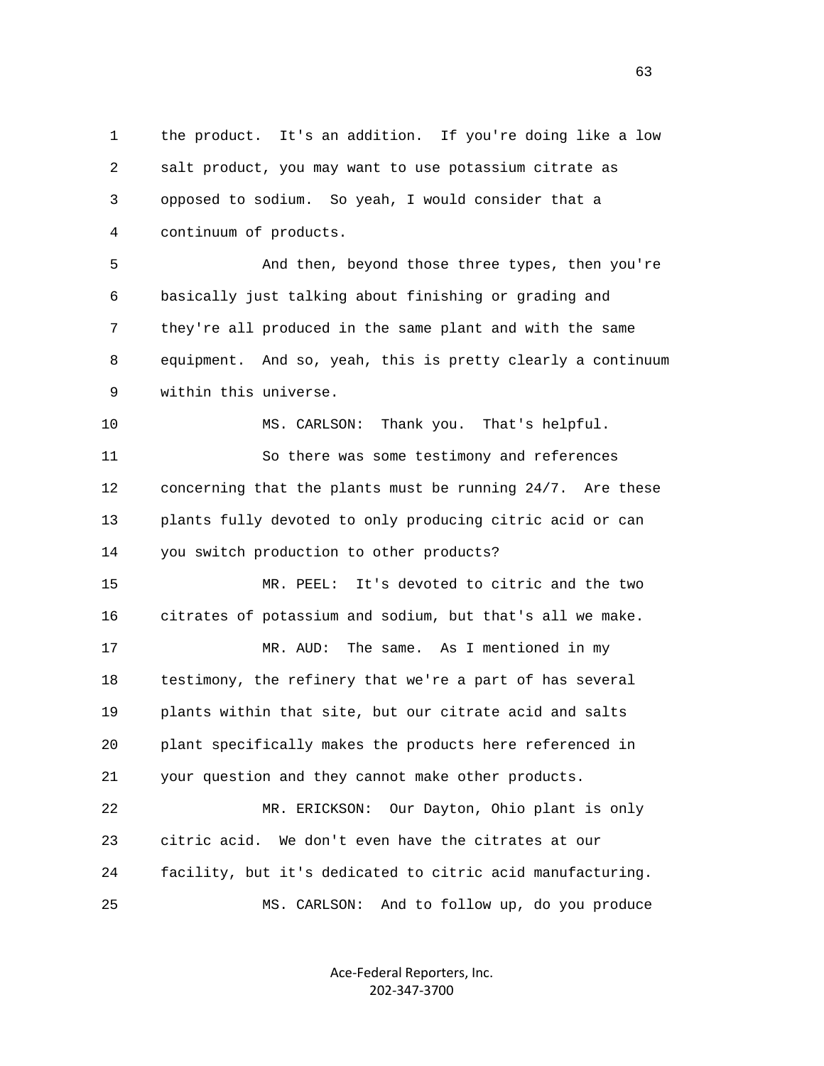1 the product. It's an addition. If you're doing like a low
2 salt product, you may want to use potassium citrate as
3 opposed to sodium. So yeah, I would consider that a
4 continuum of products.

5 And then, beyond those three types, then you're
6 basically just talking about finishing or grading and
7 they're all produced in the same plant and with the same
8 equipment. And so, yeah, this is pretty clearly a continuum
9 within this universe.

10 MS. CARLSON: Thank you. That's helpful.

11 So there was some testimony and references
12 concerning that the plants must be running 24/7. Are these
13 plants fully devoted to only producing citric acid or can
14 you switch production to other products?

15 MR. PEEL: It's devoted to citric and the two
16 citrates of potassium and sodium, but that's all we make.

17 MR. AUD: The same. As I mentioned in my
18 testimony, the refinery that we're a part of has several
19 plants within that site, but our citrate acid and salts
20 plant specifically makes the products here referenced in
21 your question and they cannot make other products.

22 MR. ERICKSON: Our Dayton, Ohio plant is only
23 citric acid. We don't even have the citrates at our
24 facility, but it's dedicated to citric acid manufacturing.

25 MS. CARLSON: And to follow up, do you produce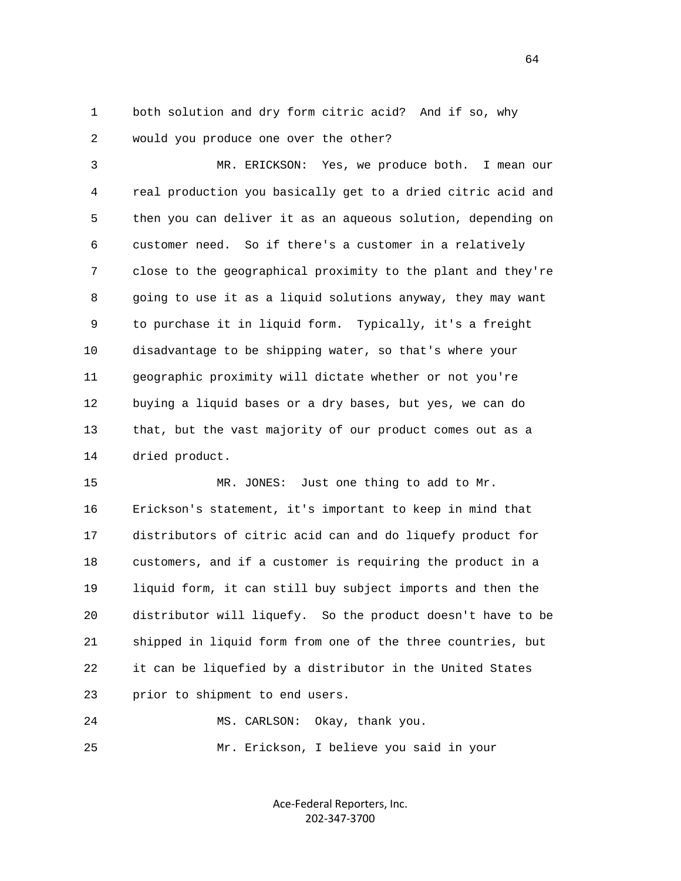both solution and dry form citric acid? And if so, why would you produce one over the other?

MR. ERICKSON: Yes, we produce both. I mean our real production you basically get to a dried citric acid and then you can deliver it as an aqueous solution, depending on customer need. So if there's a customer in a relatively close to the geographical proximity to the plant and they're going to use it as a liquid solutions anyway, they may want to purchase it in liquid form. Typically, it's a freight disadvantage to be shipping water, so that's where your geographic proximity will dictate whether or not you're buying a liquid bases or a dry bases, but yes, we can do that, but the vast majority of our product comes out as a dried product.

MR. JONES: Just one thing to add to Mr. Erickson's statement, it's important to keep in mind that distributors of citric acid can and do liquefy product for customers, and if a customer is requiring the product in a liquid form, it can still buy subject imports and then the distributor will liquefy. So the product doesn't have to be shipped in liquid form from one of the three countries, but it can be liquefied by a distributor in the United States prior to shipment to end users.

MS. CARLSON: Okay, thank you.

Mr. Erickson, I believe you said in your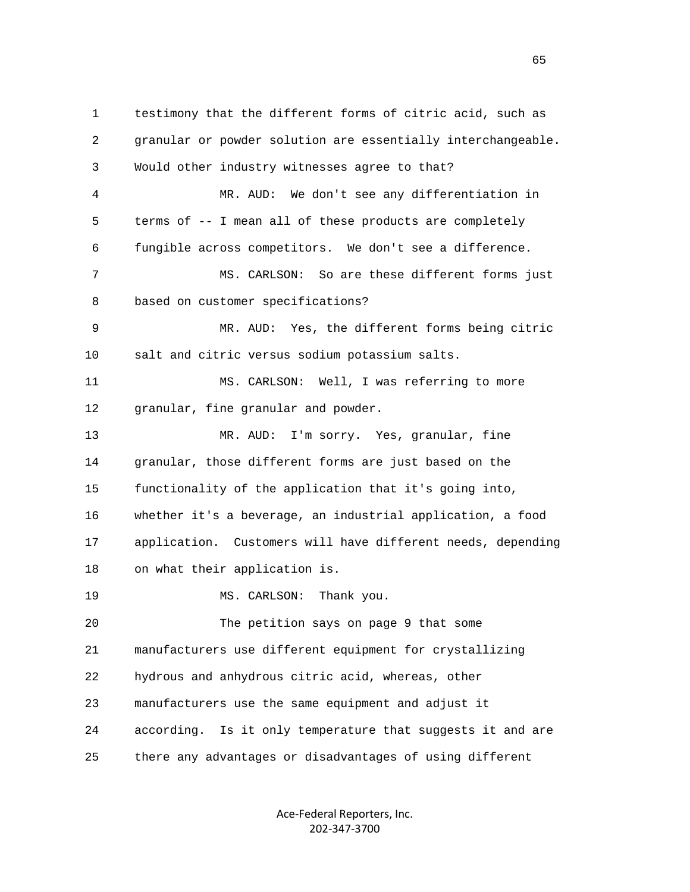1 testimony that the different forms of citric acid, such as
2 granular or powder solution are essentially interchangeable.
3 Would other industry witnesses agree to that?
4 MR. AUD: We don't see any differentiation in
5 terms of -- I mean all of these products are completely
6 fungible across competitors. We don't see a difference.
7 MS. CARLSON: So are these different forms just
8 based on customer specifications?
9 MR. AUD: Yes, the different forms being citric
10 salt and citric versus sodium potassium salts.
11 MS. CARLSON: Well, I was referring to more
12 granular, fine granular and powder.
13 MR. AUD: I'm sorry. Yes, granular, fine
14 granular, those different forms are just based on the
15 functionality of the application that it's going into,
16 whether it's a beverage, an industrial application, a food
17 application. Customers will have different needs, depending
18 on what their application is.
19 MS. CARLSON: Thank you.
20 The petition says on page 9 that some
21 manufacturers use different equipment for crystallizing
22 hydrous and anhydrous citric acid, whereas, other
23 manufacturers use the same equipment and adjust it
24 according. Is it only temperature that suggests it and are
25 there any advantages or disadvantages of using different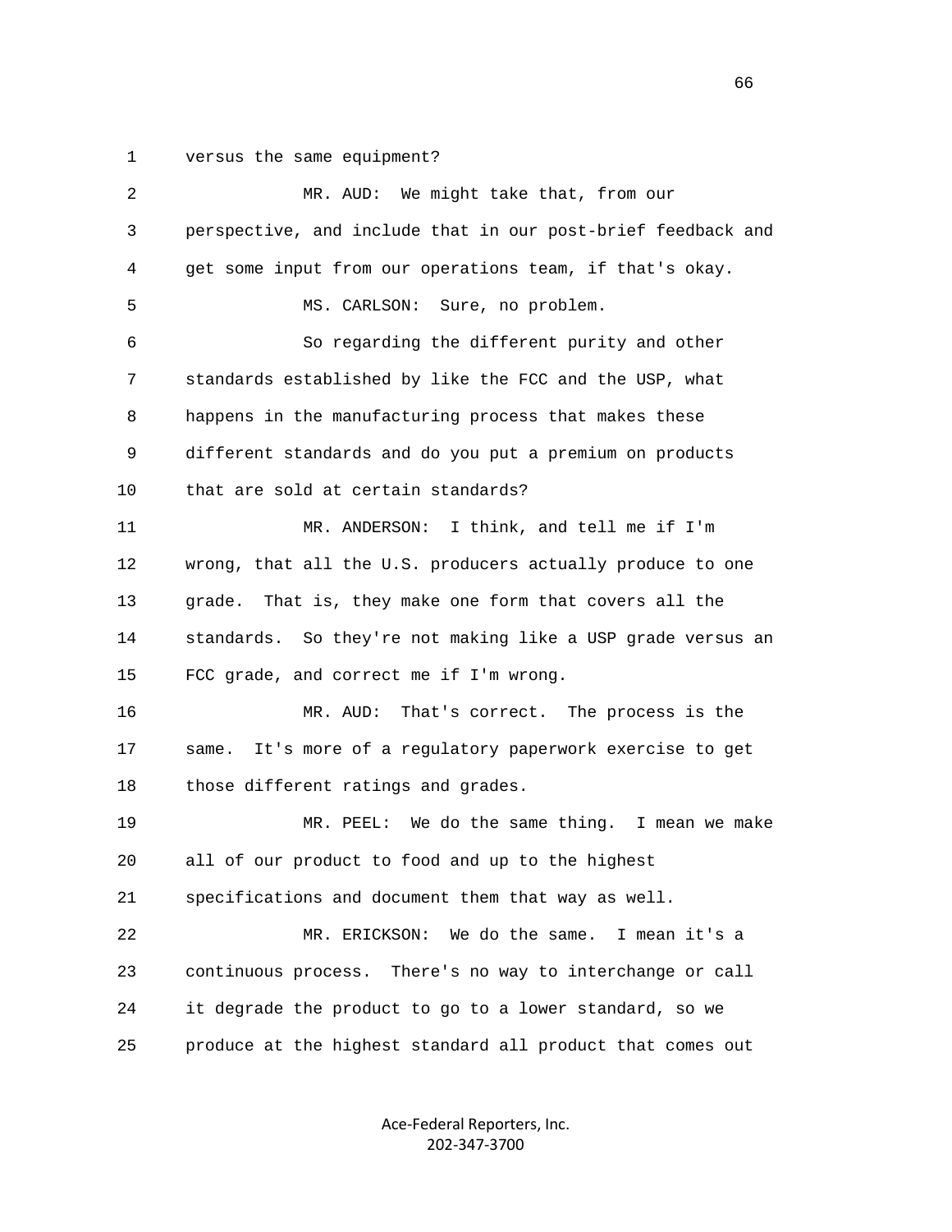versus the same equipment?

MR. AUD: We might take that, from our perspective, and include that in our post-brief feedback and get some input from our operations team, if that's okay.

MS. CARLSON: Sure, no problem.

So regarding the different purity and other standards established by like the FCC and the USP, what happens in the manufacturing process that makes these different standards and do you put a premium on products that are sold at certain standards?

MR. ANDERSON: I think, and tell me if I'm wrong, that all the U.S. producers actually produce to one grade. That is, they make one form that covers all the standards. So they're not making like a USP grade versus an FCC grade, and correct me if I'm wrong.

MR. AUD: That's correct. The process is the same. It's more of a regulatory paperwork exercise to get those different ratings and grades.

MR. PEEL: We do the same thing. I mean we make all of our product to food and up to the highest specifications and document them that way as well.

MR. ERICKSON: We do the same. I mean it's a continuous process. There's no way to interchange or call it degrade the product to go to a lower standard, so we produce at the highest standard all product that comes out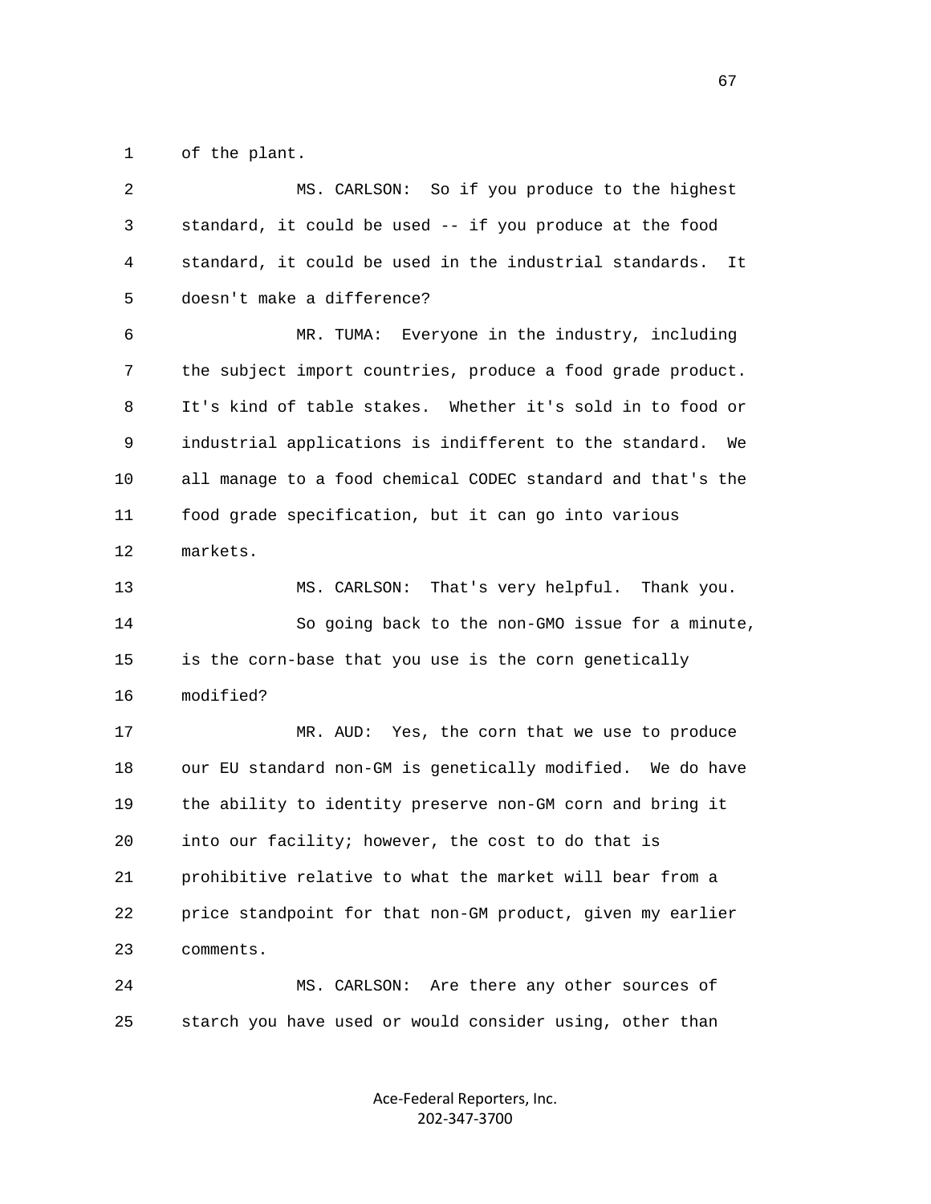of the plant.

MS. CARLSON: So if you produce to the highest standard, it could be used -- if you produce at the food standard, it could be used in the industrial standards. It doesn't make a difference?

MR. TUMA: Everyone in the industry, including the subject import countries, produce a food grade product. It's kind of table stakes. Whether it's sold in to food or industrial applications is indifferent to the standard. We all manage to a food chemical CODEC standard and that's the food grade specification, but it can go into various markets.

MS. CARLSON: That's very helpful. Thank you.

So going back to the non-GMO issue for a minute, is the corn-base that you use is the corn genetically modified?

MR. AUD: Yes, the corn that we use to produce our EU standard non-GM is genetically modified. We do have the ability to identity preserve non-GM corn and bring it into our facility; however, the cost to do that is prohibitive relative to what the market will bear from a price standpoint for that non-GM product, given my earlier comments.

MS. CARLSON: Are there any other sources of starch you have used or would consider using, other than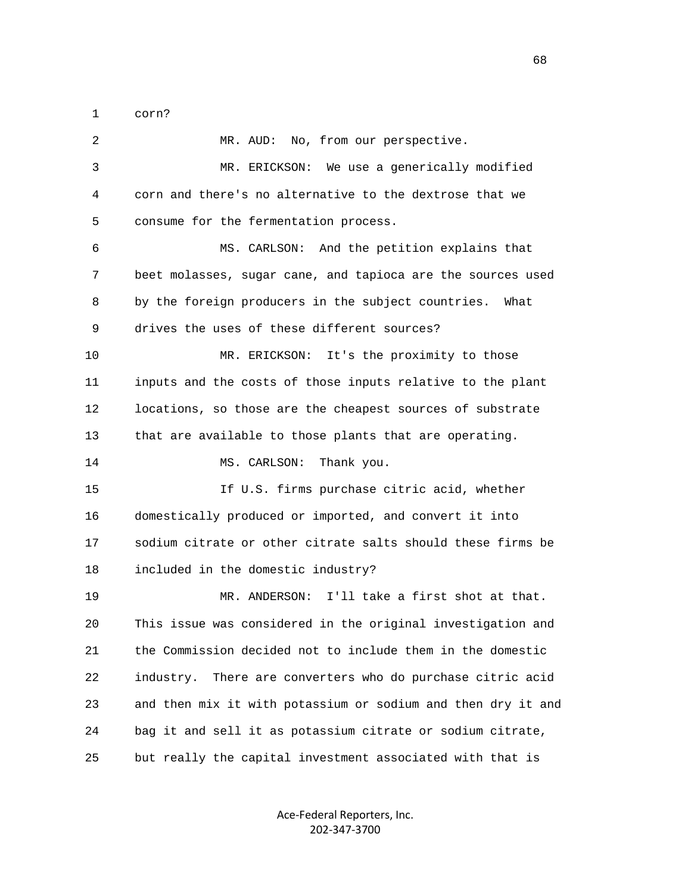1 corn?

2 MR. AUD: No, from our perspective.

3 MR. ERICKSON: We use a generically modified

4 corn and there's no alternative to the dextrose that we

5 consume for the fermentation process.

6 MS. CARLSON: And the petition explains that

7 beet molasses, sugar cane, and tapioca are the sources used

8 by the foreign producers in the subject countries. What

9 drives the uses of these different sources?

10 MR. ERICKSON: It's the proximity to those

11 inputs and the costs of those inputs relative to the plant

12 locations, so those are the cheapest sources of substrate

13 that are available to those plants that are operating.

14 MS. CARLSON: Thank you.

15 If U.S. firms purchase citric acid, whether

16 domestically produced or imported, and convert it into

17 sodium citrate or other citrate salts should these firms be

18 included in the domestic industry?

19 MR. ANDERSON: I'll take a first shot at that.

20 This issue was considered in the original investigation and

21 the Commission decided not to include them in the domestic

22 industry. There are converters who do purchase citric acid

23 and then mix it with potassium or sodium and then dry it and

24 bag it and sell it as potassium citrate or sodium citrate,

25 but really the capital investment associated with that is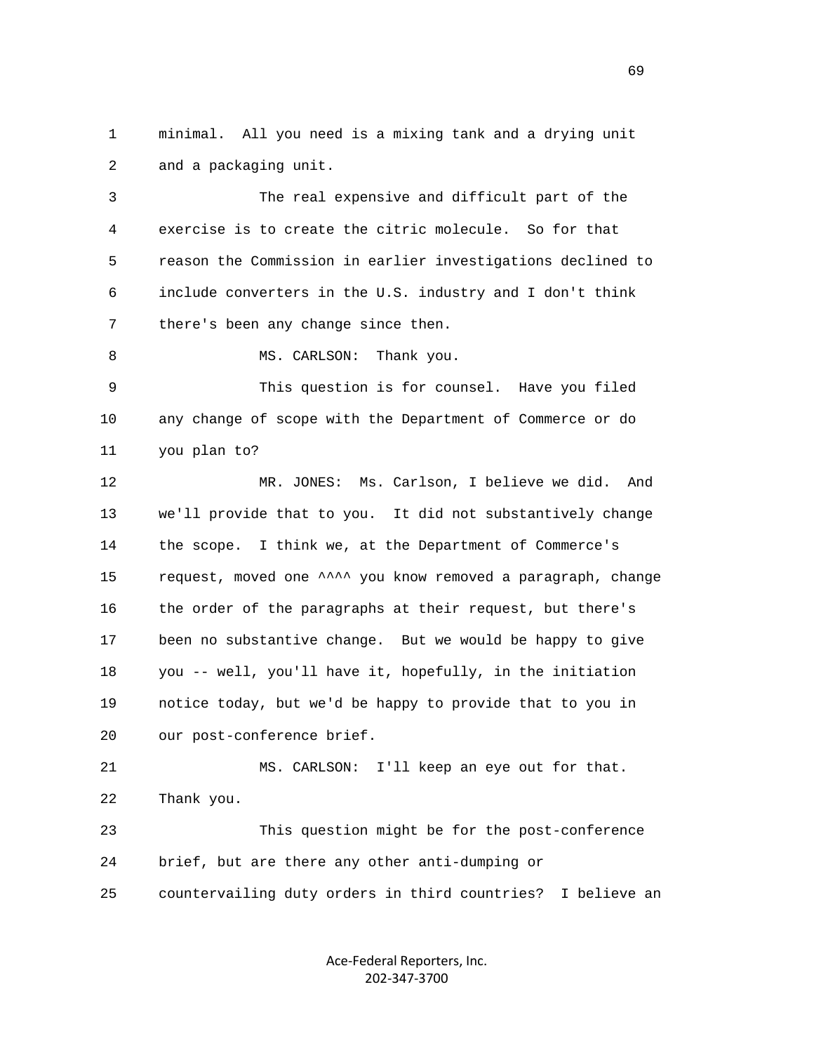minimal. All you need is a mixing tank and a drying unit and a packaging unit.

The real expensive and difficult part of the exercise is to create the citric molecule. So for that reason the Commission in earlier investigations declined to include converters in the U.S. industry and I don't think there's been any change since then.

MS. CARLSON: Thank you.

This question is for counsel. Have you filed any change of scope with the Department of Commerce or do you plan to?

MR. JONES: Ms. Carlson, I believe we did. And we'll provide that to you. It did not substantively change the scope. I think we, at the Department of Commerce's request, moved one ^^^^ you know removed a paragraph, change the order of the paragraphs at their request, but there's been no substantive change. But we would be happy to give you -- well, you'll have it, hopefully, in the initiation notice today, but we'd be happy to provide that to you in our post-conference brief.

MS. CARLSON: I'll keep an eye out for that. Thank you.

This question might be for the post-conference brief, but are there any other anti-dumping or countervailing duty orders in third countries? I believe an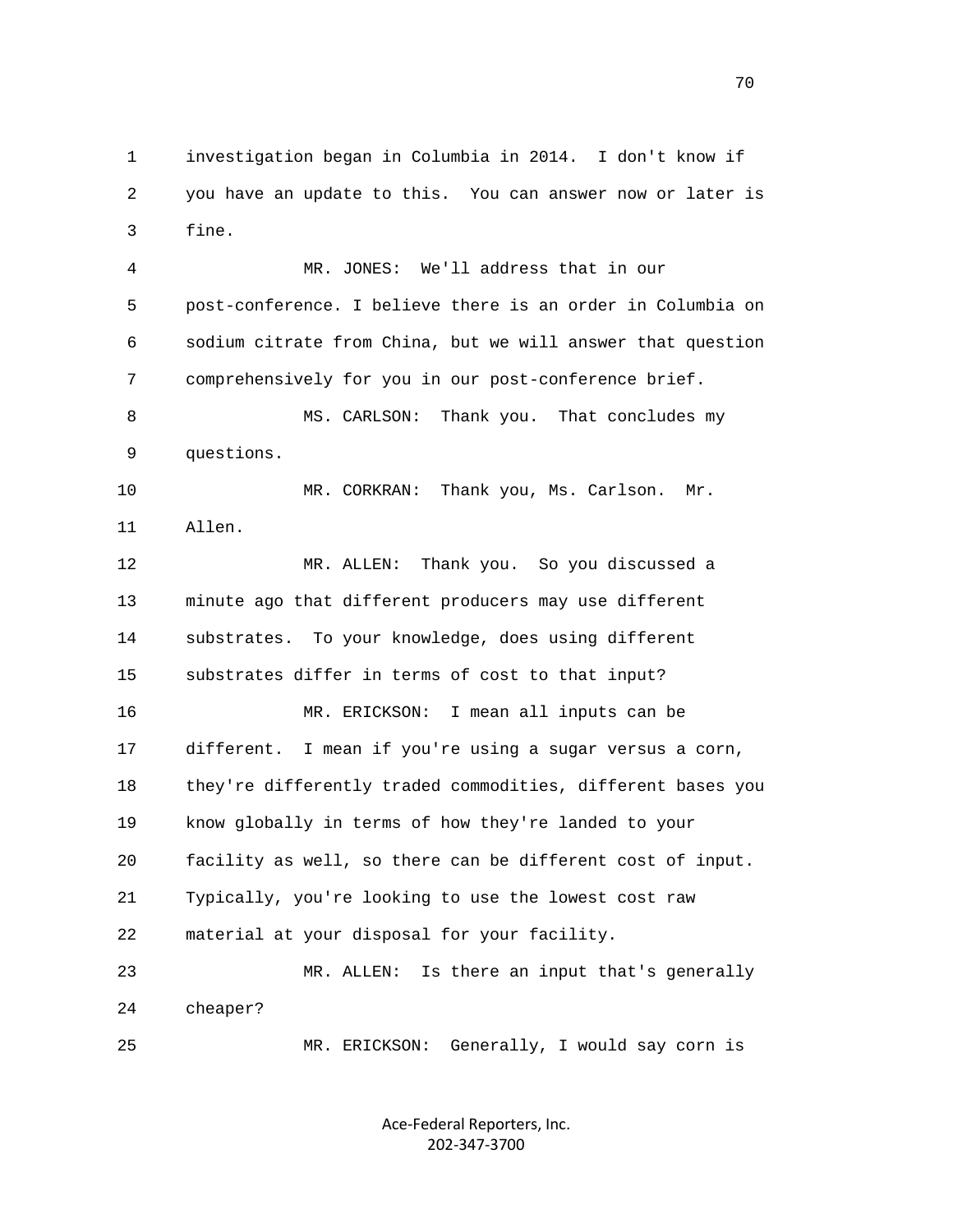1 investigation began in Columbia in 2014. I don't know if
2 you have an update to this. You can answer now or later is
3 fine.

4 MR. JONES: We'll address that in our
5 post-conference. I believe there is an order in Columbia on
6 sodium citrate from China, but we will answer that question
7 comprehensively for you in our post-conference brief.

8 MS. CARLSON: Thank you. That concludes my
9 questions.

10 MR. CORKRAN: Thank you, Ms. Carlson. Mr.
11 Allen.

12 MR. ALLEN: Thank you. So you discussed a
13 minute ago that different producers may use different
14 substrates. To your knowledge, does using different
15 substrates differ in terms of cost to that input?

16 MR. ERICKSON: I mean all inputs can be
17 different. I mean if you're using a sugar versus a corn,
18 they're differently traded commodities, different bases you
19 know globally in terms of how they're landed to your
20 facility as well, so there can be different cost of input.
21 Typically, you're looking to use the lowest cost raw
22 material at your disposal for your facility.

23 MR. ALLEN: Is there an input that's generally
24 cheaper?

25 MR. ERICKSON: Generally, I would say corn is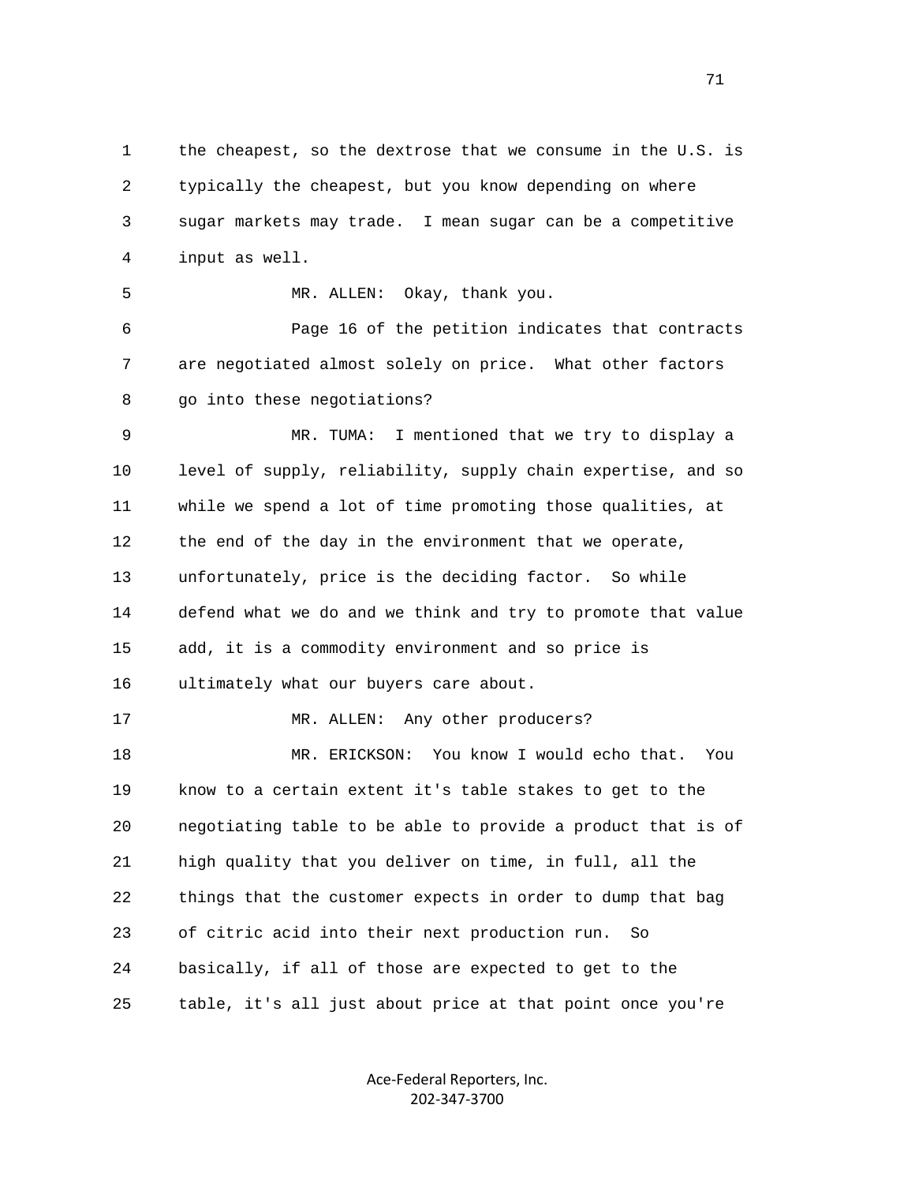1 the cheapest, so the dextrose that we consume in the U.S. is
2 typically the cheapest, but you know depending on where
3 sugar markets may trade. I mean sugar can be a competitive
4 input as well.

5 MR. ALLEN: Okay, thank you.

6 Page 16 of the petition indicates that contracts
7 are negotiated almost solely on price. What other factors
8 go into these negotiations?

9 MR. TUMA: I mentioned that we try to display a
10 level of supply, reliability, supply chain expertise, and so
11 while we spend a lot of time promoting those qualities, at
12 the end of the day in the environment that we operate,
13 unfortunately, price is the deciding factor. So while
14 defend what we do and we think and try to promote that value
15 add, it is a commodity environment and so price is
16 ultimately what our buyers care about.

17 MR. ALLEN: Any other producers?

18 MR. ERICKSON: You know I would echo that. You
19 know to a certain extent it's table stakes to get to the
20 negotiating table to be able to provide a product that is of
21 high quality that you deliver on time, in full, all the
22 things that the customer expects in order to dump that bag
23 of citric acid into their next production run. So
24 basically, if all of those are expected to get to the
25 table, it's all just about price at that point once you're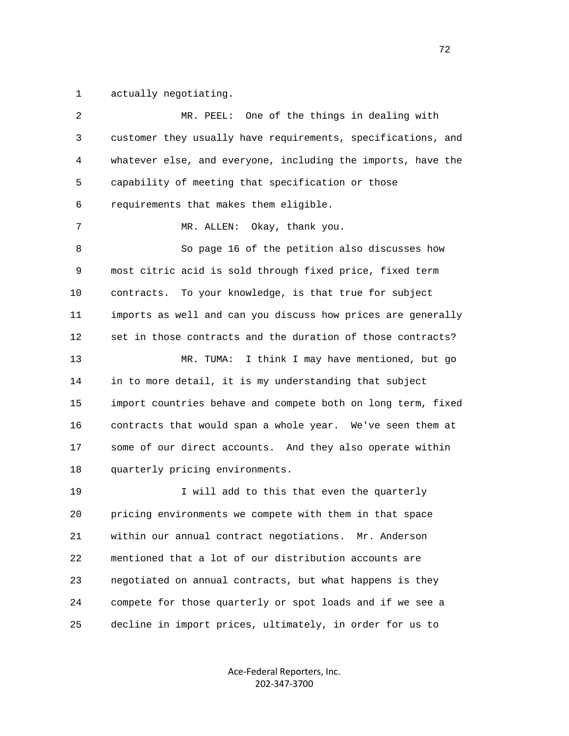actually negotiating.

MR. PEEL: One of the things in dealing with customer they usually have requirements, specifications, and whatever else, and everyone, including the imports, have the capability of meeting that specification or those requirements that makes them eligible.

MR. ALLEN: Okay, thank you.

So page 16 of the petition also discusses how most citric acid is sold through fixed price, fixed term contracts. To your knowledge, is that true for subject imports as well and can you discuss how prices are generally set in those contracts and the duration of those contracts?

MR. TUMA: I think I may have mentioned, but go in to more detail, it is my understanding that subject import countries behave and compete both on long term, fixed contracts that would span a whole year. We've seen them at some of our direct accounts. And they also operate within quarterly pricing environments.

I will add to this that even the quarterly pricing environments we compete with them in that space within our annual contract negotiations. Mr. Anderson mentioned that a lot of our distribution accounts are negotiated on annual contracts, but what happens is they compete for those quarterly or spot loads and if we see a decline in import prices, ultimately, in order for us to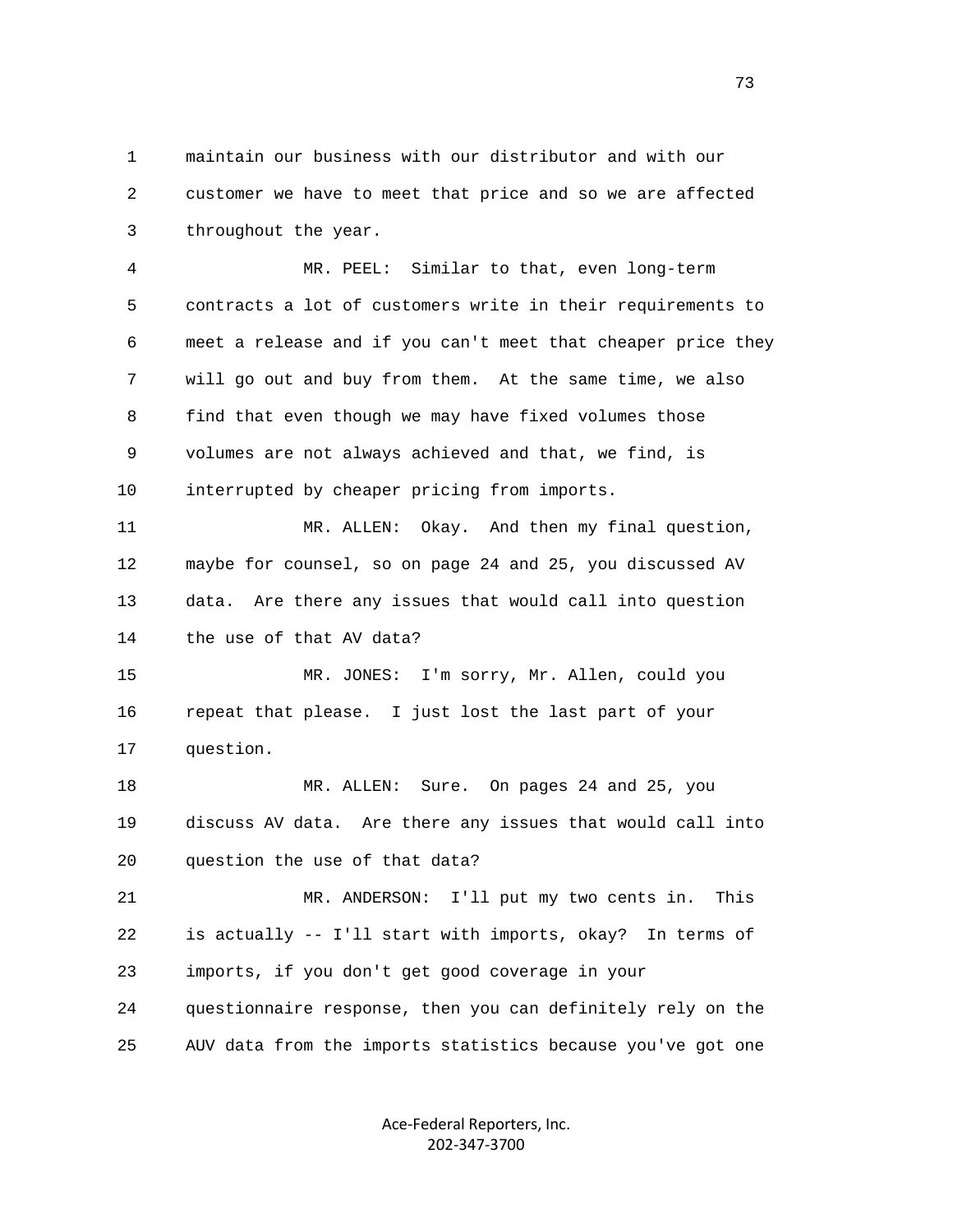1 maintain our business with our distributor and with our
2 customer we have to meet that price and so we are affected
3 throughout the year.

4 MR. PEEL: Similar to that, even long-term
5 contracts a lot of customers write in their requirements to
6 meet a release and if you can't meet that cheaper price they
7 will go out and buy from them. At the same time, we also
8 find that even though we may have fixed volumes those
9 volumes are not always achieved and that, we find, is
10 interrupted by cheaper pricing from imports.

11 MR. ALLEN: Okay. And then my final question,
12 maybe for counsel, so on page 24 and 25, you discussed AV
13 data. Are there any issues that would call into question
14 the use of that AV data?

15 MR. JONES: I'm sorry, Mr. Allen, could you
16 repeat that please. I just lost the last part of your
17 question.

18 MR. ALLEN: Sure. On pages 24 and 25, you
19 discuss AV data. Are there any issues that would call into
20 question the use of that data?

21 MR. ANDERSON: I'll put my two cents in. This
22 is actually -- I'll start with imports, okay? In terms of
23 imports, if you don't get good coverage in your
24 questionnaire response, then you can definitely rely on the
25 AUV data from the imports statistics because you've got one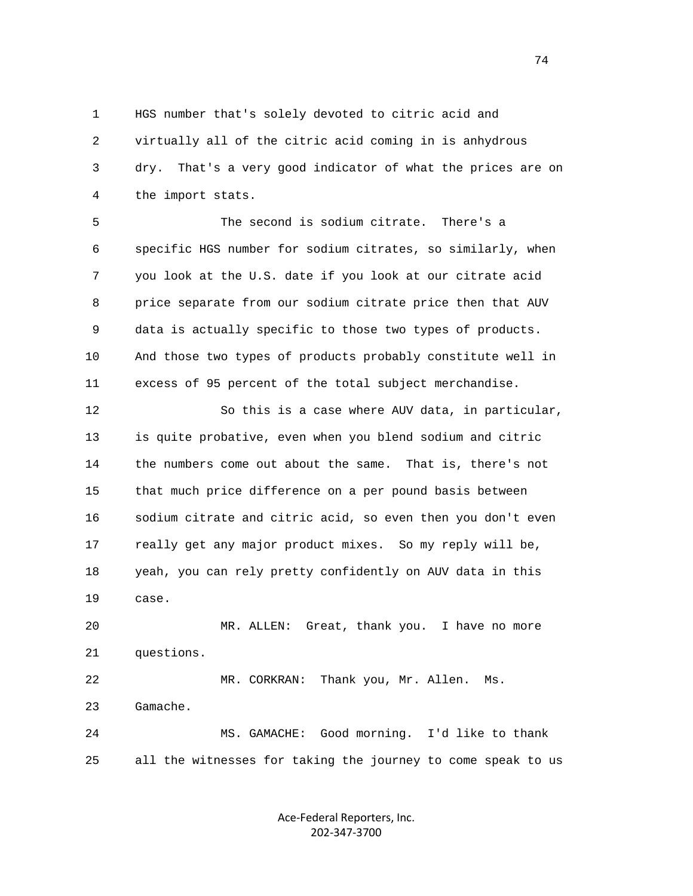HGS number that's solely devoted to citric acid and virtually all of the citric acid coming in is anhydrous dry. That's a very good indicator of what the prices are on the import stats.

The second is sodium citrate. There's a specific HGS number for sodium citrates, so similarly, when you look at the U.S. date if you look at our citrate acid price separate from our sodium citrate price then that AUV data is actually specific to those two types of products. And those two types of products probably constitute well in excess of 95 percent of the total subject merchandise.

So this is a case where AUV data, in particular, is quite probative, even when you blend sodium and citric the numbers come out about the same. That is, there's not that much price difference on a per pound basis between sodium citrate and citric acid, so even then you don't even really get any major product mixes. So my reply will be, yeah, you can rely pretty confidently on AUV data in this case.

MR. ALLEN: Great, thank you. I have no more questions.

MR. CORKRAN: Thank you, Mr. Allen. Ms. Gamache.

MS. GAMACHE: Good morning. I'd like to thank all the witnesses for taking the journey to come speak to us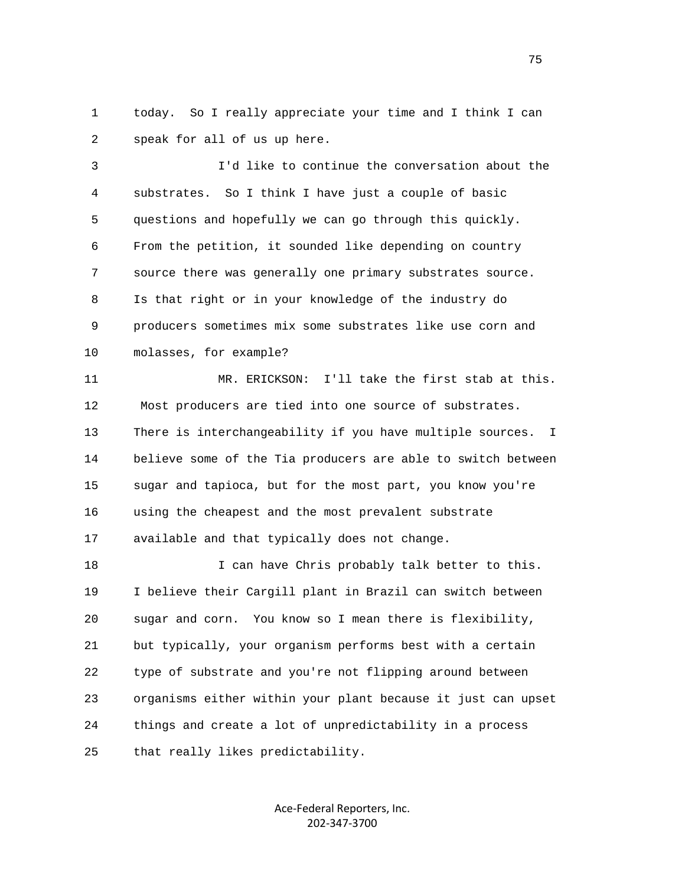today. So I really appreciate your time and I think I can speak for all of us up here.

I'd like to continue the conversation about the substrates. So I think I have just a couple of basic questions and hopefully we can go through this quickly. From the petition, it sounded like depending on country source there was generally one primary substrates source. Is that right or in your knowledge of the industry do producers sometimes mix some substrates like use corn and molasses, for example?

MR. ERICKSON: I'll take the first stab at this. Most producers are tied into one source of substrates. There is interchangeability if you have multiple sources. I believe some of the Tia producers are able to switch between sugar and tapioca, but for the most part, you know you're using the cheapest and the most prevalent substrate available and that typically does not change.

I can have Chris probably talk better to this. I believe their Cargill plant in Brazil can switch between sugar and corn. You know so I mean there is flexibility, but typically, your organism performs best with a certain type of substrate and you're not flipping around between organisms either within your plant because it just can upset things and create a lot of unpredictability in a process that really likes predictability.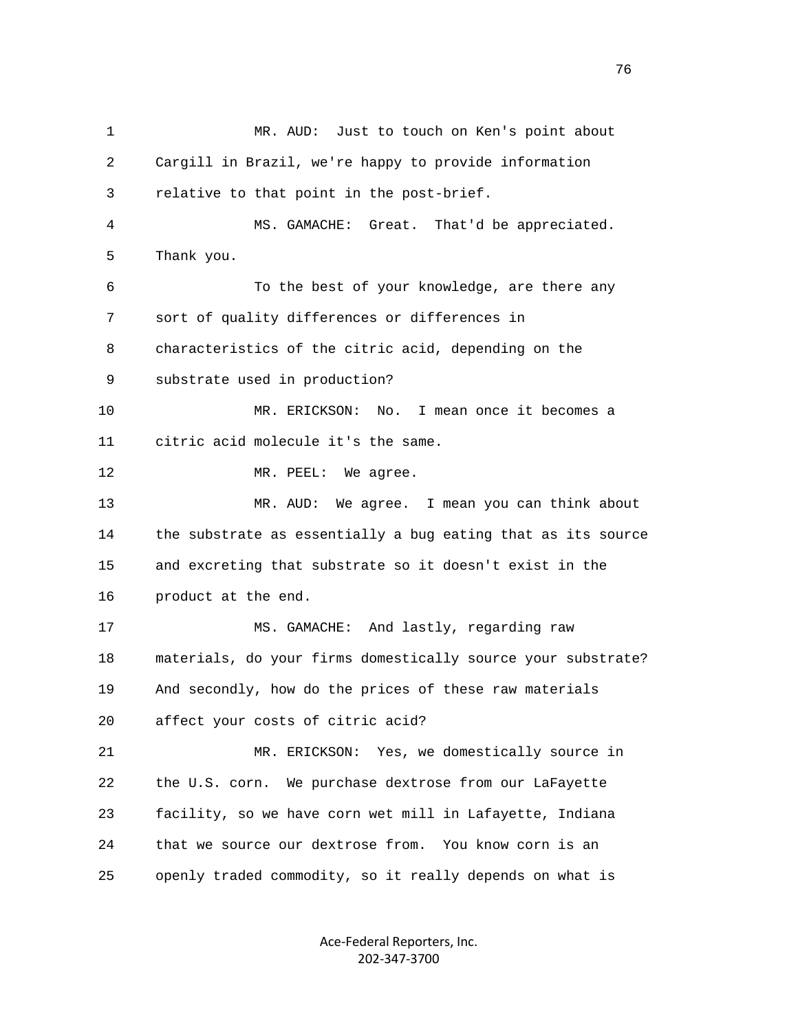MR. AUD: Just to touch on Ken's point about Cargill in Brazil, we're happy to provide information relative to that point in the post-brief.

MS. GAMACHE: Great. That'd be appreciated. Thank you.

To the best of your knowledge, are there any sort of quality differences or differences in characteristics of the citric acid, depending on the substrate used in production?

MR. ERICKSON: No. I mean once it becomes a citric acid molecule it's the same.

MR. PEEL: We agree.

MR. AUD: We agree. I mean you can think about the substrate as essentially a bug eating that as its source and excreting that substrate so it doesn't exist in the product at the end.

MS. GAMACHE: And lastly, regarding raw materials, do your firms domestically source your substrate? And secondly, how do the prices of these raw materials affect your costs of citric acid?

MR. ERICKSON: Yes, we domestically source in the U.S. corn. We purchase dextrose from our LaFayette facility, so we have corn wet mill in Lafayette, Indiana that we source our dextrose from. You know corn is an openly traded commodity, so it really depends on what is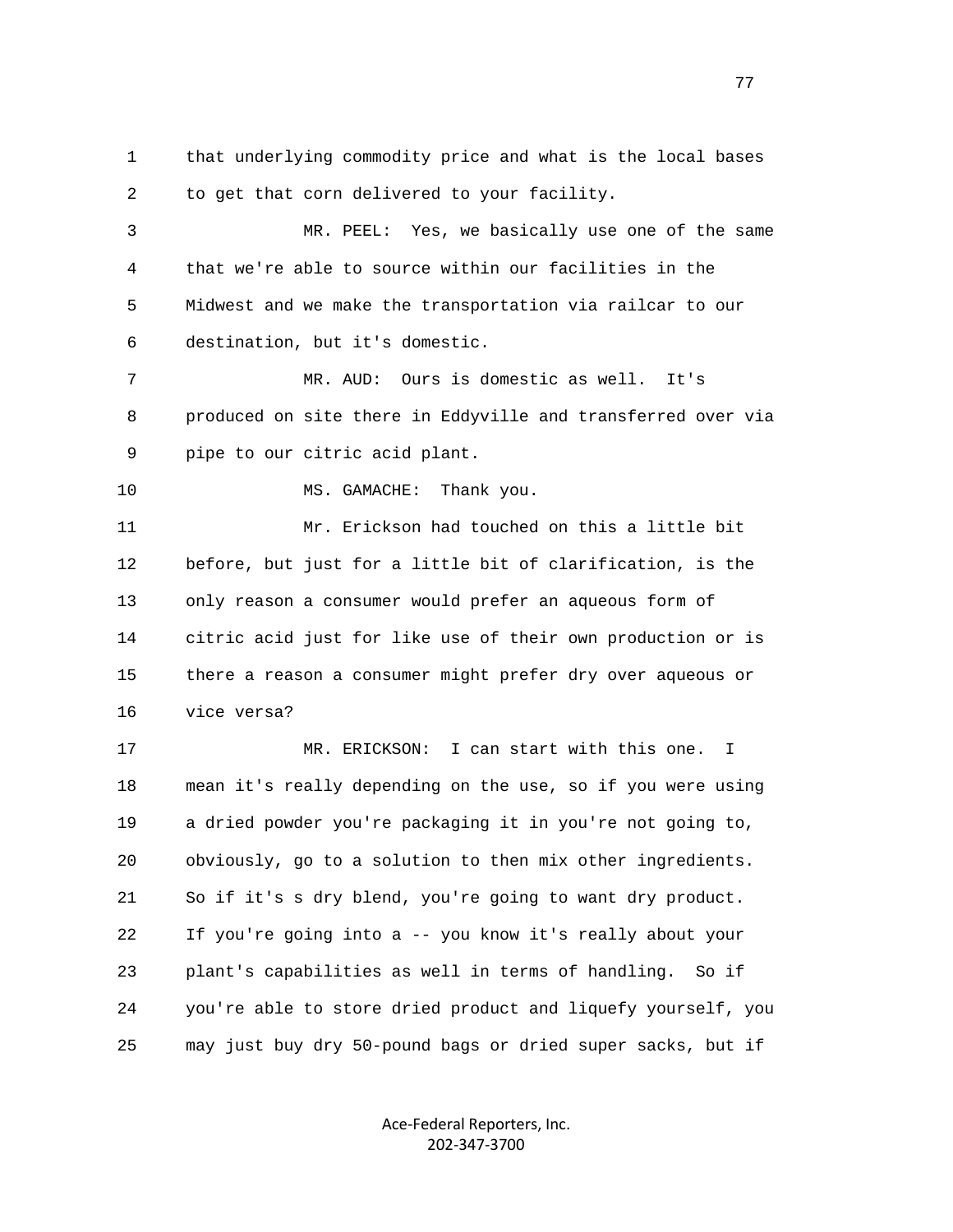that underlying commodity price and what is the local bases to get that corn delivered to your facility.

MR. PEEL: Yes, we basically use one of the same that we're able to source within our facilities in the Midwest and we make the transportation via railcar to our destination, but it's domestic.

MR. AUD: Ours is domestic as well. It's produced on site there in Eddyville and transferred over via pipe to our citric acid plant.

MS. GAMACHE: Thank you.

Mr. Erickson had touched on this a little bit before, but just for a little bit of clarification, is the only reason a consumer would prefer an aqueous form of citric acid just for like use of their own production or is there a reason a consumer might prefer dry over aqueous or vice versa?

MR. ERICKSON: I can start with this one. I mean it's really depending on the use, so if you were using a dried powder you're packaging it in you're not going to, obviously, go to a solution to then mix other ingredients. So if it's s dry blend, you're going to want dry product. If you're going into a -- you know it's really about your plant's capabilities as well in terms of handling. So if you're able to store dried product and liquefy yourself, you may just buy dry 50-pound bags or dried super sacks, but if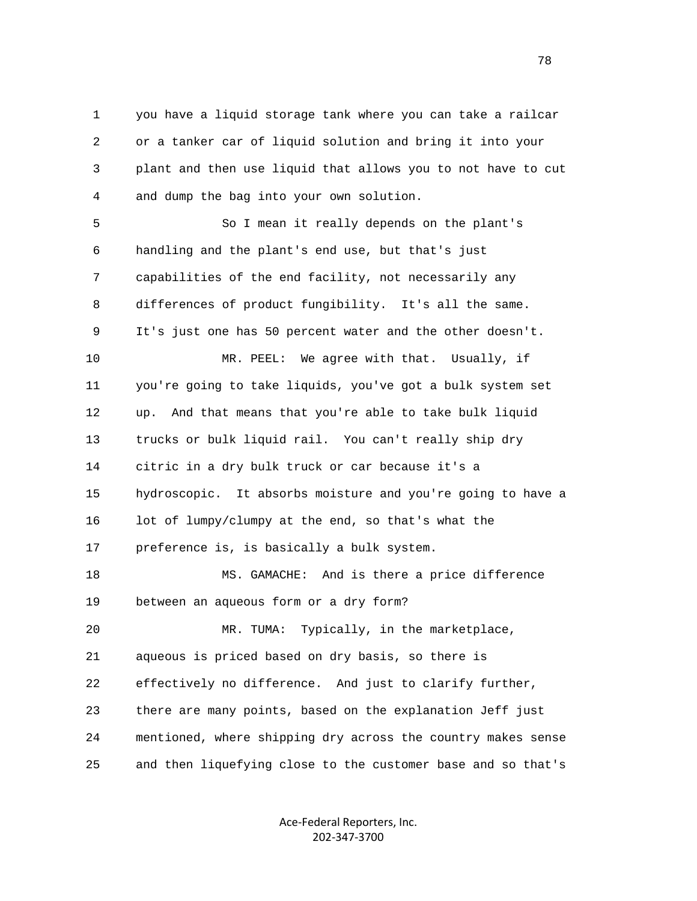1 you have a liquid storage tank where you can take a railcar
2 or a tanker car of liquid solution and bring it into your
3 plant and then use liquid that allows you to not have to cut
4 and dump the bag into your own solution.

5 So I mean it really depends on the plant's
6 handling and the plant's end use, but that's just
7 capabilities of the end facility, not necessarily any
8 differences of product fungibility. It's all the same.
9 It's just one has 50 percent water and the other doesn't.

10 MR. PEEL: We agree with that. Usually, if
11 you're going to take liquids, you've got a bulk system set
12 up. And that means that you're able to take bulk liquid
13 trucks or bulk liquid rail. You can't really ship dry
14 citric in a dry bulk truck or car because it's a
15 hydroscopic. It absorbs moisture and you're going to have a
16 lot of lumpy/clumpy at the end, so that's what the
17 preference is, is basically a bulk system.

18 MS. GAMACHE: And is there a price difference
19 between an aqueous form or a dry form?

20 MR. TUMA: Typically, in the marketplace,
21 aqueous is priced based on dry basis, so there is
22 effectively no difference. And just to clarify further,
23 there are many points, based on the explanation Jeff just
24 mentioned, where shipping dry across the country makes sense
25 and then liquefying close to the customer base and so that's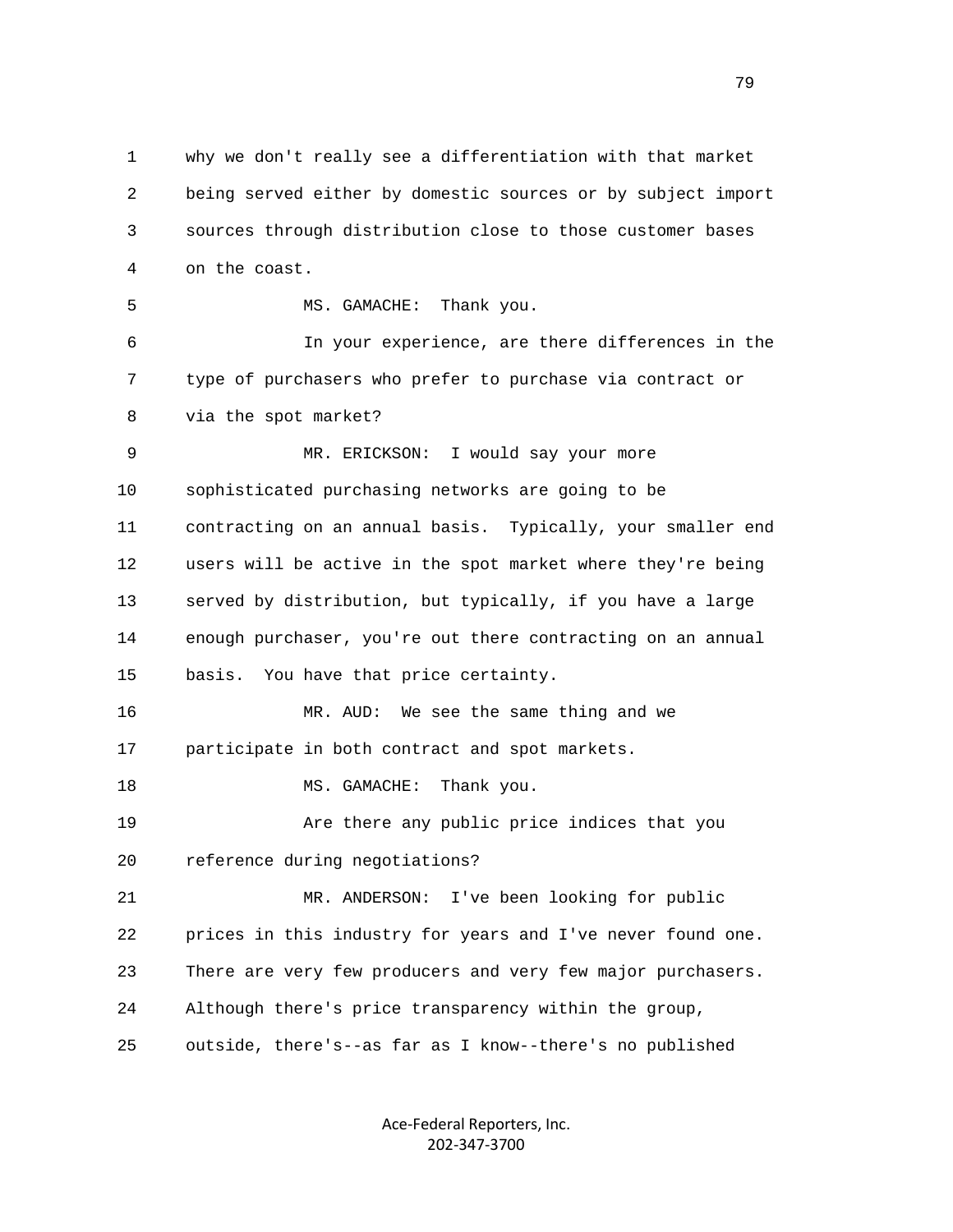why we don't really see a differentiation with that market being served either by domestic sources or by subject import sources through distribution close to those customer bases on the coast.

MS. GAMACHE: Thank you.

In your experience, are there differences in the type of purchasers who prefer to purchase via contract or via the spot market?

MR. ERICKSON: I would say your more sophisticated purchasing networks are going to be contracting on an annual basis. Typically, your smaller end users will be active in the spot market where they're being served by distribution, but typically, if you have a large enough purchaser, you're out there contracting on an annual basis. You have that price certainty.

MR. AUD: We see the same thing and we participate in both contract and spot markets.

MS. GAMACHE: Thank you.

Are there any public price indices that you reference during negotiations?

MR. ANDERSON: I've been looking for public prices in this industry for years and I've never found one. There are very few producers and very few major purchasers. Although there's price transparency within the group, outside, there's--as far as I know--there's no published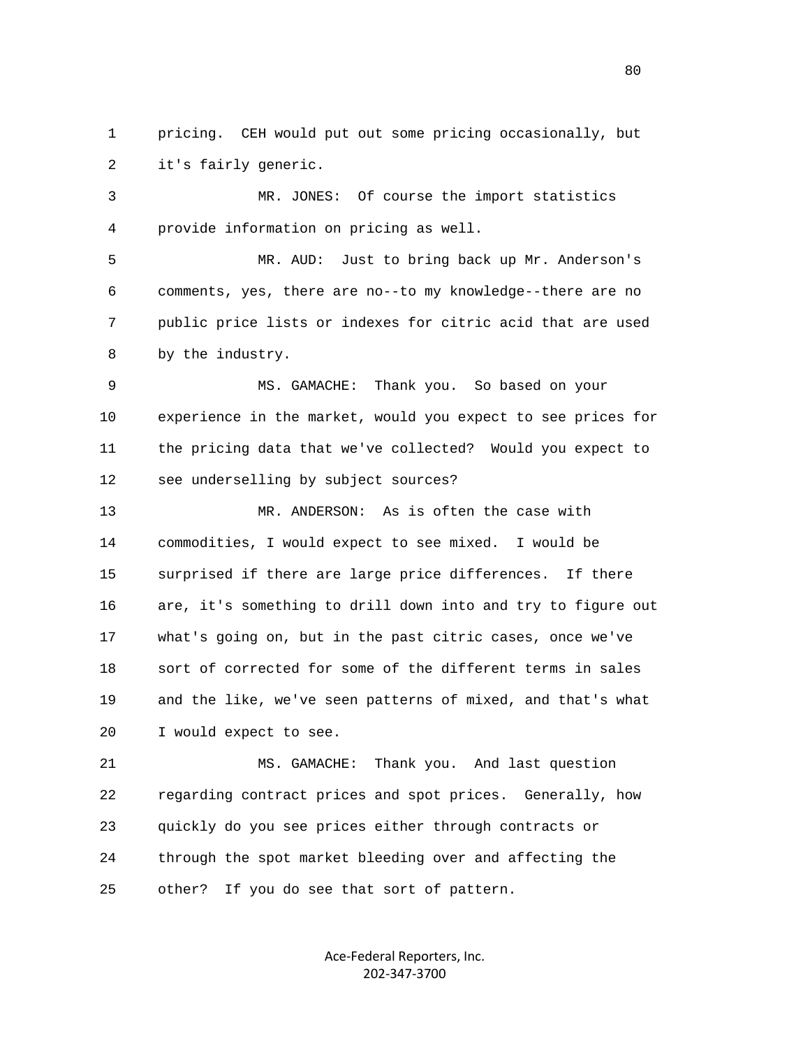pricing. CEH would put out some pricing occasionally, but it's fairly generic.

MR. JONES: Of course the import statistics provide information on pricing as well.

MR. AUD: Just to bring back up Mr. Anderson's comments, yes, there are no--to my knowledge--there are no public price lists or indexes for citric acid that are used by the industry.

MS. GAMACHE: Thank you. So based on your experience in the market, would you expect to see prices for the pricing data that we've collected? Would you expect to see underselling by subject sources?

MR. ANDERSON: As is often the case with commodities, I would expect to see mixed. I would be surprised if there are large price differences. If there are, it's something to drill down into and try to figure out what's going on, but in the past citric cases, once we've sort of corrected for some of the different terms in sales and the like, we've seen patterns of mixed, and that's what I would expect to see.

MS. GAMACHE: Thank you. And last question regarding contract prices and spot prices. Generally, how quickly do you see prices either through contracts or through the spot market bleeding over and affecting the other? If you do see that sort of pattern.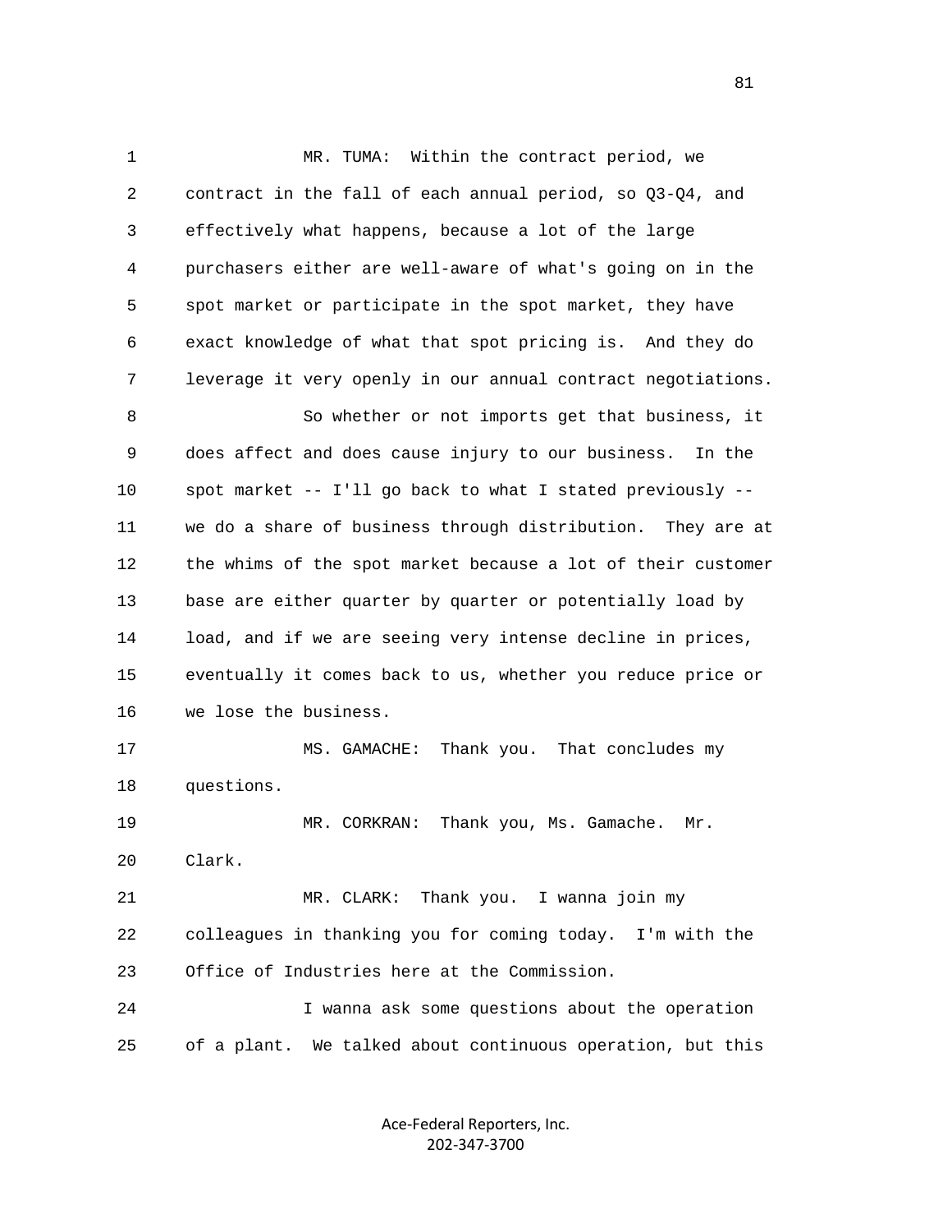MR. TUMA: Within the contract period, we contract in the fall of each annual period, so Q3-Q4, and effectively what happens, because a lot of the large purchasers either are well-aware of what's going on in the spot market or participate in the spot market, they have exact knowledge of what that spot pricing is. And they do leverage it very openly in our annual contract negotiations.

So whether or not imports get that business, it does affect and does cause injury to our business. In the spot market -- I'll go back to what I stated previously -- we do a share of business through distribution. They are at the whims of the spot market because a lot of their customer base are either quarter by quarter or potentially load by load, and if we are seeing very intense decline in prices, eventually it comes back to us, whether you reduce price or we lose the business.

MS. GAMACHE: Thank you. That concludes my questions.

MR. CORKRAN: Thank you, Ms. Gamache. Mr. Clark.

MR. CLARK: Thank you. I wanna join my colleagues in thanking you for coming today. I'm with the Office of Industries here at the Commission.

I wanna ask some questions about the operation of a plant. We talked about continuous operation, but this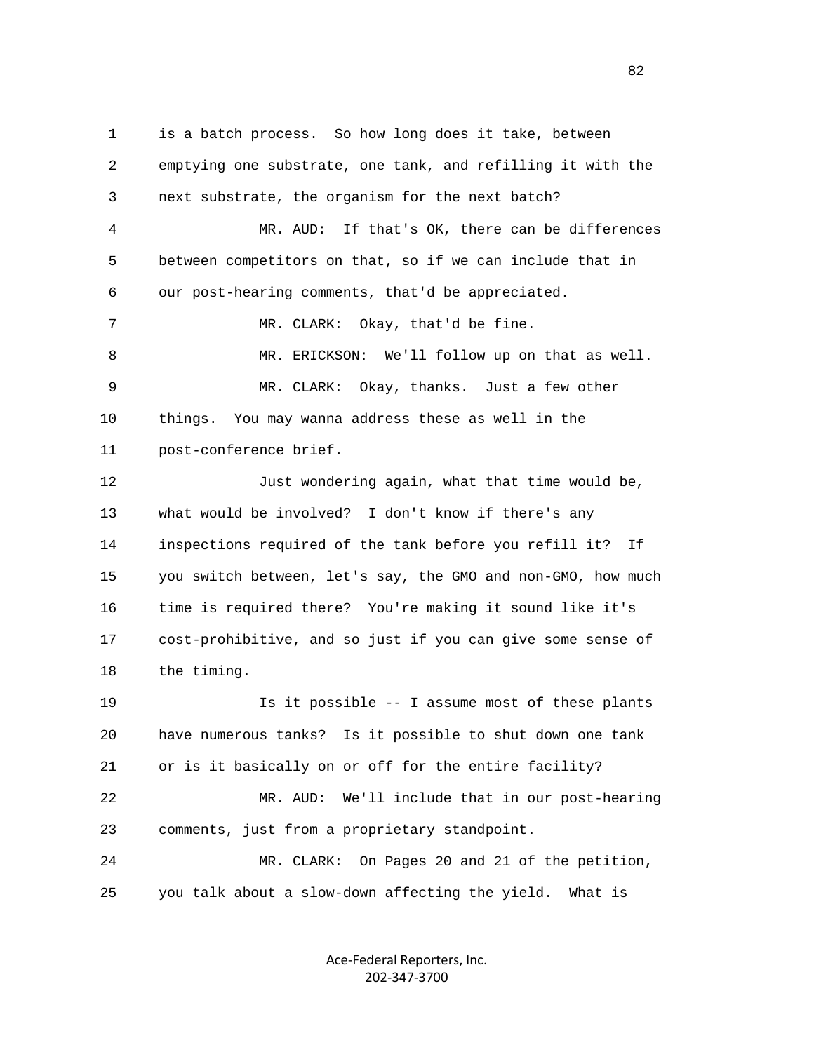1 is a batch process. So how long does it take, between
2 emptying one substrate, one tank, and refilling it with the
3 next substrate, the organism for the next batch?

4 MR. AUD: If that's OK, there can be differences
5 between competitors on that, so if we can include that in
6 our post-hearing comments, that'd be appreciated.

7 MR. CLARK: Okay, that'd be fine.

8 MR. ERICKSON: We'll follow up on that as well.

9 MR. CLARK: Okay, thanks. Just a few other
10 things. You may wanna address these as well in the
11 post-conference brief.

12 Just wondering again, what that time would be,
13 what would be involved? I don't know if there's any
14 inspections required of the tank before you refill it? If
15 you switch between, let's say, the GMO and non-GMO, how much
16 time is required there? You're making it sound like it's
17 cost-prohibitive, and so just if you can give some sense of
18 the timing.

19 Is it possible -- I assume most of these plants
20 have numerous tanks? Is it possible to shut down one tank
21 or is it basically on or off for the entire facility?

22 MR. AUD: We'll include that in our post-hearing
23 comments, just from a proprietary standpoint.

24 MR. CLARK: On Pages 20 and 21 of the petition,
25 you talk about a slow-down affecting the yield. What is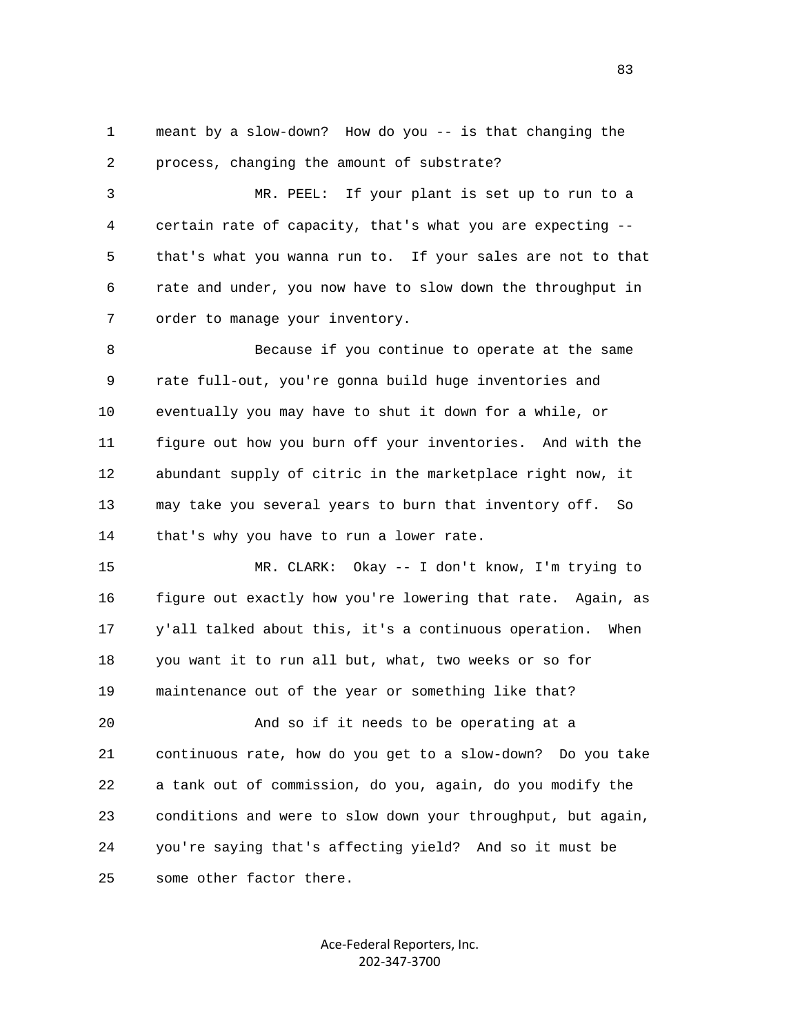1 meant by a slow-down? How do you -- is that changing the
2 process, changing the amount of substrate?

3 MR. PEEL: If your plant is set up to run to a
4 certain rate of capacity, that's what you are expecting --
5 that's what you wanna run to. If your sales are not to that
6 rate and under, you now have to slow down the throughput in
7 order to manage your inventory.

8 Because if you continue to operate at the same
9 rate full-out, you're gonna build huge inventories and
10 eventually you may have to shut it down for a while, or
11 figure out how you burn off your inventories. And with the
12 abundant supply of citric in the marketplace right now, it
13 may take you several years to burn that inventory off. So
14 that's why you have to run a lower rate.

15 MR. CLARK: Okay -- I don't know, I'm trying to
16 figure out exactly how you're lowering that rate. Again, as
17 y'all talked about this, it's a continuous operation. When
18 you want it to run all but, what, two weeks or so for
19 maintenance out of the year or something like that?

20 And so if it needs to be operating at a
21 continuous rate, how do you get to a slow-down? Do you take
22 a tank out of commission, do you, again, do you modify the
23 conditions and were to slow down your throughput, but again,
24 you're saying that's affecting yield? And so it must be
25 some other factor there.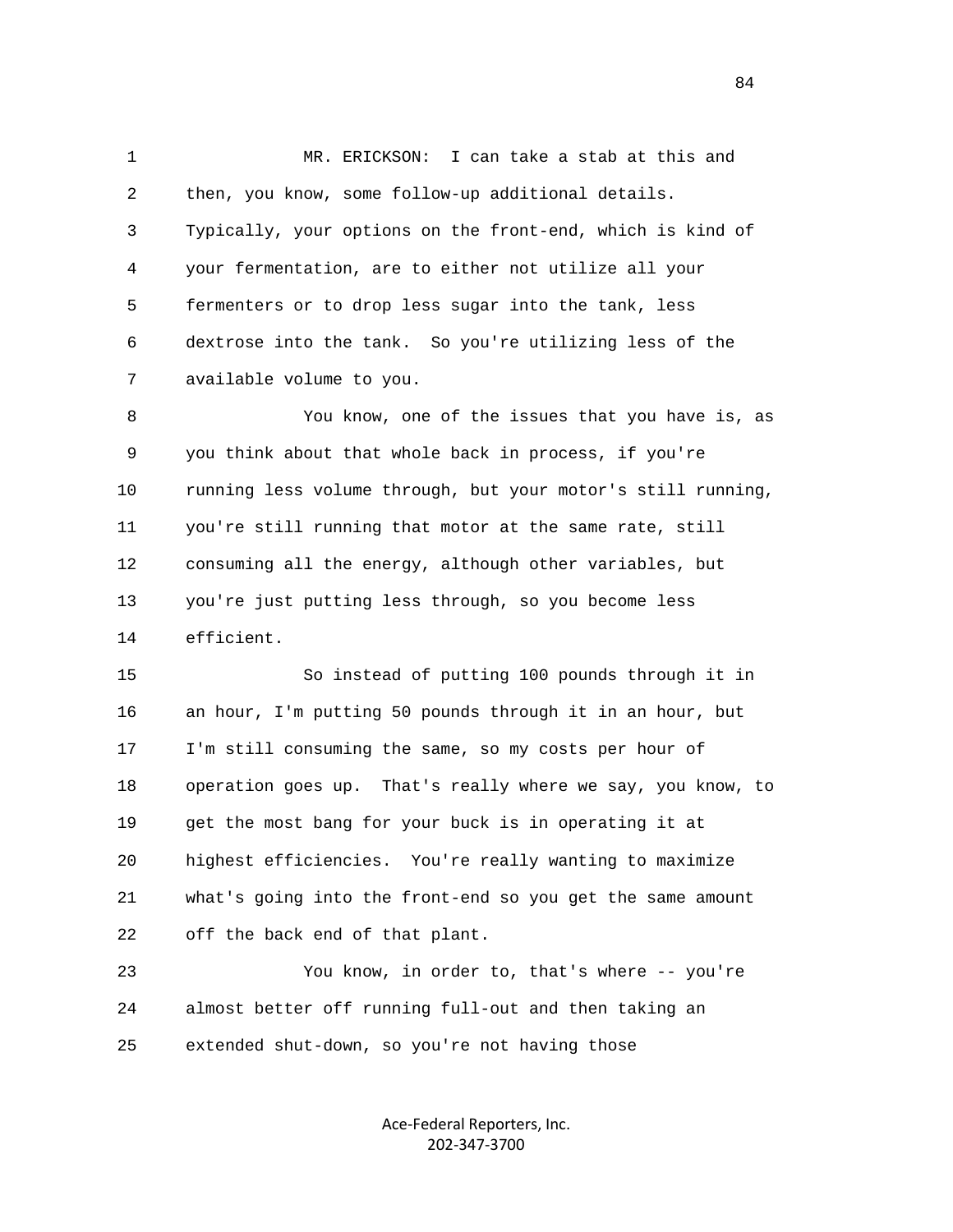MR. ERICKSON: I can take a stab at this and then, you know, some follow-up additional details. Typically, your options on the front-end, which is kind of your fermentation, are to either not utilize all your fermenters or to drop less sugar into the tank, less dextrose into the tank. So you're utilizing less of the available volume to you.

You know, one of the issues that you have is, as you think about that whole back in process, if you're running less volume through, but your motor's still running, you're still running that motor at the same rate, still consuming all the energy, although other variables, but you're just putting less through, so you become less efficient.

So instead of putting 100 pounds through it in an hour, I'm putting 50 pounds through it in an hour, but I'm still consuming the same, so my costs per hour of operation goes up. That's really where we say, you know, to get the most bang for your buck is in operating it at highest efficiencies. You're really wanting to maximize what's going into the front-end so you get the same amount off the back end of that plant.

You know, in order to, that's where -- you're almost better off running full-out and then taking an extended shut-down, so you're not having those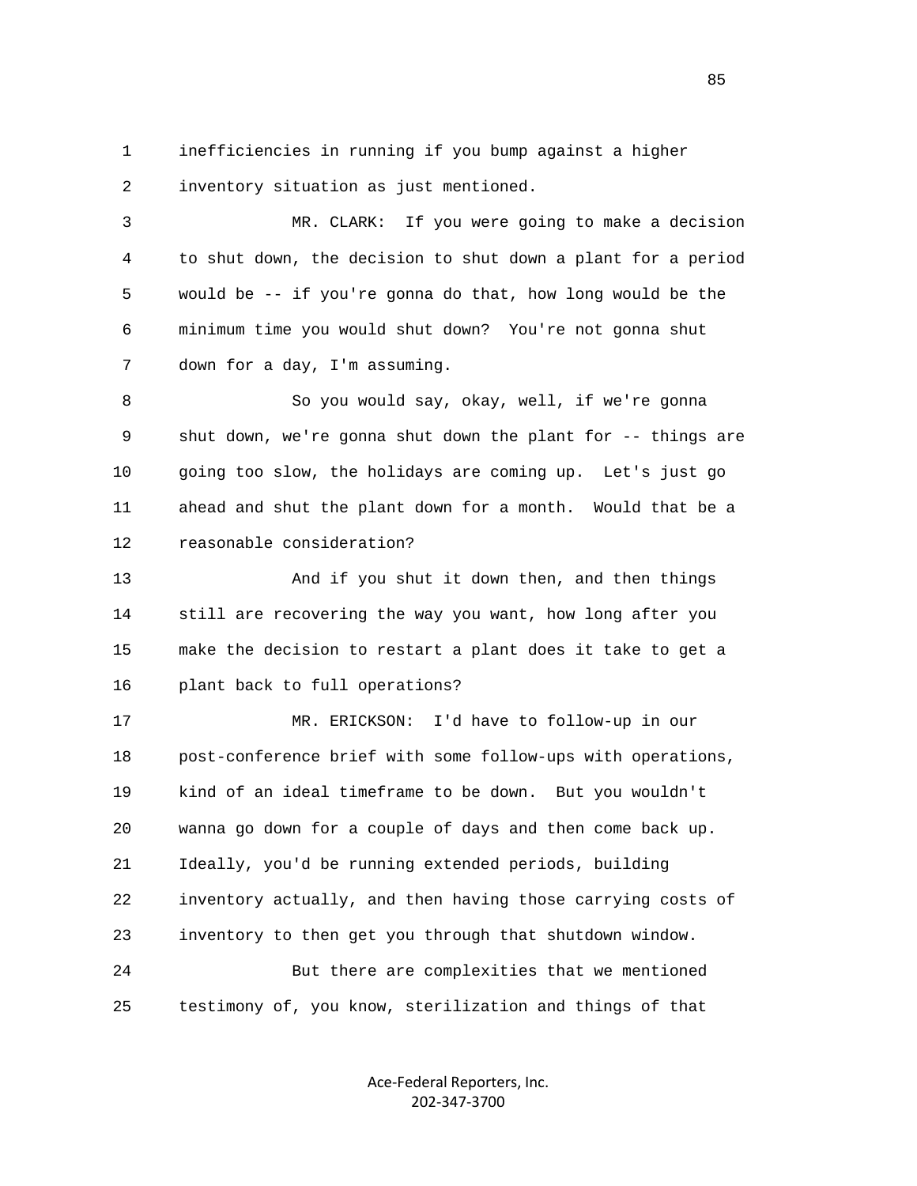1 inefficiencies in running if you bump against a higher
2 inventory situation as just mentioned.

3 MR. CLARK: If you were going to make a decision
4 to shut down, the decision to shut down a plant for a period
5 would be -- if you're gonna do that, how long would be the
6 minimum time you would shut down? You're not gonna shut
7 down for a day, I'm assuming.

8 So you would say, okay, well, if we're gonna
9 shut down, we're gonna shut down the plant for -- things are
10 going too slow, the holidays are coming up. Let's just go
11 ahead and shut the plant down for a month. Would that be a
12 reasonable consideration?

13 And if you shut it down then, and then things
14 still are recovering the way you want, how long after you
15 make the decision to restart a plant does it take to get a
16 plant back to full operations?

17 MR. ERICKSON: I'd have to follow-up in our
18 post-conference brief with some follow-ups with operations,
19 kind of an ideal timeframe to be down. But you wouldn't
20 wanna go down for a couple of days and then come back up.
21 Ideally, you'd be running extended periods, building
22 inventory actually, and then having those carrying costs of
23 inventory to then get you through that shutdown window.

24 But there are complexities that we mentioned
25 testimony of, you know, sterilization and things of that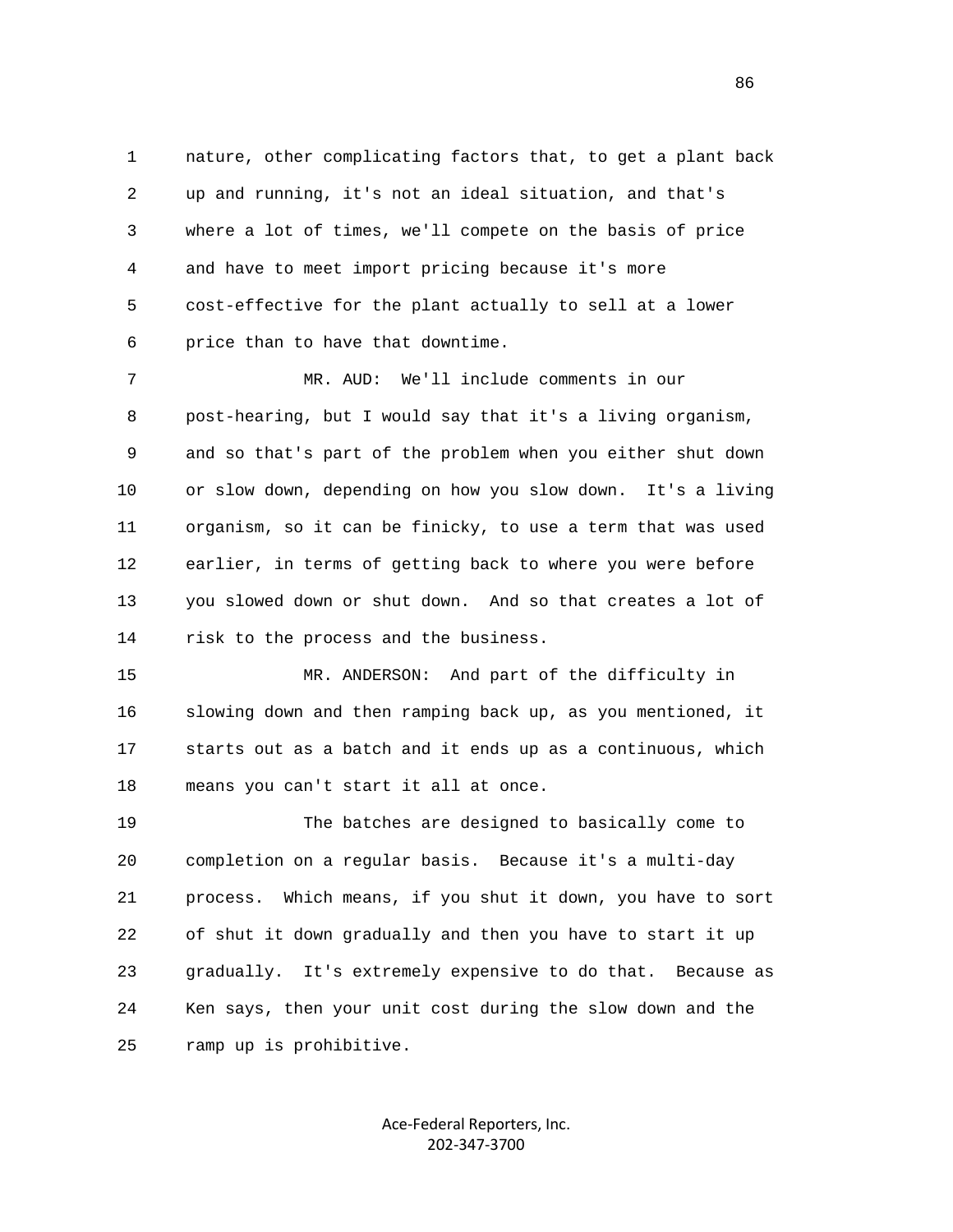nature, other complicating factors that, to get a plant back up and running, it's not an ideal situation, and that's where a lot of times, we'll compete on the basis of price and have to meet import pricing because it's more cost-effective for the plant actually to sell at a lower price than to have that downtime.

MR. AUD: We'll include comments in our post-hearing, but I would say that it's a living organism, and so that's part of the problem when you either shut down or slow down, depending on how you slow down. It's a living organism, so it can be finicky, to use a term that was used earlier, in terms of getting back to where you were before you slowed down or shut down. And so that creates a lot of risk to the process and the business.

MR. ANDERSON: And part of the difficulty in slowing down and then ramping back up, as you mentioned, it starts out as a batch and it ends up as a continuous, which means you can't start it all at once.

The batches are designed to basically come to completion on a regular basis. Because it's a multi-day process. Which means, if you shut it down, you have to sort of shut it down gradually and then you have to start it up gradually. It's extremely expensive to do that. Because as Ken says, then your unit cost during the slow down and the ramp up is prohibitive.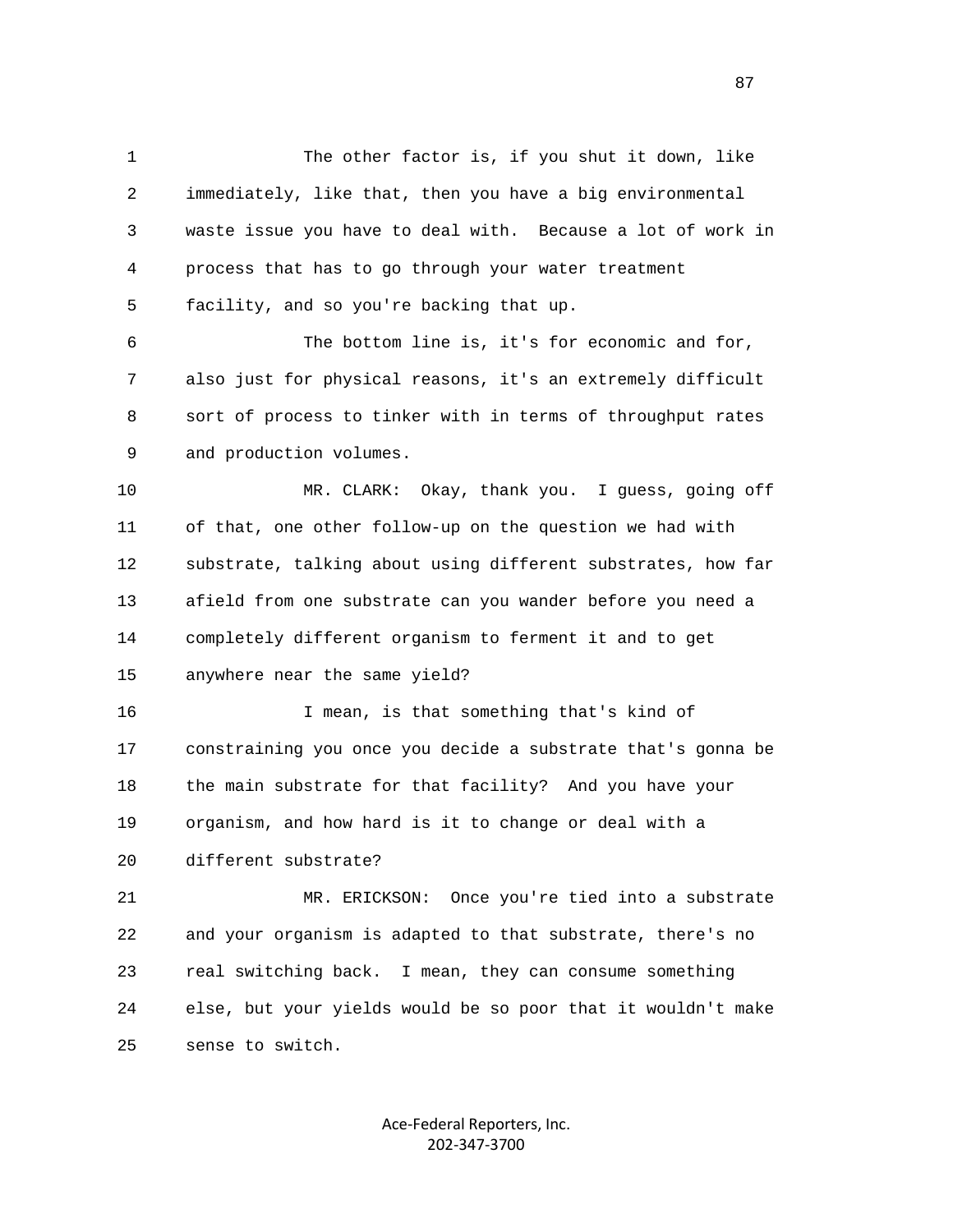The other factor is, if you shut it down, like immediately, like that, then you have a big environmental waste issue you have to deal with. Because a lot of work in process that has to go through your water treatment facility, and so you're backing that up.

The bottom line is, it's for economic and for, also just for physical reasons, it's an extremely difficult sort of process to tinker with in terms of throughput rates and production volumes.

MR. CLARK: Okay, thank you. I guess, going off of that, one other follow-up on the question we had with substrate, talking about using different substrates, how far afield from one substrate can you wander before you need a completely different organism to ferment it and to get anywhere near the same yield?

I mean, is that something that's kind of constraining you once you decide a substrate that's gonna be the main substrate for that facility? And you have your organism, and how hard is it to change or deal with a different substrate?

MR. ERICKSON: Once you're tied into a substrate and your organism is adapted to that substrate, there's no real switching back. I mean, they can consume something else, but your yields would be so poor that it wouldn't make sense to switch.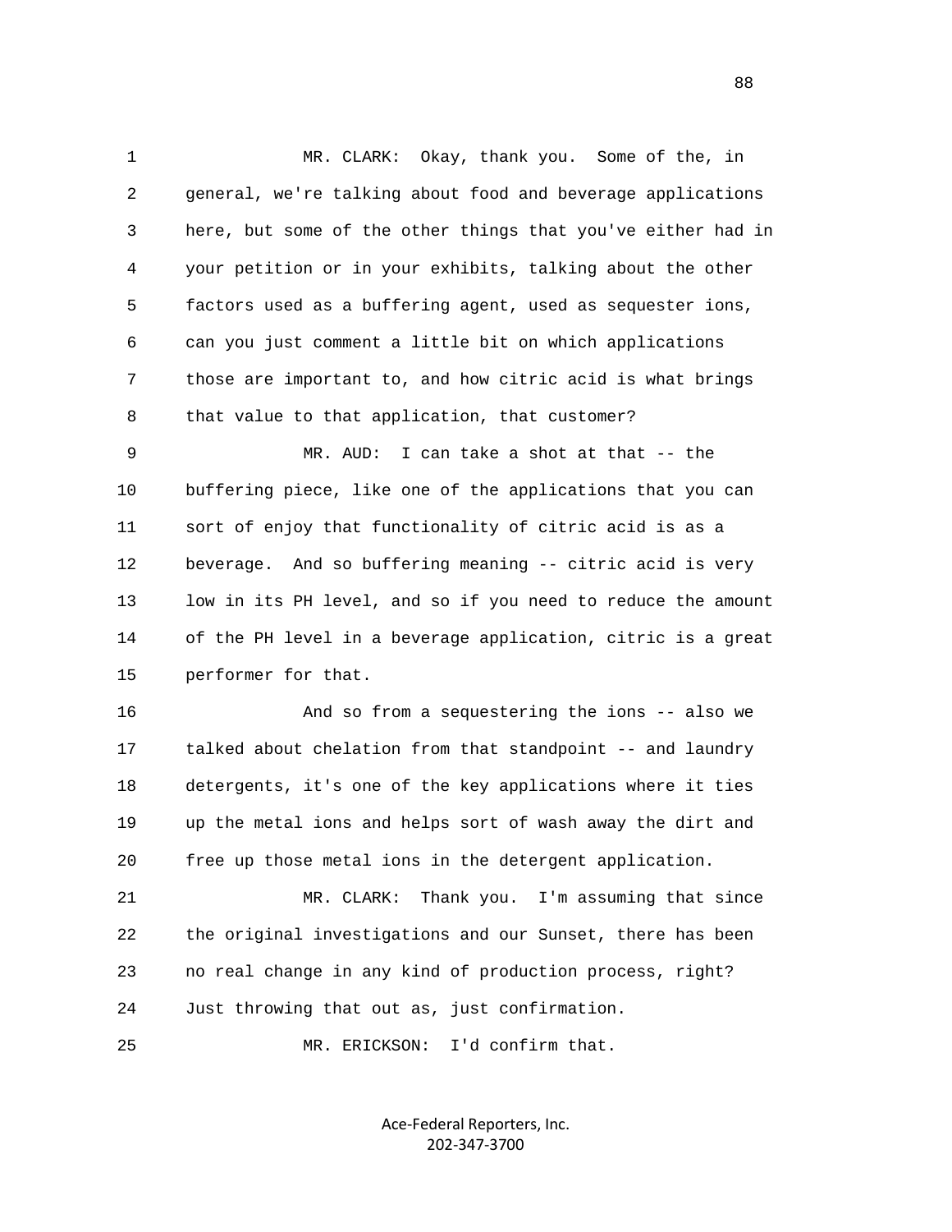1 MR. CLARK: Okay, thank you. Some of the, in
2 general, we're talking about food and beverage applications
3 here, but some of the other things that you've either had in
4 your petition or in your exhibits, talking about the other
5 factors used as a buffering agent, used as sequester ions,
6 can you just comment a little bit on which applications
7 those are important to, and how citric acid is what brings
8 that value to that application, that customer?
9 MR. AUD: I can take a shot at that -- the
10 buffering piece, like one of the applications that you can
11 sort of enjoy that functionality of citric acid is as a
12 beverage. And so buffering meaning -- citric acid is very
13 low in its PH level, and so if you need to reduce the amount
14 of the PH level in a beverage application, citric is a great
15 performer for that.
16 And so from a sequestering the ions -- also we
17 talked about chelation from that standpoint -- and laundry
18 detergents, it's one of the key applications where it ties
19 up the metal ions and helps sort of wash away the dirt and
20 free up those metal ions in the detergent application.
21 MR. CLARK: Thank you. I'm assuming that since
22 the original investigations and our Sunset, there has been
23 no real change in any kind of production process, right?
24 Just throwing that out as, just confirmation.
25 MR. ERICKSON: I'd confirm that.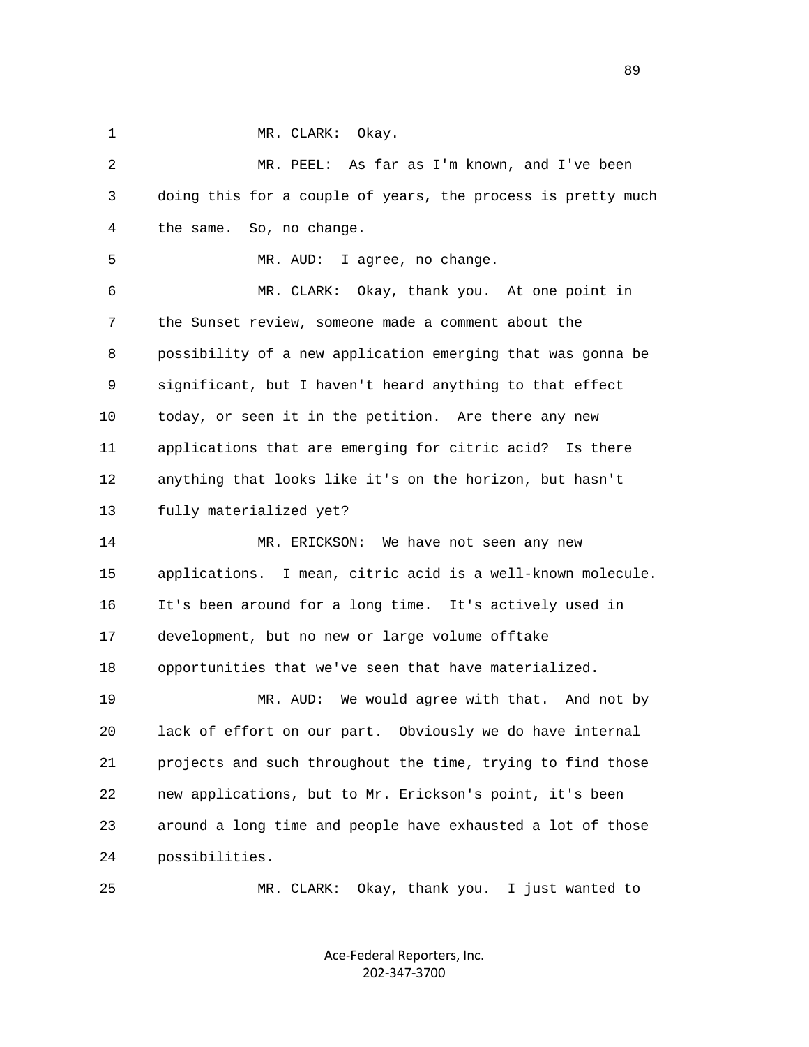MR. CLARK: Okay.

MR. PEEL: As far as I'm known, and I've been doing this for a couple of years, the process is pretty much the same. So, no change.

MR. AUD: I agree, no change.

MR. CLARK: Okay, thank you. At one point in the Sunset review, someone made a comment about the possibility of a new application emerging that was gonna be significant, but I haven't heard anything to that effect today, or seen it in the petition. Are there any new applications that are emerging for citric acid? Is there anything that looks like it's on the horizon, but hasn't fully materialized yet?

MR. ERICKSON: We have not seen any new applications. I mean, citric acid is a well-known molecule. It's been around for a long time. It's actively used in development, but no new or large volume offtake opportunities that we've seen that have materialized.

MR. AUD: We would agree with that. And not by lack of effort on our part. Obviously we do have internal projects and such throughout the time, trying to find those new applications, but to Mr. Erickson's point, it's been around a long time and people have exhausted a lot of those possibilities.

MR. CLARK: Okay, thank you. I just wanted to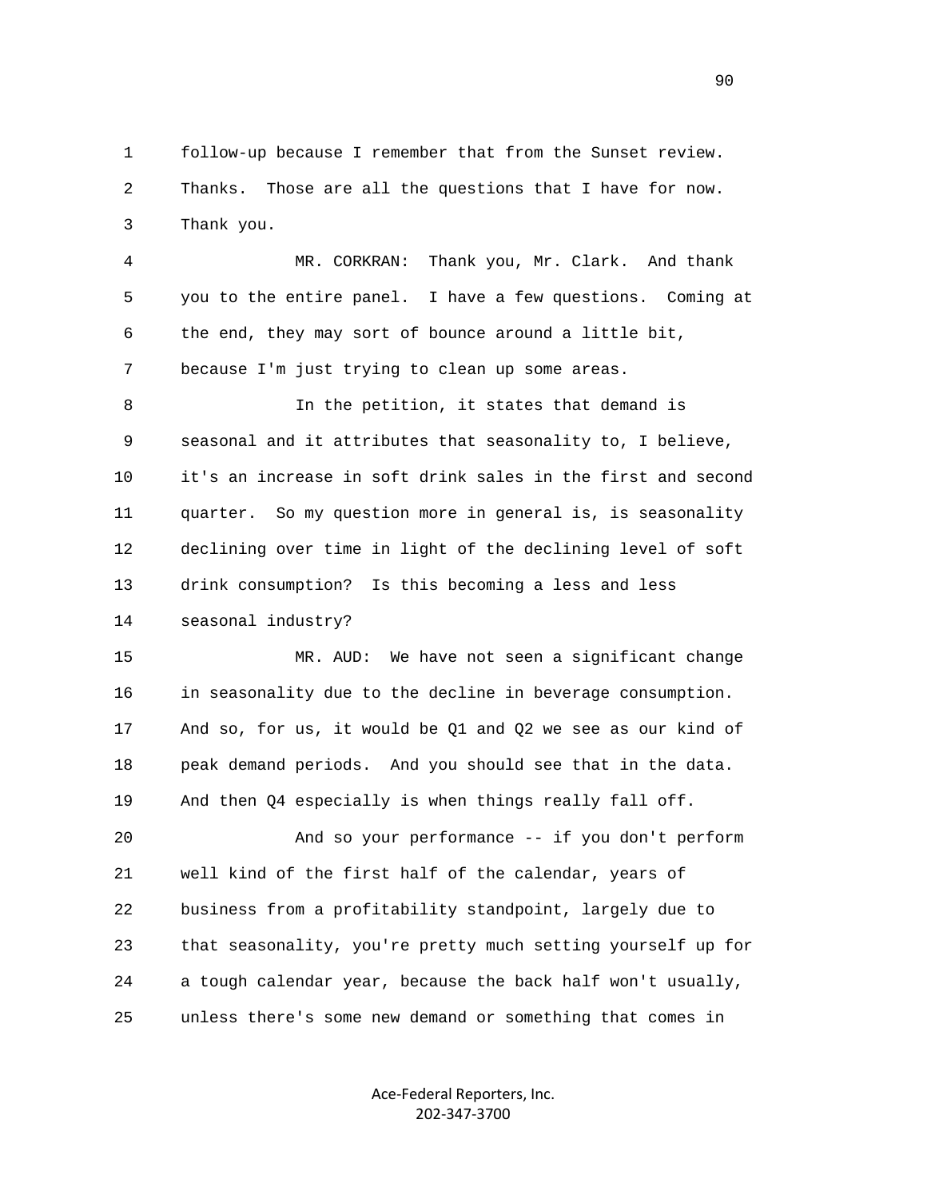1 follow-up because I remember that from the Sunset review.
2 Thanks. Those are all the questions that I have for now.
3 Thank you.

4 MR. CORKRAN: Thank you, Mr. Clark. And thank
5 you to the entire panel. I have a few questions. Coming at
6 the end, they may sort of bounce around a little bit,
7 because I'm just trying to clean up some areas.

8 In the petition, it states that demand is
9 seasonal and it attributes that seasonality to, I believe,
10 it's an increase in soft drink sales in the first and second
11 quarter. So my question more in general is, is seasonality
12 declining over time in light of the declining level of soft
13 drink consumption? Is this becoming a less and less
14 seasonal industry?

15 MR. AUD: We have not seen a significant change
16 in seasonality due to the decline in beverage consumption.
17 And so, for us, it would be Q1 and Q2 we see as our kind of
18 peak demand periods. And you should see that in the data.
19 And then Q4 especially is when things really fall off.

20 And so your performance -- if you don't perform
21 well kind of the first half of the calendar, years of
22 business from a profitability standpoint, largely due to
23 that seasonality, you're pretty much setting yourself up for
24 a tough calendar year, because the back half won't usually,
25 unless there's some new demand or something that comes in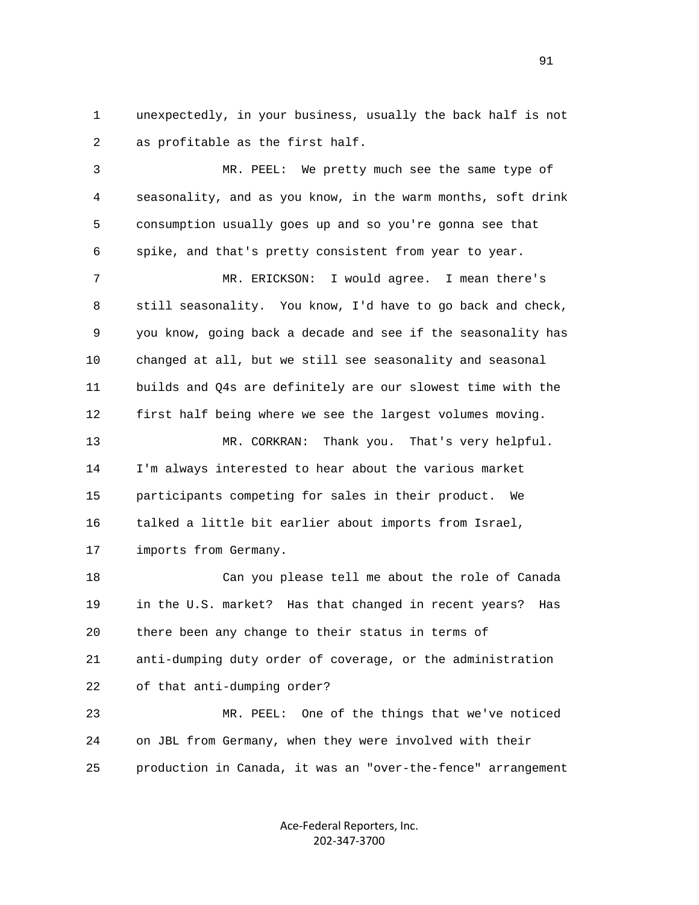1 unexpectedly, in your business, usually the back half is not
2 as profitable as the first half.

3 MR. PEEL: We pretty much see the same type of
4 seasonality, and as you know, in the warm months, soft drink
5 consumption usually goes up and so you're gonna see that
6 spike, and that's pretty consistent from year to year.

7 MR. ERICKSON: I would agree. I mean there's
8 still seasonality. You know, I'd have to go back and check,
9 you know, going back a decade and see if the seasonality has
10 changed at all, but we still see seasonality and seasonal
11 builds and Q4s are definitely are our slowest time with the
12 first half being where we see the largest volumes moving.

13 MR. CORKRAN: Thank you. That's very helpful.
14 I'm always interested to hear about the various market
15 participants competing for sales in their product. We
16 talked a little bit earlier about imports from Israel,
17 imports from Germany.

18 Can you please tell me about the role of Canada
19 in the U.S. market? Has that changed in recent years? Has
20 there been any change to their status in terms of
21 anti-dumping duty order of coverage, or the administration
22 of that anti-dumping order?

23 MR. PEEL: One of the things that we've noticed
24 on JBL from Germany, when they were involved with their
25 production in Canada, it was an "over-the-fence" arrangement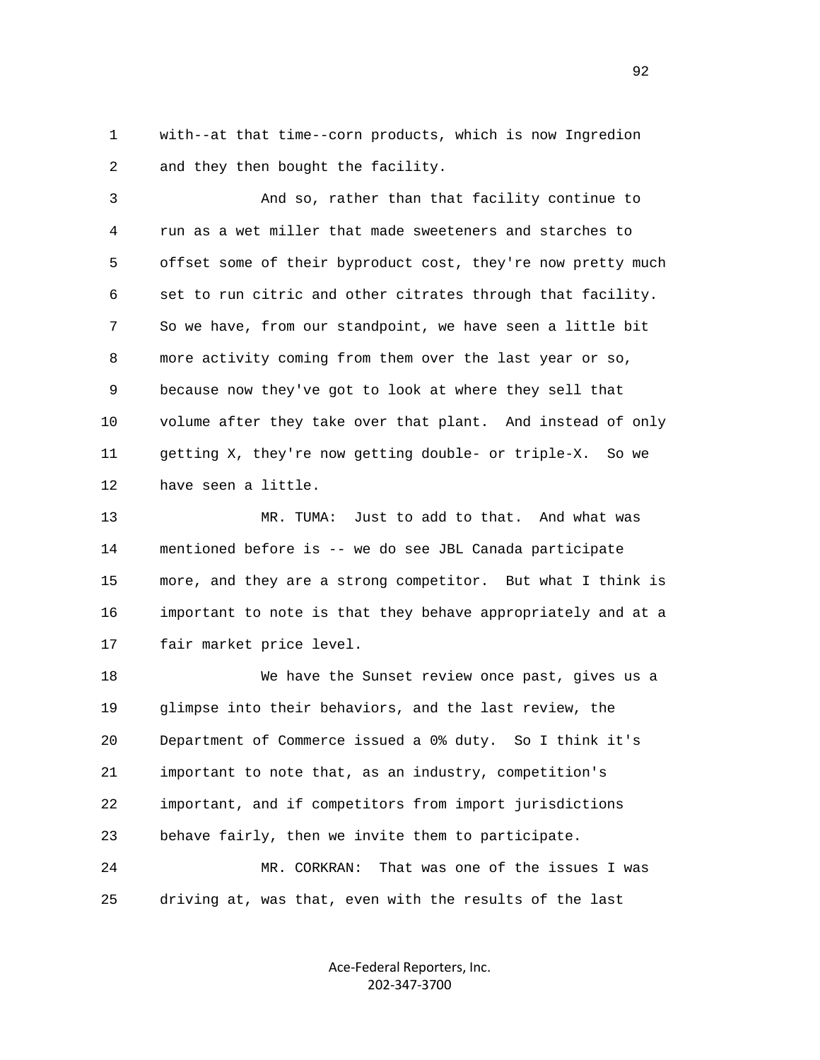1 with--at that time--corn products, which is now Ingredion
2 and they then bought the facility.

3 And so, rather than that facility continue to
4 run as a wet miller that made sweeteners and starches to
5 offset some of their byproduct cost, they're now pretty much
6 set to run citric and other citrates through that facility.
7 So we have, from our standpoint, we have seen a little bit
8 more activity coming from them over the last year or so,
9 because now they've got to look at where they sell that
10 volume after they take over that plant. And instead of only
11 getting X, they're now getting double- or triple-X. So we
12 have seen a little.

13 MR. TUMA: Just to add to that. And what was
14 mentioned before is -- we do see JBL Canada participate
15 more, and they are a strong competitor. But what I think is
16 important to note is that they behave appropriately and at a
17 fair market price level.

18 We have the Sunset review once past, gives us a
19 glimpse into their behaviors, and the last review, the
20 Department of Commerce issued a 0% duty. So I think it's
21 important to note that, as an industry, competition's
22 important, and if competitors from import jurisdictions
23 behave fairly, then we invite them to participate.

24 MR. CORKRAN: That was one of the issues I was
25 driving at, was that, even with the results of the last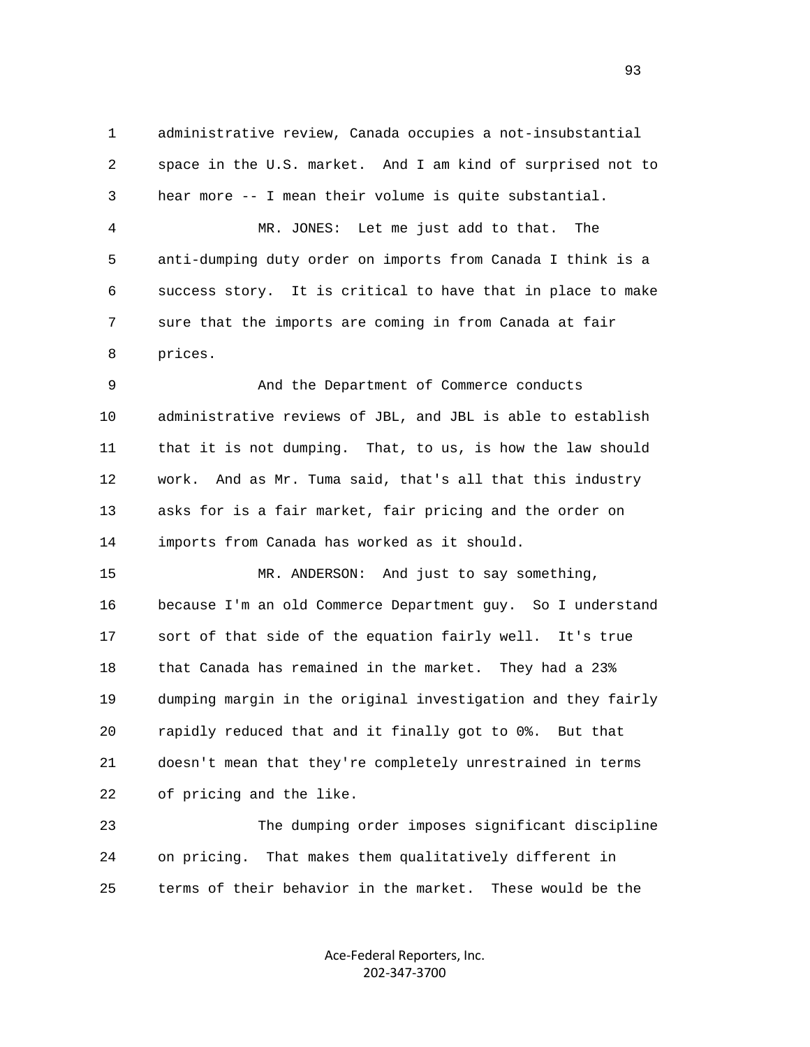1 administrative review, Canada occupies a not-insubstantial
2 space in the U.S. market. And I am kind of surprised not to
3 hear more -- I mean their volume is quite substantial.
4 MR. JONES: Let me just add to that. The
5 anti-dumping duty order on imports from Canada I think is a
6 success story. It is critical to have that in place to make
7 sure that the imports are coming in from Canada at fair
8 prices.
9 And the Department of Commerce conducts
10 administrative reviews of JBL, and JBL is able to establish
11 that it is not dumping. That, to us, is how the law should
12 work. And as Mr. Tuma said, that's all that this industry
13 asks for is a fair market, fair pricing and the order on
14 imports from Canada has worked as it should.
15 MR. ANDERSON: And just to say something,
16 because I'm an old Commerce Department guy. So I understand
17 sort of that side of the equation fairly well. It's true
18 that Canada has remained in the market. They had a 23%
19 dumping margin in the original investigation and they fairly
20 rapidly reduced that and it finally got to 0%. But that
21 doesn't mean that they're completely unrestrained in terms
22 of pricing and the like.
23 The dumping order imposes significant discipline
24 on pricing. That makes them qualitatively different in
25 terms of their behavior in the market. These would be the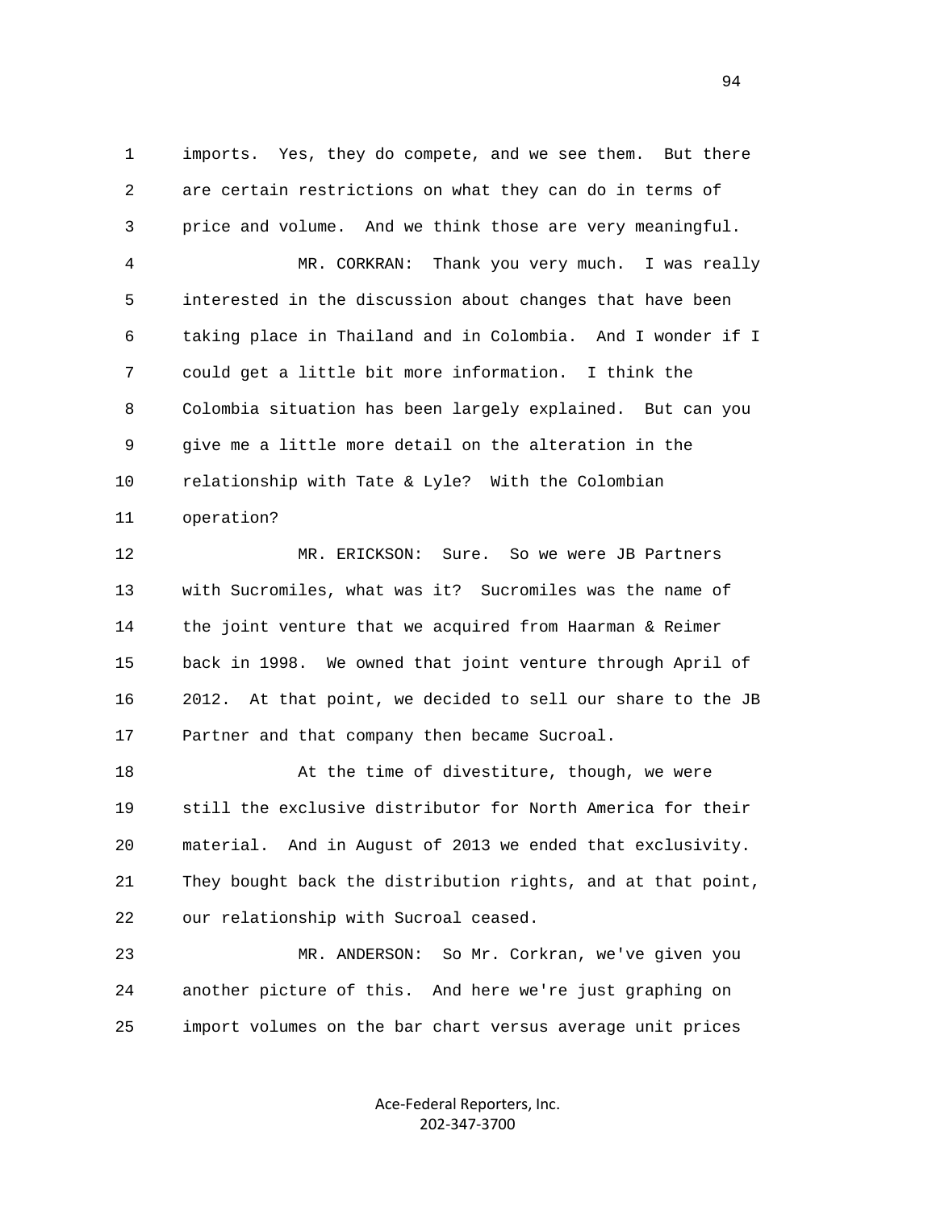1 imports. Yes, they do compete, and we see them. But there
2 are certain restrictions on what they can do in terms of
3 price and volume. And we think those are very meaningful.
4 MR. CORKRAN: Thank you very much. I was really
5 interested in the discussion about changes that have been
6 taking place in Thailand and in Colombia. And I wonder if I
7 could get a little bit more information. I think the
8 Colombia situation has been largely explained. But can you
9 give me a little more detail on the alteration in the
10 relationship with Tate & Lyle? With the Colombian
11 operation?
12 MR. ERICKSON: Sure. So we were JB Partners
13 with Sucromiles, what was it? Sucromiles was the name of
14 the joint venture that we acquired from Haarman & Reimer
15 back in 1998. We owned that joint venture through April of
16 2012. At that point, we decided to sell our share to the JB
17 Partner and that company then became Sucroal.
18 At the time of divestiture, though, we were
19 still the exclusive distributor for North America for their
20 material. And in August of 2013 we ended that exclusivity.
21 They bought back the distribution rights, and at that point,
22 our relationship with Sucroal ceased.
23 MR. ANDERSON: So Mr. Corkran, we've given you
24 another picture of this. And here we're just graphing on
25 import volumes on the bar chart versus average unit prices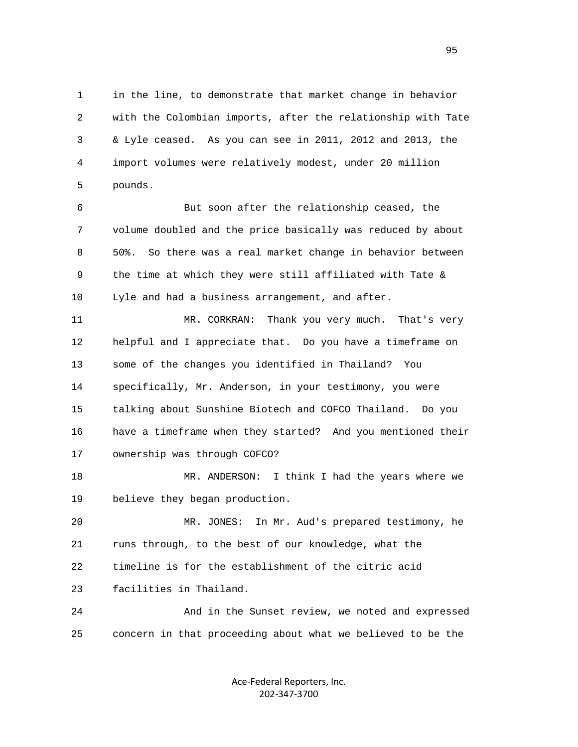in the line, to demonstrate that market change in behavior with the Colombian imports, after the relationship with Tate & Lyle ceased. As you can see in 2011, 2012 and 2013, the import volumes were relatively modest, under 20 million pounds.

But soon after the relationship ceased, the volume doubled and the price basically was reduced by about 50%. So there was a real market change in behavior between the time at which they were still affiliated with Tate & Lyle and had a business arrangement, and after.

MR. CORKRAN: Thank you very much. That's very helpful and I appreciate that. Do you have a timeframe on some of the changes you identified in Thailand? You specifically, Mr. Anderson, in your testimony, you were talking about Sunshine Biotech and COFCO Thailand. Do you have a timeframe when they started? And you mentioned their ownership was through COFCO?

MR. ANDERSON: I think I had the years where we believe they began production.

MR. JONES: In Mr. Aud's prepared testimony, he runs through, to the best of our knowledge, what the timeline is for the establishment of the citric acid facilities in Thailand.

And in the Sunset review, we noted and expressed concern in that proceeding about what we believed to be the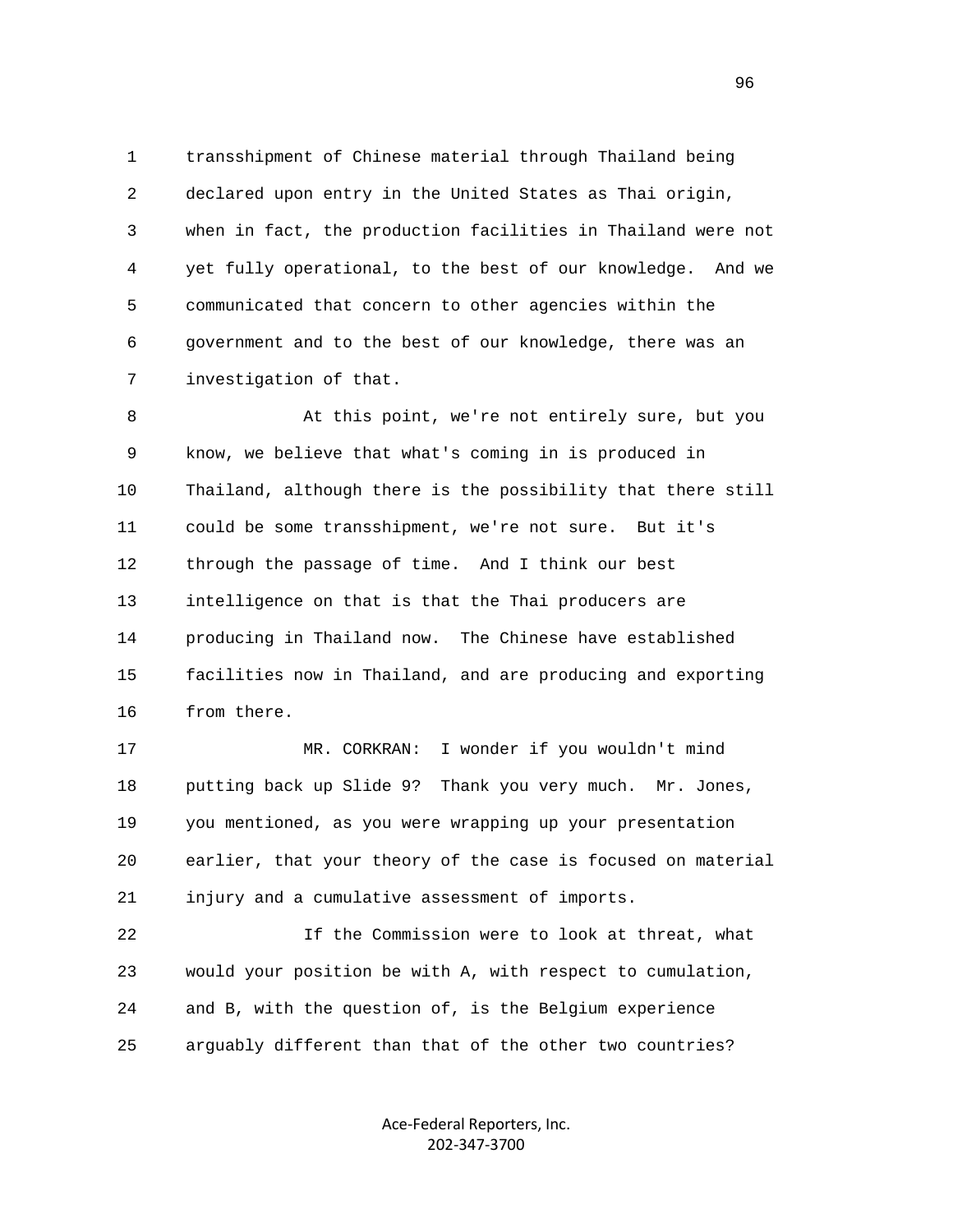transshipment of Chinese material through Thailand being declared upon entry in the United States as Thai origin, when in fact, the production facilities in Thailand were not yet fully operational, to the best of our knowledge. And we communicated that concern to other agencies within the government and to the best of our knowledge, there was an investigation of that.

At this point, we're not entirely sure, but you know, we believe that what's coming in is produced in Thailand, although there is the possibility that there still could be some transshipment, we're not sure. But it's through the passage of time. And I think our best intelligence on that is that the Thai producers are producing in Thailand now. The Chinese have established facilities now in Thailand, and are producing and exporting from there.

MR. CORKRAN: I wonder if you wouldn't mind putting back up Slide 9? Thank you very much. Mr. Jones, you mentioned, as you were wrapping up your presentation earlier, that your theory of the case is focused on material injury and a cumulative assessment of imports.

If the Commission were to look at threat, what would your position be with A, with respect to cumulation, and B, with the question of, is the Belgium experience arguably different than that of the other two countries?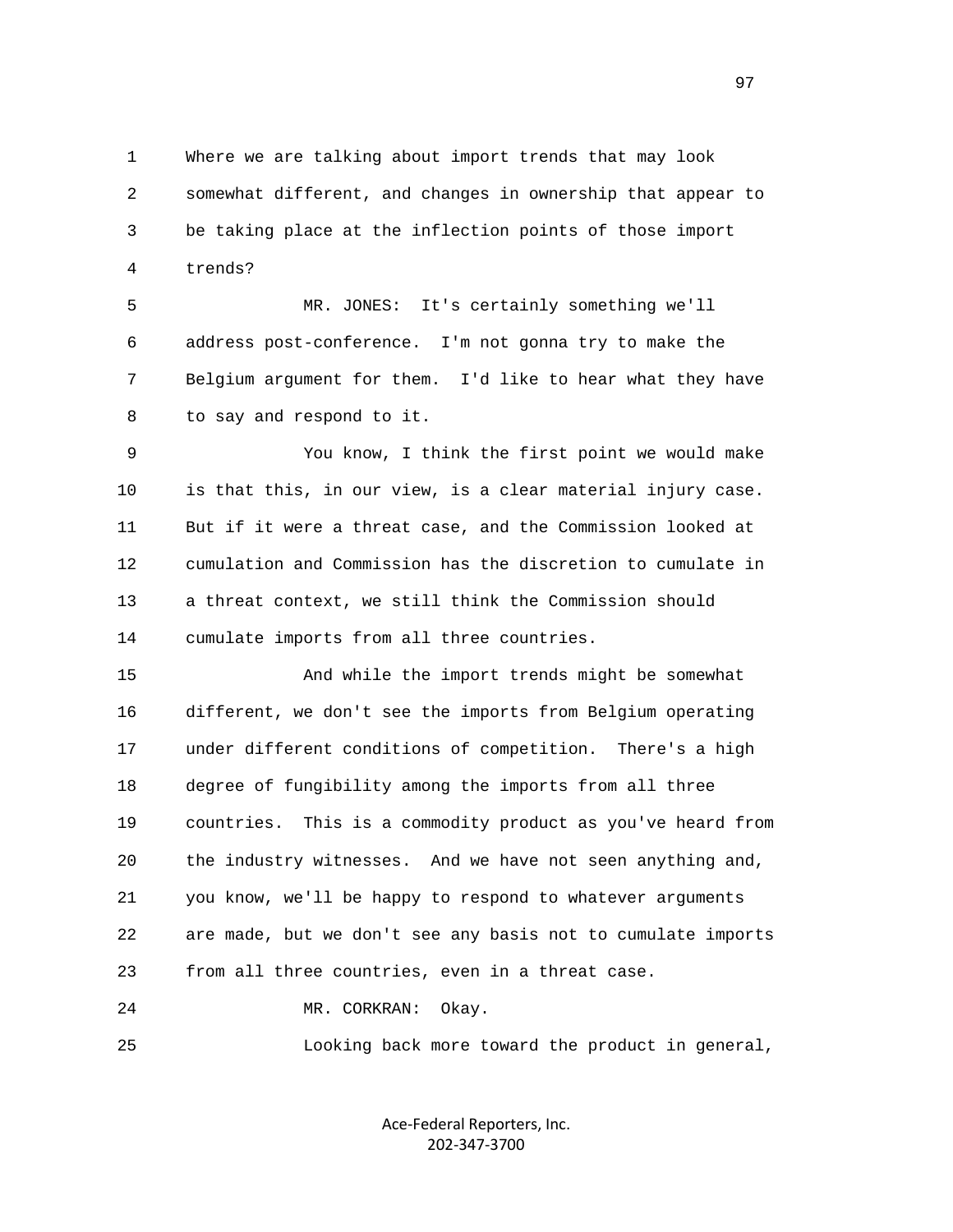Where we are talking about import trends that may look somewhat different, and changes in ownership that appear to be taking place at the inflection points of those import trends?

MR. JONES: It's certainly something we'll address post-conference. I'm not gonna try to make the Belgium argument for them. I'd like to hear what they have to say and respond to it.

You know, I think the first point we would make is that this, in our view, is a clear material injury case. But if it were a threat case, and the Commission looked at cumulation and Commission has the discretion to cumulate in a threat context, we still think the Commission should cumulate imports from all three countries.

And while the import trends might be somewhat different, we don't see the imports from Belgium operating under different conditions of competition. There's a high degree of fungibility among the imports from all three countries. This is a commodity product as you've heard from the industry witnesses. And we have not seen anything and, you know, we'll be happy to respond to whatever arguments are made, but we don't see any basis not to cumulate imports from all three countries, even in a threat case.

MR. CORKRAN: Okay.

Looking back more toward the product in general,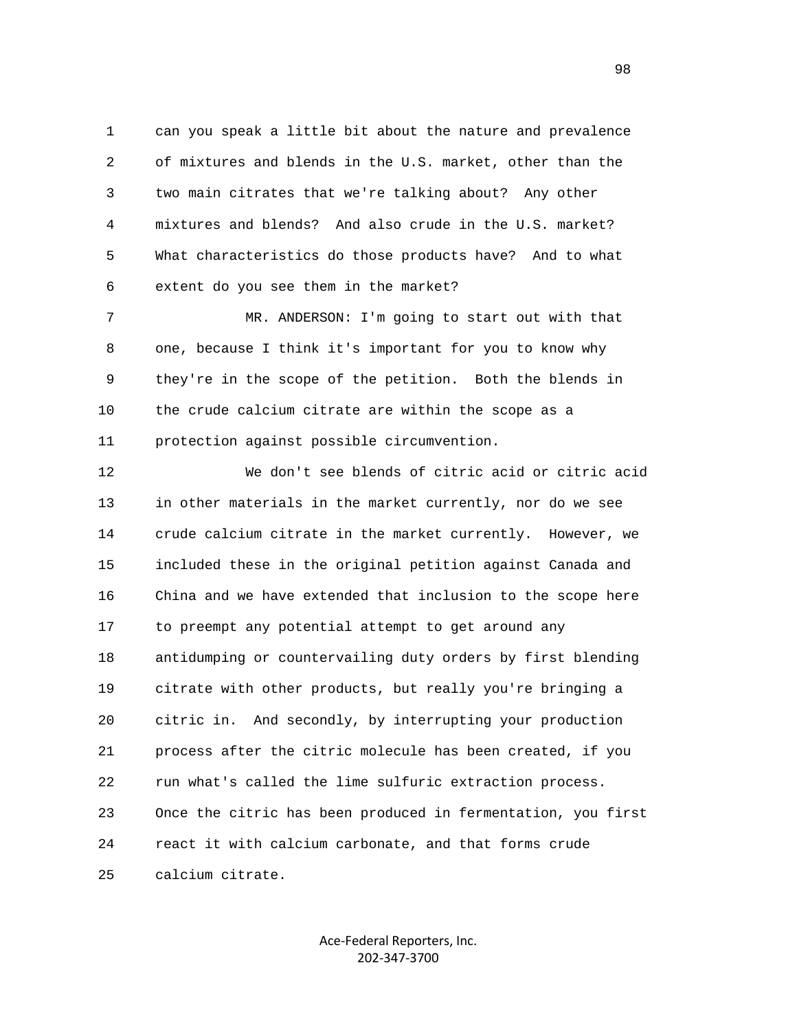can you speak a little bit about the nature and prevalence of mixtures and blends in the U.S. market, other than the two main citrates that we're talking about? Any other mixtures and blends? And also crude in the U.S. market? What characteristics do those products have? And to what extent do you see them in the market?

MR. ANDERSON: I'm going to start out with that one, because I think it's important for you to know why they're in the scope of the petition. Both the blends in the crude calcium citrate are within the scope as a protection against possible circumvention.

We don't see blends of citric acid or citric acid in other materials in the market currently, nor do we see crude calcium citrate in the market currently. However, we included these in the original petition against Canada and China and we have extended that inclusion to the scope here to preempt any potential attempt to get around any antidumping or countervailing duty orders by first blending citrate with other products, but really you're bringing a citric in. And secondly, by interrupting your production process after the citric molecule has been created, if you run what's called the lime sulfuric extraction process. Once the citric has been produced in fermentation, you first react it with calcium carbonate, and that forms crude calcium citrate.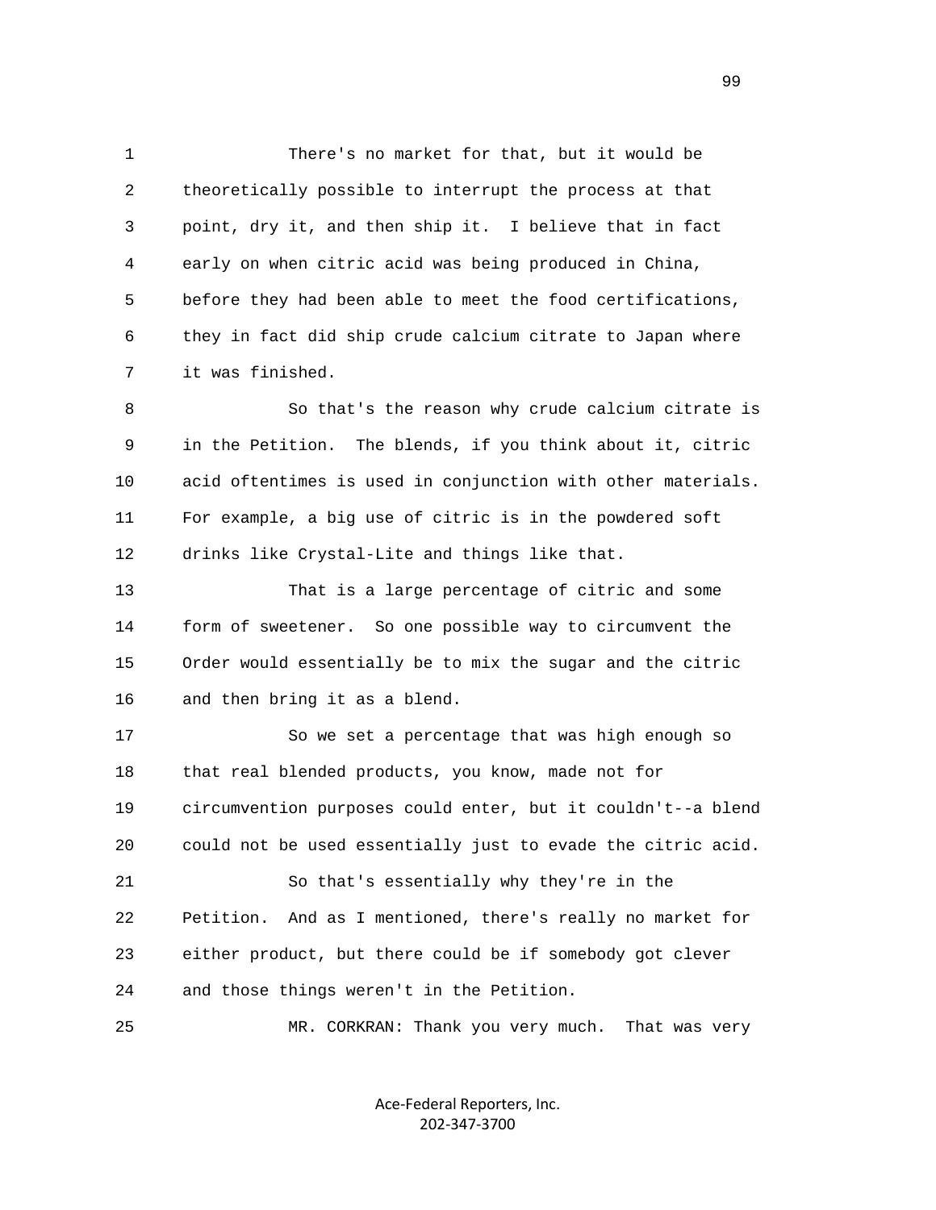There's no market for that, but it would be theoretically possible to interrupt the process at that point, dry it, and then ship it. I believe that in fact early on when citric acid was being produced in China, before they had been able to meet the food certifications, they in fact did ship crude calcium citrate to Japan where it was finished.

So that's the reason why crude calcium citrate is in the Petition. The blends, if you think about it, citric acid oftentimes is used in conjunction with other materials. For example, a big use of citric is in the powdered soft drinks like Crystal-Lite and things like that.

That is a large percentage of citric and some form of sweetener. So one possible way to circumvent the Order would essentially be to mix the sugar and the citric and then bring it as a blend.

So we set a percentage that was high enough so that real blended products, you know, made not for circumvention purposes could enter, but it couldn't--a blend could not be used essentially just to evade the citric acid.

So that's essentially why they're in the Petition. And as I mentioned, there's really no market for either product, but there could be if somebody got clever and those things weren't in the Petition.

MR. CORKRAN: Thank you very much. That was very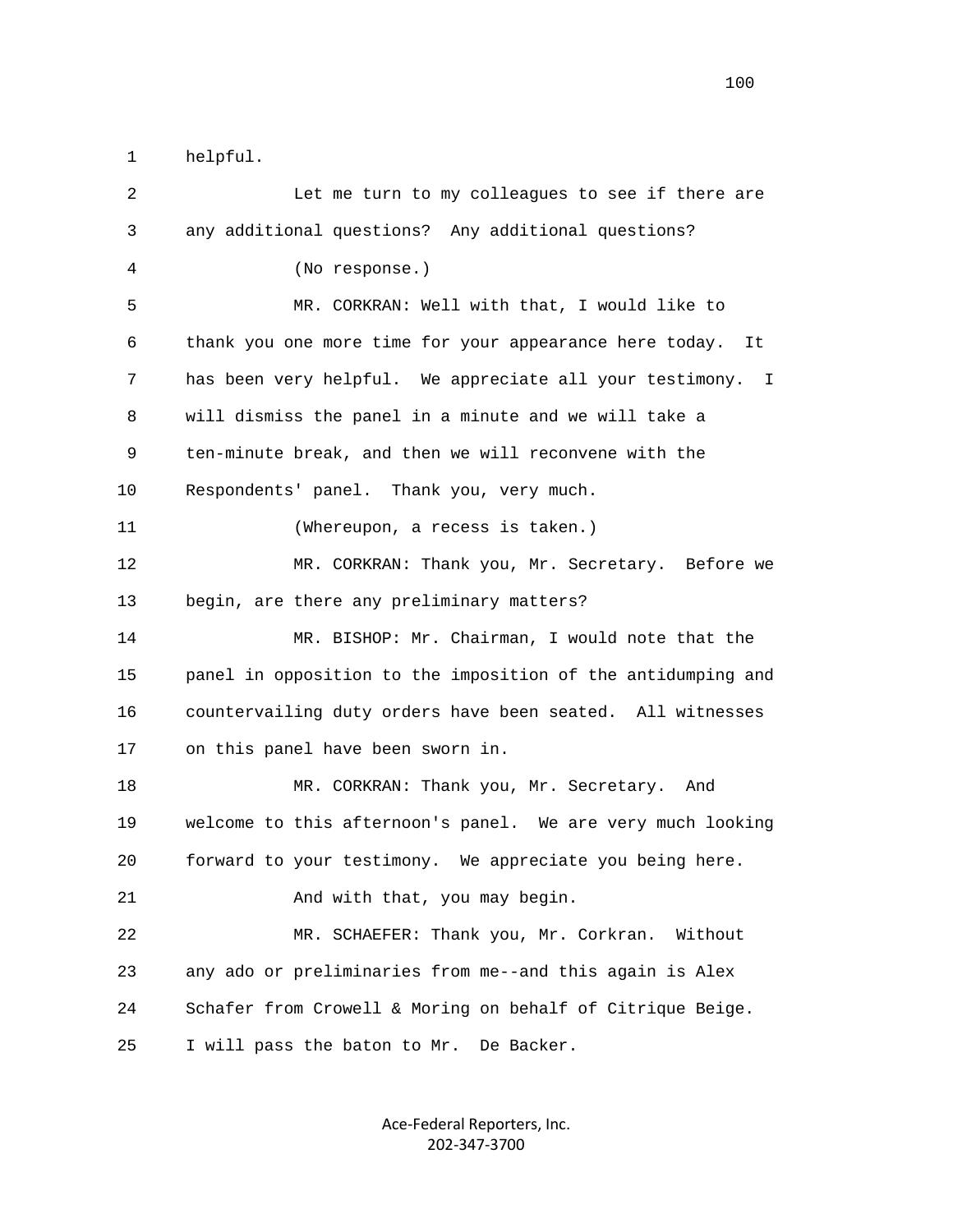1 helpful.

2 Let me turn to my colleagues to see if there are

3 any additional questions? Any additional questions?

4 (No response.)

5 MR. CORKRAN: Well with that, I would like to

6 thank you one more time for your appearance here today. It

7 has been very helpful. We appreciate all your testimony. I

8 will dismiss the panel in a minute and we will take a

9 ten-minute break, and then we will reconvene with the

10 Respondents' panel. Thank you, very much.

11 (Whereupon, a recess is taken.)

12 MR. CORKRAN: Thank you, Mr. Secretary. Before we

13 begin, are there any preliminary matters?

14 MR. BISHOP: Mr. Chairman, I would note that the

15 panel in opposition to the imposition of the antidumping and

16 countervailing duty orders have been seated. All witnesses

17 on this panel have been sworn in.

18 MR. CORKRAN: Thank you, Mr. Secretary. And

19 welcome to this afternoon's panel. We are very much looking

20 forward to your testimony. We appreciate you being here.

21 And with that, you may begin.

22 MR. SCHAEFER: Thank you, Mr. Corkran. Without

23 any ado or preliminaries from me--and this again is Alex

24 Schafer from Crowell & Moring on behalf of Citrique Beige.

25 I will pass the baton to Mr. De Backer.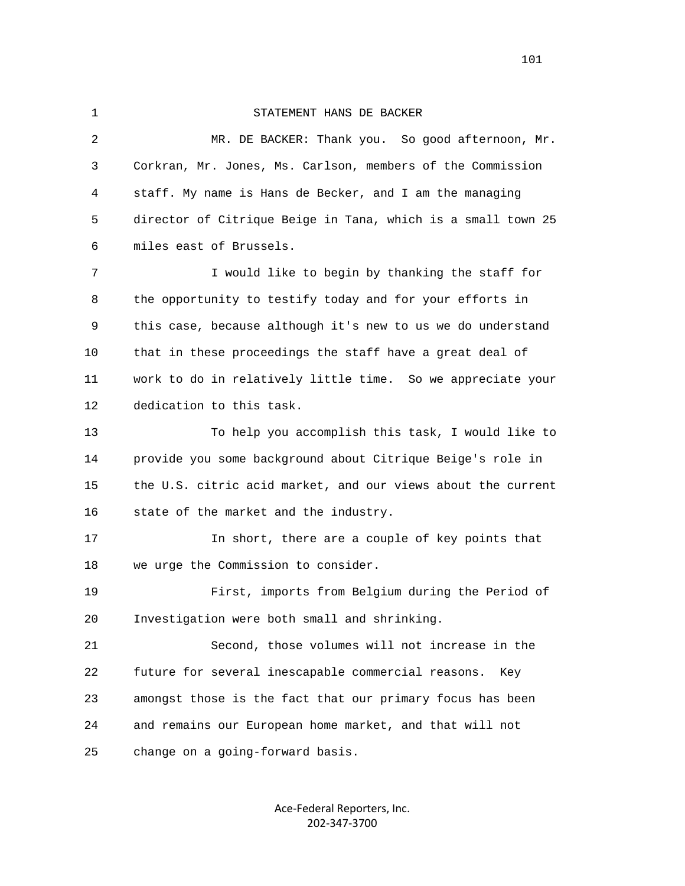STATEMENT HANS DE BACKER

MR. DE BACKER: Thank you. So good afternoon, Mr. Corkran, Mr. Jones, Ms. Carlson, members of the Commission staff. My name is Hans de Becker, and I am the managing director of Citrique Beige in Tana, which is a small town 25 miles east of Brussels.

I would like to begin by thanking the staff for the opportunity to testify today and for your efforts in this case, because although it's new to us we do understand that in these proceedings the staff have a great deal of work to do in relatively little time. So we appreciate your dedication to this task.

To help you accomplish this task, I would like to provide you some background about Citrique Beige's role in the U.S. citric acid market, and our views about the current state of the market and the industry.

In short, there are a couple of key points that we urge the Commission to consider.

First, imports from Belgium during the Period of Investigation were both small and shrinking.

Second, those volumes will not increase in the future for several inescapable commercial reasons. Key amongst those is the fact that our primary focus has been and remains our European home market, and that will not change on a going-forward basis.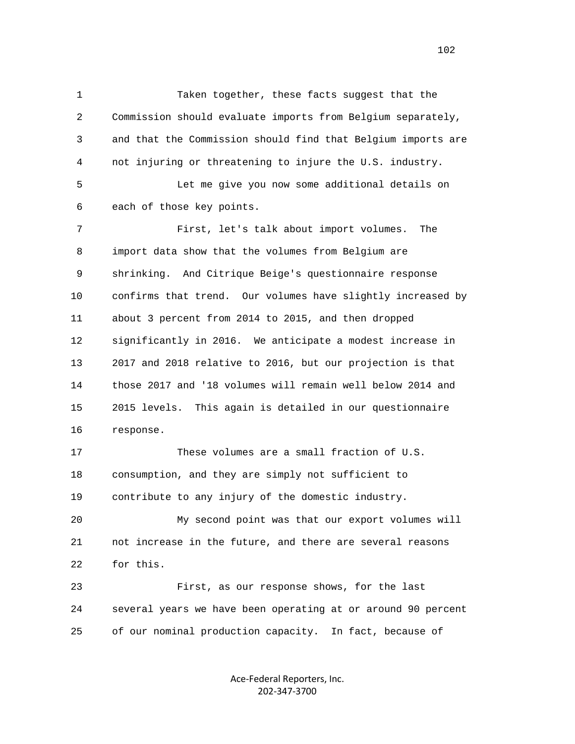Taken together, these facts suggest that the Commission should evaluate imports from Belgium separately, and that the Commission should find that Belgium imports are not injuring or threatening to injure the U.S. industry.

Let me give you now some additional details on each of those key points.

First, let's talk about import volumes. The import data show that the volumes from Belgium are shrinking. And Citrique Beige's questionnaire response confirms that trend. Our volumes have slightly increased by about 3 percent from 2014 to 2015, and then dropped significantly in 2016. We anticipate a modest increase in 2017 and 2018 relative to 2016, but our projection is that those 2017 and '18 volumes will remain well below 2014 and 2015 levels. This again is detailed in our questionnaire response.

These volumes are a small fraction of U.S. consumption, and they are simply not sufficient to contribute to any injury of the domestic industry.

My second point was that our export volumes will not increase in the future, and there are several reasons for this.

First, as our response shows, for the last several years we have been operating at or around 90 percent of our nominal production capacity. In fact, because of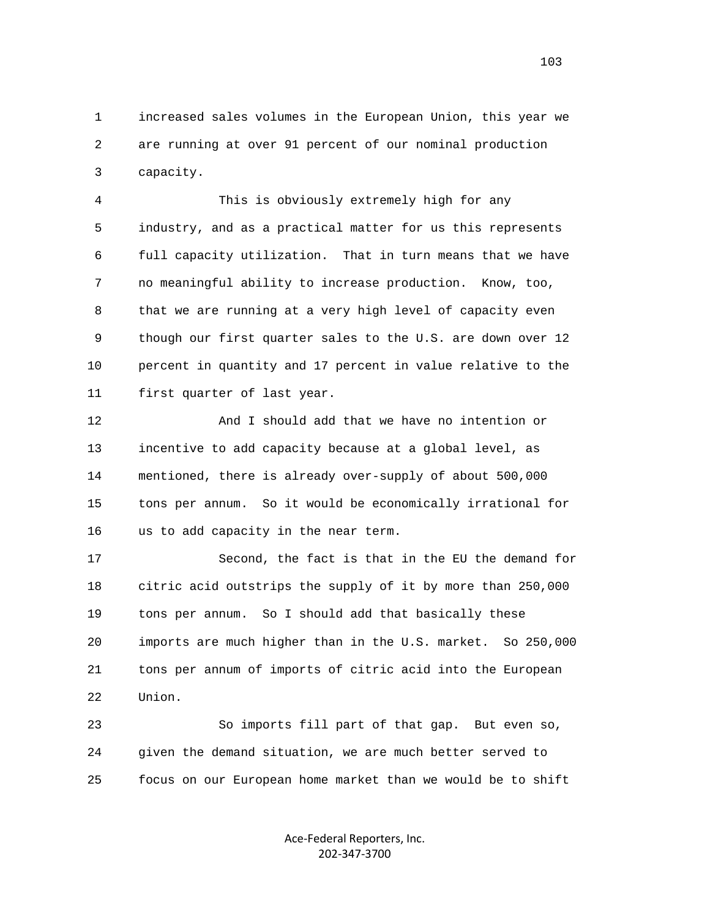increased sales volumes in the European Union, this year we are running at over 91 percent of our nominal production capacity.

This is obviously extremely high for any industry, and as a practical matter for us this represents full capacity utilization. That in turn means that we have no meaningful ability to increase production. Know, too, that we are running at a very high level of capacity even though our first quarter sales to the U.S. are down over 12 percent in quantity and 17 percent in value relative to the first quarter of last year.

And I should add that we have no intention or incentive to add capacity because at a global level, as mentioned, there is already over-supply of about 500,000 tons per annum. So it would be economically irrational for us to add capacity in the near term.

Second, the fact is that in the EU the demand for citric acid outstrips the supply of it by more than 250,000 tons per annum. So I should add that basically these imports are much higher than in the U.S. market. So 250,000 tons per annum of imports of citric acid into the European Union.

So imports fill part of that gap. But even so, given the demand situation, we are much better served to focus on our European home market than we would be to shift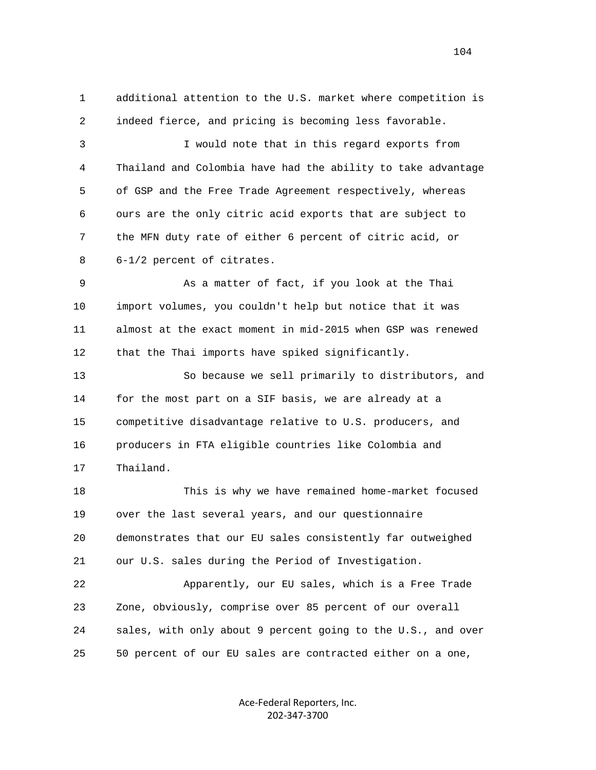additional attention to the U.S. market where competition is indeed fierce, and pricing is becoming less favorable.

I would note that in this regard exports from Thailand and Colombia have had the ability to take advantage of GSP and the Free Trade Agreement respectively, whereas ours are the only citric acid exports that are subject to the MFN duty rate of either 6 percent of citric acid, or 6-1/2 percent of citrates.

As a matter of fact, if you look at the Thai import volumes, you couldn't help but notice that it was almost at the exact moment in mid-2015 when GSP was renewed that the Thai imports have spiked significantly.

So because we sell primarily to distributors, and for the most part on a SIF basis, we are already at a competitive disadvantage relative to U.S. producers, and producers in FTA eligible countries like Colombia and Thailand.

This is why we have remained home-market focused over the last several years, and our questionnaire demonstrates that our EU sales consistently far outweighed our U.S. sales during the Period of Investigation.

Apparently, our EU sales, which is a Free Trade Zone, obviously, comprise over 85 percent of our overall sales, with only about 9 percent going to the U.S., and over 50 percent of our EU sales are contracted either on a one,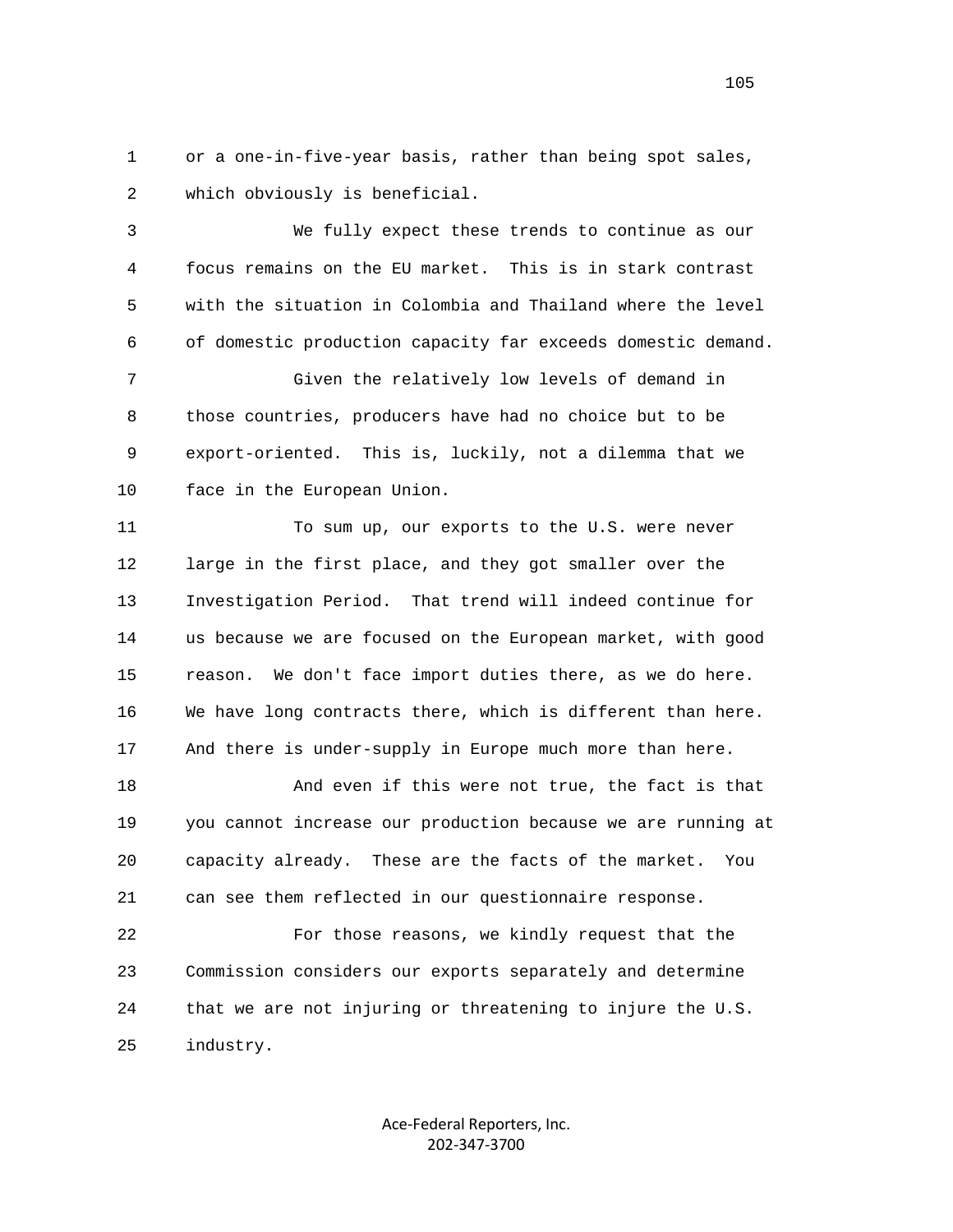or a one-in-five-year basis, rather than being spot sales, which obviously is beneficial.

We fully expect these trends to continue as our focus remains on the EU market. This is in stark contrast with the situation in Colombia and Thailand where the level of domestic production capacity far exceeds domestic demand.

Given the relatively low levels of demand in those countries, producers have had no choice but to be export-oriented. This is, luckily, not a dilemma that we face in the European Union.

To sum up, our exports to the U.S. were never large in the first place, and they got smaller over the Investigation Period. That trend will indeed continue for us because we are focused on the European market, with good reason. We don't face import duties there, as we do here. We have long contracts there, which is different than here. And there is under-supply in Europe much more than here.

And even if this were not true, the fact is that you cannot increase our production because we are running at capacity already. These are the facts of the market. You can see them reflected in our questionnaire response.

For those reasons, we kindly request that the Commission considers our exports separately and determine that we are not injuring or threatening to injure the U.S. industry.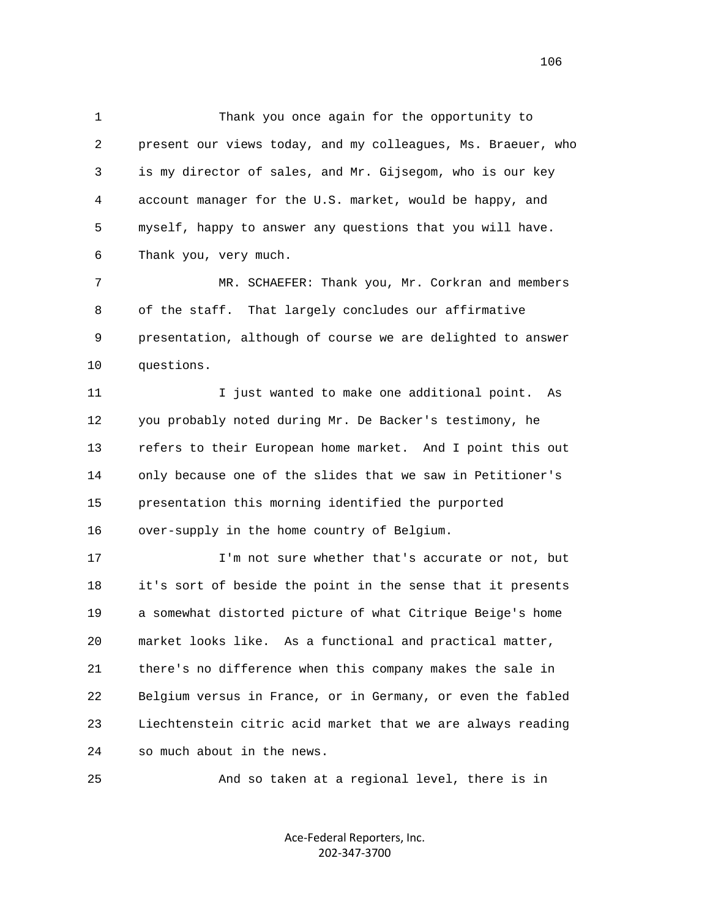1 Thank you once again for the opportunity to
2 present our views today, and my colleagues, Ms. Braeuer, who
3 is my director of sales, and Mr. Gijsegom, who is our key
4 account manager for the U.S. market, would be happy, and
5 myself, happy to answer any questions that you will have.
6 Thank you, very much.

7 MR. SCHAEFER: Thank you, Mr. Corkran and members
8 of the staff. That largely concludes our affirmative
9 presentation, although of course we are delighted to answer
10 questions.

11 I just wanted to make one additional point. As
12 you probably noted during Mr. De Backer's testimony, he
13 refers to their European home market. And I point this out
14 only because one of the slides that we saw in Petitioner's
15 presentation this morning identified the purported
16 over-supply in the home country of Belgium.

17 I'm not sure whether that's accurate or not, but
18 it's sort of beside the point in the sense that it presents
19 a somewhat distorted picture of what Citrique Beige's home
20 market looks like. As a functional and practical matter,
21 there's no difference when this company makes the sale in
22 Belgium versus in France, or in Germany, or even the fabled
23 Liechtenstein citric acid market that we are always reading
24 so much about in the news.

25 And so taken at a regional level, there is in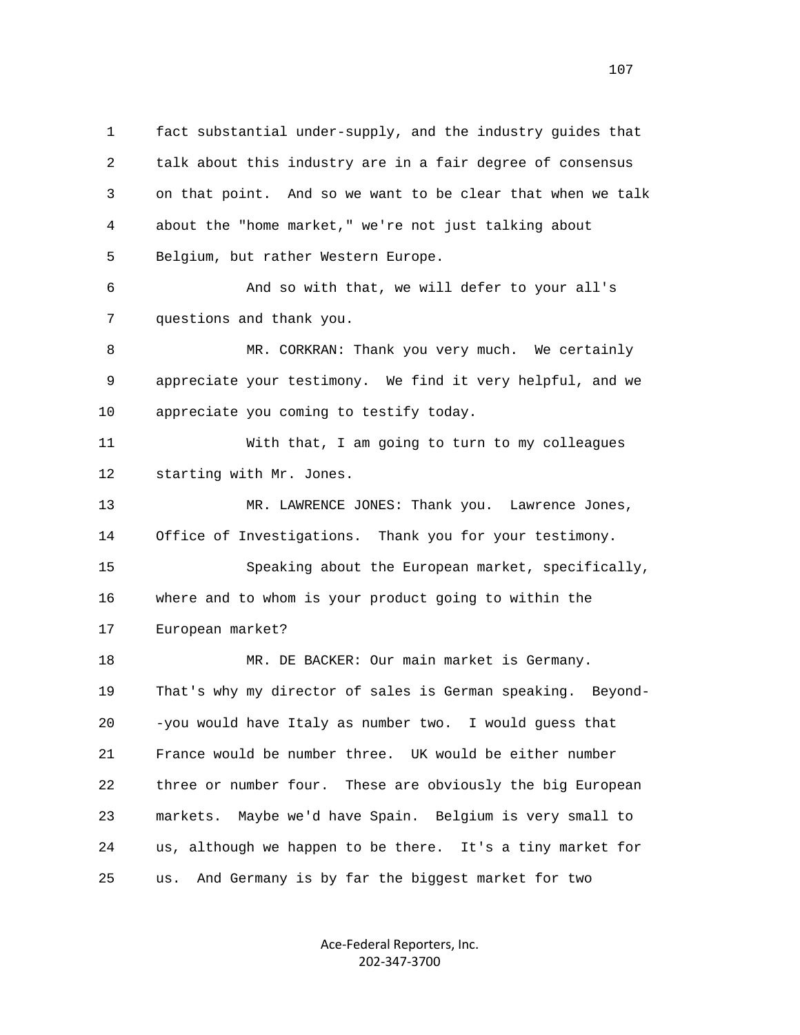1 fact substantial under-supply, and the industry guides that
2 talk about this industry are in a fair degree of consensus
3 on that point. And so we want to be clear that when we talk
4 about the "home market," we're not just talking about
5 Belgium, but rather Western Europe.
6 And so with that, we will defer to your all's
7 questions and thank you.
8 MR. CORKRAN: Thank you very much. We certainly
9 appreciate your testimony. We find it very helpful, and we
10 appreciate you coming to testify today.
11 With that, I am going to turn to my colleagues
12 starting with Mr. Jones.
13 MR. LAWRENCE JONES: Thank you. Lawrence Jones,
14 Office of Investigations. Thank you for your testimony.
15 Speaking about the European market, specifically,
16 where and to whom is your product going to within the
17 European market?
18 MR. DE BACKER: Our main market is Germany.
19 That's why my director of sales is German speaking. Beyond-
20 -you would have Italy as number two. I would guess that
21 France would be number three. UK would be either number
22 three or number four. These are obviously the big European
23 markets. Maybe we'd have Spain. Belgium is very small to
24 us, although we happen to be there. It's a tiny market for
25 us. And Germany is by far the biggest market for two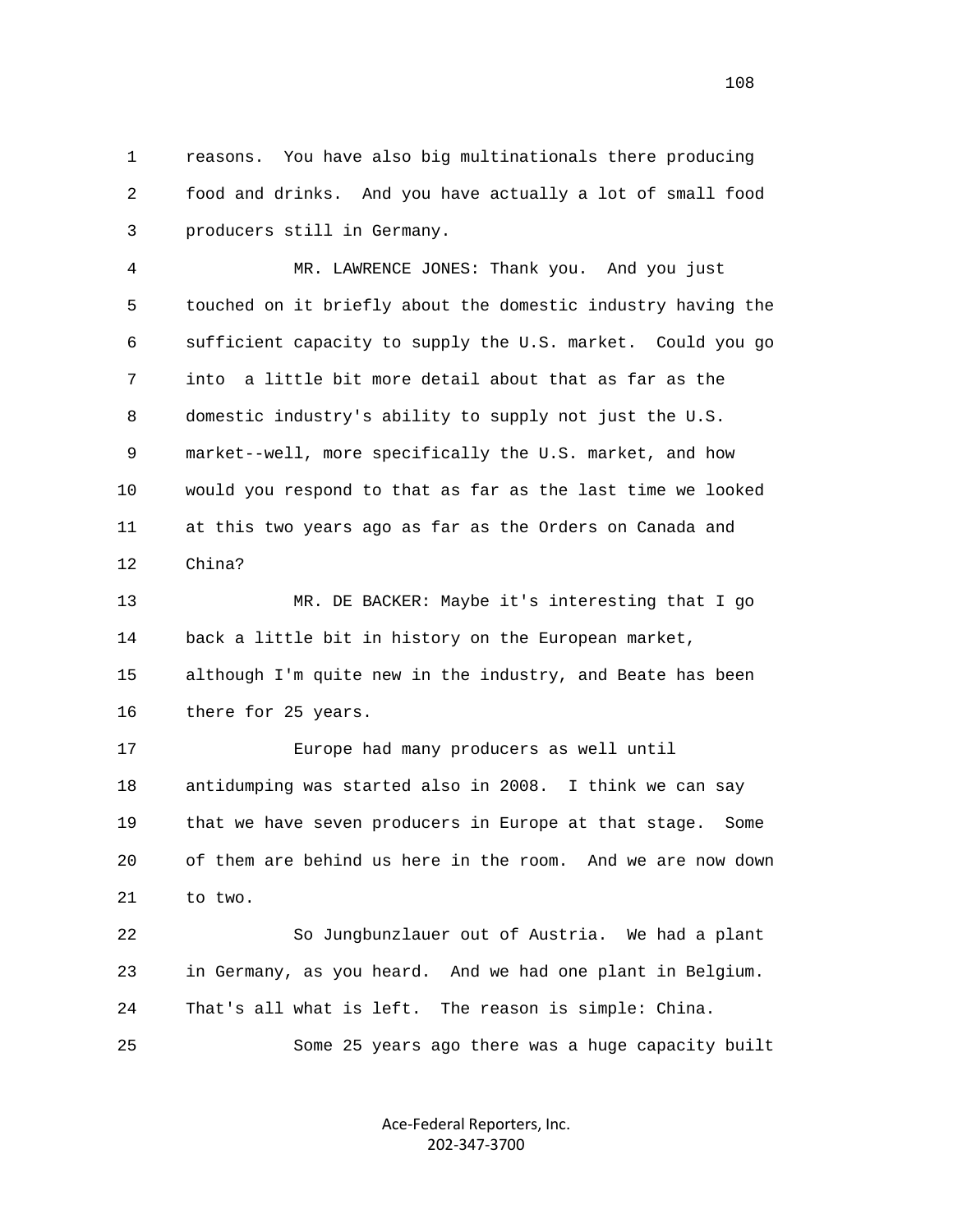reasons. You have also big multinationals there producing food and drinks. And you have actually a lot of small food producers still in Germany.

MR. LAWRENCE JONES: Thank you. And you just touched on it briefly about the domestic industry having the sufficient capacity to supply the U.S. market. Could you go into a little bit more detail about that as far as the domestic industry's ability to supply not just the U.S. market--well, more specifically the U.S. market, and how would you respond to that as far as the last time we looked at this two years ago as far as the Orders on Canada and China?

MR. DE BACKER: Maybe it's interesting that I go back a little bit in history on the European market, although I'm quite new in the industry, and Beate has been there for 25 years.

Europe had many producers as well until antidumping was started also in 2008. I think we can say that we have seven producers in Europe at that stage. Some of them are behind us here in the room. And we are now down to two.

So Jungbunzlauer out of Austria. We had a plant in Germany, as you heard. And we had one plant in Belgium. That's all what is left. The reason is simple: China.

Some 25 years ago there was a huge capacity built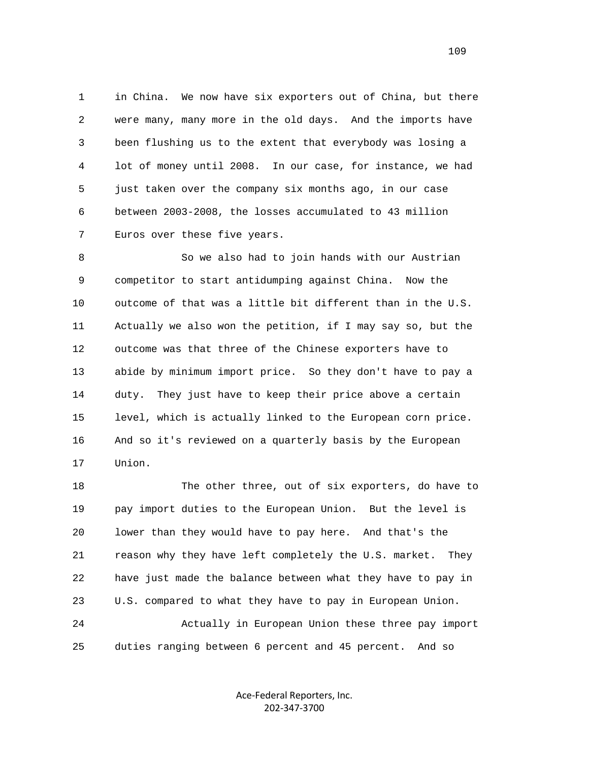in China. We now have six exporters out of China, but there were many, many more in the old days. And the imports have been flushing us to the extent that everybody was losing a lot of money until 2008. In our case, for instance, we had just taken over the company six months ago, in our case between 2003-2008, the losses accumulated to 43 million Euros over these five years.

So we also had to join hands with our Austrian competitor to start antidumping against China. Now the outcome of that was a little bit different than in the U.S. Actually we also won the petition, if I may say so, but the outcome was that three of the Chinese exporters have to abide by minimum import price. So they don't have to pay a duty. They just have to keep their price above a certain level, which is actually linked to the European corn price. And so it's reviewed on a quarterly basis by the European Union.

The other three, out of six exporters, do have to pay import duties to the European Union. But the level is lower than they would have to pay here. And that's the reason why they have left completely the U.S. market. They have just made the balance between what they have to pay in U.S. compared to what they have to pay in European Union.

Actually in European Union these three pay import duties ranging between 6 percent and 45 percent. And so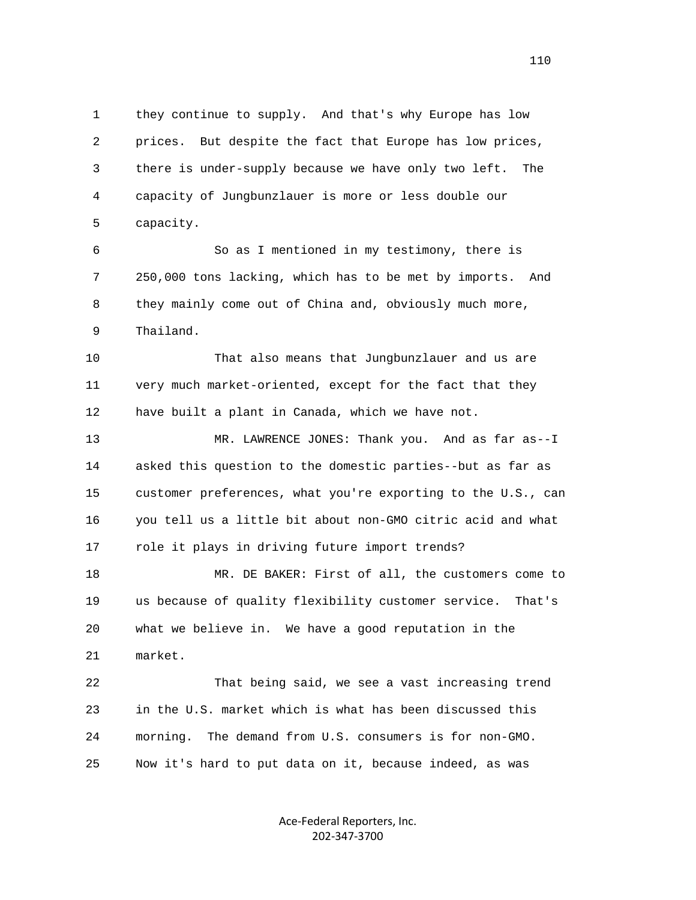they continue to supply. And that's why Europe has low prices. But despite the fact that Europe has low prices, there is under-supply because we have only two left. The capacity of Jungbunzlauer is more or less double our capacity.

So as I mentioned in my testimony, there is 250,000 tons lacking, which has to be met by imports. And they mainly come out of China and, obviously much more, Thailand.

That also means that Jungbunzlauer and us are very much market-oriented, except for the fact that they have built a plant in Canada, which we have not.

MR. LAWRENCE JONES: Thank you. And as far as--I asked this question to the domestic parties--but as far as customer preferences, what you're exporting to the U.S., can you tell us a little bit about non-GMO citric acid and what role it plays in driving future import trends?

MR. DE BAKER: First of all, the customers come to us because of quality flexibility customer service. That's what we believe in. We have a good reputation in the market.

That being said, we see a vast increasing trend in the U.S. market which is what has been discussed this morning. The demand from U.S. consumers is for non-GMO. Now it's hard to put data on it, because indeed, as was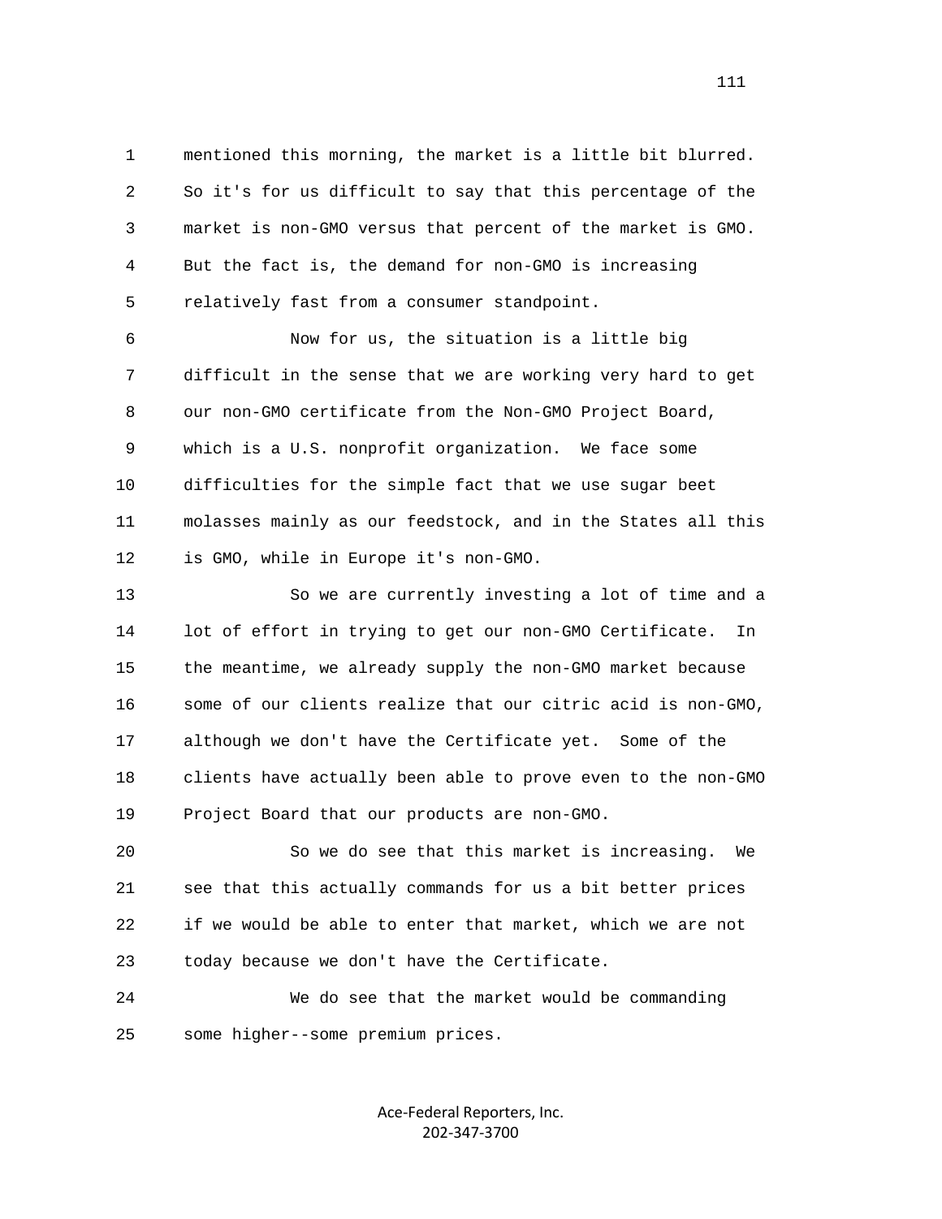mentioned this morning, the market is a little bit blurred. So it's for us difficult to say that this percentage of the market is non-GMO versus that percent of the market is GMO. But the fact is, the demand for non-GMO is increasing relatively fast from a consumer standpoint.

Now for us, the situation is a little big difficult in the sense that we are working very hard to get our non-GMO certificate from the Non-GMO Project Board, which is a U.S. nonprofit organization. We face some difficulties for the simple fact that we use sugar beet molasses mainly as our feedstock, and in the States all this is GMO, while in Europe it's non-GMO.

So we are currently investing a lot of time and a lot of effort in trying to get our non-GMO Certificate. In the meantime, we already supply the non-GMO market because some of our clients realize that our citric acid is non-GMO, although we don't have the Certificate yet. Some of the clients have actually been able to prove even to the non-GMO Project Board that our products are non-GMO.

So we do see that this market is increasing. We see that this actually commands for us a bit better prices if we would be able to enter that market, which we are not today because we don't have the Certificate.

We do see that the market would be commanding some higher--some premium prices.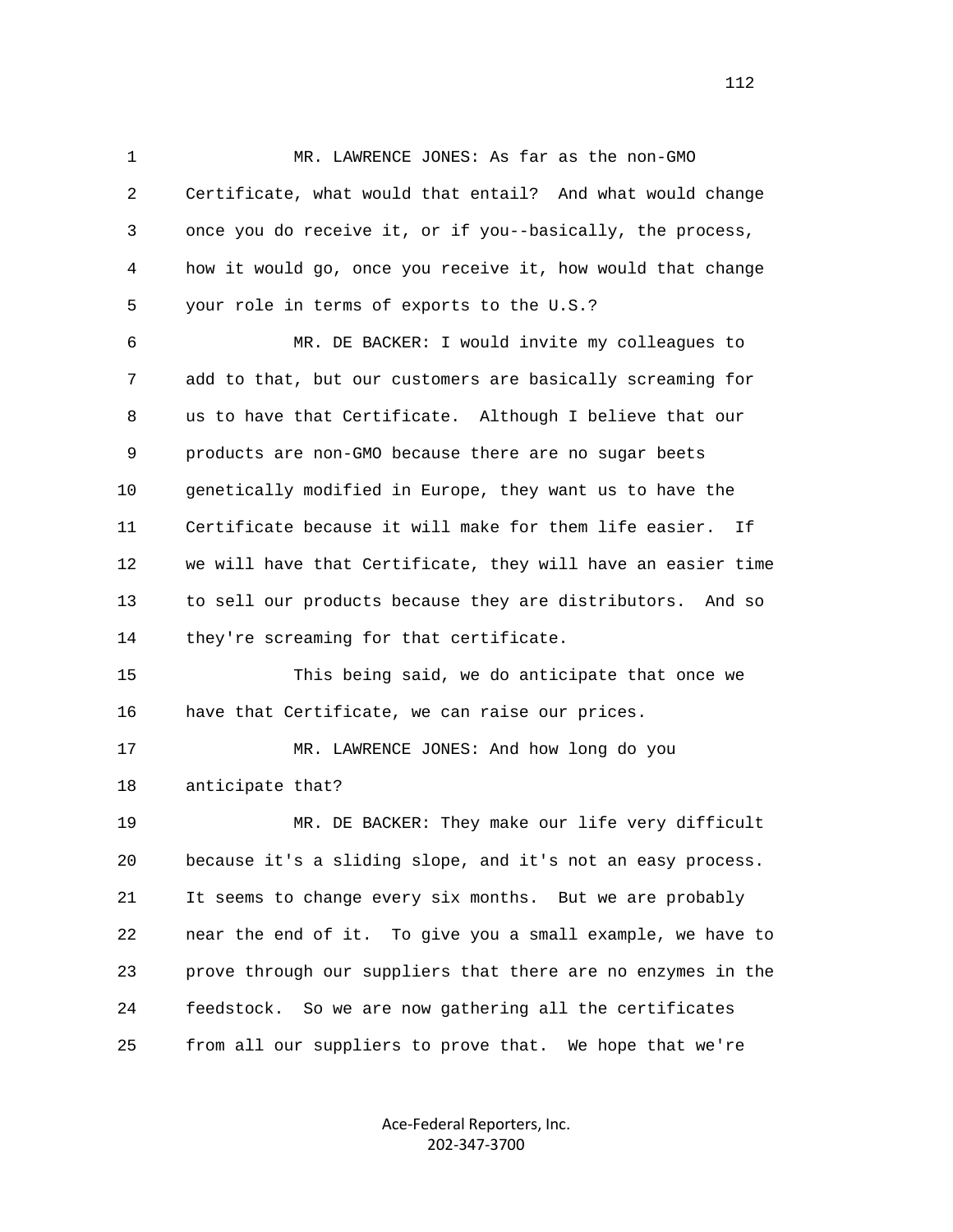MR. LAWRENCE JONES: As far as the non-GMO Certificate, what would that entail? And what would change once you do receive it, or if you--basically, the process, how it would go, once you receive it, how would that change your role in terms of exports to the U.S.?

MR. DE BACKER: I would invite my colleagues to add to that, but our customers are basically screaming for us to have that Certificate. Although I believe that our products are non-GMO because there are no sugar beets genetically modified in Europe, they want us to have the Certificate because it will make for them life easier. If we will have that Certificate, they will have an easier time to sell our products because they are distributors. And so they're screaming for that certificate.

This being said, we do anticipate that once we have that Certificate, we can raise our prices.

MR. LAWRENCE JONES: And how long do you anticipate that?

MR. DE BACKER: They make our life very difficult because it's a sliding slope, and it's not an easy process. It seems to change every six months. But we are probably near the end of it. To give you a small example, we have to prove through our suppliers that there are no enzymes in the feedstock. So we are now gathering all the certificates from all our suppliers to prove that. We hope that we're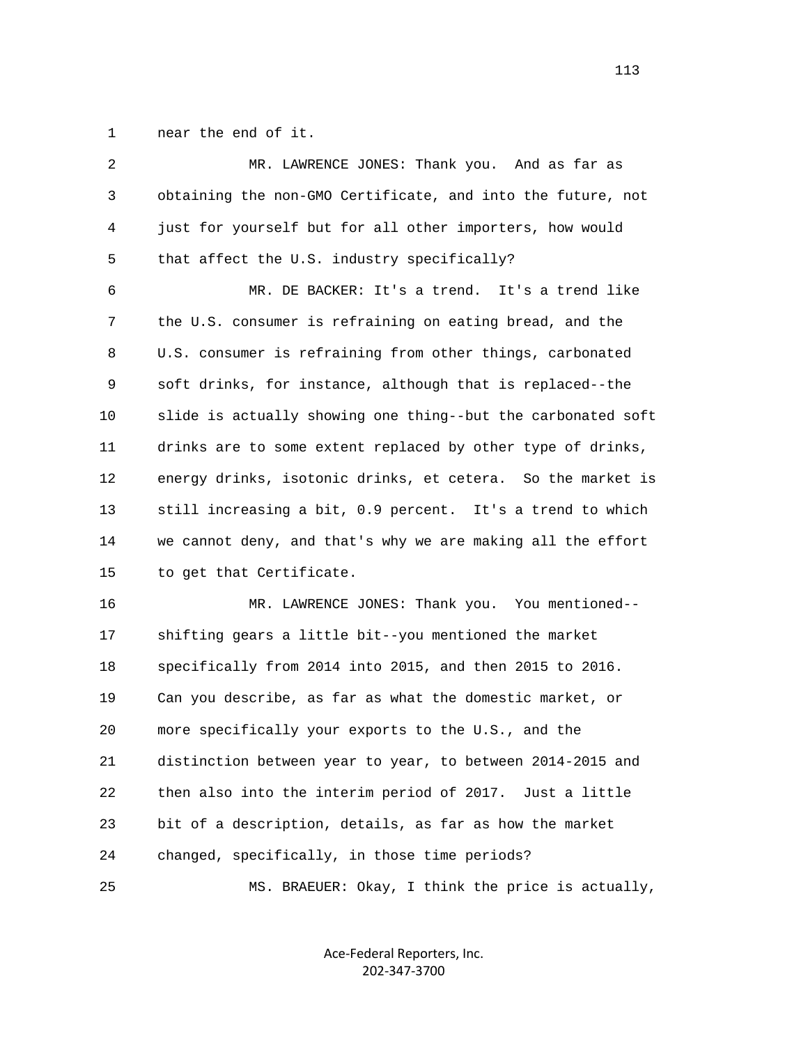near the end of it.

MR. LAWRENCE JONES: Thank you. And as far as obtaining the non-GMO Certificate, and into the future, not just for yourself but for all other importers, how would that affect the U.S. industry specifically?

MR. DE BACKER: It's a trend. It's a trend like the U.S. consumer is refraining on eating bread, and the U.S. consumer is refraining from other things, carbonated soft drinks, for instance, although that is replaced--the slide is actually showing one thing--but the carbonated soft drinks are to some extent replaced by other type of drinks, energy drinks, isotonic drinks, et cetera. So the market is still increasing a bit, 0.9 percent. It's a trend to which we cannot deny, and that's why we are making all the effort to get that Certificate.

MR. LAWRENCE JONES: Thank you. You mentioned--shifting gears a little bit--you mentioned the market specifically from 2014 into 2015, and then 2015 to 2016. Can you describe, as far as what the domestic market, or more specifically your exports to the U.S., and the distinction between year to year, to between 2014-2015 and then also into the interim period of 2017. Just a little bit of a description, details, as far as how the market changed, specifically, in those time periods?

MS. BRAEUER: Okay, I think the price is actually,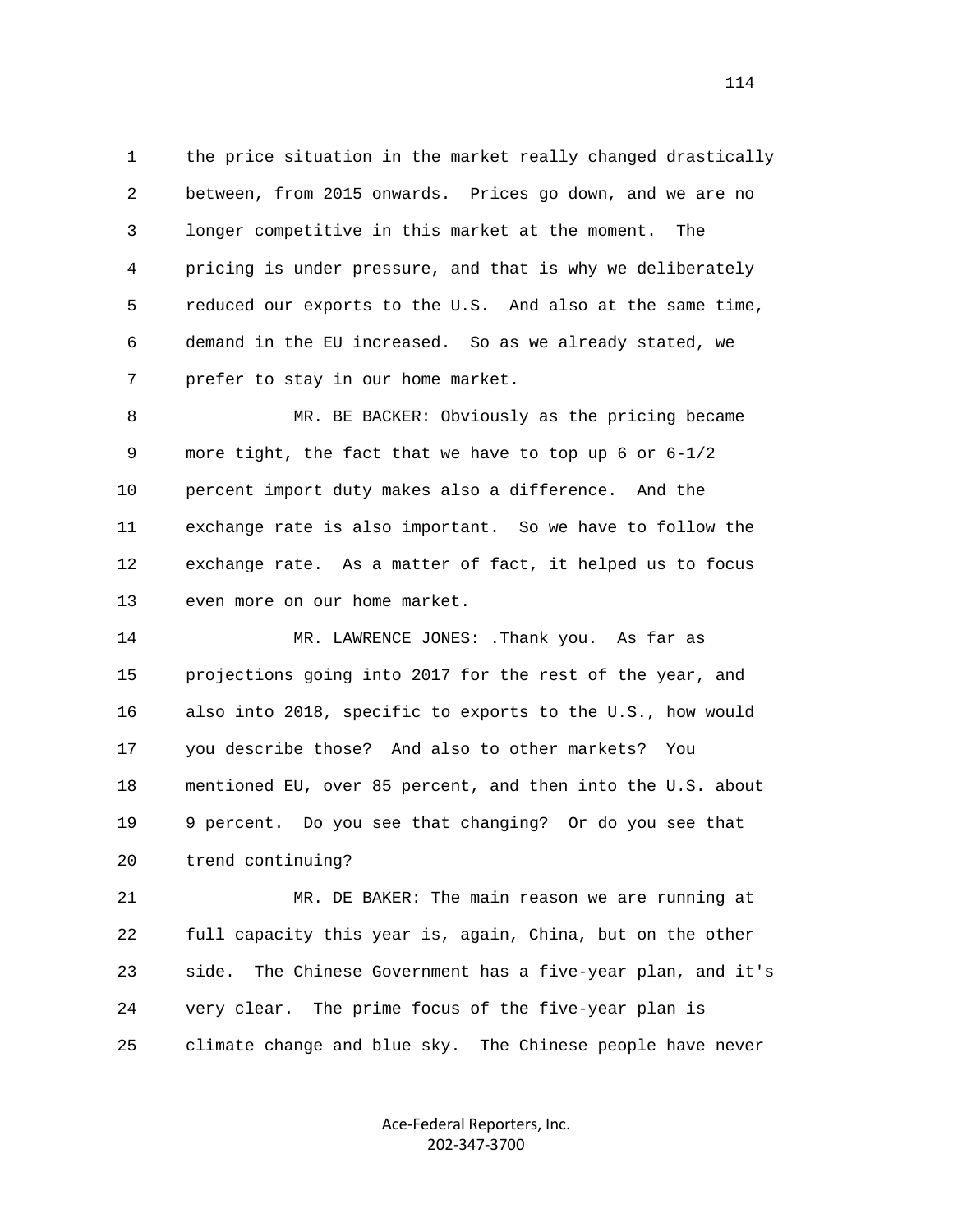1 the price situation in the market really changed drastically
2 between, from 2015 onwards. Prices go down, and we are no
3 longer competitive in this market at the moment. The
4 pricing is under pressure, and that is why we deliberately
5 reduced our exports to the U.S. And also at the same time,
6 demand in the EU increased. So as we already stated, we
7 prefer to stay in our home market.

8 MR. BE BACKER: Obviously as the pricing became
9 more tight, the fact that we have to top up 6 or 6-1/2
10 percent import duty makes also a difference. And the
11 exchange rate is also important. So we have to follow the
12 exchange rate. As a matter of fact, it helped us to focus
13 even more on our home market.

14 MR. LAWRENCE JONES: .Thank you. As far as
15 projections going into 2017 for the rest of the year, and
16 also into 2018, specific to exports to the U.S., how would
17 you describe those? And also to other markets? You
18 mentioned EU, over 85 percent, and then into the U.S. about
19 9 percent. Do you see that changing? Or do you see that
20 trend continuing?

21 MR. DE BAKER: The main reason we are running at
22 full capacity this year is, again, China, but on the other
23 side. The Chinese Government has a five-year plan, and it's
24 very clear. The prime focus of the five-year plan is
25 climate change and blue sky. The Chinese people have never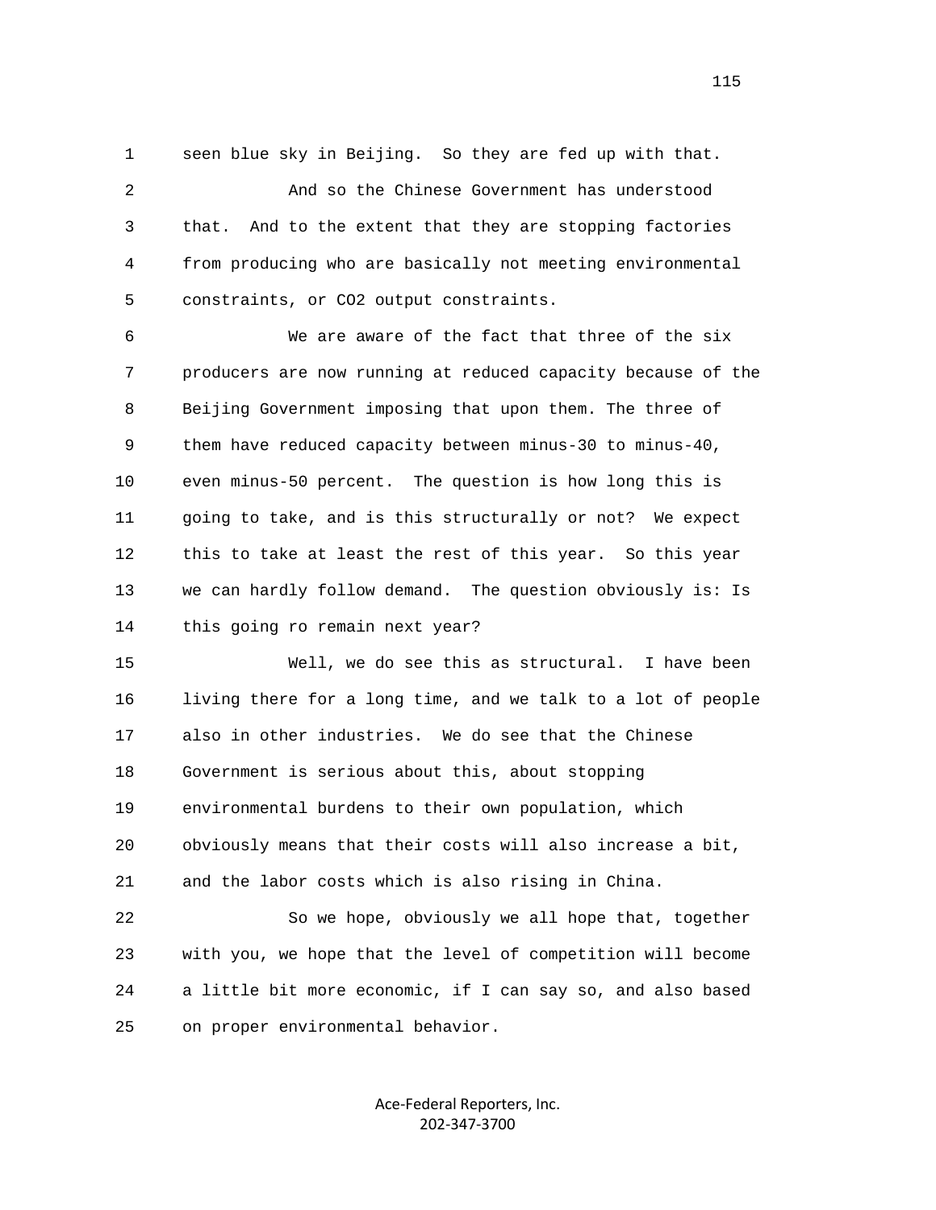1 seen blue sky in Beijing. So they are fed up with that.

2 And so the Chinese Government has understood

3 that. And to the extent that they are stopping factories

4 from producing who are basically not meeting environmental

5 constraints, or $CO_2$ output constraints.

6 We are aware of the fact that three of the six

7 producers are now running at reduced capacity because of the

8 Beijing Government imposing that upon them. The three of

9 them have reduced capacity between minus-30 to minus-40,

10 even minus-50 percent. The question is how long this is

11 going to take, and is this structurally or not? We expect

12 this to take at least the rest of this year. So this year

13 we can hardly follow demand. The question obviously is: Is

14 this going ro remain next year?

15 Well, we do see this as structural. I have been

16 living there for a long time, and we talk to a lot of people

17 also in other industries. We do see that the Chinese

18 Government is serious about this, about stopping

19 environmental burdens to their own population, which

20 obviously means that their costs will also increase a bit,

21 and the labor costs which is also rising in China.

22 So we hope, obviously we all hope that, together

23 with you, we hope that the level of competition will become

24 a little bit more economic, if I can say so, and also based

25 on proper environmental behavior.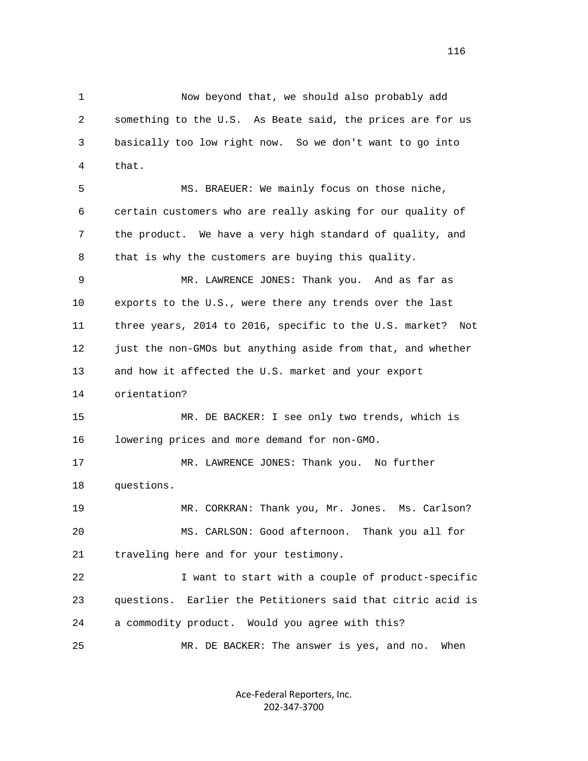1 Now beyond that, we should also probably add
2 something to the U.S. As Beate said, the prices are for us
3 basically too low right now. So we don't want to go into
4 that.
5 MS. BRAEUER: We mainly focus on those niche,
6 certain customers who are really asking for our quality of
7 the product. We have a very high standard of quality, and
8 that is why the customers are buying this quality.
9 MR. LAWRENCE JONES: Thank you. And as far as
10 exports to the U.S., were there any trends over the last
11 three years, 2014 to 2016, specific to the U.S. market? Not
12 just the non-GMOs but anything aside from that, and whether
13 and how it affected the U.S. market and your export
14 orientation?
15 MR. DE BACKER: I see only two trends, which is
16 lowering prices and more demand for non-GMO.
17 MR. LAWRENCE JONES: Thank you. No further
18 questions.
19 MR. CORKRAN: Thank you, Mr. Jones. Ms. Carlson?
20 MS. CARLSON: Good afternoon. Thank you all for
21 traveling here and for your testimony.
22 I want to start with a couple of product-specific
23 questions. Earlier the Petitioners said that citric acid is
24 a commodity product. Would you agree with this?
25 MR. DE BACKER: The answer is yes, and no. When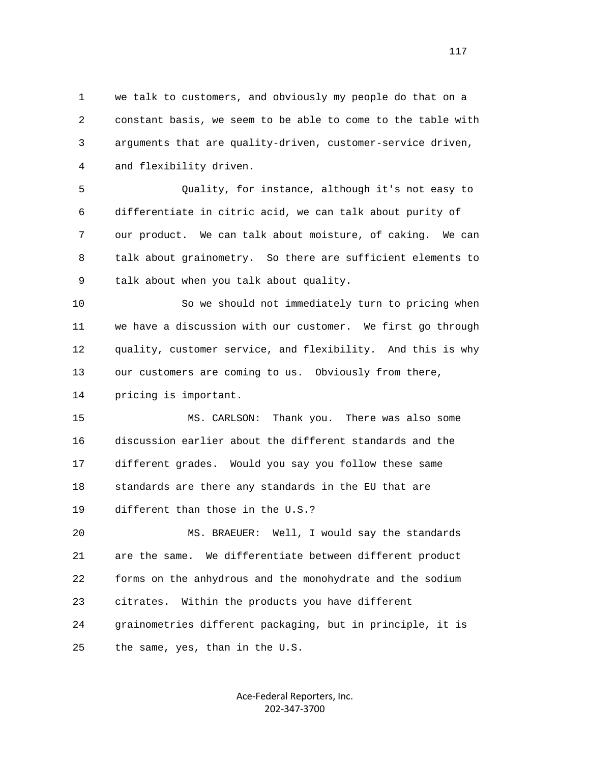1 we talk to customers, and obviously my people do that on a
2 constant basis, we seem to be able to come to the table with
3 arguments that are quality-driven, customer-service driven,
4 and flexibility driven.

5 Quality, for instance, although it's not easy to
6 differentiate in citric acid, we can talk about purity of
7 our product. We can talk about moisture, of caking. We can
8 talk about grainometry. So there are sufficient elements to
9 talk about when you talk about quality.

10 So we should not immediately turn to pricing when
11 we have a discussion with our customer. We first go through
12 quality, customer service, and flexibility. And this is why
13 our customers are coming to us. Obviously from there,
14 pricing is important.

15 MS. CARLSON: Thank you. There was also some
16 discussion earlier about the different standards and the
17 different grades. Would you say you follow these same
18 standards are there any standards in the EU that are
19 different than those in the U.S.?

20 MS. BRAEUER: Well, I would say the standards
21 are the same. We differentiate between different product
22 forms on the anhydrous and the monohydrate and the sodium
23 citrates. Within the products you have different
24 grainometries different packaging, but in principle, it is
25 the same, yes, than in the U.S.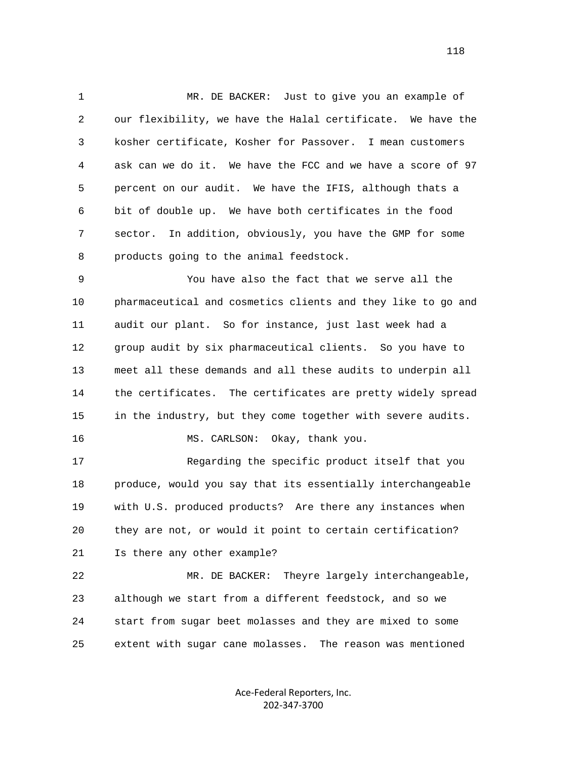MR. DE BACKER: Just to give you an example of our flexibility, we have the Halal certificate. We have the kosher certificate, Kosher for Passover. I mean customers ask can we do it. We have the FCC and we have a score of 97 percent on our audit. We have the IFIS, although thats a bit of double up. We have both certificates in the food sector. In addition, obviously, you have the GMP for some products going to the animal feedstock.

You have also the fact that we serve all the pharmaceutical and cosmetics clients and they like to go and audit our plant. So for instance, just last week had a group audit by six pharmaceutical clients. So you have to meet all these demands and all these audits to underpin all the certificates. The certificates are pretty widely spread in the industry, but they come together with severe audits.

MS. CARLSON: Okay, thank you.

Regarding the specific product itself that you produce, would you say that its essentially interchangeable with U.S. produced products? Are there any instances when they are not, or would it point to certain certification? Is there any other example?

MR. DE BACKER: Theyre largely interchangeable, although we start from a different feedstock, and so we start from sugar beet molasses and they are mixed to some extent with sugar cane molasses. The reason was mentioned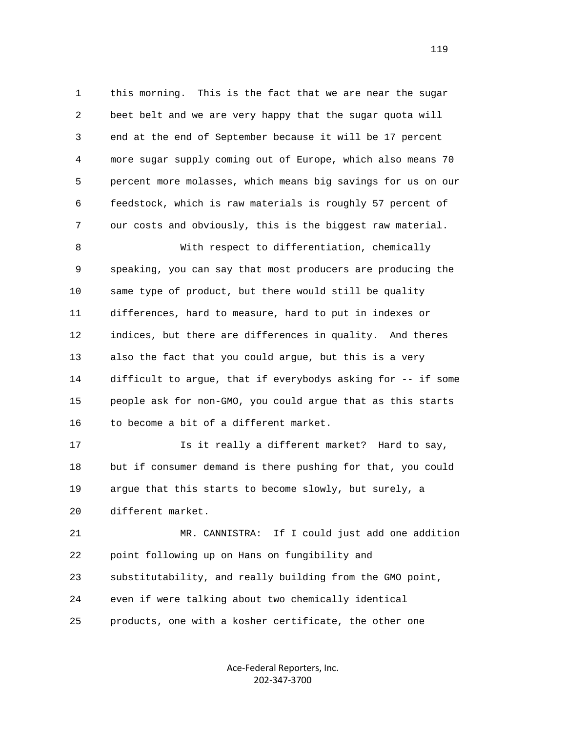1 this morning. This is the fact that we are near the sugar
2 beet belt and we are very happy that the sugar quota will
3 end at the end of September because it will be 17 percent
4 more sugar supply coming out of Europe, which also means 70
5 percent more molasses, which means big savings for us on our
6 feedstock, which is raw materials is roughly 57 percent of
7 our costs and obviously, this is the biggest raw material.

8 With respect to differentiation, chemically
9 speaking, you can say that most producers are producing the
10 same type of product, but there would still be quality
11 differences, hard to measure, hard to put in indexes or
12 indices, but there are differences in quality. And theres
13 also the fact that you could argue, but this is a very
14 difficult to argue, that if everybodys asking for -- if some
15 people ask for non-GMO, you could argue that as this starts
16 to become a bit of a different market.

17 Is it really a different market? Hard to say,
18 but if consumer demand is there pushing for that, you could
19 argue that this starts to become slowly, but surely, a
20 different market.

21 MR. CANNISTRA: If I could just add one addition
22 point following up on Hans on fungibility and
23 substitutability, and really building from the GMO point,
24 even if were talking about two chemically identical
25 products, one with a kosher certificate, the other one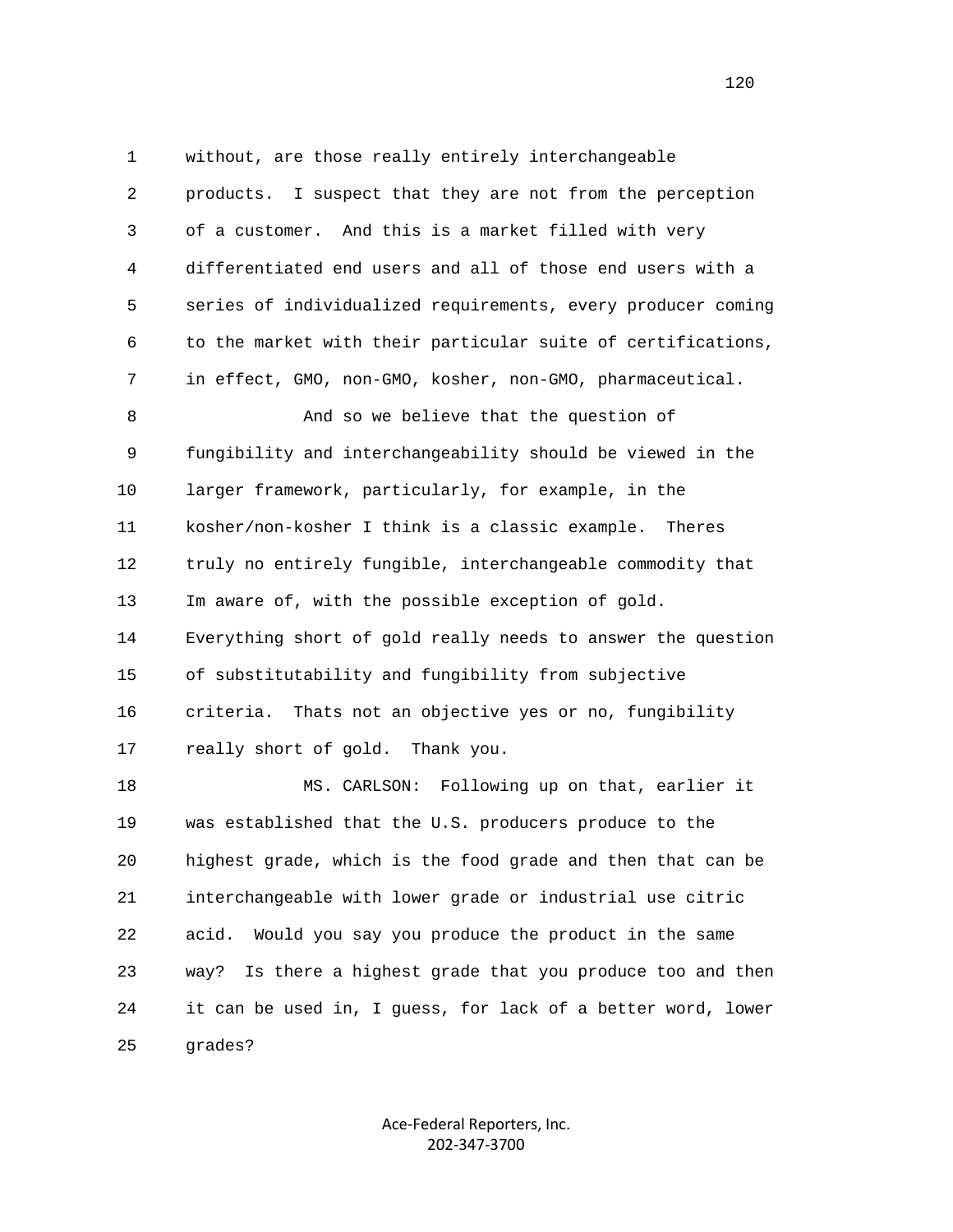without, are those really entirely interchangeable products. I suspect that they are not from the perception of a customer. And this is a market filled with very differentiated end users and all of those end users with a series of individualized requirements, every producer coming to the market with their particular suite of certifications, in effect, GMO, non-GMO, kosher, non-GMO, pharmaceutical.

And so we believe that the question of fungibility and interchangeability should be viewed in the larger framework, particularly, for example, in the kosher/non-kosher I think is a classic example. Theres truly no entirely fungible, interchangeable commodity that Im aware of, with the possible exception of gold. Everything short of gold really needs to answer the question of substitutability and fungibility from subjective criteria. Thats not an objective yes or no, fungibility really short of gold. Thank you.

MS. CARLSON: Following up on that, earlier it was established that the U.S. producers produce to the highest grade, which is the food grade and then that can be interchangeable with lower grade or industrial use citric acid. Would you say you produce the product in the same way? Is there a highest grade that you produce too and then it can be used in, I guess, for lack of a better word, lower grades?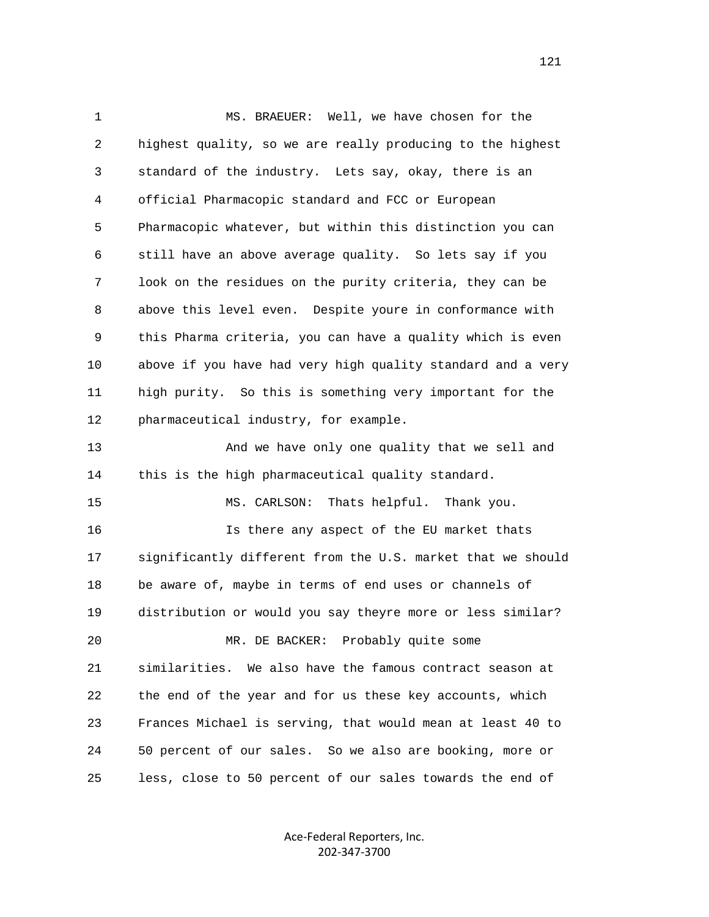MS. BRAEUER: Well, we have chosen for the highest quality, so we are really producing to the highest standard of the industry. Lets say, okay, there is an official Pharmacopic standard and FCC or European Pharmacopic whatever, but within this distinction you can still have an above average quality. So lets say if you look on the residues on the purity criteria, they can be above this level even. Despite youre in conformance with this Pharma criteria, you can have a quality which is even above if you have had very high quality standard and a very high purity. So this is something very important for the pharmaceutical industry, for example.

And we have only one quality that we sell and this is the high pharmaceutical quality standard.

MS. CARLSON: Thats helpful. Thank you.

Is there any aspect of the EU market thats significantly different from the U.S. market that we should be aware of, maybe in terms of end uses or channels of distribution or would you say theyre more or less similar?

MR. DE BACKER: Probably quite some similarities. We also have the famous contract season at the end of the year and for us these key accounts, which Frances Michael is serving, that would mean at least 40 to 50 percent of our sales. So we also are booking, more or less, close to 50 percent of our sales towards the end of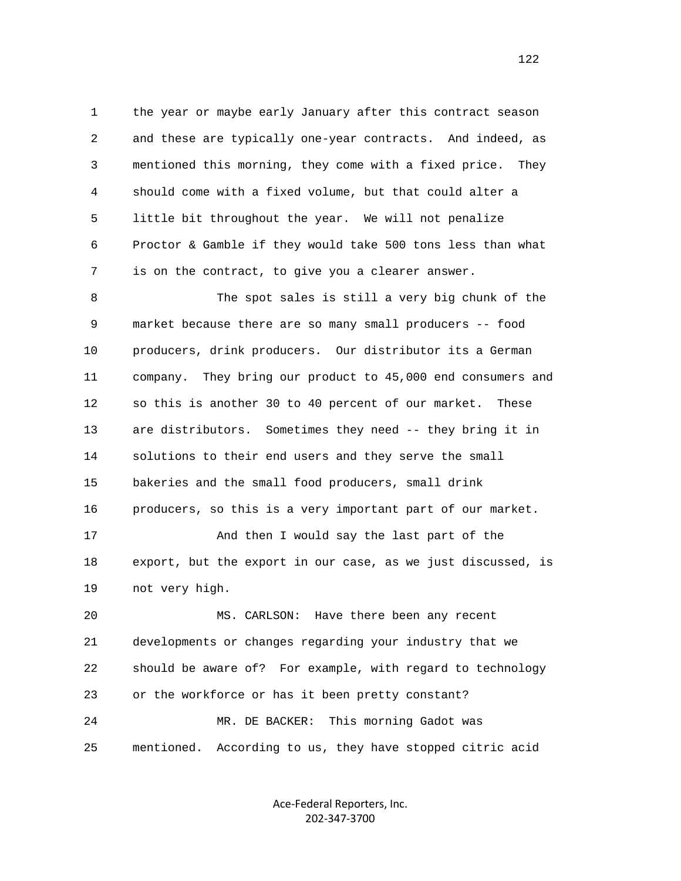the year or maybe early January after this contract season and these are typically one-year contracts. And indeed, as mentioned this morning, they come with a fixed price. They should come with a fixed volume, but that could alter a little bit throughout the year. We will not penalize Proctor & Gamble if they would take 500 tons less than what is on the contract, to give you a clearer answer.

The spot sales is still a very big chunk of the market because there are so many small producers -- food producers, drink producers. Our distributor its a German company. They bring our product to 45,000 end consumers and so this is another 30 to 40 percent of our market. These are distributors. Sometimes they need -- they bring it in solutions to their end users and they serve the small bakeries and the small food producers, small drink producers, so this is a very important part of our market.

And then I would say the last part of the export, but the export in our case, as we just discussed, is not very high.

MS. CARLSON: Have there been any recent developments or changes regarding your industry that we should be aware of? For example, with regard to technology or the workforce or has it been pretty constant?

MR. DE BACKER: This morning Gadot was mentioned. According to us, they have stopped citric acid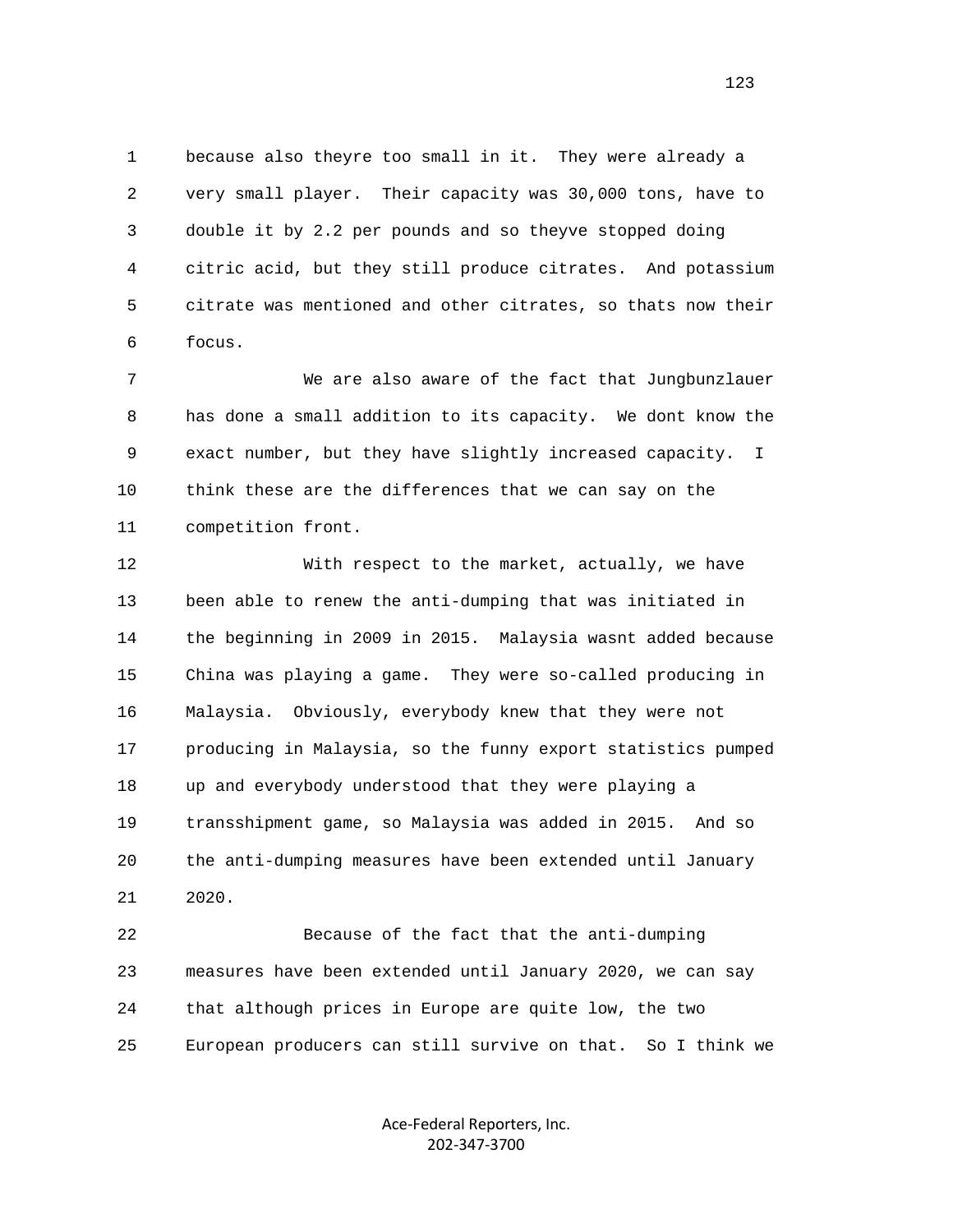because also theyre too small in it. They were already a very small player. Their capacity was 30,000 tons, have to double it by 2.2 per pounds and so theyve stopped doing citric acid, but they still produce citrates. And potassium citrate was mentioned and other citrates, so thats now their focus.

We are also aware of the fact that Jungbunzlauer has done a small addition to its capacity. We dont know the exact number, but they have slightly increased capacity. I think these are the differences that we can say on the competition front.

With respect to the market, actually, we have been able to renew the anti-dumping that was initiated in the beginning in 2009 in 2015. Malaysia wasnt added because China was playing a game. They were so-called producing in Malaysia. Obviously, everybody knew that they were not producing in Malaysia, so the funny export statistics pumped up and everybody understood that they were playing a transshipment game, so Malaysia was added in 2015. And so the anti-dumping measures have been extended until January 2020.

Because of the fact that the anti-dumping measures have been extended until January 2020, we can say that although prices in Europe are quite low, the two European producers can still survive on that. So I think we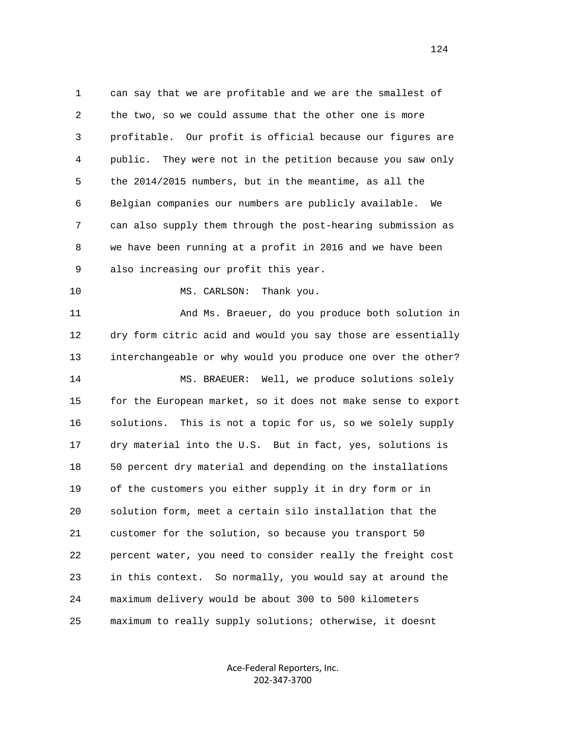can say that we are profitable and we are the smallest of the two, so we could assume that the other one is more profitable. Our profit is official because our figures are public. They were not in the petition because you saw only the 2014/2015 numbers, but in the meantime, as all the Belgian companies our numbers are publicly available. We can also supply them through the post-hearing submission as we have been running at a profit in 2016 and we have been also increasing our profit this year.

MS. CARLSON: Thank you.

And Ms. Braeuer, do you produce both solution in dry form citric acid and would you say those are essentially interchangeable or why would you produce one over the other?

MS. BRAEUER: Well, we produce solutions solely for the European market, so it does not make sense to export solutions. This is not a topic for us, so we solely supply dry material into the U.S. But in fact, yes, solutions is 50 percent dry material and depending on the installations of the customers you either supply it in dry form or in solution form, meet a certain silo installation that the customer for the solution, so because you transport 50 percent water, you need to consider really the freight cost in this context. So normally, you would say at around the maximum delivery would be about 300 to 500 kilometers maximum to really supply solutions; otherwise, it doesnt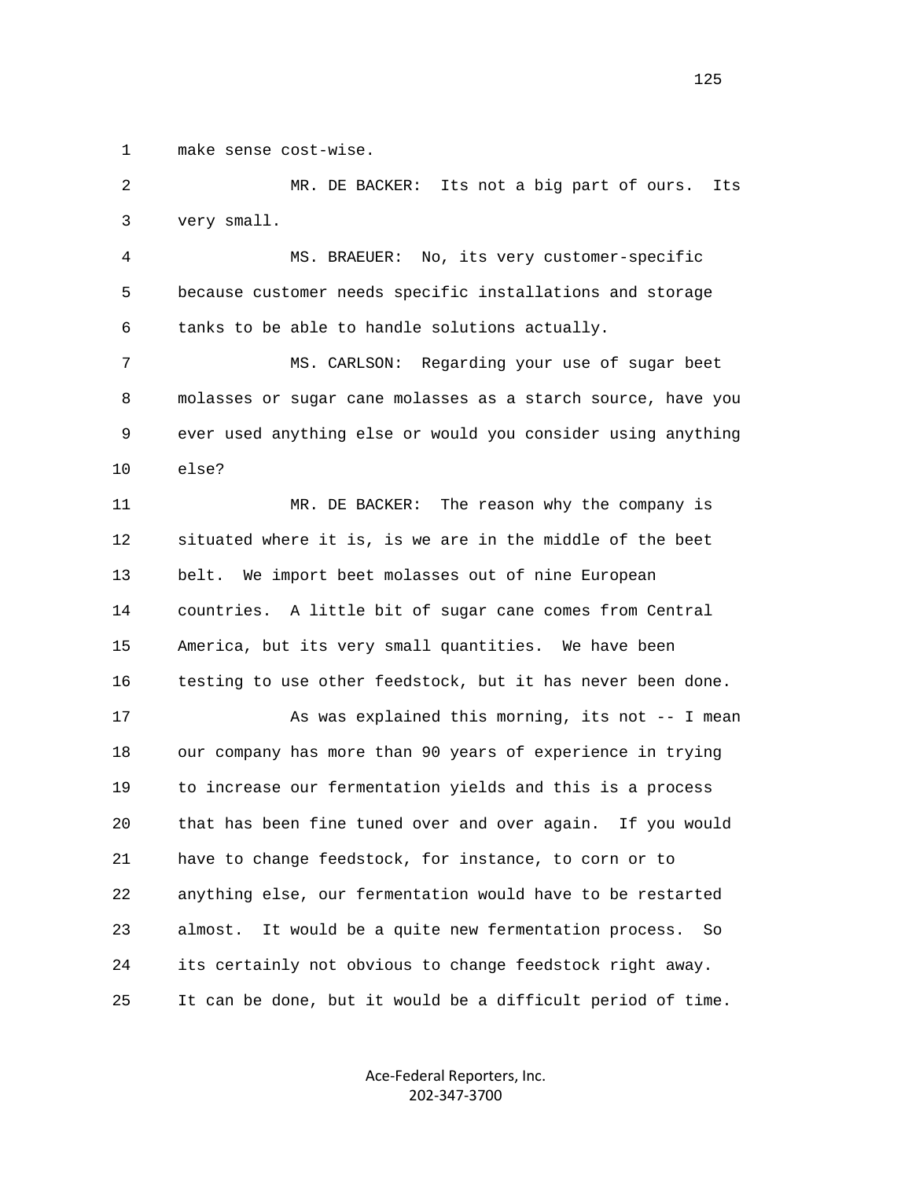make sense cost-wise.

MR. DE BACKER: Its not a big part of ours. Its very small.

MS. BRAEUER: No, its very customer-specific because customer needs specific installations and storage tanks to be able to handle solutions actually.

MS. CARLSON: Regarding your use of sugar beet molasses or sugar cane molasses as a starch source, have you ever used anything else or would you consider using anything else?

MR. DE BACKER: The reason why the company is situated where it is, is we are in the middle of the beet belt. We import beet molasses out of nine European countries. A little bit of sugar cane comes from Central America, but its very small quantities. We have been testing to use other feedstock, but it has never been done.

As was explained this morning, its not -- I mean our company has more than 90 years of experience in trying to increase our fermentation yields and this is a process that has been fine tuned over and over again. If you would have to change feedstock, for instance, to corn or to anything else, our fermentation would have to be restarted almost. It would be a quite new fermentation process. So its certainly not obvious to change feedstock right away. It can be done, but it would be a difficult period of time.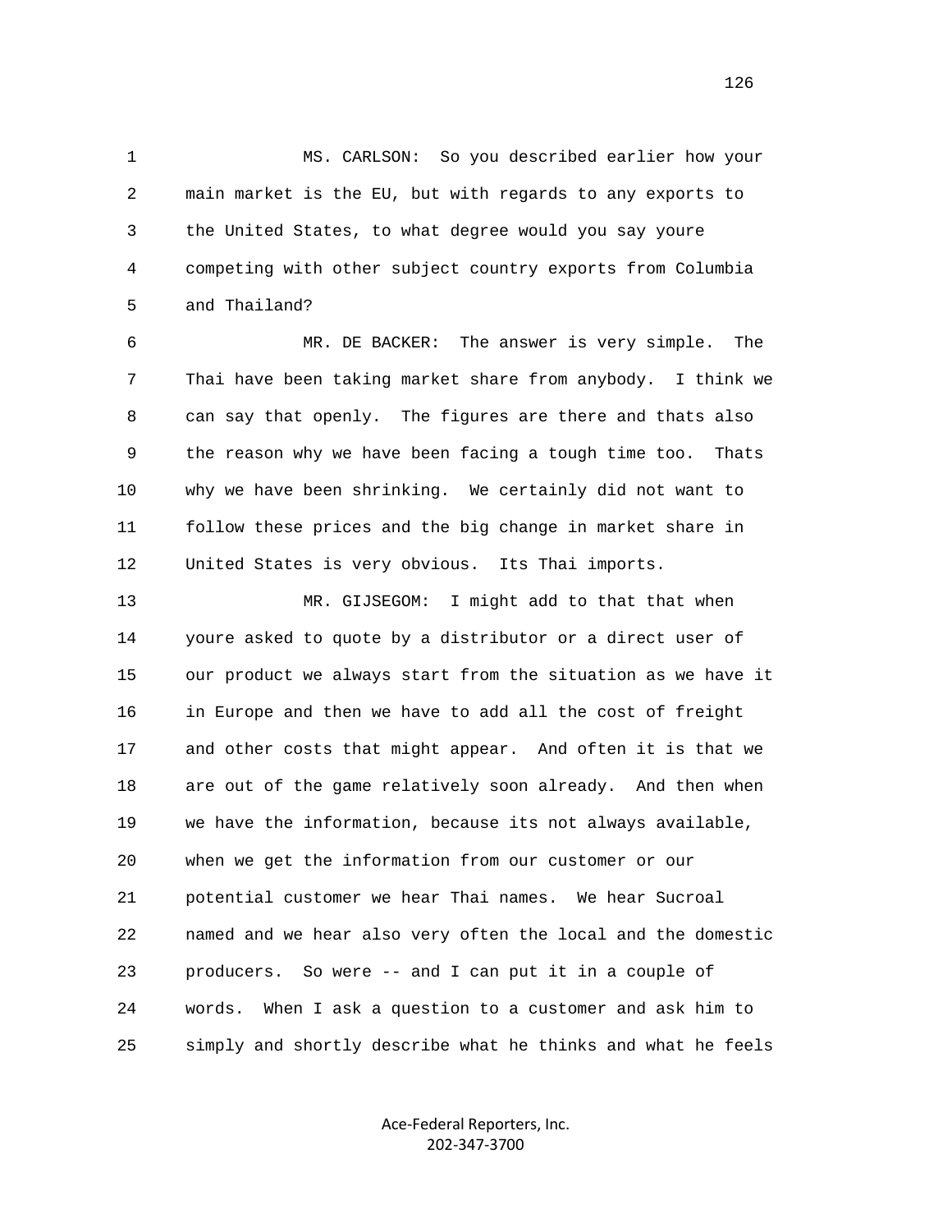MS. CARLSON: So you described earlier how your main market is the EU, but with regards to any exports to the United States, to what degree would you say youre competing with other subject country exports from Columbia and Thailand?

MR. DE BACKER: The answer is very simple. The Thai have been taking market share from anybody. I think we can say that openly. The figures are there and thats also the reason why we have been facing a tough time too. Thats why we have been shrinking. We certainly did not want to follow these prices and the big change in market share in United States is very obvious. Its Thai imports.

MR. GIJSEGOM: I might add to that that when youre asked to quote by a distributor or a direct user of our product we always start from the situation as we have it in Europe and then we have to add all the cost of freight and other costs that might appear. And often it is that we are out of the game relatively soon already. And then when we have the information, because its not always available, when we get the information from our customer or our potential customer we hear Thai names. We hear Sucroal named and we hear also very often the local and the domestic producers. So were -- and I can put it in a couple of words. When I ask a question to a customer and ask him to simply and shortly describe what he thinks and what he feels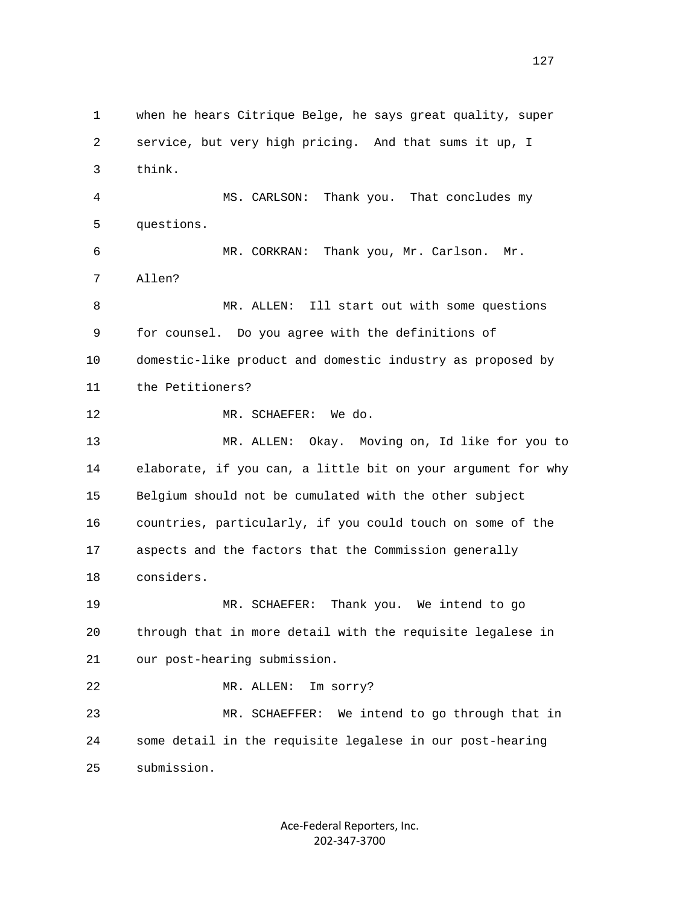1 when he hears Citrique Belge, he says great quality, super
2 service, but very high pricing. And that sums it up, I
3 think.
4 MS. CARLSON: Thank you. That concludes my
5 questions.
6 MR. CORKRAN: Thank you, Mr. Carlson. Mr.
7 Allen?
8 MR. ALLEN: Ill start out with some questions
9 for counsel. Do you agree with the definitions of
10 domestic-like product and domestic industry as proposed by
11 the Petitioners?
12 MR. SCHAEFER: We do.
13 MR. ALLEN: Okay. Moving on, Id like for you to
14 elaborate, if you can, a little bit on your argument for why
15 Belgium should not be cumulated with the other subject
16 countries, particularly, if you could touch on some of the
17 aspects and the factors that the Commission generally
18 considers.
19 MR. SCHAEFER: Thank you. We intend to go
20 through that in more detail with the requisite legalese in
21 our post-hearing submission.
22 MR. ALLEN: Im sorry?
23 MR. SCHAEFFER: We intend to go through that in
24 some detail in the requisite legalese in our post-hearing
25 submission.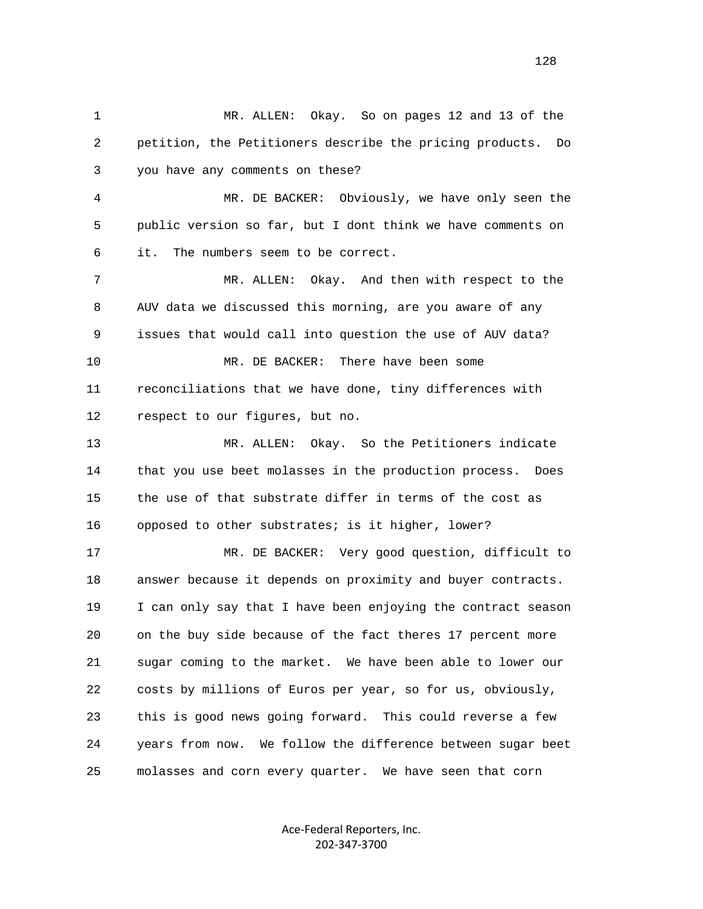1 MR. ALLEN: Okay. So on pages 12 and 13 of the
2 petition, the Petitioners describe the pricing products. Do
3 you have any comments on these?
4 MR. DE BACKER: Obviously, we have only seen the
5 public version so far, but I dont think we have comments on
6 it. The numbers seem to be correct.
7 MR. ALLEN: Okay. And then with respect to the
8 AUV data we discussed this morning, are you aware of any
9 issues that would call into question the use of AUV data?
10 MR. DE BACKER: There have been some
11 reconciliations that we have done, tiny differences with
12 respect to our figures, but no.
13 MR. ALLEN: Okay. So the Petitioners indicate
14 that you use beet molasses in the production process. Does
15 the use of that substrate differ in terms of the cost as
16 opposed to other substrates; is it higher, lower?
17 MR. DE BACKER: Very good question, difficult to
18 answer because it depends on proximity and buyer contracts.
19 I can only say that I have been enjoying the contract season
20 on the buy side because of the fact theres 17 percent more
21 sugar coming to the market. We have been able to lower our
22 costs by millions of Euros per year, so for us, obviously,
23 this is good news going forward. This could reverse a few
24 years from now. We follow the difference between sugar beet
25 molasses and corn every quarter. We have seen that corn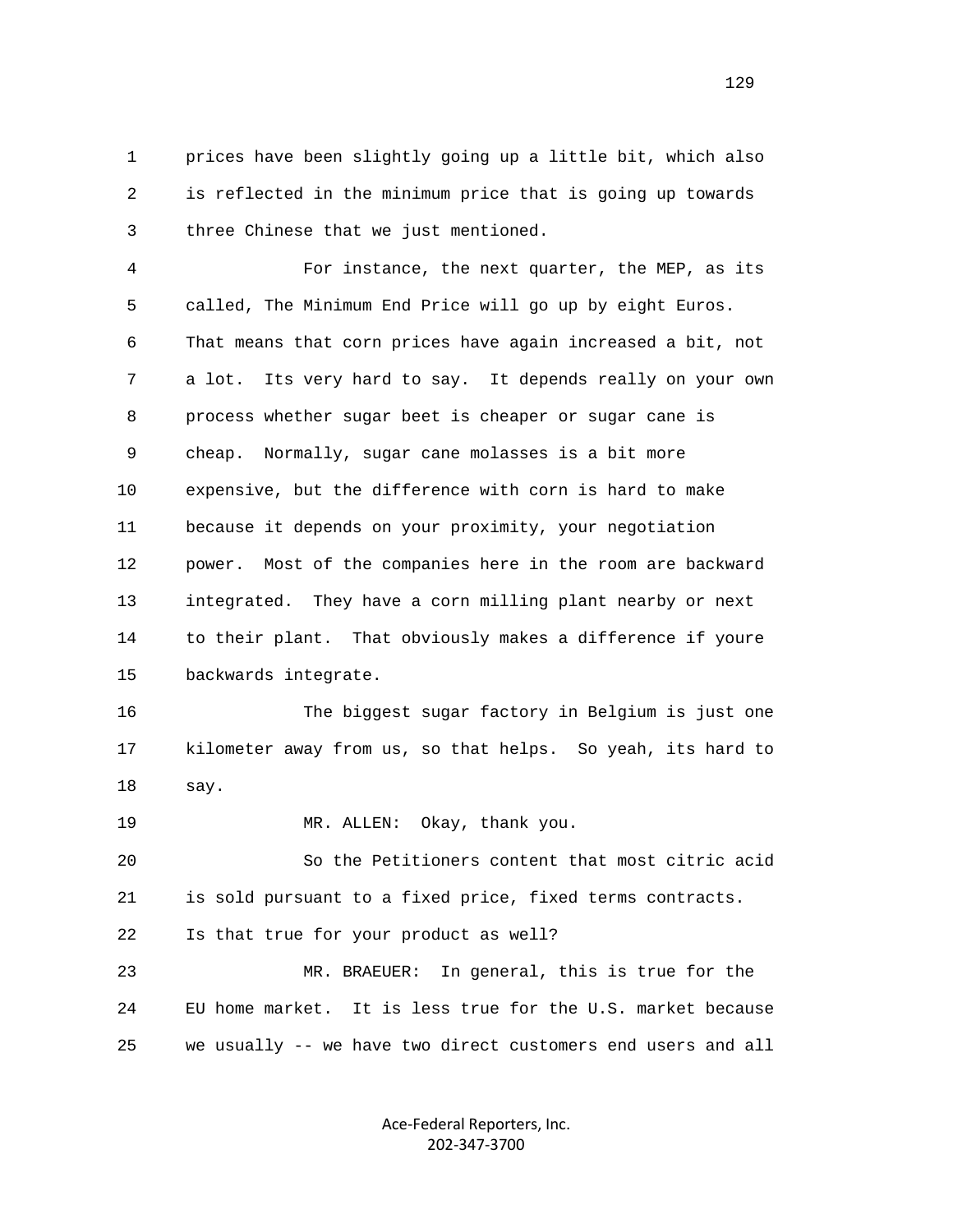prices have been slightly going up a little bit, which also is reflected in the minimum price that is going up towards three Chinese that we just mentioned.

For instance, the next quarter, the MEP, as its called, The Minimum End Price will go up by eight Euros. That means that corn prices have again increased a bit, not a lot. Its very hard to say. It depends really on your own process whether sugar beet is cheaper or sugar cane is cheap. Normally, sugar cane molasses is a bit more expensive, but the difference with corn is hard to make because it depends on your proximity, your negotiation power. Most of the companies here in the room are backward integrated. They have a corn milling plant nearby or next to their plant. That obviously makes a difference if youre backwards integrate.

The biggest sugar factory in Belgium is just one kilometer away from us, so that helps. So yeah, its hard to say.

MR. ALLEN: Okay, thank you.

So the Petitioners content that most citric acid is sold pursuant to a fixed price, fixed terms contracts. Is that true for your product as well?

MR. BRAEUER: In general, this is true for the EU home market. It is less true for the U.S. market because we usually -- we have two direct customers end users and all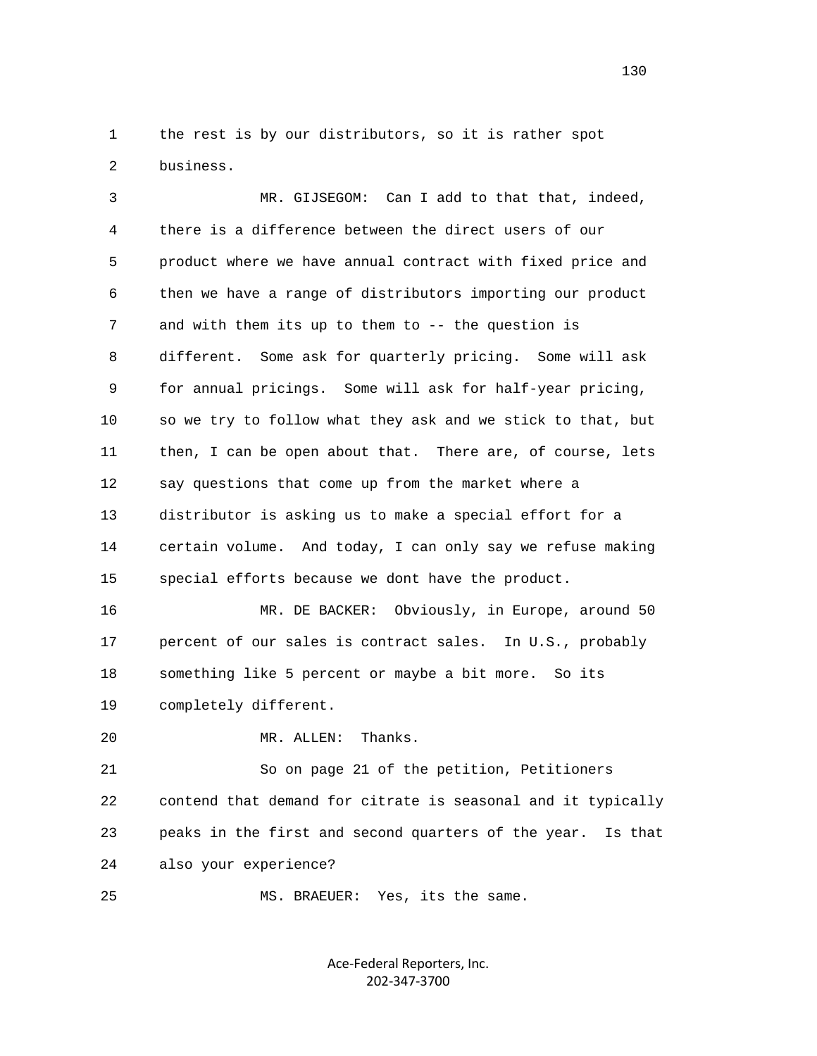1 the rest is by our distributors, so it is rather spot
2 business.

3 MR. GIJSEGOM: Can I add to that that, indeed,
4 there is a difference between the direct users of our
5 product where we have annual contract with fixed price and
6 then we have a range of distributors importing our product
7 and with them its up to them to -- the question is
8 different. Some ask for quarterly pricing. Some will ask
9 for annual pricings. Some will ask for half-year pricing,
10 so we try to follow what they ask and we stick to that, but
11 then, I can be open about that. There are, of course, lets
12 say questions that come up from the market where a
13 distributor is asking us to make a special effort for a
14 certain volume. And today, I can only say we refuse making
15 special efforts because we dont have the product.

16 MR. DE BACKER: Obviously, in Europe, around 50
17 percent of our sales is contract sales. In U.S., probably
18 something like 5 percent or maybe a bit more. So its
19 completely different.

20 MR. ALLEN: Thanks.

21 So on page 21 of the petition, Petitioners
22 contend that demand for citrate is seasonal and it typically
23 peaks in the first and second quarters of the year. Is that
24 also your experience?

25 MS. BRAEUER: Yes, its the same.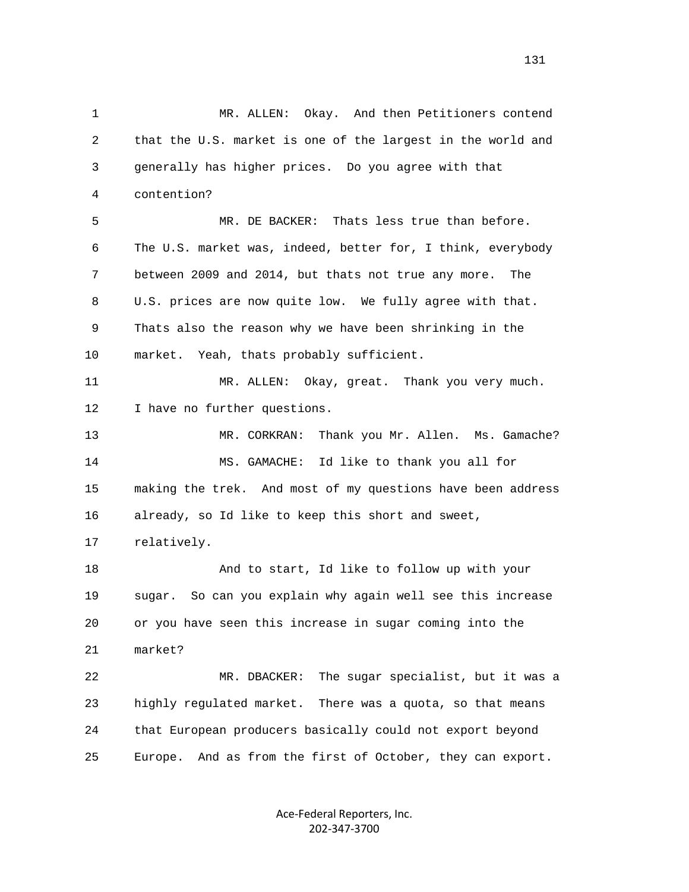1 MR. ALLEN: Okay. And then Petitioners contend
2 that the U.S. market is one of the largest in the world and
3 generally has higher prices. Do you agree with that
4 contention?
5 MR. DE BACKER: Thats less true than before.
6 The U.S. market was, indeed, better for, I think, everybody
7 between 2009 and 2014, but thats not true any more. The
8 U.S. prices are now quite low. We fully agree with that.
9 Thats also the reason why we have been shrinking in the
10 market. Yeah, thats probably sufficient.
11 MR. ALLEN: Okay, great. Thank you very much.
12 I have no further questions.
13 MR. CORKRAN: Thank you Mr. Allen. Ms. Gamache?
14 MS. GAMACHE: Id like to thank you all for
15 making the trek. And most of my questions have been address
16 already, so Id like to keep this short and sweet,
17 relatively.
18 And to start, Id like to follow up with your
19 sugar. So can you explain why again well see this increase
20 or you have seen this increase in sugar coming into the
21 market?
22 MR. DBACKER: The sugar specialist, but it was a
23 highly regulated market. There was a quota, so that means
24 that European producers basically could not export beyond
25 Europe. And as from the first of October, they can export.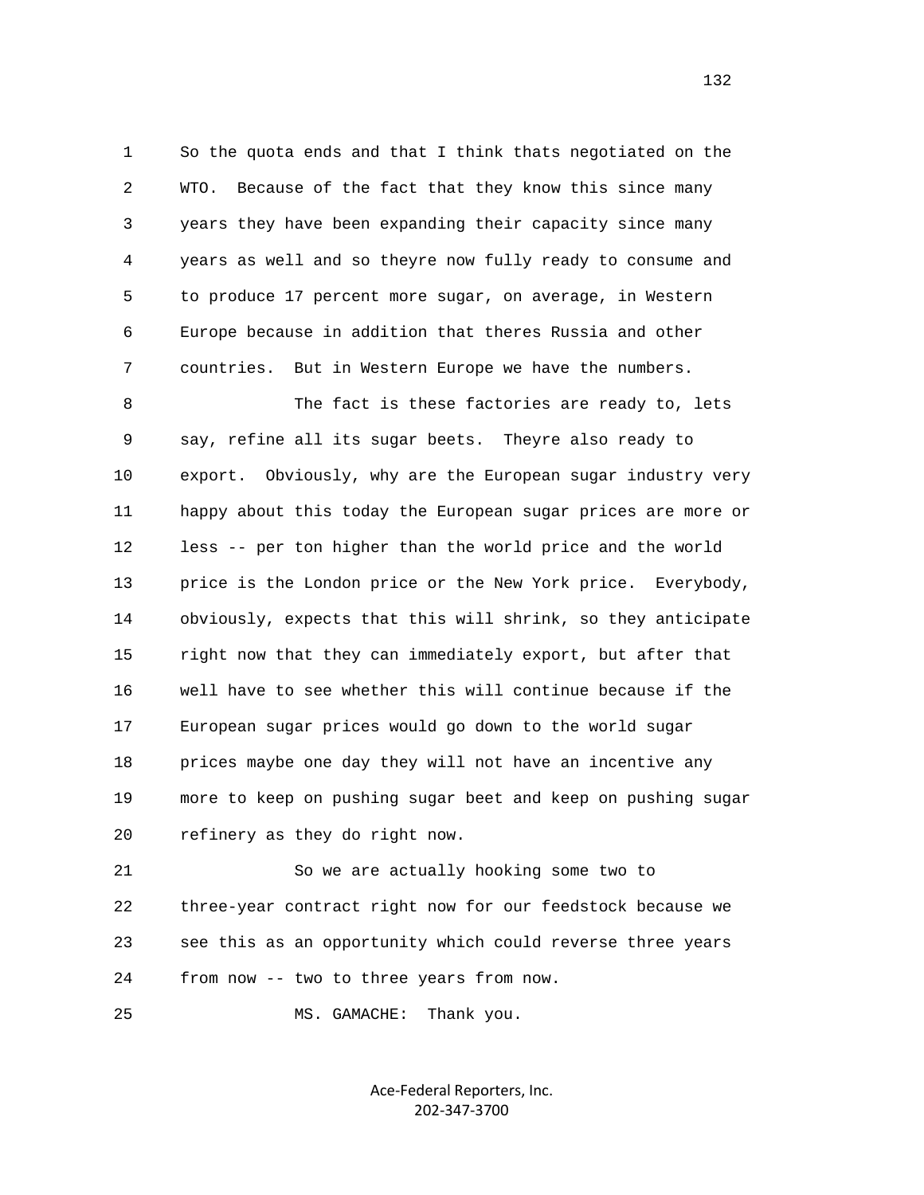So the quota ends and that I think thats negotiated on the WTO. Because of the fact that they know this since many years they have been expanding their capacity since many years as well and so theyre now fully ready to consume and to produce 17 percent more sugar, on average, in Western Europe because in addition that theres Russia and other countries. But in Western Europe we have the numbers.

The fact is these factories are ready to, lets say, refine all its sugar beets. Theyre also ready to export. Obviously, why are the European sugar industry very happy about this today the European sugar prices are more or less -- per ton higher than the world price and the world price is the London price or the New York price. Everybody, obviously, expects that this will shrink, so they anticipate right now that they can immediately export, but after that well have to see whether this will continue because if the European sugar prices would go down to the world sugar prices maybe one day they will not have an incentive any more to keep on pushing sugar beet and keep on pushing sugar refinery as they do right now.

So we are actually hooking some two to three-year contract right now for our feedstock because we see this as an opportunity which could reverse three years from now -- two to three years from now.

MS. GAMACHE: Thank you.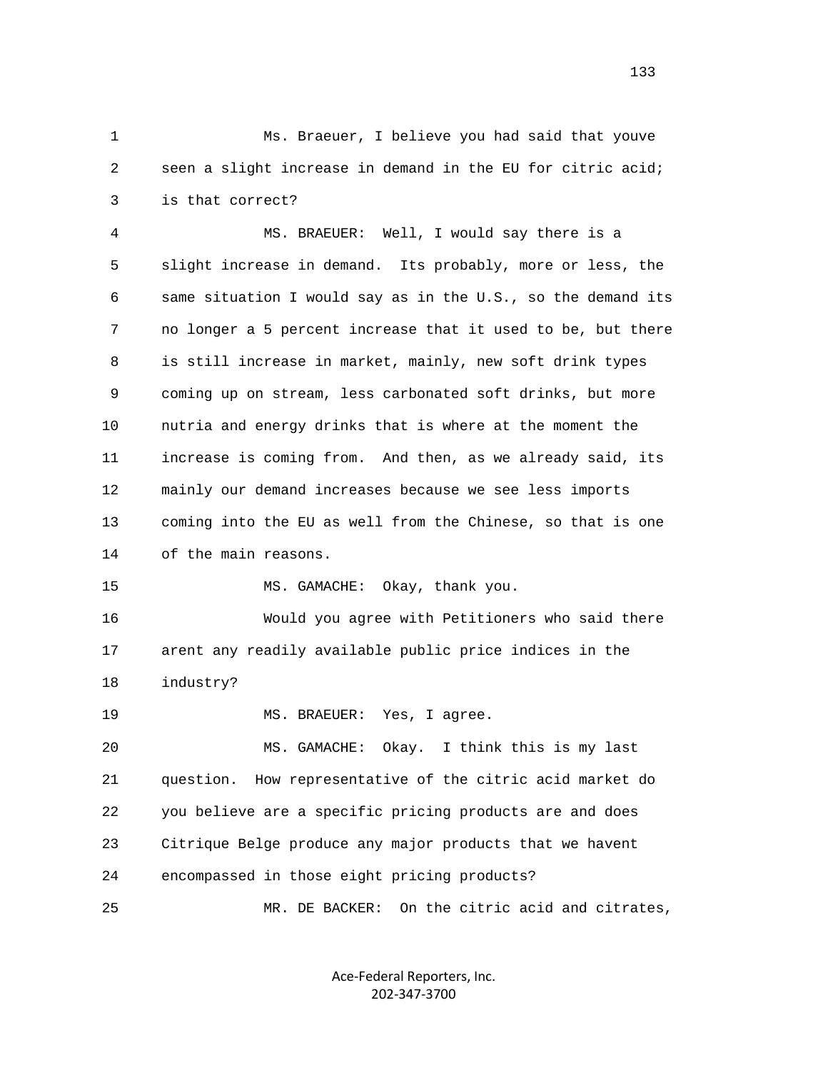1 Ms. Braeuer, I believe you had said that youve
2 seen a slight increase in demand in the EU for citric acid;
3 is that correct?

4 MS. BRAEUER: Well, I would say there is a
5 slight increase in demand. Its probably, more or less, the
6 same situation I would say as in the U.S., so the demand its
7 no longer a 5 percent increase that it used to be, but there
8 is still increase in market, mainly, new soft drink types
9 coming up on stream, less carbonated soft drinks, but more
10 nutria and energy drinks that is where at the moment the
11 increase is coming from. And then, as we already said, its
12 mainly our demand increases because we see less imports
13 coming into the EU as well from the Chinese, so that is one
14 of the main reasons.

15 MS. GAMACHE: Okay, thank you.

16 Would you agree with Petitioners who said there
17 arent any readily available public price indices in the
18 industry?

19 MS. BRAEUER: Yes, I agree.

20 MS. GAMACHE: Okay. I think this is my last
21 question. How representative of the citric acid market do
22 you believe are a specific pricing products are and does
23 Citrique Belge produce any major products that we havent
24 encompassed in those eight pricing products?

25 MR. DE BACKER: On the citric acid and citrates,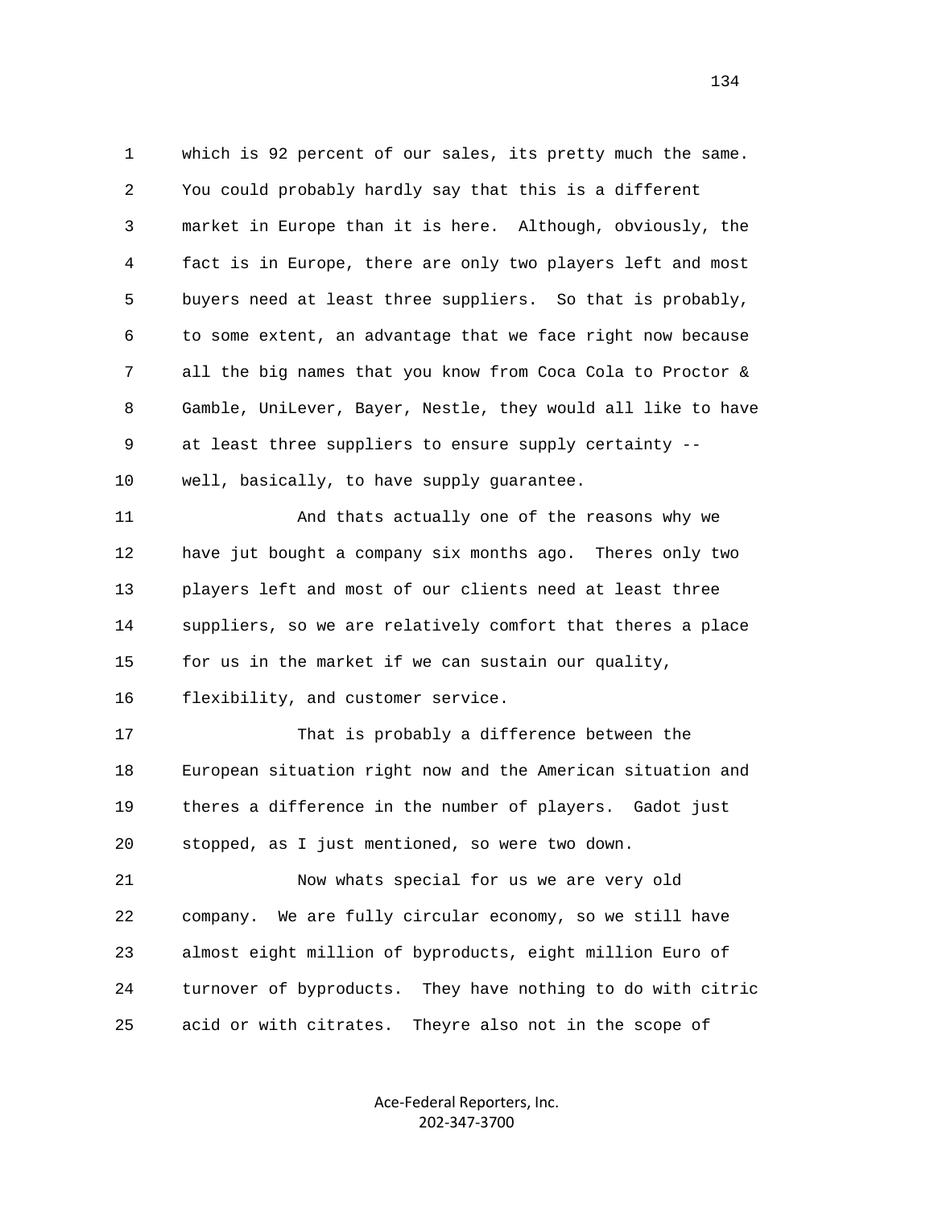1 which is 92 percent of our sales, its pretty much the same.
2 You could probably hardly say that this is a different
3 market in Europe than it is here. Although, obviously, the
4 fact is in Europe, there are only two players left and most
5 buyers need at least three suppliers. So that is probably,
6 to some extent, an advantage that we face right now because
7 all the big names that you know from Coca Cola to Proctor &
8 Gamble, UniLever, Bayer, Nestle, they would all like to have
9 at least three suppliers to ensure supply certainty --
10 well, basically, to have supply guarantee.

11 And thats actually one of the reasons why we
12 have jut bought a company six months ago. Theres only two
13 players left and most of our clients need at least three
14 suppliers, so we are relatively comfort that theres a place
15 for us in the market if we can sustain our quality,
16 flexibility, and customer service.

17 That is probably a difference between the
18 European situation right now and the American situation and
19 theres a difference in the number of players. Gadot just
20 stopped, as I just mentioned, so were two down.

21 Now whats special for us we are very old
22 company. We are fully circular economy, so we still have
23 almost eight million of byproducts, eight million Euro of
24 turnover of byproducts. They have nothing to do with citric
25 acid or with citrates. Theyre also not in the scope of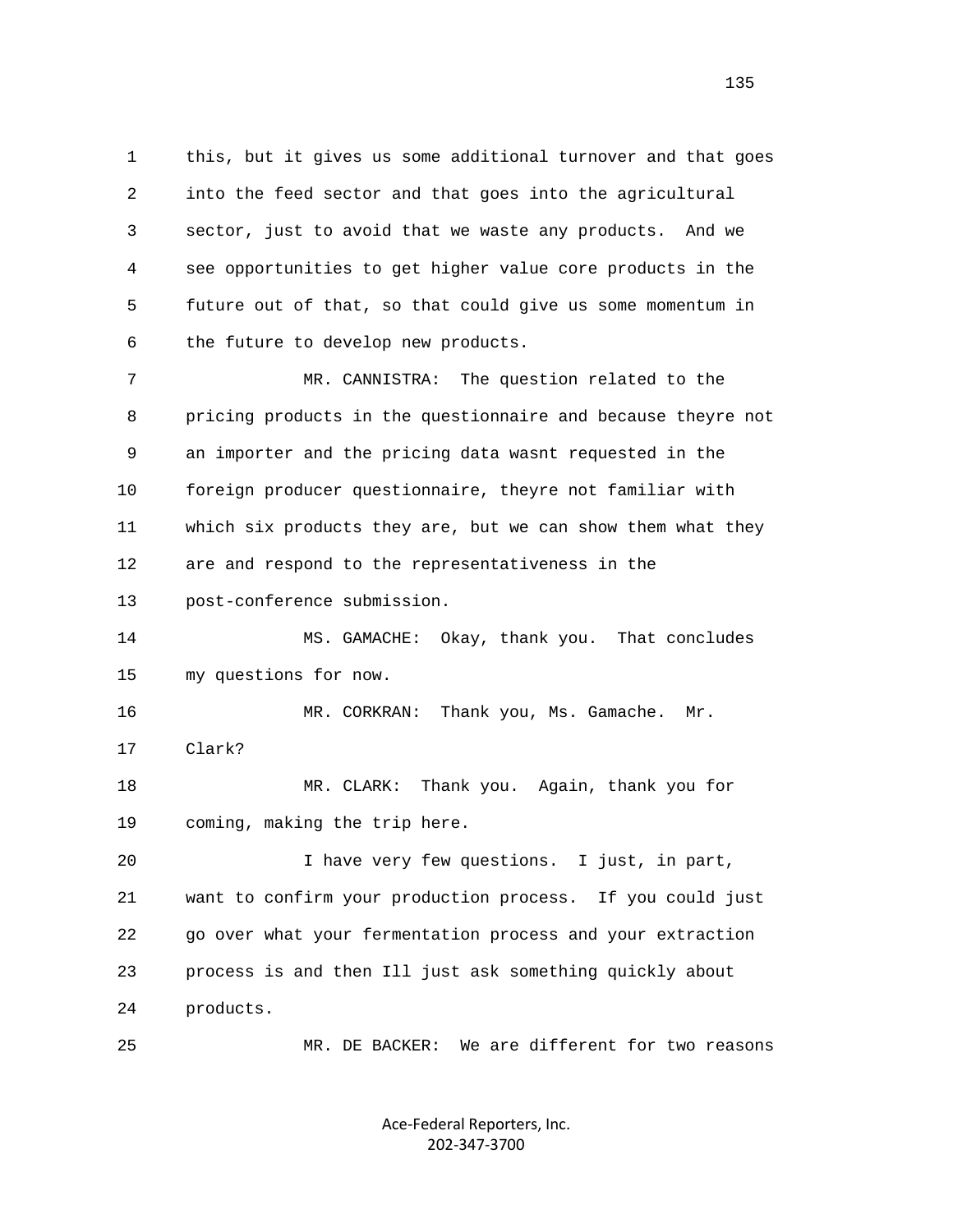this, but it gives us some additional turnover and that goes into the feed sector and that goes into the agricultural sector, just to avoid that we waste any products. And we see opportunities to get higher value core products in the future out of that, so that could give us some momentum in the future to develop new products.

MR. CANNISTRA: The question related to the pricing products in the questionnaire and because theyre not an importer and the pricing data wasnt requested in the foreign producer questionnaire, theyre not familiar with which six products they are, but we can show them what they are and respond to the representativeness in the post-conference submission.

MS. GAMACHE: Okay, thank you. That concludes my questions for now.

MR. CORKRAN: Thank you, Ms. Gamache. Mr. Clark?

MR. CLARK: Thank you. Again, thank you for coming, making the trip here.

I have very few questions. I just, in part, want to confirm your production process. If you could just go over what your fermentation process and your extraction process is and then Ill just ask something quickly about products.

MR. DE BACKER: We are different for two reasons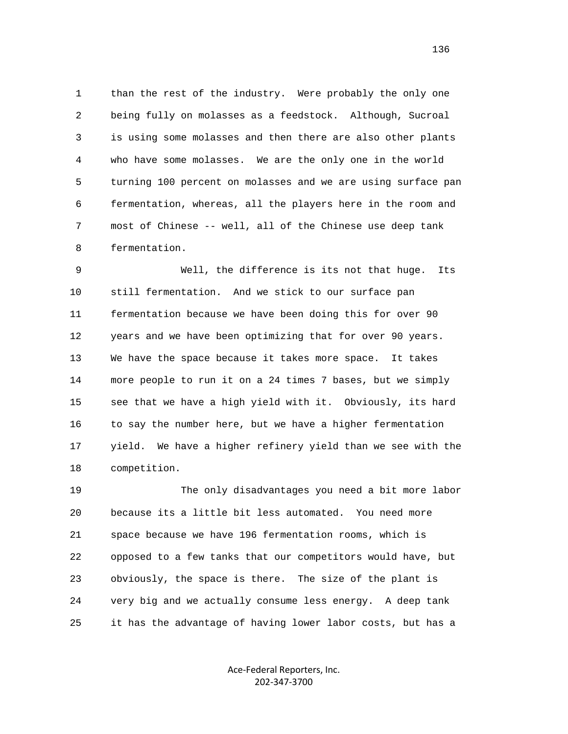than the rest of the industry. Were probably the only one being fully on molasses as a feedstock. Although, Sucroal is using some molasses and then there are also other plants who have some molasses. We are the only one in the world turning 100 percent on molasses and we are using surface pan fermentation, whereas, all the players here in the room and most of Chinese -- well, all of the Chinese use deep tank fermentation.

Well, the difference is its not that huge. Its still fermentation. And we stick to our surface pan fermentation because we have been doing this for over 90 years and we have been optimizing that for over 90 years. We have the space because it takes more space. It takes more people to run it on a 24 times 7 bases, but we simply see that we have a high yield with it. Obviously, its hard to say the number here, but we have a higher fermentation yield. We have a higher refinery yield than we see with the competition.

The only disadvantages you need a bit more labor because its a little bit less automated. You need more space because we have 196 fermentation rooms, which is opposed to a few tanks that our competitors would have, but obviously, the space is there. The size of the plant is very big and we actually consume less energy. A deep tank it has the advantage of having lower labor costs, but has a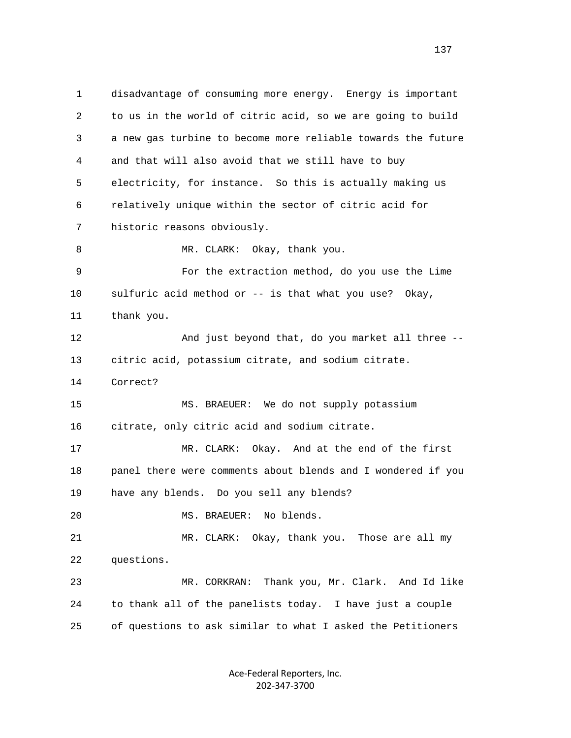1 disadvantage of consuming more energy. Energy is important
2 to us in the world of citric acid, so we are going to build
3 a new gas turbine to become more reliable towards the future
4 and that will also avoid that we still have to buy
5 electricity, for instance. So this is actually making us
6 relatively unique within the sector of citric acid for
7 historic reasons obviously.

8 MR. CLARK: Okay, thank you.

9 For the extraction method, do you use the Lime
10 sulfuric acid method or -- is that what you use? Okay,
11 thank you.

12 And just beyond that, do you market all three --
13 citric acid, potassium citrate, and sodium citrate.
14 Correct?

15 MS. BRAEUER: We do not supply potassium
16 citrate, only citric acid and sodium citrate.

17 MR. CLARK: Okay. And at the end of the first
18 panel there were comments about blends and I wondered if you
19 have any blends. Do you sell any blends?

20 MS. BRAEUER: No blends.

21 MR. CLARK: Okay, thank you. Those are all my
22 questions.

23 MR. CORKRAN: Thank you, Mr. Clark. And Id like
24 to thank all of the panelists today. I have just a couple
25 of questions to ask similar to what I asked the Petitioners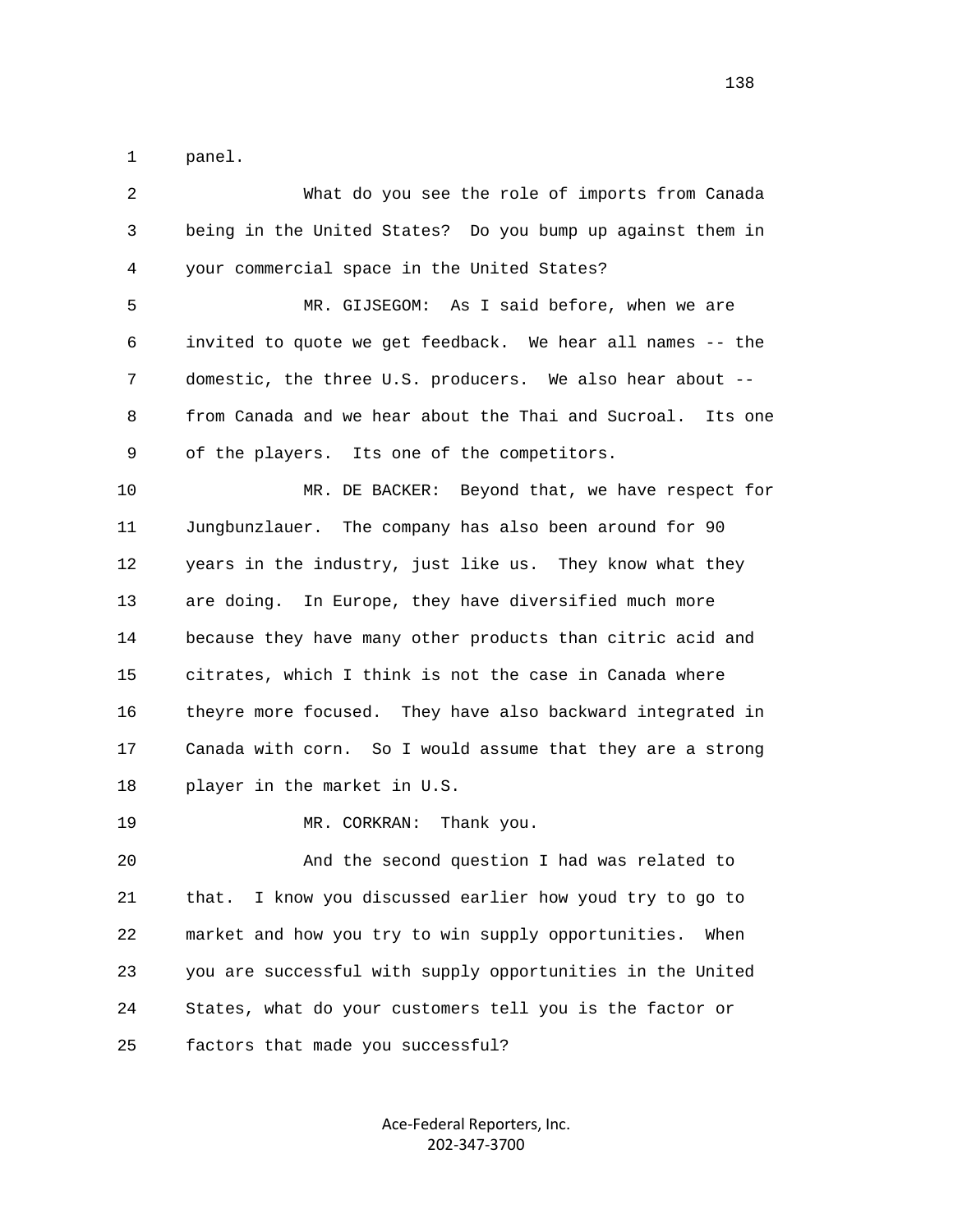1 panel.

2 What do you see the role of imports from Canada

3 being in the United States? Do you bump up against them in

4 your commercial space in the United States?

5 MR. GIJSEGOM: As I said before, when we are

6 invited to quote we get feedback. We hear all names -- the

7 domestic, the three U.S. producers. We also hear about --

8 from Canada and we hear about the Thai and Sucroal. Its one

9 of the players. Its one of the competitors.

10 MR. DE BACKER: Beyond that, we have respect for

11 Jungbunzlauer. The company has also been around for 90

12 years in the industry, just like us. They know what they

13 are doing. In Europe, they have diversified much more

14 because they have many other products than citric acid and

15 citrates, which I think is not the case in Canada where

16 theyre more focused. They have also backward integrated in

17 Canada with corn. So I would assume that they are a strong

18 player in the market in U.S.

19 MR. CORKRAN: Thank you.

20 And the second question I had was related to

21 that. I know you discussed earlier how youd try to go to

22 market and how you try to win supply opportunities. When

23 you are successful with supply opportunities in the United

24 States, what do your customers tell you is the factor or

25 factors that made you successful?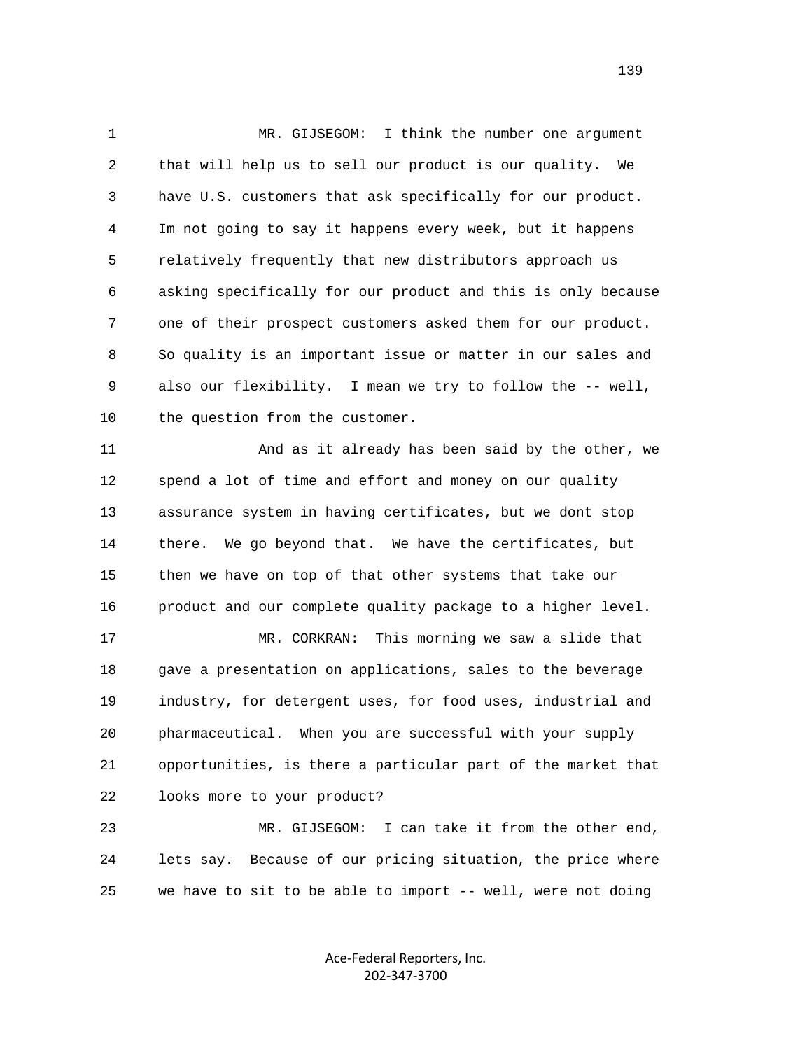1 MR. GIJSEGOM: I think the number one argument
2 that will help us to sell our product is our quality. We
3 have U.S. customers that ask specifically for our product.
4 Im not going to say it happens every week, but it happens
5 relatively frequently that new distributors approach us
6 asking specifically for our product and this is only because
7 one of their prospect customers asked them for our product.
8 So quality is an important issue or matter in our sales and
9 also our flexibility. I mean we try to follow the -- well,
10 the question from the customer.

11 And as it already has been said by the other, we
12 spend a lot of time and effort and money on our quality
13 assurance system in having certificates, but we dont stop
14 there. We go beyond that. We have the certificates, but
15 then we have on top of that other systems that take our
16 product and our complete quality package to a higher level.

17 MR. CORKRAN: This morning we saw a slide that
18 gave a presentation on applications, sales to the beverage
19 industry, for detergent uses, for food uses, industrial and
20 pharmaceutical. When you are successful with your supply
21 opportunities, is there a particular part of the market that
22 looks more to your product?

23 MR. GIJSEGOM: I can take it from the other end,
24 lets say. Because of our pricing situation, the price where
25 we have to sit to be able to import -- well, were not doing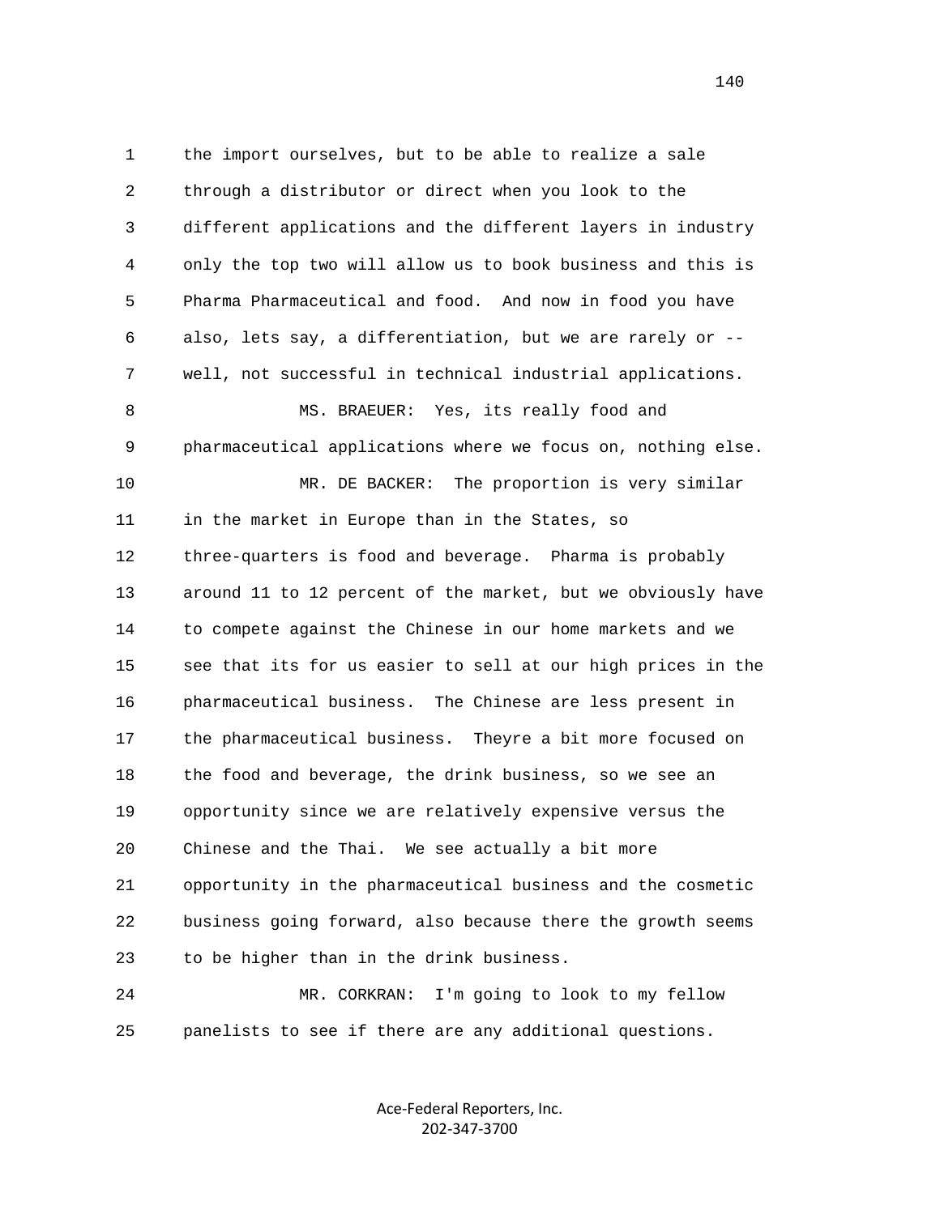1 the import ourselves, but to be able to realize a sale
2 through a distributor or direct when you look to the
3 different applications and the different layers in industry
4 only the top two will allow us to book business and this is
5 Pharma Pharmaceutical and food. And now in food you have
6 also, lets say, a differentiation, but we are rarely or --
7 well, not successful in technical industrial applications.

8 MS. BRAEUER: Yes, its really food and
9 pharmaceutical applications where we focus on, nothing else.

10 MR. DE BACKER: The proportion is very similar
11 in the market in Europe than in the States, so
12 three-quarters is food and beverage. Pharma is probably
13 around 11 to 12 percent of the market, but we obviously have
14 to compete against the Chinese in our home markets and we
15 see that its for us easier to sell at our high prices in the
16 pharmaceutical business. The Chinese are less present in
17 the pharmaceutical business. Theyre a bit more focused on
18 the food and beverage, the drink business, so we see an
19 opportunity since we are relatively expensive versus the
20 Chinese and the Thai. We see actually a bit more
21 opportunity in the pharmaceutical business and the cosmetic
22 business going forward, also because there the growth seems
23 to be higher than in the drink business.

24 MR. CORKRAN: I'm going to look to my fellow
25 panelists to see if there are any additional questions.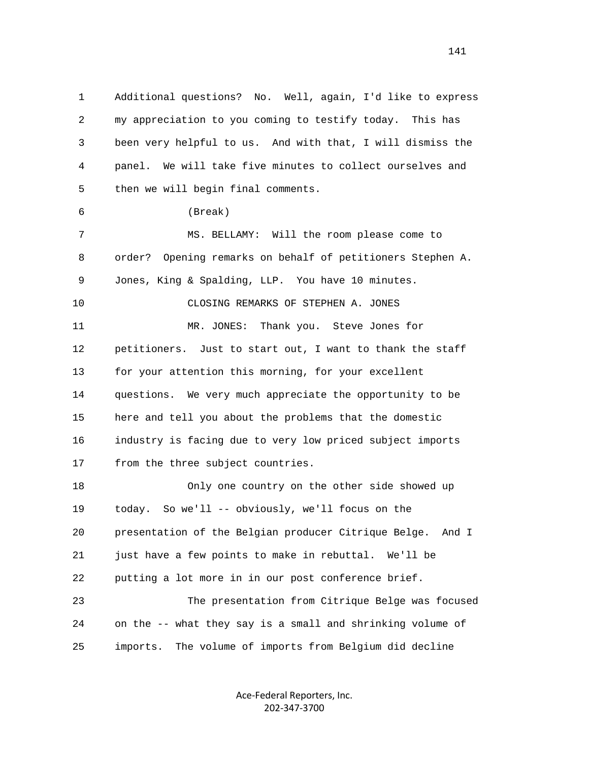Additional questions? No. Well, again, I'd like to express my appreciation to you coming to testify today. This has been very helpful to us. And with that, I will dismiss the panel. We will take five minutes to collect ourselves and then we will begin final comments.

(Break)

MS. BELLAMY: Will the room please come to order? Opening remarks on behalf of petitioners Stephen A. Jones, King & Spalding, LLP. You have 10 minutes.

CLOSING REMARKS OF STEPHEN A. JONES

MR. JONES: Thank you. Steve Jones for petitioners. Just to start out, I want to thank the staff for your attention this morning, for your excellent questions. We very much appreciate the opportunity to be here and tell you about the problems that the domestic industry is facing due to very low priced subject imports from the three subject countries.

Only one country on the other side showed up today. So we'll -- obviously, we'll focus on the presentation of the Belgian producer Citrique Belge. And I just have a few points to make in rebuttal. We'll be putting a lot more in in our post conference brief.

The presentation from Citrique Belge was focused on the -- what they say is a small and shrinking volume of imports. The volume of imports from Belgium did decline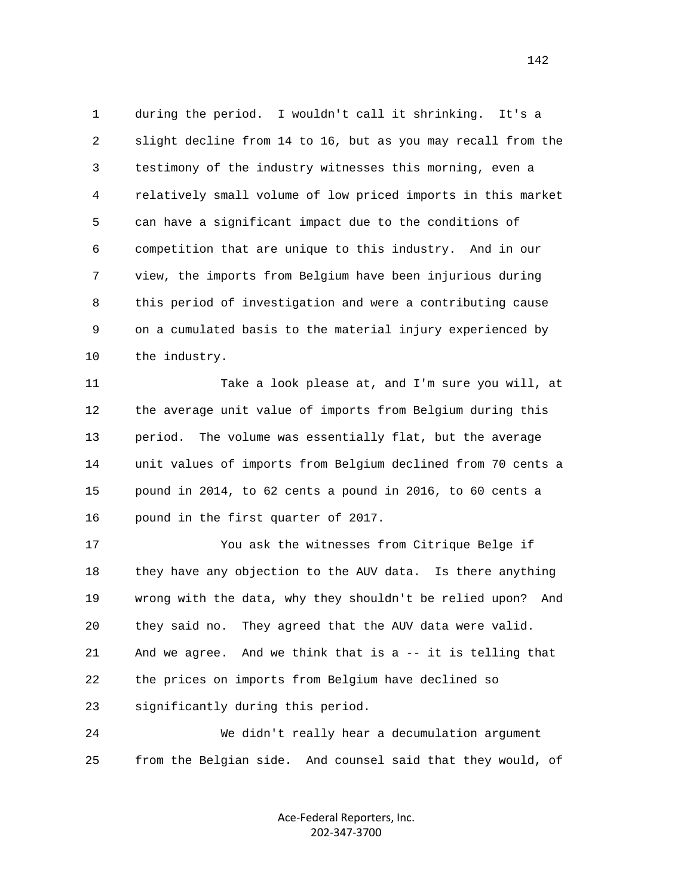1 during the period. I wouldn't call it shrinking. It's a
2 slight decline from 14 to 16, but as you may recall from the
3 testimony of the industry witnesses this morning, even a
4 relatively small volume of low priced imports in this market
5 can have a significant impact due to the conditions of
6 competition that are unique to this industry. And in our
7 view, the imports from Belgium have been injurious during
8 this period of investigation and were a contributing cause
9 on a cumulated basis to the material injury experienced by
10 the industry.

11 Take a look please at, and I'm sure you will, at
12 the average unit value of imports from Belgium during this
13 period. The volume was essentially flat, but the average
14 unit values of imports from Belgium declined from 70 cents a
15 pound in 2014, to 62 cents a pound in 2016, to 60 cents a
16 pound in the first quarter of 2017.

17 You ask the witnesses from Citrique Belge if
18 they have any objection to the AUV data. Is there anything
19 wrong with the data, why they shouldn't be relied upon? And
20 they said no. They agreed that the AUV data were valid.
21 And we agree. And we think that is a -- it is telling that
22 the prices on imports from Belgium have declined so
23 significantly during this period.

24 We didn't really hear a decumulation argument
25 from the Belgian side. And counsel said that they would, of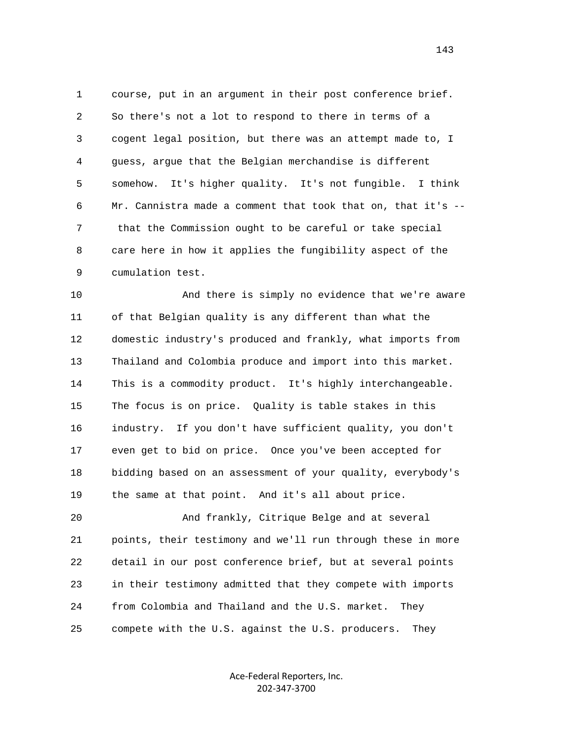course, put in an argument in their post conference brief. So there's not a lot to respond to there in terms of a cogent legal position, but there was an attempt made to, I guess, argue that the Belgian merchandise is different somehow. It's higher quality. It's not fungible. I think Mr. Cannistra made a comment that took that on, that it's -- that the Commission ought to be careful or take special care here in how it applies the fungibility aspect of the cumulation test.

And there is simply no evidence that we're aware of that Belgian quality is any different than what the domestic industry's produced and frankly, what imports from Thailand and Colombia produce and import into this market. This is a commodity product. It's highly interchangeable. The focus is on price. Quality is table stakes in this industry. If you don't have sufficient quality, you don't even get to bid on price. Once you've been accepted for bidding based on an assessment of your quality, everybody's the same at that point. And it's all about price.

And frankly, Citrique Belge and at several points, their testimony and we'll run through these in more detail in our post conference brief, but at several points in their testimony admitted that they compete with imports from Colombia and Thailand and the U.S. market. They compete with the U.S. against the U.S. producers. They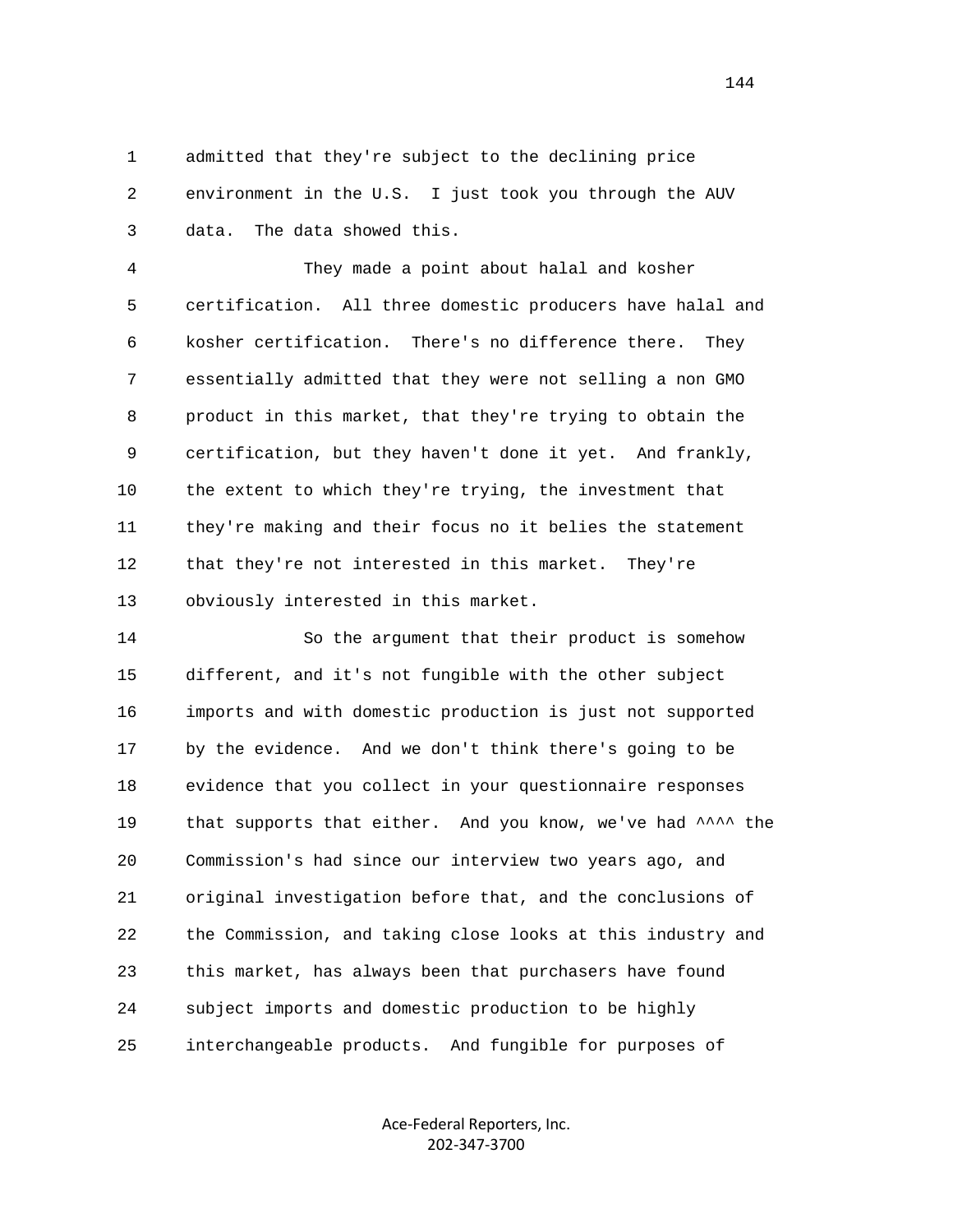admitted that they're subject to the declining price environment in the U.S. I just took you through the AUV data. The data showed this.

They made a point about halal and kosher certification. All three domestic producers have halal and kosher certification. There's no difference there. They essentially admitted that they were not selling a non GMO product in this market, that they're trying to obtain the certification, but they haven't done it yet. And frankly, the extent to which they're trying, the investment that they're making and their focus no it belies the statement that they're not interested in this market. They're obviously interested in this market.

So the argument that their product is somehow different, and it's not fungible with the other subject imports and with domestic production is just not supported by the evidence. And we don't think there's going to be evidence that you collect in your questionnaire responses that supports that either. And you know, we've had ^^^^ the Commission's had since our interview two years ago, and original investigation before that, and the conclusions of the Commission, and taking close looks at this industry and this market, has always been that purchasers have found subject imports and domestic production to be highly interchangeable products. And fungible for purposes of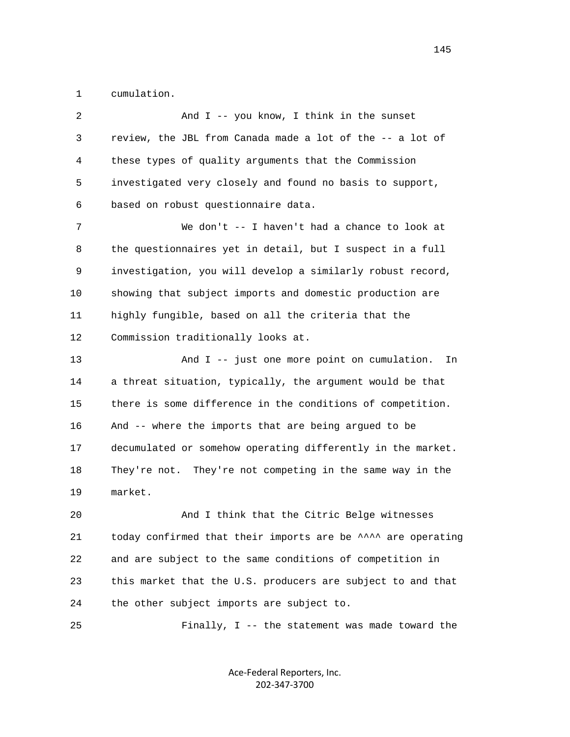1 cumulation.

2 And I -- you know, I think in the sunset
3 review, the JBL from Canada made a lot of the -- a lot of
4 these types of quality arguments that the Commission
5 investigated very closely and found no basis to support,
6 based on robust questionnaire data.

7 We don't -- I haven't had a chance to look at
8 the questionnaires yet in detail, but I suspect in a full
9 investigation, you will develop a similarly robust record,
10 showing that subject imports and domestic production are
11 highly fungible, based on all the criteria that the
12 Commission traditionally looks at.

13 And I -- just one more point on cumulation. In
14 a threat situation, typically, the argument would be that
15 there is some difference in the conditions of competition.
16 And -- where the imports that are being argued to be
17 decumulated or somehow operating differently in the market.
18 They're not. They're not competing in the same way in the
19 market.

20 And I think that the Citric Belge witnesses
21 today confirmed that their imports are be ^^^^ are operating
22 and are subject to the same conditions of competition in
23 this market that the U.S. producers are subject to and that
24 the other subject imports are subject to.

25 Finally, I -- the statement was made toward the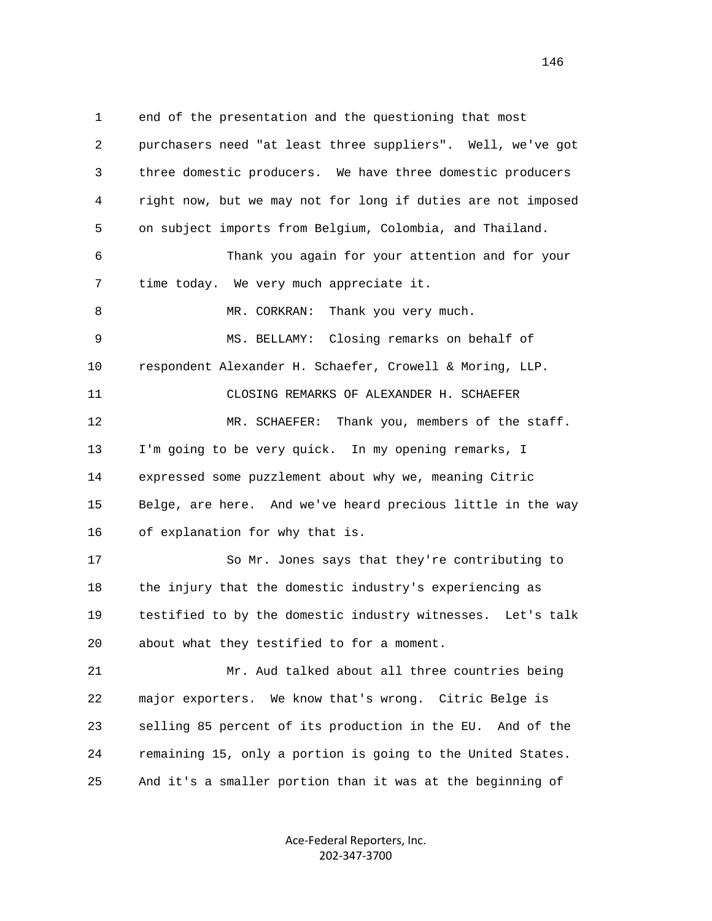1 end of the presentation and the questioning that most

2 purchasers need "at least three suppliers". Well, we've got

3 three domestic producers. We have three domestic producers

4 right now, but we may not for long if duties are not imposed

5 on subject imports from Belgium, Colombia, and Thailand.

6 Thank you again for your attention and for your

7 time today. We very much appreciate it.

8 MR. CORKRAN: Thank you very much.

9 MS. BELLAMY: Closing remarks on behalf of

10 respondent Alexander H. Schaefer, Crowell & Moring, LLP.

11 CLOSING REMARKS OF ALEXANDER H. SCHAEFER

12 MR. SCHAEFER: Thank you, members of the staff.

13 I'm going to be very quick. In my opening remarks, I

14 expressed some puzzlement about why we, meaning Citric

15 Belge, are here. And we've heard precious little in the way

16 of explanation for why that is.

17 So Mr. Jones says that they're contributing to

18 the injury that the domestic industry's experiencing as

19 testified to by the domestic industry witnesses. Let's talk

20 about what they testified to for a moment.

21 Mr. Aud talked about all three countries being

22 major exporters. We know that's wrong. Citric Belge is

23 selling 85 percent of its production in the EU. And of the

24 remaining 15, only a portion is going to the United States.

25 And it's a smaller portion than it was at the beginning of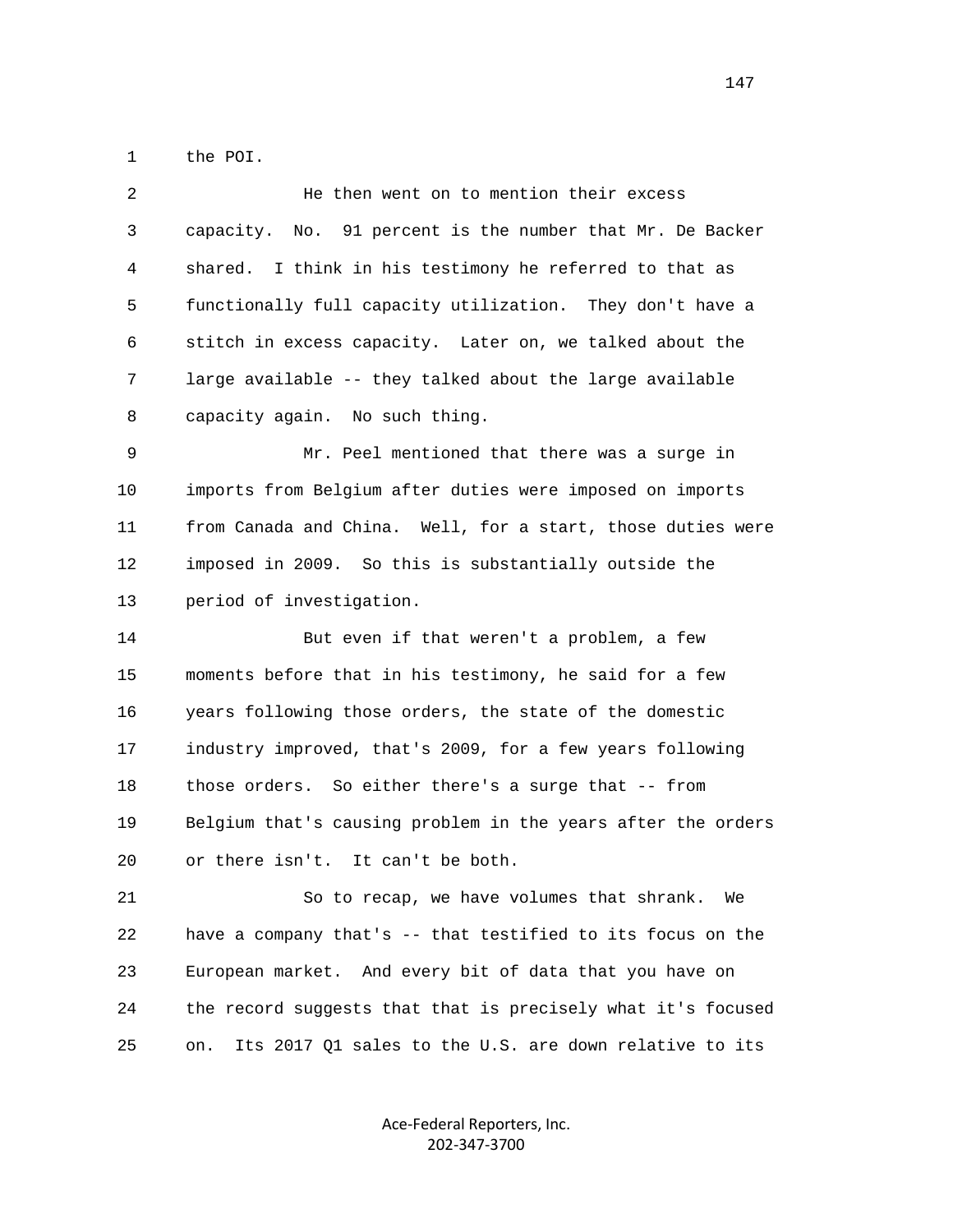1 the POI.

2 He then went on to mention their excess
3 capacity. No. 91 percent is the number that Mr. De Backer
4 shared. I think in his testimony he referred to that as
5 functionally full capacity utilization. They don't have a
6 stitch in excess capacity. Later on, we talked about the
7 large available -- they talked about the large available
8 capacity again. No such thing.

9 Mr. Peel mentioned that there was a surge in
10 imports from Belgium after duties were imposed on imports
11 from Canada and China. Well, for a start, those duties were
12 imposed in 2009. So this is substantially outside the
13 period of investigation.

14 But even if that weren't a problem, a few
15 moments before that in his testimony, he said for a few
16 years following those orders, the state of the domestic
17 industry improved, that's 2009, for a few years following
18 those orders. So either there's a surge that -- from
19 Belgium that's causing problem in the years after the orders
20 or there isn't. It can't be both.

21 So to recap, we have volumes that shrank. We
22 have a company that's -- that testified to its focus on the
23 European market. And every bit of data that you have on
24 the record suggests that that is precisely what it's focused
25 on. Its 2017 Q1 sales to the U.S. are down relative to its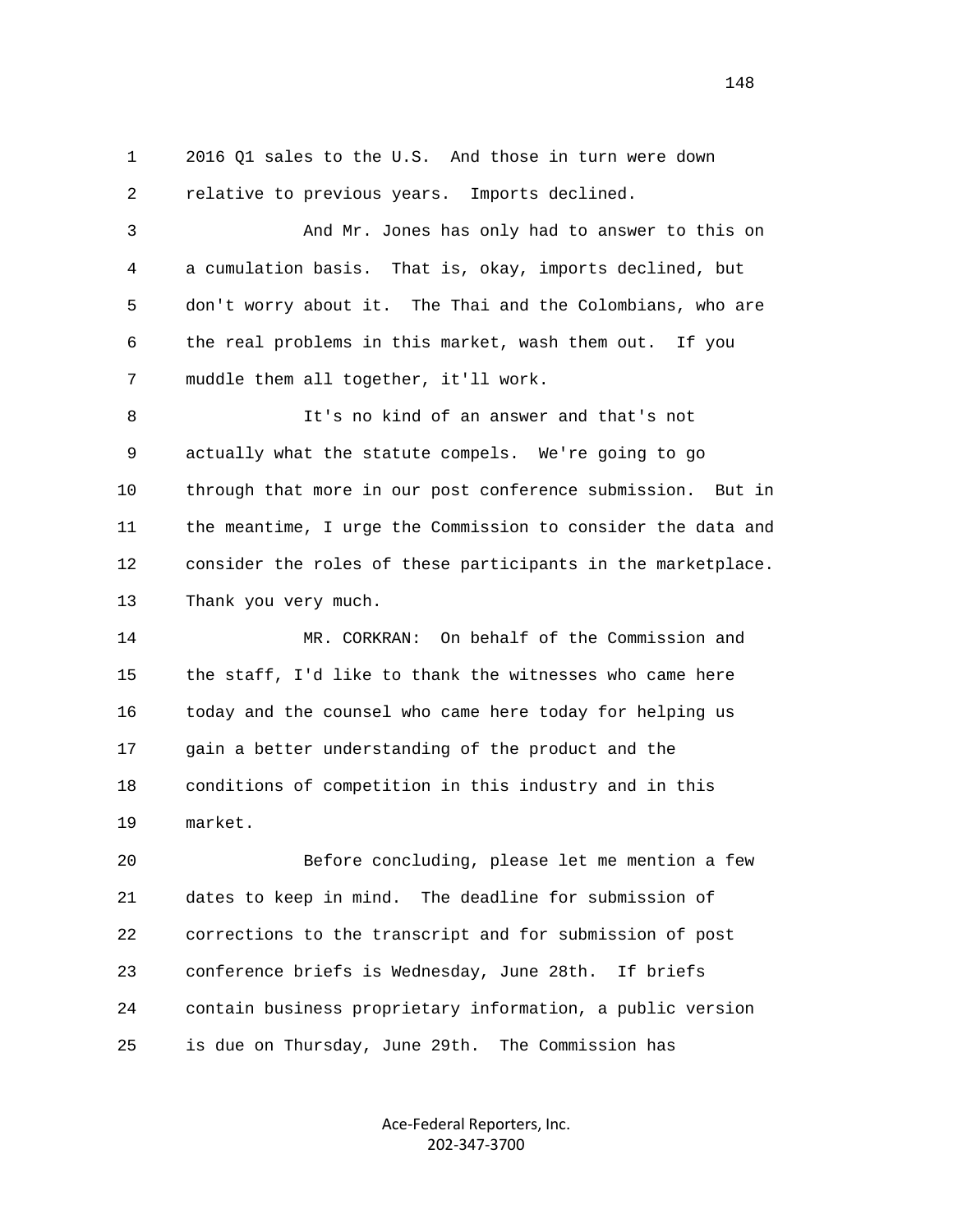1 2016 Q1 sales to the U.S. And those in turn were down
2 relative to previous years. Imports declined.

3 And Mr. Jones has only had to answer to this on
4 a cumulation basis. That is, okay, imports declined, but
5 don't worry about it. The Thai and the Colombians, who are
6 the real problems in this market, wash them out. If you
7 muddle them all together, it'll work.

8 It's no kind of an answer and that's not
9 actually what the statute compels. We're going to go
10 through that more in our post conference submission. But in
11 the meantime, I urge the Commission to consider the data and
12 consider the roles of these participants in the marketplace.
13 Thank you very much.

14 MR. CORKRAN: On behalf of the Commission and
15 the staff, I'd like to thank the witnesses who came here
16 today and the counsel who came here today for helping us
17 gain a better understanding of the product and the
18 conditions of competition in this industry and in this
19 market.

20 Before concluding, please let me mention a few
21 dates to keep in mind. The deadline for submission of
22 corrections to the transcript and for submission of post
23 conference briefs is Wednesday, June 28th. If briefs
24 contain business proprietary information, a public version
25 is due on Thursday, June 29th. The Commission has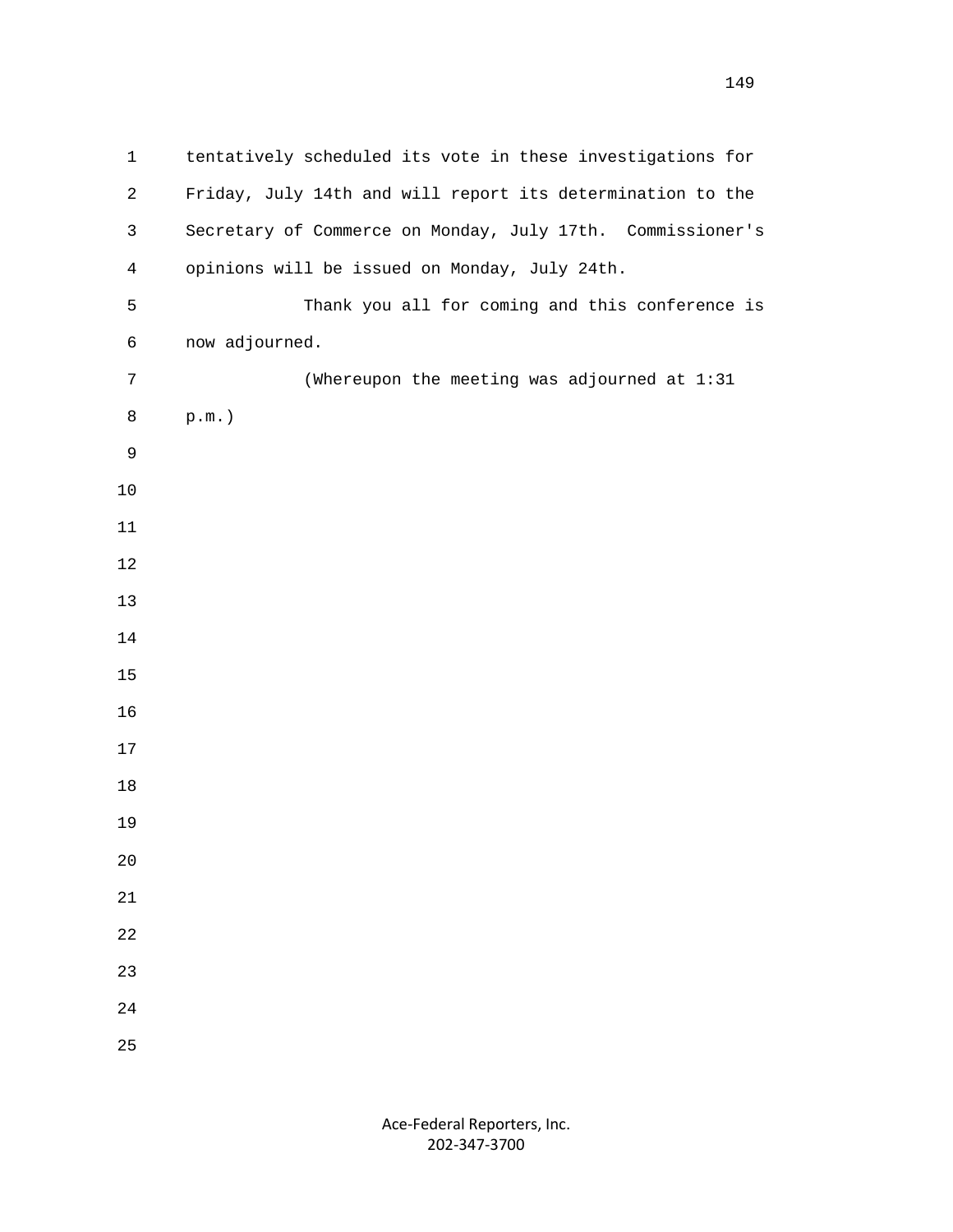tentatively scheduled its vote in these investigations for Friday, July 14th and will report its determination to the Secretary of Commerce on Monday, July 17th.  Commissioner's opinions will be issued on Monday, July 24th.

Thank you all for coming and this conference is now adjourned.

(Whereupon the meeting was adjourned at 1:31 p.m.)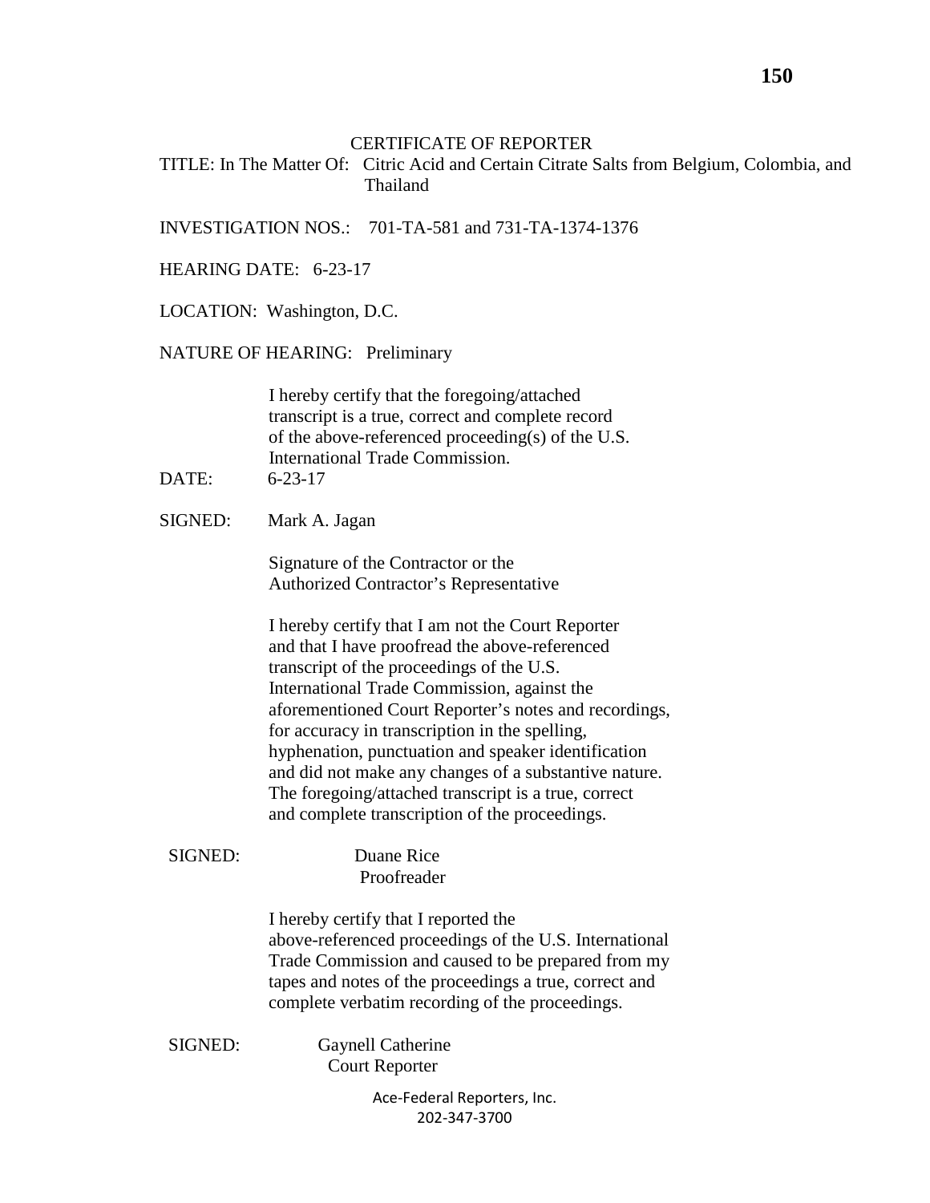## CERTIFICATE OF REPORTER

TITLE: In The Matter Of: Citric Acid and Certain Citrate Salts from Belgium, Colombia, and Thailand

INVESTIGATION NOS.: 701-TA-581 and 731-TA-1374-1376

HEARING DATE: 6-23-17

LOCATION: Washington, D.C.

NATURE OF HEARING: Preliminary

I hereby certify that the foregoing/attached transcript is a true, correct and complete record of the above-referenced proceeding(s) of the U.S. International Trade Commission.

DATE: 6-23-17

SIGNED: Mark A. Jagan

Signature of the Contractor or the Authorized Contractor's Representative

I hereby certify that I am not the Court Reporter and that I have proofread the above-referenced transcript of the proceedings of the U.S. International Trade Commission, against the aforementioned Court Reporter's notes and recordings, for accuracy in transcription in the spelling, hyphenation, punctuation and speaker identification and did not make any changes of a substantive nature. The foregoing/attached transcript is a true, correct and complete transcription of the proceedings.

SIGNED: Duane Rice
Proofreader

I hereby certify that I reported the above-referenced proceedings of the U.S. International Trade Commission and caused to be prepared from my tapes and notes of the proceedings a true, correct and complete verbatim recording of the proceedings.

SIGNED: Gaynell Catherine
Court Reporter